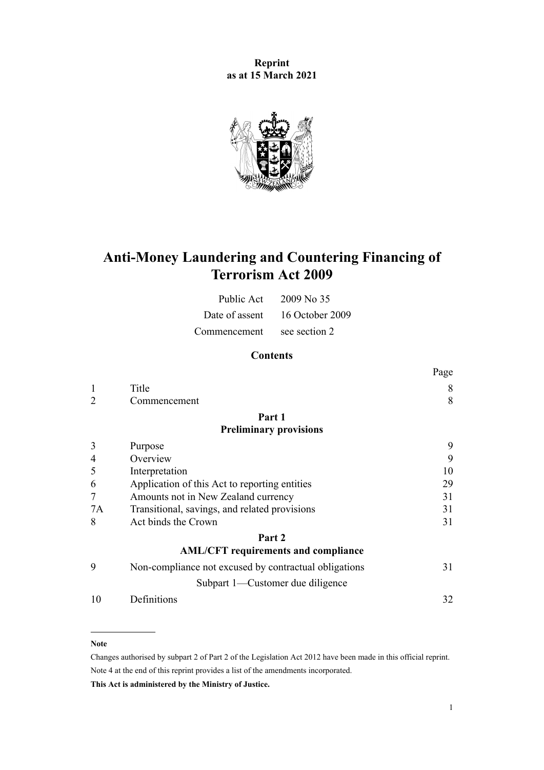**Reprint as at 15 March 2021**

# Anti-Money Laundering and Countering Financing of Terrorism Act 2009

| | |
|---|---|
| Public Act | 2009 No 35 |
| Date of assent | 16 October 2009 |
| Commencement | see section 2 |

## Contents

| | | Page |
|---|---|---|
| 1 | Title | 8 |
| 2 | Commencement | 8 |
| | **Part 1** **Preliminary provisions** | |
| 3 | Purpose | 9 |
| 4 | Overview | 9 |
| 5 | Interpretation | 10 |
| 6 | Application of this Act to reporting entities | 29 |
| 7 | Amounts not in New Zealand currency | 31 |
| 7A | Transitional, savings, and related provisions | 31 |
| 8 | Act binds the Crown | 31 |
| | **Part 2** **AML/CFT requirements and compliance** | |
| 9 | Non-compliance not excused by contractual obligations | 31 |
| | Subpart 1—Customer due diligence | |
| 10 | Definitions | 32 |

---

**Note**

Changes authorised by subpart 2 of Part 2 of the Legislation Act 2012 have been made in this official reprint.

Note 4 at the end of this reprint provides a list of the amendments incorporated.

**This Act is administered by the Ministry of Justice.**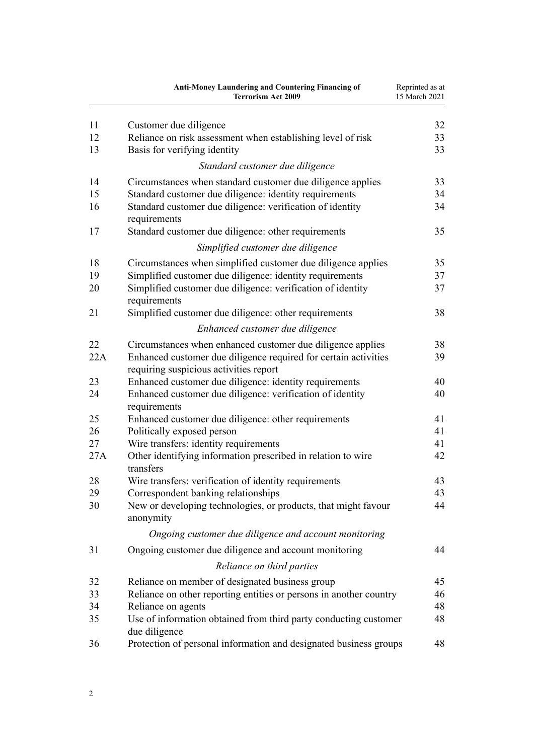| | | |
|---|---|---|
| 11 | Customer due diligence | 32 |
| 12 | Reliance on risk assessment when establishing level of risk | 33 |
| 13 | Basis for verifying identity | 33 |
| | *Standard customer due diligence* | |
| 14 | Circumstances when standard customer due diligence applies | 33 |
| 15 | Standard customer due diligence: identity requirements | 34 |
| 16 | Standard customer due diligence: verification of identity requirements | 34 |
| 17 | Standard customer due diligence: other requirements | 35 |
| | *Simplified customer due diligence* | |
| 18 | Circumstances when simplified customer due diligence applies | 35 |
| 19 | Simplified customer due diligence: identity requirements | 37 |
| 20 | Simplified customer due diligence: verification of identity requirements | 37 |
| 21 | Simplified customer due diligence: other requirements | 38 |
| | *Enhanced customer due diligence* | |
| 22 | Circumstances when enhanced customer due diligence applies | 38 |
| 22A | Enhanced customer due diligence required for certain activities requiring suspicious activities report | 39 |
| 23 | Enhanced customer due diligence: identity requirements | 40 |
| 24 | Enhanced customer due diligence: verification of identity requirements | 40 |
| 25 | Enhanced customer due diligence: other requirements | 41 |
| 26 | Politically exposed person | 41 |
| 27 | Wire transfers: identity requirements | 41 |
| 27A | Other identifying information prescribed in relation to wire transfers | 42 |
| 28 | Wire transfers: verification of identity requirements | 43 |
| 29 | Correspondent banking relationships | 43 |
| 30 | New or developing technologies, or products, that might favour anonymity | 44 |
| | *Ongoing customer due diligence and account monitoring* | |
| 31 | Ongoing customer due diligence and account monitoring | 44 |
| | *Reliance on third parties* | |
| 32 | Reliance on member of designated business group | 45 |
| 33 | Reliance on other reporting entities or persons in another country | 46 |
| 34 | Reliance on agents | 48 |
| 35 | Use of information obtained from third party conducting customer due diligence | 48 |
| 36 | Protection of personal information and designated business groups | 48 |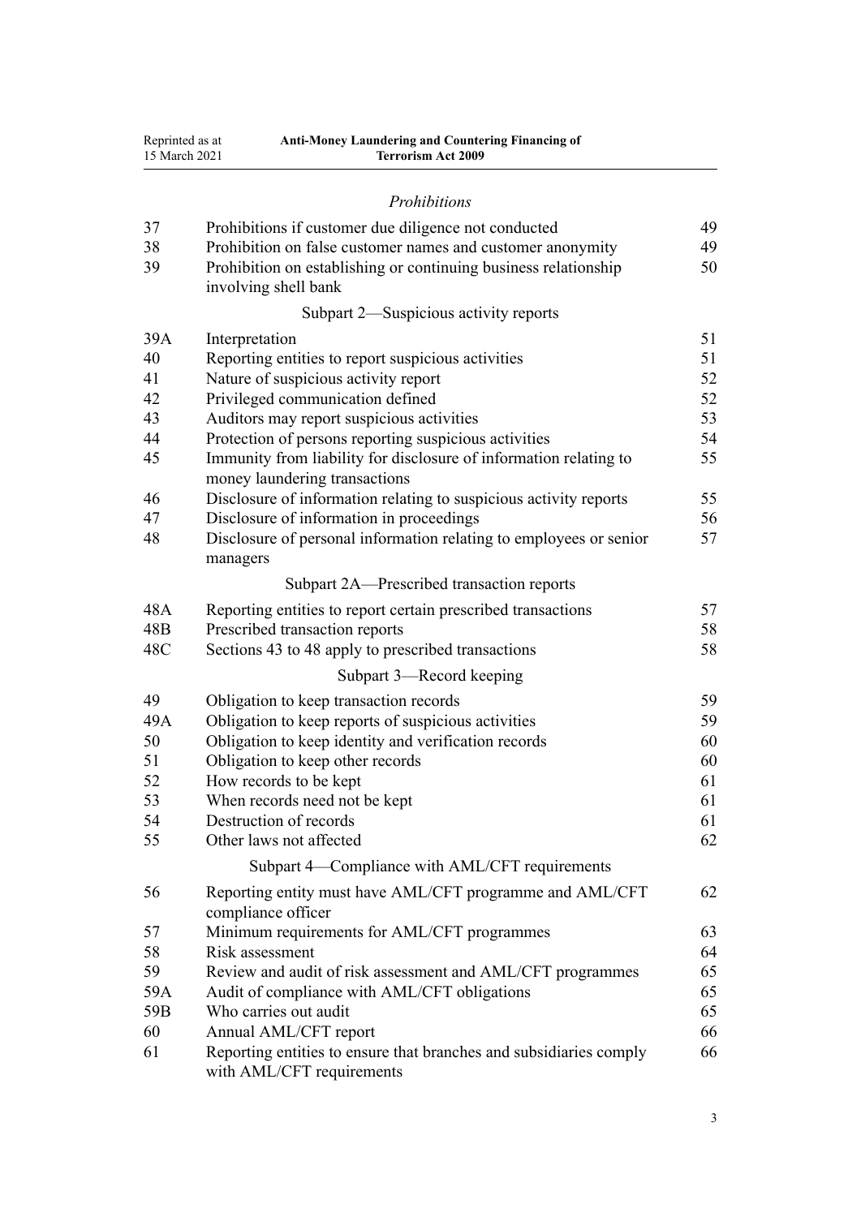*Prohibitions*

| | | |
|---|---|---|
| 37 | Prohibitions if customer due diligence not conducted | 49 |
| 38 | Prohibition on false customer names and customer anonymity | 49 |
| 39 | Prohibition on establishing or continuing business relationship involving shell bank | 50 |

Subpart 2—Suspicious activity reports

| | | |
|---|---|---|
| 39A | Interpretation | 51 |
| 40 | Reporting entities to report suspicious activities | 51 |
| 41 | Nature of suspicious activity report | 52 |
| 42 | Privileged communication defined | 52 |
| 43 | Auditors may report suspicious activities | 53 |
| 44 | Protection of persons reporting suspicious activities | 54 |
| 45 | Immunity from liability for disclosure of information relating to money laundering transactions | 55 |
| 46 | Disclosure of information relating to suspicious activity reports | 55 |
| 47 | Disclosure of information in proceedings | 56 |
| 48 | Disclosure of personal information relating to employees or senior managers | 57 |

Subpart 2A—Prescribed transaction reports

| | | |
|---|---|---|
| 48A | Reporting entities to report certain prescribed transactions | 57 |
| 48B | Prescribed transaction reports | 58 |
| 48C | Sections 43 to 48 apply to prescribed transactions | 58 |

Subpart 3—Record keeping

| | | |
|---|---|---|
| 49 | Obligation to keep transaction records | 59 |
| 49A | Obligation to keep reports of suspicious activities | 59 |
| 50 | Obligation to keep identity and verification records | 60 |
| 51 | Obligation to keep other records | 60 |
| 52 | How records to be kept | 61 |
| 53 | When records need not be kept | 61 |
| 54 | Destruction of records | 61 |
| 55 | Other laws not affected | 62 |

Subpart 4—Compliance with AML/CFT requirements

| | | |
|---|---|---|
| 56 | Reporting entity must have AML/CFT programme and AML/CFT compliance officer | 62 |
| 57 | Minimum requirements for AML/CFT programmes | 63 |
| 58 | Risk assessment | 64 |
| 59 | Review and audit of risk assessment and AML/CFT programmes | 65 |
| 59A | Audit of compliance with AML/CFT obligations | 65 |
| 59B | Who carries out audit | 65 |
| 60 | Annual AML/CFT report | 66 |
| 61 | Reporting entities to ensure that branches and subsidiaries comply with AML/CFT requirements | 66 |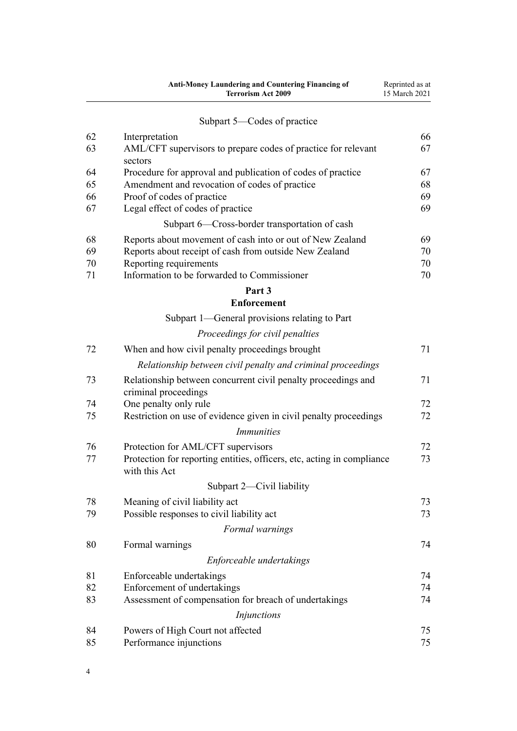Subpart 5—Codes of practice

| | | |
|---|---|---|
| 62 | Interpretation | 66 |
| 63 | AML/CFT supervisors to prepare codes of practice for relevant sectors | 67 |
| 64 | Procedure for approval and publication of codes of practice | 67 |
| 65 | Amendment and revocation of codes of practice | 68 |
| 66 | Proof of codes of practice | 69 |
| 67 | Legal effect of codes of practice | 69 |

Subpart 6—Cross-border transportation of cash

| | | |
|---|---|---|
| 68 | Reports about movement of cash into or out of New Zealand | 69 |
| 69 | Reports about receipt of cash from outside New Zealand | 70 |
| 70 | Reporting requirements | 70 |
| 71 | Information to be forwarded to Commissioner | 70 |

## Part 3
## Enforcement

Subpart 1—General provisions relating to Part

*Proceedings for civil penalties*

| | | |
|---|---|---|
| 72 | When and how civil penalty proceedings brought | 71 |

*Relationship between civil penalty and criminal proceedings*

| | | |
|---|---|---|
| 73 | Relationship between concurrent civil penalty proceedings and criminal proceedings | 71 |
| 74 | One penalty only rule | 72 |
| 75 | Restriction on use of evidence given in civil penalty proceedings | 72 |

*Immunities*

| | | |
|---|---|---|
| 76 | Protection for AML/CFT supervisors | 72 |
| 77 | Protection for reporting entities, officers, etc, acting in compliance with this Act | 73 |

Subpart 2—Civil liability

| | | |
|---|---|---|
| 78 | Meaning of civil liability act | 73 |
| 79 | Possible responses to civil liability act | 73 |

*Formal warnings*

| | | |
|---|---|---|
| 80 | Formal warnings | 74 |

*Enforceable undertakings*

| | | |
|---|---|---|
| 81 | Enforceable undertakings | 74 |
| 82 | Enforcement of undertakings | 74 |
| 83 | Assessment of compensation for breach of undertakings | 74 |

*Injunctions*

| | | |
|---|---|---|
| 84 | Powers of High Court not affected | 75 |
| 85 | Performance injunctions | 75 |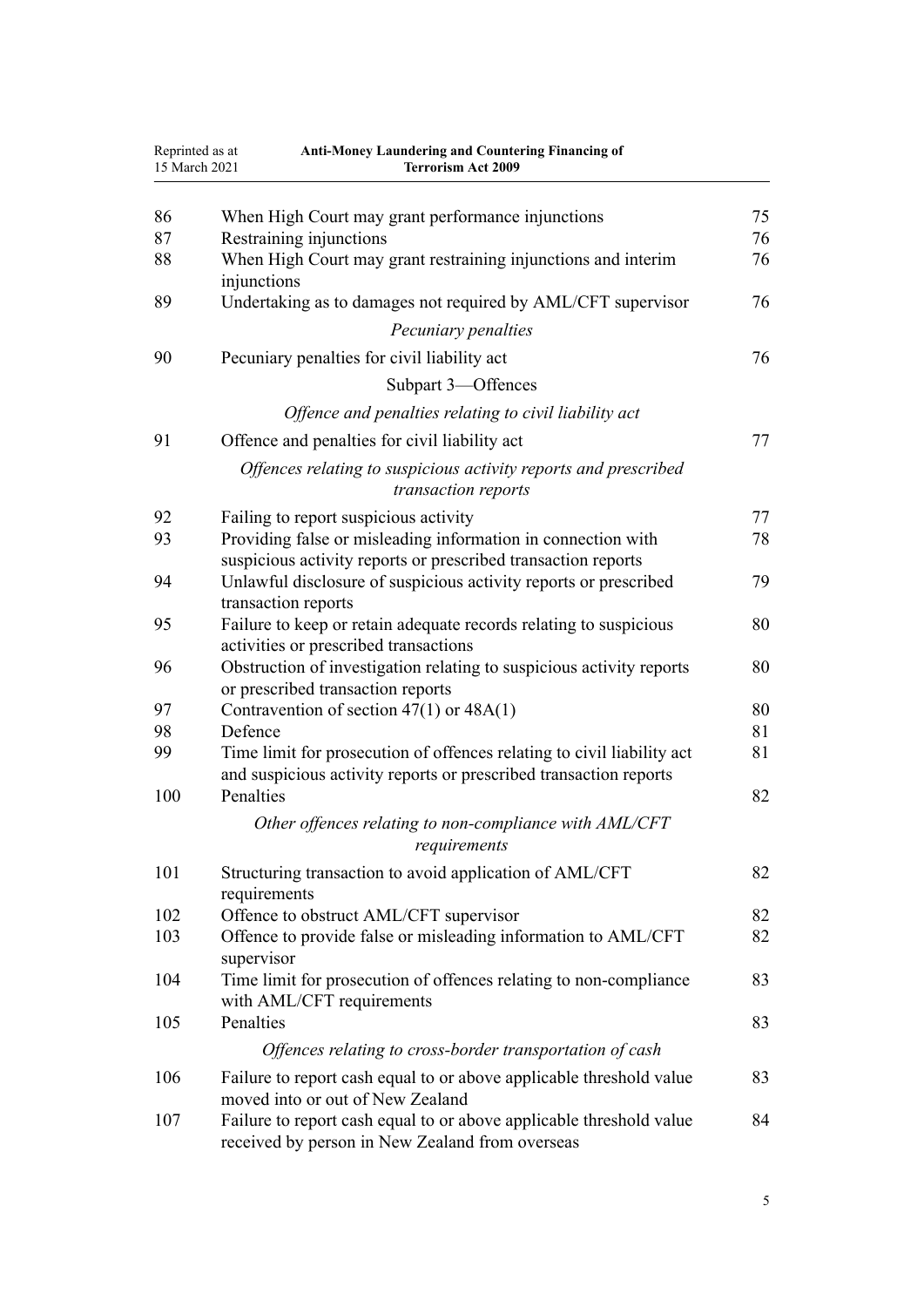| | | |
|---|---|---|
| 86 | When High Court may grant performance injunctions | 75 |
| 87 | Restraining injunctions | 76 |
| 88 | When High Court may grant restraining injunctions and interim injunctions | 76 |
| 89 | Undertaking as to damages not required by AML/CFT supervisor | 76 |
| | *Pecuniary penalties* | |
| 90 | Pecuniary penalties for civil liability act | 76 |
| | Subpart 3—Offences | |
| | *Offence and penalties relating to civil liability act* | |
| 91 | Offence and penalties for civil liability act | 77 |
| | *Offences relating to suspicious activity reports and prescribed transaction reports* | |
| 92 | Failing to report suspicious activity | 77 |
| 93 | Providing false or misleading information in connection with suspicious activity reports or prescribed transaction reports | 78 |
| 94 | Unlawful disclosure of suspicious activity reports or prescribed transaction reports | 79 |
| 95 | Failure to keep or retain adequate records relating to suspicious activities or prescribed transactions | 80 |
| 96 | Obstruction of investigation relating to suspicious activity reports or prescribed transaction reports | 80 |
| 97 | Contravention of section 47(1) or 48A(1) | 80 |
| 98 | Defence | 81 |
| 99 | Time limit for prosecution of offences relating to civil liability act and suspicious activity reports or prescribed transaction reports | 81 |
| 100 | Penalties | 82 |
| | *Other offences relating to non-compliance with AML/CFT requirements* | |
| 101 | Structuring transaction to avoid application of AML/CFT requirements | 82 |
| 102 | Offence to obstruct AML/CFT supervisor | 82 |
| 103 | Offence to provide false or misleading information to AML/CFT supervisor | 82 |
| 104 | Time limit for prosecution of offences relating to non-compliance with AML/CFT requirements | 83 |
| 105 | Penalties | 83 |
| | *Offences relating to cross-border transportation of cash* | |
| 106 | Failure to report cash equal to or above applicable threshold value moved into or out of New Zealand | 83 |
| 107 | Failure to report cash equal to or above applicable threshold value received by person in New Zealand from overseas | 84 |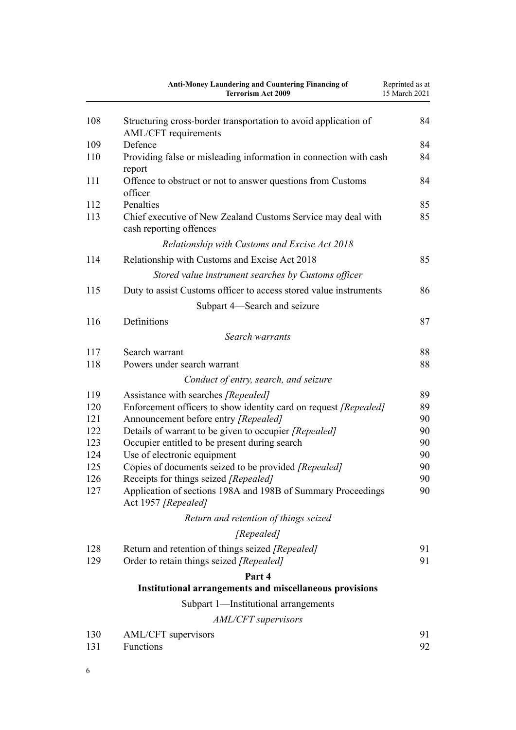| | | |
|---|---|---|
| 108 | Structuring cross-border transportation to avoid application of AML/CFT requirements | 84 |
| 109 | Defence | 84 |
| 110 | Providing false or misleading information in connection with cash report | 84 |
| 111 | Offence to obstruct or not to answer questions from Customs officer | 84 |
| 112 | Penalties | 85 |
| 113 | Chief executive of New Zealand Customs Service may deal with cash reporting offences | 85 |
| | *Relationship with Customs and Excise Act 2018* | |
| 114 | Relationship with Customs and Excise Act 2018 | 85 |
| | *Stored value instrument searches by Customs officer* | |
| 115 | Duty to assist Customs officer to access stored value instruments | 86 |
| | Subpart 4—Search and seizure | |
| 116 | Definitions | 87 |
| | *Search warrants* | |
| 117 | Search warrant | 88 |
| 118 | Powers under search warrant | 88 |
| | *Conduct of entry, search, and seizure* | |
| 119 | Assistance with searches *[Repealed]* | 89 |
| 120 | Enforcement officers to show identity card on request *[Repealed]* | 89 |
| 121 | Announcement before entry *[Repealed]* | 90 |
| 122 | Details of warrant to be given to occupier *[Repealed]* | 90 |
| 123 | Occupier entitled to be present during search | 90 |
| 124 | Use of electronic equipment | 90 |
| 125 | Copies of documents seized to be provided *[Repealed]* | 90 |
| 126 | Receipts for things seized *[Repealed]* | 90 |
| 127 | Application of sections 198A and 198B of Summary Proceedings Act 1957 *[Repealed]* | 90 |
| | *Return and retention of things seized* | |
| | *[Repealed]* | |
| 128 | Return and retention of things seized *[Repealed]* | 91 |
| 129 | Order to retain things seized *[Repealed]* | 91 |
| | **Part 4** | |
| | **Institutional arrangements and miscellaneous provisions** | |
| | Subpart 1—Institutional arrangements | |
| | *AML/CFT supervisors* | |
| 130 | AML/CFT supervisors | 91 |
| 131 | Functions | 92 |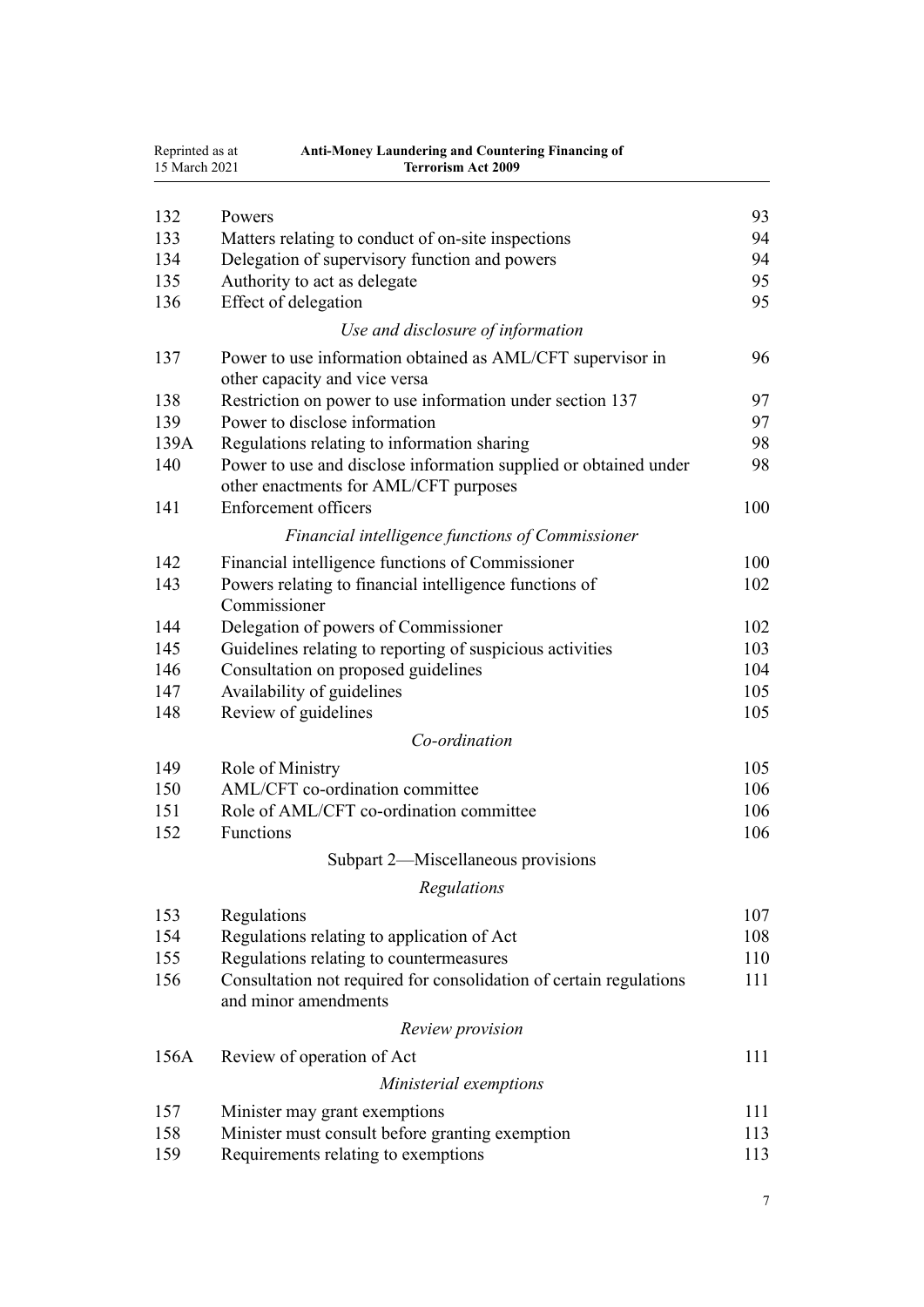| | | |
|---|---|---|
| 132 | Powers | 93 |
| 133 | Matters relating to conduct of on-site inspections | 94 |
| 134 | Delegation of supervisory function and powers | 94 |
| 135 | Authority to act as delegate | 95 |
| 136 | Effect of delegation | 95 |
| | *Use and disclosure of information* | |
| 137 | Power to use information obtained as AML/CFT supervisor in other capacity and vice versa | 96 |
| 138 | Restriction on power to use information under section 137 | 97 |
| 139 | Power to disclose information | 97 |
| 139A | Regulations relating to information sharing | 98 |
| 140 | Power to use and disclose information supplied or obtained under other enactments for AML/CFT purposes | 98 |
| 141 | Enforcement officers | 100 |
| | *Financial intelligence functions of Commissioner* | |
| 142 | Financial intelligence functions of Commissioner | 100 |
| 143 | Powers relating to financial intelligence functions of Commissioner | 102 |
| 144 | Delegation of powers of Commissioner | 102 |
| 145 | Guidelines relating to reporting of suspicious activities | 103 |
| 146 | Consultation on proposed guidelines | 104 |
| 147 | Availability of guidelines | 105 |
| 148 | Review of guidelines | 105 |
| | *Co-ordination* | |
| 149 | Role of Ministry | 105 |
| 150 | AML/CFT co-ordination committee | 106 |
| 151 | Role of AML/CFT co-ordination committee | 106 |
| 152 | Functions | 106 |
| | Subpart 2—Miscellaneous provisions | |
| | *Regulations* | |
| 153 | Regulations | 107 |
| 154 | Regulations relating to application of Act | 108 |
| 155 | Regulations relating to countermeasures | 110 |
| 156 | Consultation not required for consolidation of certain regulations and minor amendments | 111 |
| | *Review provision* | |
| 156A | Review of operation of Act | 111 |
| | *Ministerial exemptions* | |
| 157 | Minister may grant exemptions | 111 |
| 158 | Minister must consult before granting exemption | 113 |
| 159 | Requirements relating to exemptions | 113 |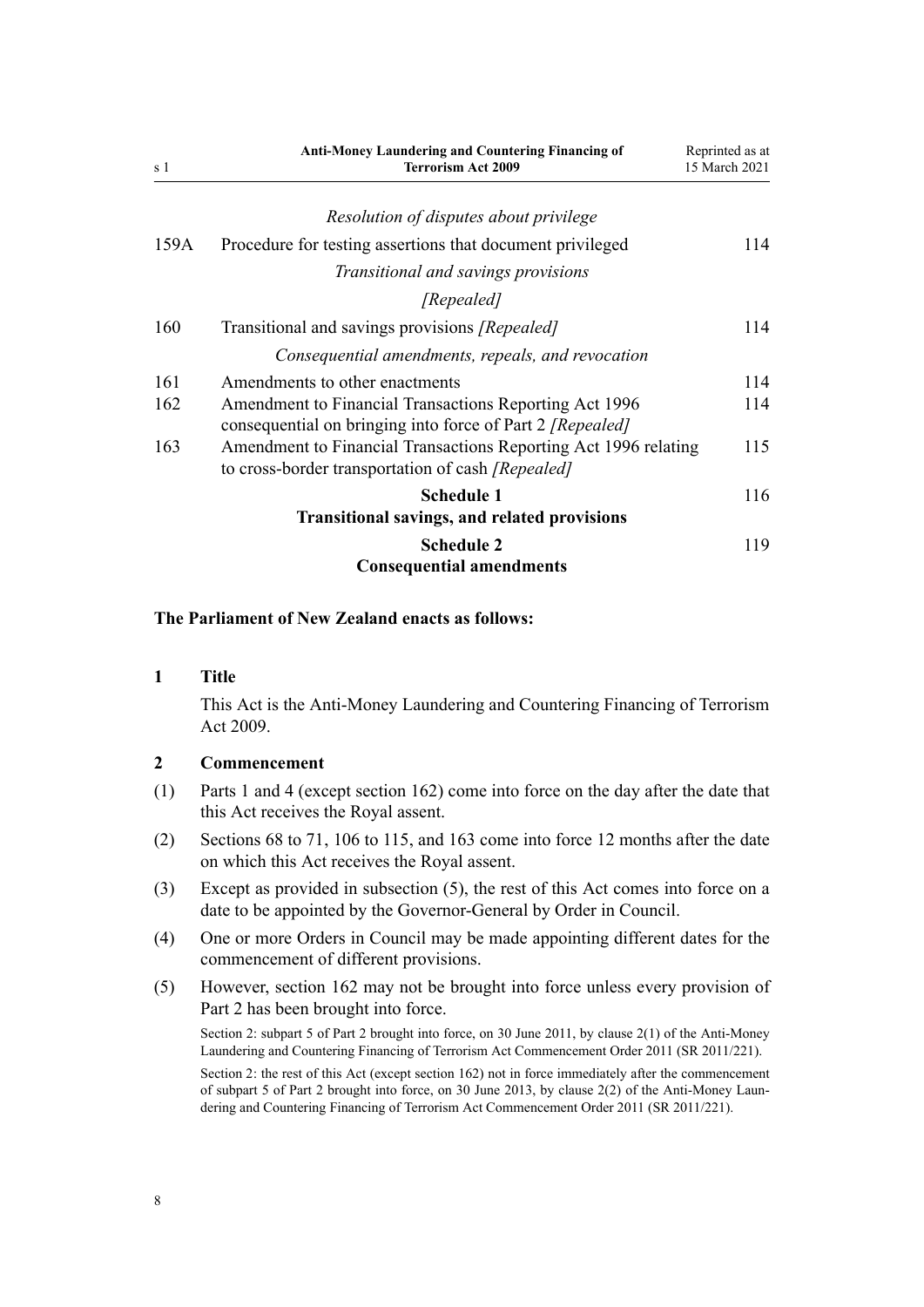*Resolution of disputes about privilege*

| | | |
|---|---|---|
| 159A | Procedure for testing assertions that document privileged | 114 |
| | *Transitional and savings provisions* | |
| | *[Repealed]* | |
| 160 | Transitional and savings provisions *[Repealed]* | 114 |
| | *Consequential amendments, repeals, and revocation* | |
| 161 | Amendments to other enactments | 114 |
| 162 | Amendment to Financial Transactions Reporting Act 1996 consequential on bringing into force of Part 2 *[Repealed]* | 114 |
| 163 | Amendment to Financial Transactions Reporting Act 1996 relating to cross-border transportation of cash *[Repealed]* | 115 |
| | **Schedule 1** **Transitional savings, and related provisions** | 116 |
| | **Schedule 2** **Consequential amendments** | 119 |

**The Parliament of New Zealand enacts as follows:**

**1 Title**

This Act is the Anti-Money Laundering and Countering Financing of Terrorism Act 2009.

**2 Commencement**

(1) Parts 1 and 4 (except section 162) come into force on the day after the date that this Act receives the Royal assent.

(2) Sections 68 to 71, 106 to 115, and 163 come into force 12 months after the date on which this Act receives the Royal assent.

(3) Except as provided in subsection (5), the rest of this Act comes into force on a date to be appointed by the Governor-General by Order in Council.

(4) One or more Orders in Council may be made appointing different dates for the commencement of different provisions.

(5) However, section 162 may not be brought into force unless every provision of Part 2 has been brought into force.

Section 2: subpart 5 of Part 2 brought into force, on 30 June 2011, by clause 2(1) of the Anti-Money Laundering and Countering Financing of Terrorism Act Commencement Order 2011 (SR 2011/221).

Section 2: the rest of this Act (except section 162) not in force immediately after the commencement of subpart 5 of Part 2 brought into force, on 30 June 2013, by clause 2(2) of the Anti-Money Laundering and Countering Financing of Terrorism Act Commencement Order 2011 (SR 2011/221).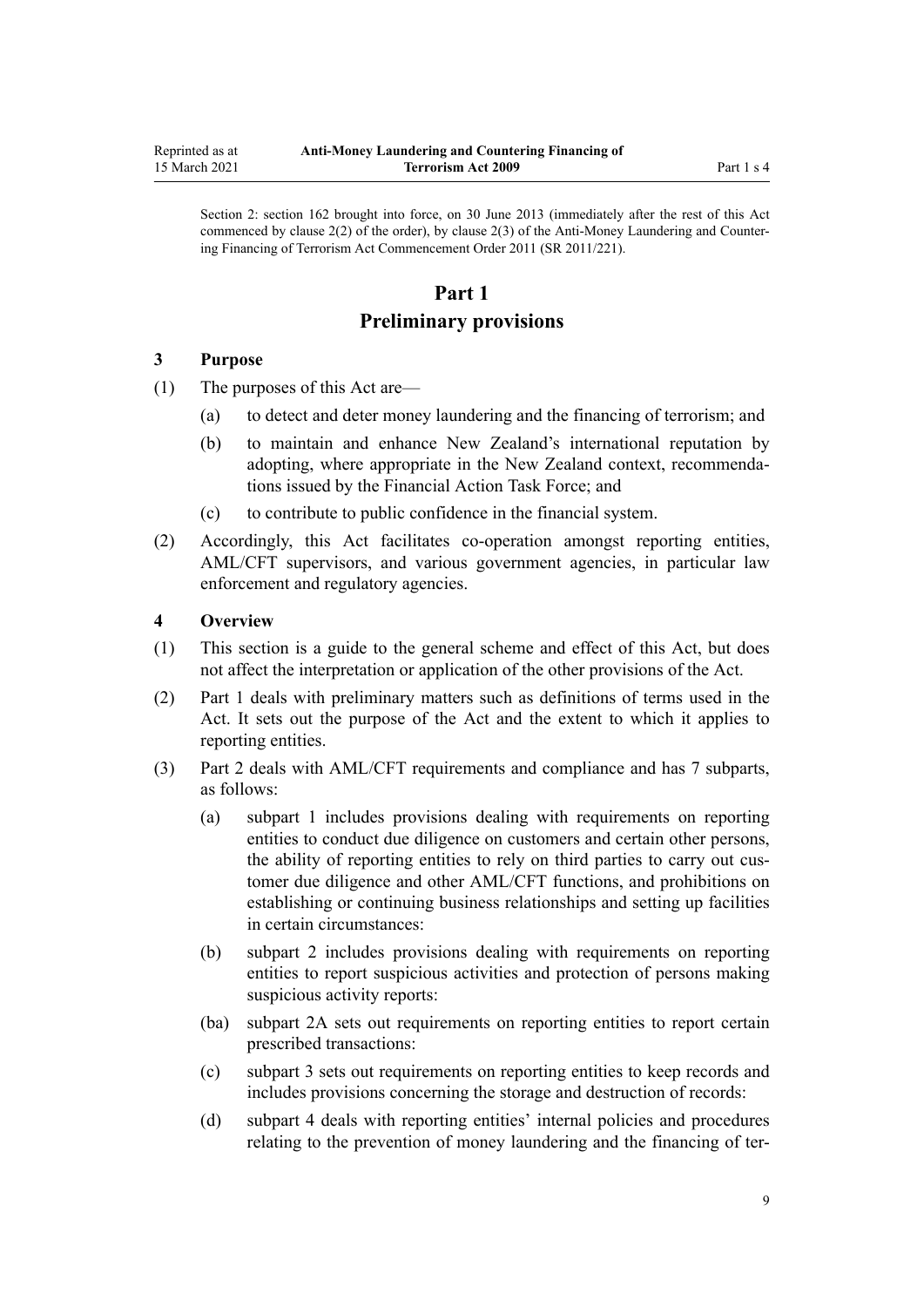Section 2: section 162 brought into force, on 30 June 2013 (immediately after the rest of this Act commenced by clause 2(2) of the order), by clause 2(3) of the Anti-Money Laundering and Countering Financing of Terrorism Act Commencement Order 2011 (SR 2011/221).

# Part 1
# Preliminary provisions

### 3 Purpose

(1) The purposes of this Act are—

(a) to detect and deter money laundering and the financing of terrorism; and

(b) to maintain and enhance New Zealand's international reputation by adopting, where appropriate in the New Zealand context, recommendations issued by the Financial Action Task Force; and

(c) to contribute to public confidence in the financial system.

(2) Accordingly, this Act facilitates co-operation amongst reporting entities, AML/CFT supervisors, and various government agencies, in particular law enforcement and regulatory agencies.

### 4 Overview

(1) This section is a guide to the general scheme and effect of this Act, but does not affect the interpretation or application of the other provisions of the Act.

(2) Part 1 deals with preliminary matters such as definitions of terms used in the Act. It sets out the purpose of the Act and the extent to which it applies to reporting entities.

(3) Part 2 deals with AML/CFT requirements and compliance and has 7 subparts, as follows:

(a) subpart 1 includes provisions dealing with requirements on reporting entities to conduct due diligence on customers and certain other persons, the ability of reporting entities to rely on third parties to carry out customer due diligence and other AML/CFT functions, and prohibitions on establishing or continuing business relationships and setting up facilities in certain circumstances:

(b) subpart 2 includes provisions dealing with requirements on reporting entities to report suspicious activities and protection of persons making suspicious activity reports:

(ba) subpart 2A sets out requirements on reporting entities to report certain prescribed transactions:

(c) subpart 3 sets out requirements on reporting entities to keep records and includes provisions concerning the storage and destruction of records:

(d) subpart 4 deals with reporting entities' internal policies and procedures relating to the prevention of money laundering and the financing of ter-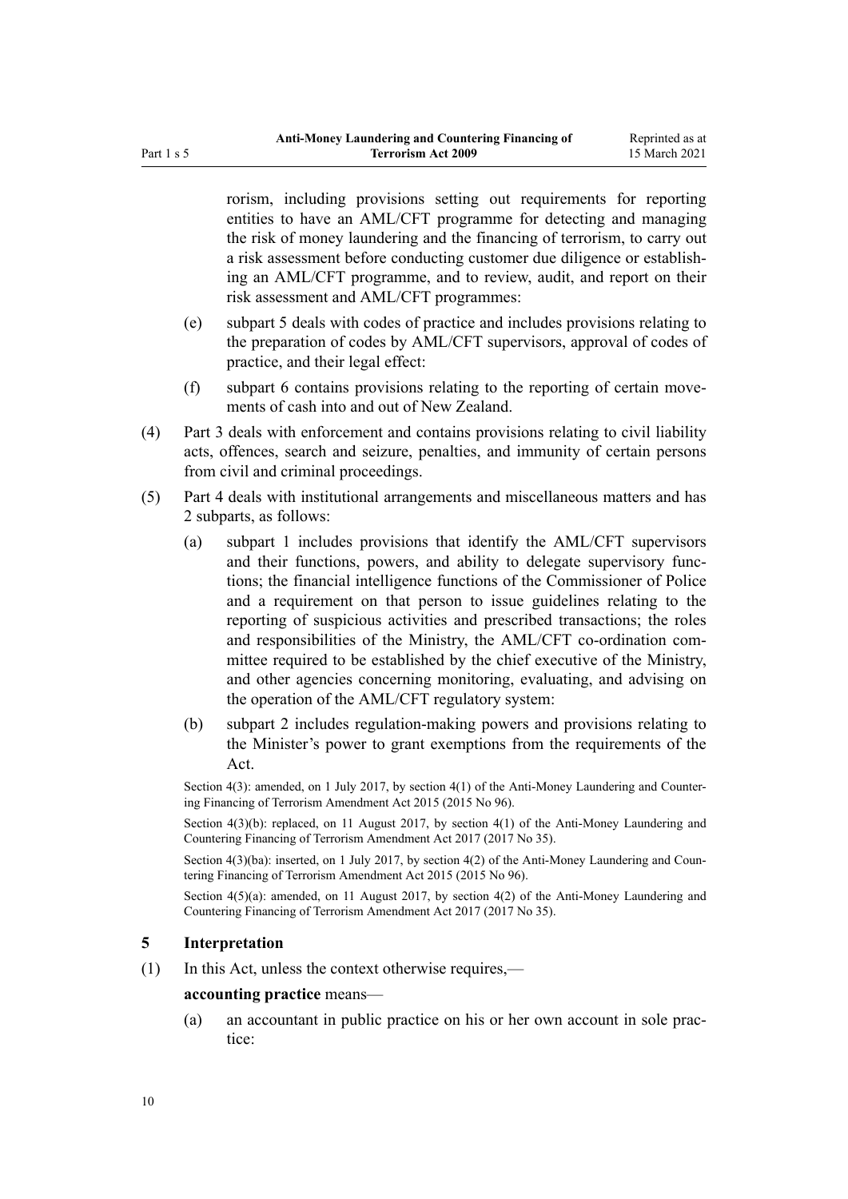rorism, including provisions setting out requirements for reporting entities to have an AML/CFT programme for detecting and managing the risk of money laundering and the financing of terrorism, to carry out a risk assessment before conducting customer due diligence or establishing an AML/CFT programme, and to review, audit, and report on their risk assessment and AML/CFT programmes:

(e) subpart 5 deals with codes of practice and includes provisions relating to the preparation of codes by AML/CFT supervisors, approval of codes of practice, and their legal effect:

(f) subpart 6 contains provisions relating to the reporting of certain movements of cash into and out of New Zealand.

(4) Part 3 deals with enforcement and contains provisions relating to civil liability acts, offences, search and seizure, penalties, and immunity of certain persons from civil and criminal proceedings.

(5) Part 4 deals with institutional arrangements and miscellaneous matters and has 2 subparts, as follows:

(a) subpart 1 includes provisions that identify the AML/CFT supervisors and their functions, powers, and ability to delegate supervisory functions; the financial intelligence functions of the Commissioner of Police and a requirement on that person to issue guidelines relating to the reporting of suspicious activities and prescribed transactions; the roles and responsibilities of the Ministry, the AML/CFT co-ordination committee required to be established by the chief executive of the Ministry, and other agencies concerning monitoring, evaluating, and advising on the operation of the AML/CFT regulatory system:

(b) subpart 2 includes regulation-making powers and provisions relating to the Minister's power to grant exemptions from the requirements of the Act.

Section 4(3): amended, on 1 July 2017, by section 4(1) of the Anti-Money Laundering and Countering Financing of Terrorism Amendment Act 2015 (2015 No 96).

Section 4(3)(b): replaced, on 11 August 2017, by section 4(1) of the Anti-Money Laundering and Countering Financing of Terrorism Amendment Act 2017 (2017 No 35).

Section 4(3)(ba): inserted, on 1 July 2017, by section 4(2) of the Anti-Money Laundering and Countering Financing of Terrorism Amendment Act 2015 (2015 No 96).

Section 4(5)(a): amended, on 11 August 2017, by section 4(2) of the Anti-Money Laundering and Countering Financing of Terrorism Amendment Act 2017 (2017 No 35).

### 5 Interpretation

(1) In this Act, unless the context otherwise requires,—

**accounting practice** means—

(a) an accountant in public practice on his or her own account in sole practice: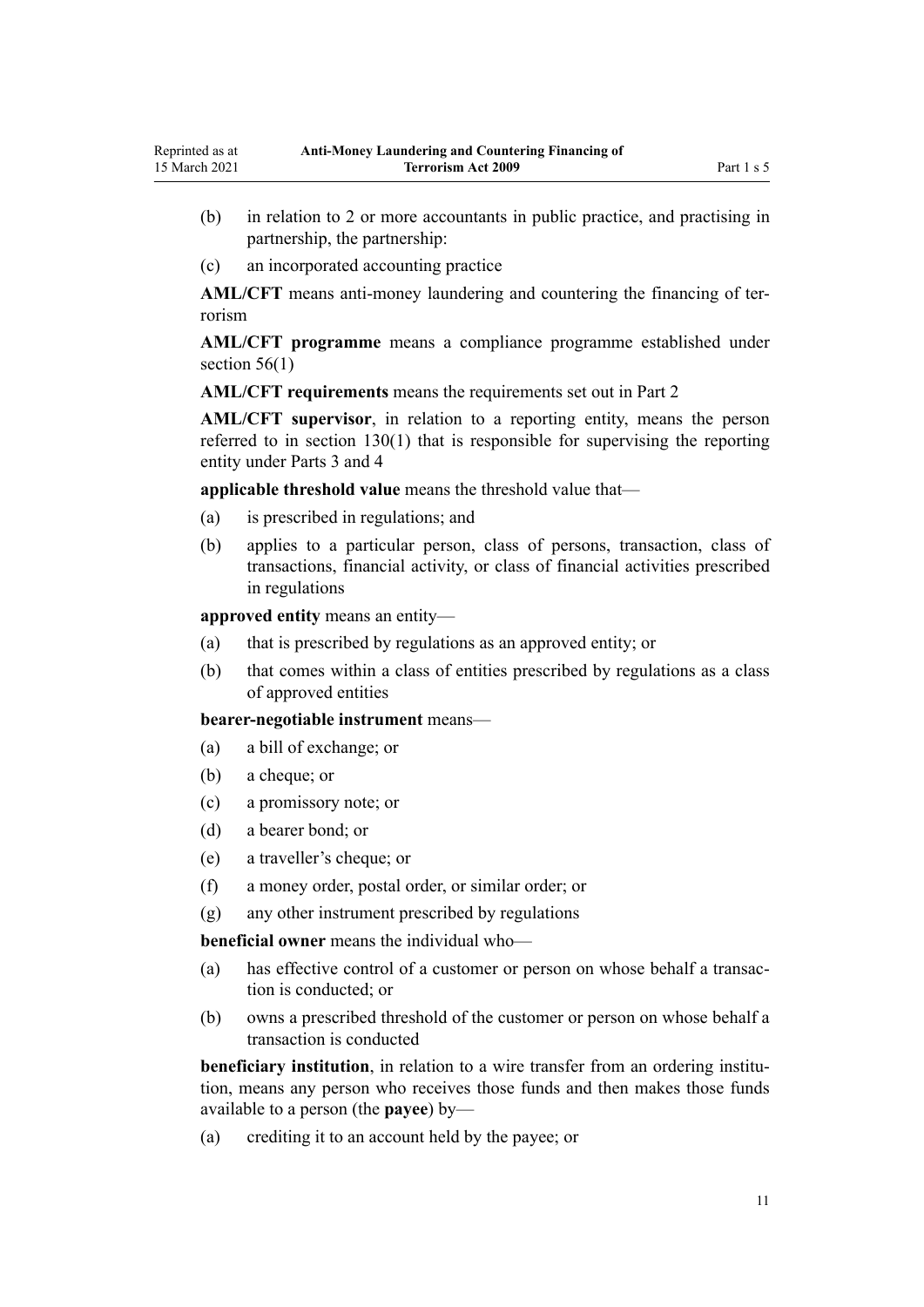(b) in relation to 2 or more accountants in public practice, and practising in partnership, the partnership:

(c) an incorporated accounting practice

**AML/CFT** means anti-money laundering and countering the financing of terrorism

**AML/CFT programme** means a compliance programme established under section 56(1)

**AML/CFT requirements** means the requirements set out in Part 2

**AML/CFT supervisor**, in relation to a reporting entity, means the person referred to in section 130(1) that is responsible for supervising the reporting entity under Parts 3 and 4

**applicable threshold value** means the threshold value that—

(a) is prescribed in regulations; and

(b) applies to a particular person, class of persons, transaction, class of transactions, financial activity, or class of financial activities prescribed in regulations

**approved entity** means an entity—

(a) that is prescribed by regulations as an approved entity; or

(b) that comes within a class of entities prescribed by regulations as a class of approved entities

**bearer-negotiable instrument** means—

(a) a bill of exchange; or

(b) a cheque; or

(c) a promissory note; or

(d) a bearer bond; or

(e) a traveller's cheque; or

(f) a money order, postal order, or similar order; or

(g) any other instrument prescribed by regulations

**beneficial owner** means the individual who—

(a) has effective control of a customer or person on whose behalf a transaction is conducted; or

(b) owns a prescribed threshold of the customer or person on whose behalf a transaction is conducted

**beneficiary institution**, in relation to a wire transfer from an ordering institution, means any person who receives those funds and then makes those funds available to a person (the **payee**) by—

(a) crediting it to an account held by the payee; or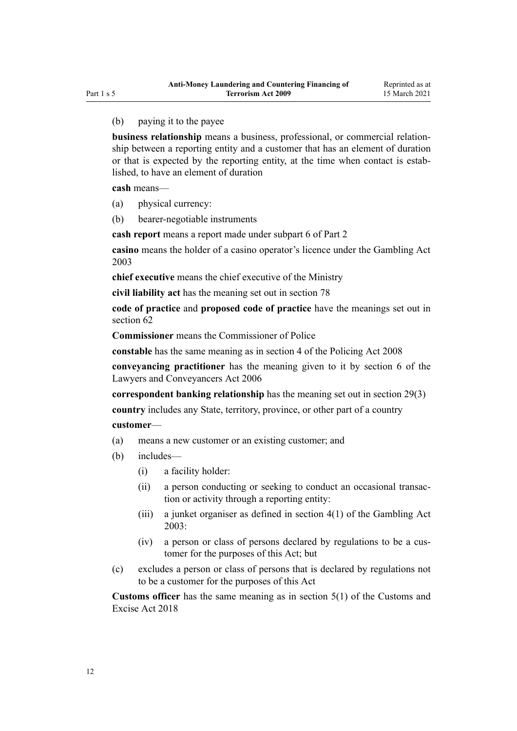(b) paying it to the payee

**business relationship** means a business, professional, or commercial relationship between a reporting entity and a customer that has an element of duration or that is expected by the reporting entity, at the time when contact is established, to have an element of duration

**cash** means—

(a) physical currency:

(b) bearer-negotiable instruments

**cash report** means a report made under subpart 6 of Part 2

**casino** means the holder of a casino operator's licence under the Gambling Act 2003

**chief executive** means the chief executive of the Ministry

**civil liability act** has the meaning set out in section 78

**code of practice** and **proposed code of practice** have the meanings set out in section 62

**Commissioner** means the Commissioner of Police

**constable** has the same meaning as in section 4 of the Policing Act 2008

**conveyancing practitioner** has the meaning given to it by section 6 of the Lawyers and Conveyancers Act 2006

**correspondent banking relationship** has the meaning set out in section 29(3)

**country** includes any State, territory, province, or other part of a country

**customer**—

(a) means a new customer or an existing customer; and

(b) includes—

  (i) a facility holder:

  (ii) a person conducting or seeking to conduct an occasional transaction or activity through a reporting entity:

  (iii) a junket organiser as defined in section 4(1) of the Gambling Act 2003:

  (iv) a person or class of persons declared by regulations to be a customer for the purposes of this Act; but

(c) excludes a person or class of persons that is declared by regulations not to be a customer for the purposes of this Act

**Customs officer** has the same meaning as in section 5(1) of the Customs and Excise Act 2018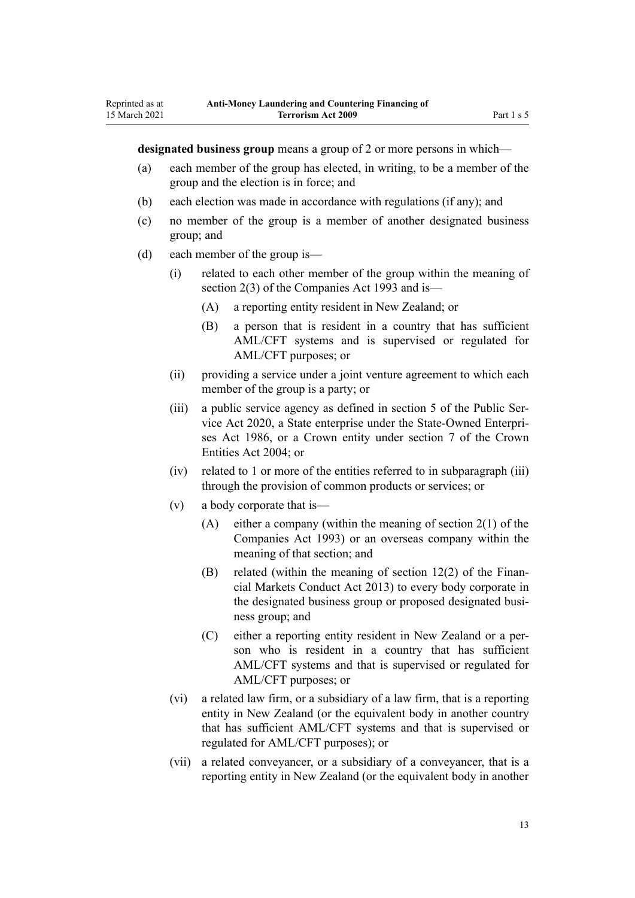**designated business group** means a group of 2 or more persons in which—

(a) each member of the group has elected, in writing, to be a member of the group and the election is in force; and

(b) each election was made in accordance with regulations (if any); and

(c) no member of the group is a member of another designated business group; and

(d) each member of the group is—

  (i) related to each other member of the group within the meaning of section 2(3) of the Companies Act 1993 and is—

    (A) a reporting entity resident in New Zealand; or

    (B) a person that is resident in a country that has sufficient AML/CFT systems and is supervised or regulated for AML/CFT purposes; or

  (ii) providing a service under a joint venture agreement to which each member of the group is a party; or

  (iii) a public service agency as defined in section 5 of the Public Service Act 2020, a State enterprise under the State-Owned Enterprises Act 1986, or a Crown entity under section 7 of the Crown Entities Act 2004; or

  (iv) related to 1 or more of the entities referred to in subparagraph (iii) through the provision of common products or services; or

  (v) a body corporate that is—

    (A) either a company (within the meaning of section 2(1) of the Companies Act 1993) or an overseas company within the meaning of that section; and

    (B) related (within the meaning of section 12(2) of the Financial Markets Conduct Act 2013) to every body corporate in the designated business group or proposed designated business group; and

    (C) either a reporting entity resident in New Zealand or a person who is resident in a country that has sufficient AML/CFT systems and that is supervised or regulated for AML/CFT purposes; or

  (vi) a related law firm, or a subsidiary of a law firm, that is a reporting entity in New Zealand (or the equivalent body in another country that has sufficient AML/CFT systems and that is supervised or regulated for AML/CFT purposes); or

  (vii) a related conveyancer, or a subsidiary of a conveyancer, that is a reporting entity in New Zealand (or the equivalent body in another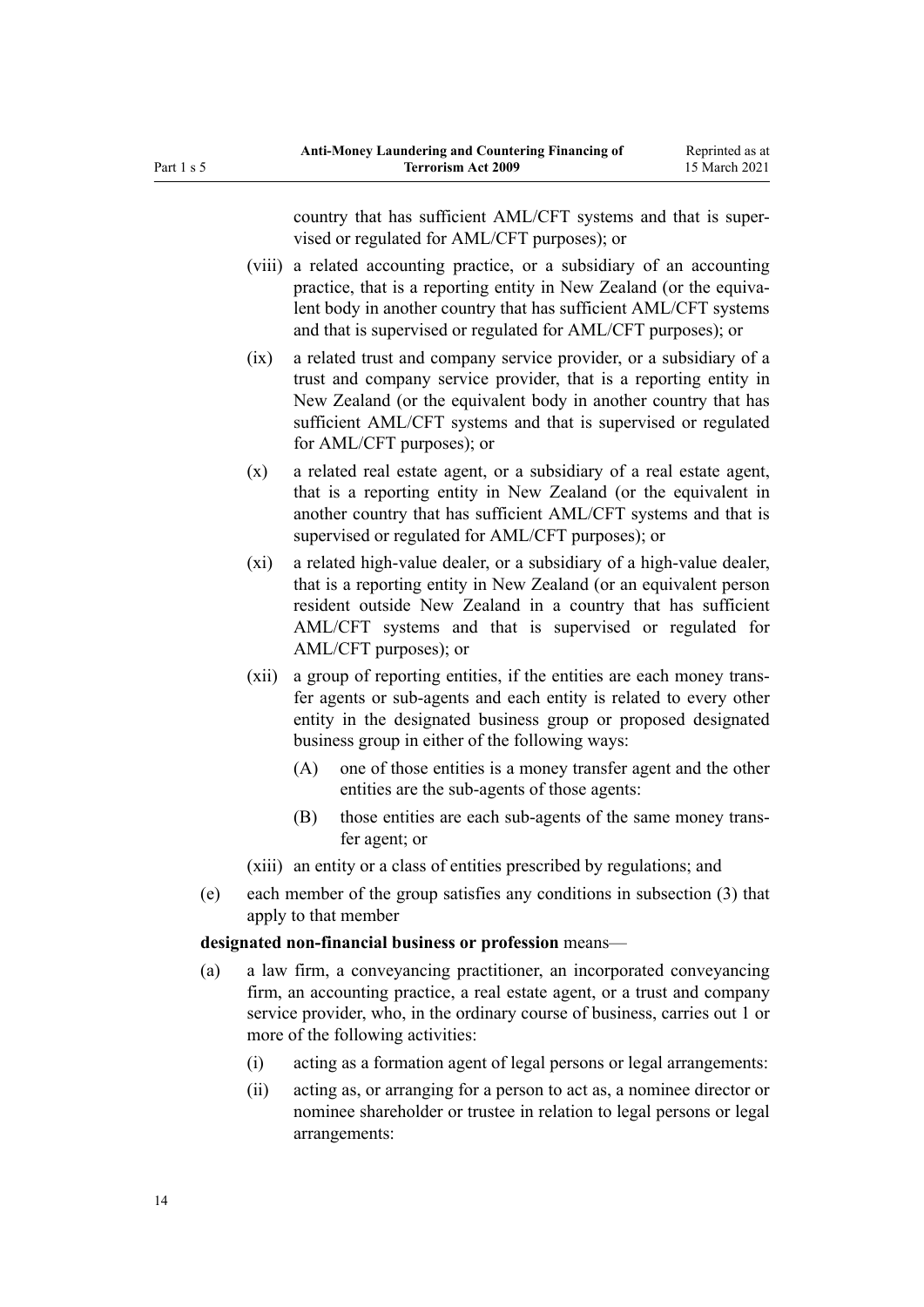country that has sufficient AML/CFT systems and that is supervised or regulated for AML/CFT purposes); or

(viii) a related accounting practice, or a subsidiary of an accounting practice, that is a reporting entity in New Zealand (or the equivalent body in another country that has sufficient AML/CFT systems and that is supervised or regulated for AML/CFT purposes); or

(ix) a related trust and company service provider, or a subsidiary of a trust and company service provider, that is a reporting entity in New Zealand (or the equivalent body in another country that has sufficient AML/CFT systems and that is supervised or regulated for AML/CFT purposes); or

(x) a related real estate agent, or a subsidiary of a real estate agent, that is a reporting entity in New Zealand (or the equivalent in another country that has sufficient AML/CFT systems and that is supervised or regulated for AML/CFT purposes); or

(xi) a related high-value dealer, or a subsidiary of a high-value dealer, that is a reporting entity in New Zealand (or an equivalent person resident outside New Zealand in a country that has sufficient AML/CFT systems and that is supervised or regulated for AML/CFT purposes); or

(xii) a group of reporting entities, if the entities are each money transfer agents or sub-agents and each entity is related to every other entity in the designated business group or proposed designated business group in either of the following ways:

(A) one of those entities is a money transfer agent and the other entities are the sub-agents of those agents:

(B) those entities are each sub-agents of the same money transfer agent; or

(xiii) an entity or a class of entities prescribed by regulations; and

(e) each member of the group satisfies any conditions in subsection (3) that apply to that member

**designated non-financial business or profession** means—

(a) a law firm, a conveyancing practitioner, an incorporated conveyancing firm, an accounting practice, a real estate agent, or a trust and company service provider, who, in the ordinary course of business, carries out 1 or more of the following activities:

(i) acting as a formation agent of legal persons or legal arrangements:

(ii) acting as, or arranging for a person to act as, a nominee director or nominee shareholder or trustee in relation to legal persons or legal arrangements: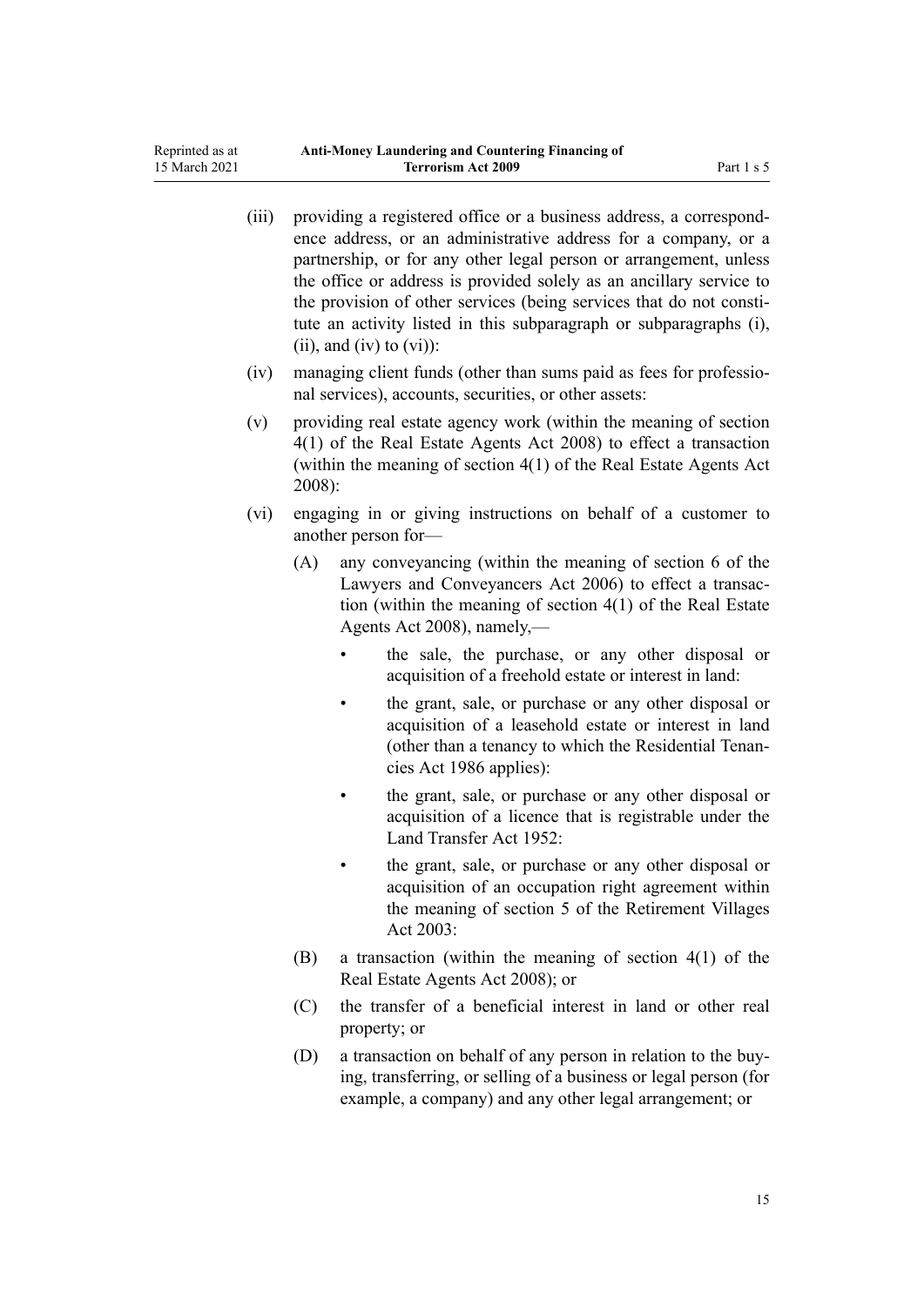(iii) providing a registered office or a business address, a correspondence address, or an administrative address for a company, or a partnership, or for any other legal person or arrangement, unless the office or address is provided solely as an ancillary service to the provision of other services (being services that do not constitute an activity listed in this subparagraph or subparagraphs (i), (ii), and (iv) to (vi)):

(iv) managing client funds (other than sums paid as fees for professional services), accounts, securities, or other assets:

(v) providing real estate agency work (within the meaning of section 4(1) of the Real Estate Agents Act 2008) to effect a transaction (within the meaning of section 4(1) of the Real Estate Agents Act 2008):

(vi) engaging in or giving instructions on behalf of a customer to another person for—

(A) any conveyancing (within the meaning of section 6 of the Lawyers and Conveyancers Act 2006) to effect a transaction (within the meaning of section 4(1) of the Real Estate Agents Act 2008), namely,—

- the sale, the purchase, or any other disposal or acquisition of a freehold estate or interest in land:
- the grant, sale, or purchase or any other disposal or acquisition of a leasehold estate or interest in land (other than a tenancy to which the Residential Tenancies Act 1986 applies):
- the grant, sale, or purchase or any other disposal or acquisition of a licence that is registrable under the Land Transfer Act 1952:
- the grant, sale, or purchase or any other disposal or acquisition of an occupation right agreement within the meaning of section 5 of the Retirement Villages Act 2003:

(B) a transaction (within the meaning of section 4(1) of the Real Estate Agents Act 2008); or

(C) the transfer of a beneficial interest in land or other real property; or

(D) a transaction on behalf of any person in relation to the buying, transferring, or selling of a business or legal person (for example, a company) and any other legal arrangement; or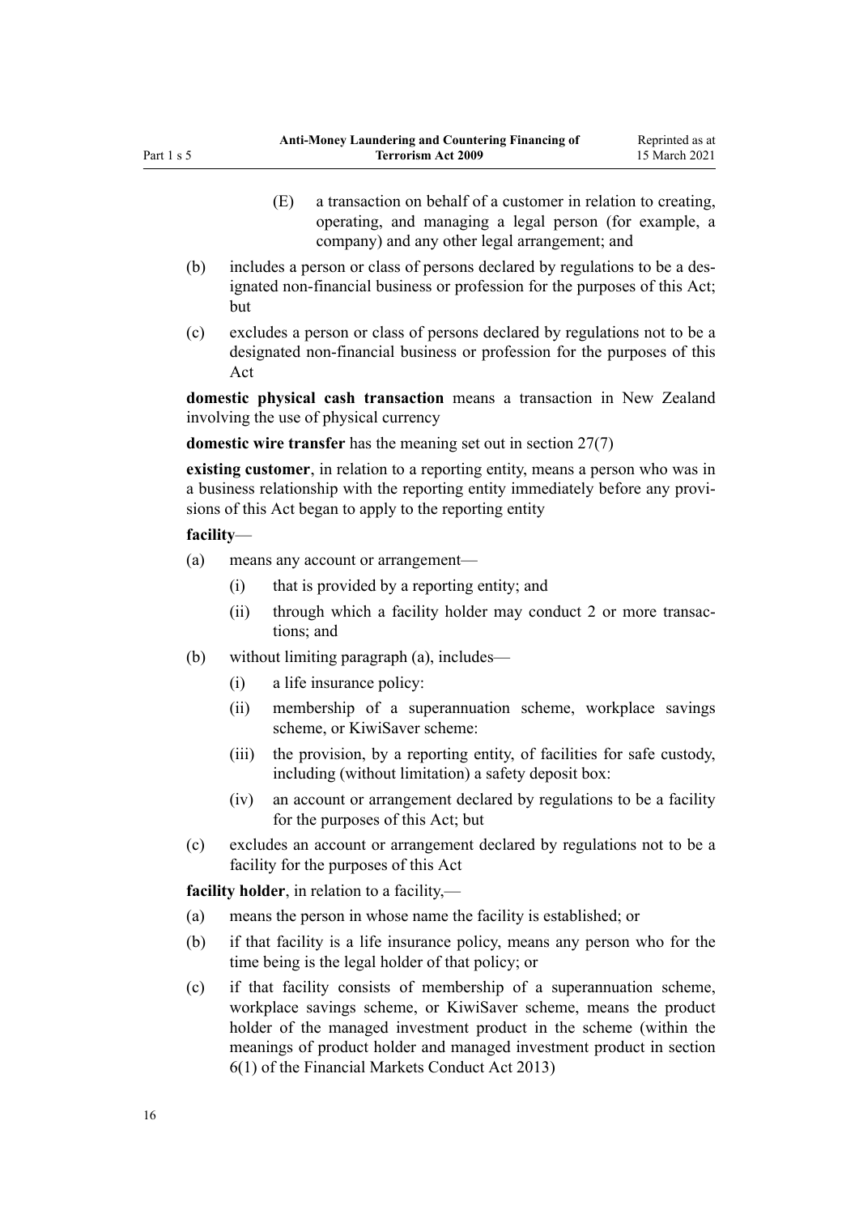(E) a transaction on behalf of a customer in relation to creating, operating, and managing a legal person (for example, a company) and any other legal arrangement; and

(b) includes a person or class of persons declared by regulations to be a designated non-financial business or profession for the purposes of this Act; but

(c) excludes a person or class of persons declared by regulations not to be a designated non-financial business or profession for the purposes of this Act

**domestic physical cash transaction** means a transaction in New Zealand involving the use of physical currency

**domestic wire transfer** has the meaning set out in section 27(7)

**existing customer**, in relation to a reporting entity, means a person who was in a business relationship with the reporting entity immediately before any provisions of this Act began to apply to the reporting entity

**facility**—

(a) means any account or arrangement—

 (i) that is provided by a reporting entity; and

 (ii) through which a facility holder may conduct 2 or more transactions; and

(b) without limiting paragraph (a), includes—

 (i) a life insurance policy:

 (ii) membership of a superannuation scheme, workplace savings scheme, or KiwiSaver scheme:

 (iii) the provision, by a reporting entity, of facilities for safe custody, including (without limitation) a safety deposit box:

 (iv) an account or arrangement declared by regulations to be a facility for the purposes of this Act; but

(c) excludes an account or arrangement declared by regulations not to be a facility for the purposes of this Act

**facility holder**, in relation to a facility,—

(a) means the person in whose name the facility is established; or

(b) if that facility is a life insurance policy, means any person who for the time being is the legal holder of that policy; or

(c) if that facility consists of membership of a superannuation scheme, workplace savings scheme, or KiwiSaver scheme, means the product holder of the managed investment product in the scheme (within the meanings of product holder and managed investment product in section 6(1) of the Financial Markets Conduct Act 2013)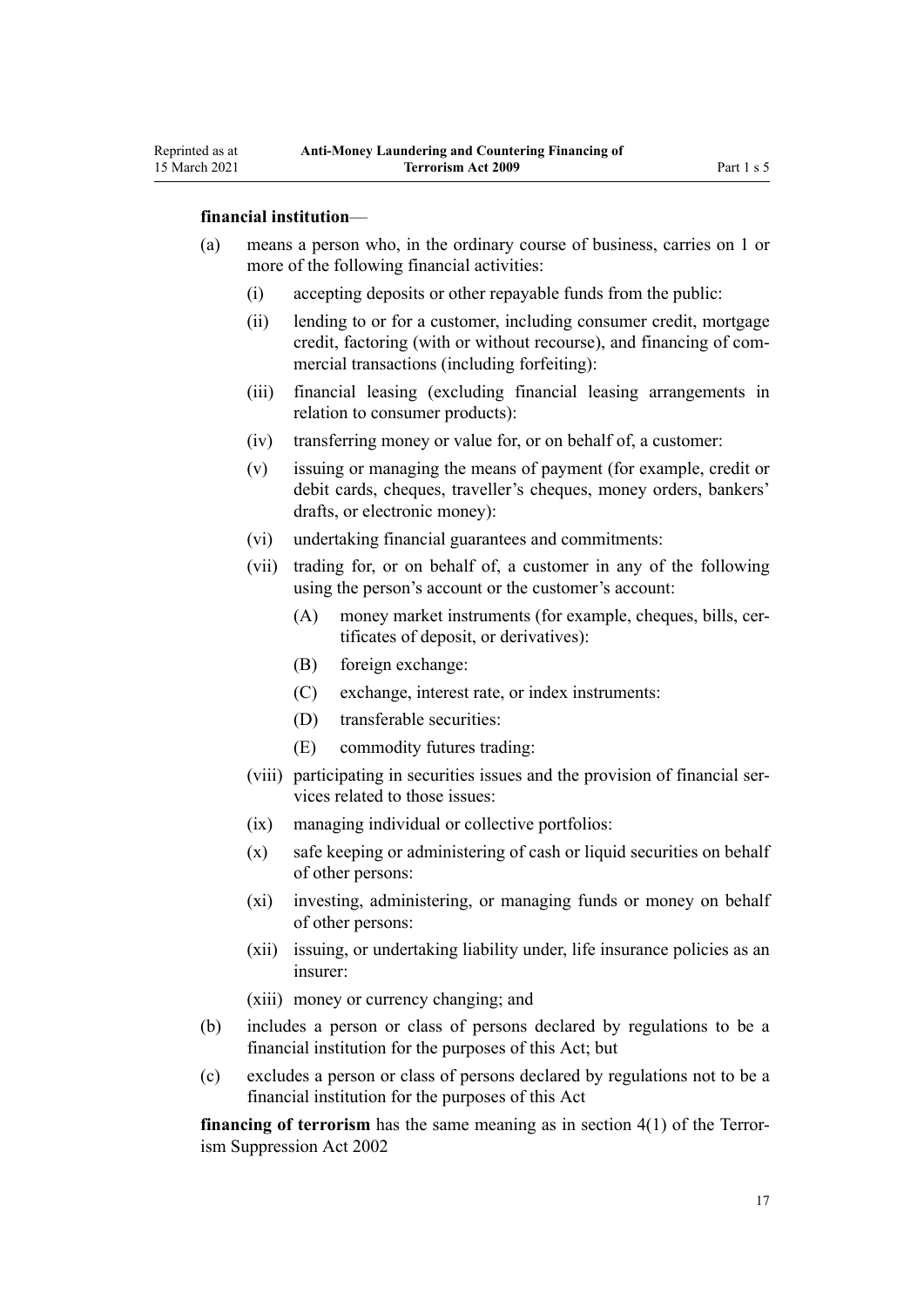**financial institution**—

(a) means a person who, in the ordinary course of business, carries on 1 or more of the following financial activities:

 (i) accepting deposits or other repayable funds from the public:

 (ii) lending to or for a customer, including consumer credit, mortgage credit, factoring (with or without recourse), and financing of commercial transactions (including forfeiting):

 (iii) financial leasing (excluding financial leasing arrangements in relation to consumer products):

 (iv) transferring money or value for, or on behalf of, a customer:

 (v) issuing or managing the means of payment (for example, credit or debit cards, cheques, traveller's cheques, money orders, bankers' drafts, or electronic money):

 (vi) undertaking financial guarantees and commitments:

 (vii) trading for, or on behalf of, a customer in any of the following using the person's account or the customer's account:

  (A) money market instruments (for example, cheques, bills, certificates of deposit, or derivatives):

  (B) foreign exchange:

  (C) exchange, interest rate, or index instruments:

  (D) transferable securities:

  (E) commodity futures trading:

 (viii) participating in securities issues and the provision of financial services related to those issues:

 (ix) managing individual or collective portfolios:

 (x) safe keeping or administering of cash or liquid securities on behalf of other persons:

 (xi) investing, administering, or managing funds or money on behalf of other persons:

 (xii) issuing, or undertaking liability under, life insurance policies as an insurer:

 (xiii) money or currency changing; and

(b) includes a person or class of persons declared by regulations to be a financial institution for the purposes of this Act; but

(c) excludes a person or class of persons declared by regulations not to be a financial institution for the purposes of this Act

**financing of terrorism** has the same meaning as in section 4(1) of the Terrorism Suppression Act 2002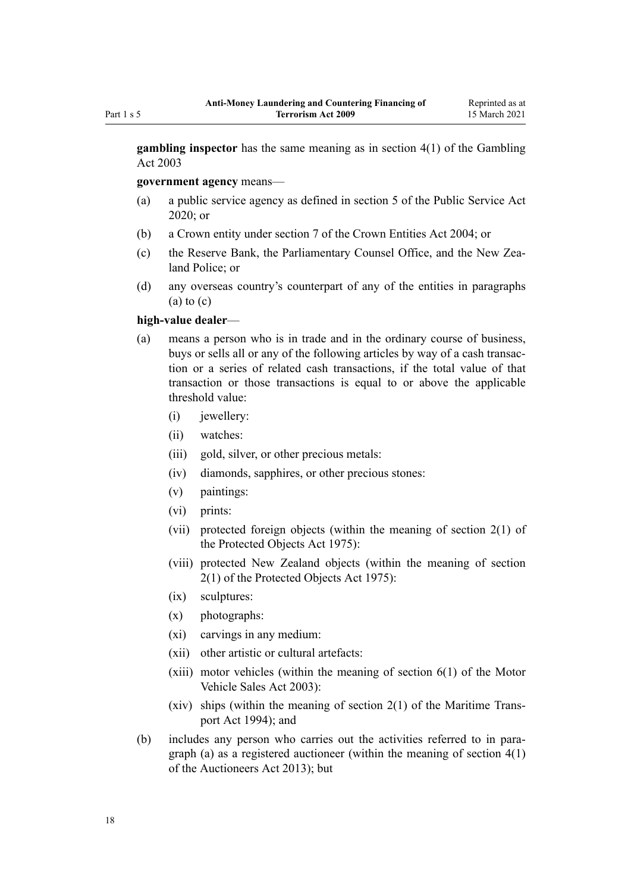**gambling inspector** has the same meaning as in section 4(1) of the Gambling Act 2003

**government agency** means—

- (a) a public service agency as defined in section 5 of the Public Service Act 2020; or
- (b) a Crown entity under section 7 of the Crown Entities Act 2004; or
- (c) the Reserve Bank, the Parliamentary Counsel Office, and the New Zealand Police; or
- (d) any overseas country's counterpart of any of the entities in paragraphs (a) to (c)

**high-value dealer**—

- (a) means a person who is in trade and in the ordinary course of business, buys or sells all or any of the following articles by way of a cash transaction or a series of related cash transactions, if the total value of that transaction or those transactions is equal to or above the applicable threshold value:
  - (i) jewellery:
  - (ii) watches:
  - (iii) gold, silver, or other precious metals:
  - (iv) diamonds, sapphires, or other precious stones:
  - (v) paintings:
  - (vi) prints:
  - (vii) protected foreign objects (within the meaning of section 2(1) of the Protected Objects Act 1975):
  - (viii) protected New Zealand objects (within the meaning of section 2(1) of the Protected Objects Act 1975):
  - (ix) sculptures:
  - (x) photographs:
  - (xi) carvings in any medium:
  - (xii) other artistic or cultural artefacts:
  - (xiii) motor vehicles (within the meaning of section 6(1) of the Motor Vehicle Sales Act 2003):
  - (xiv) ships (within the meaning of section 2(1) of the Maritime Transport Act 1994); and
- (b) includes any person who carries out the activities referred to in paragraph (a) as a registered auctioneer (within the meaning of section 4(1) of the Auctioneers Act 2013); but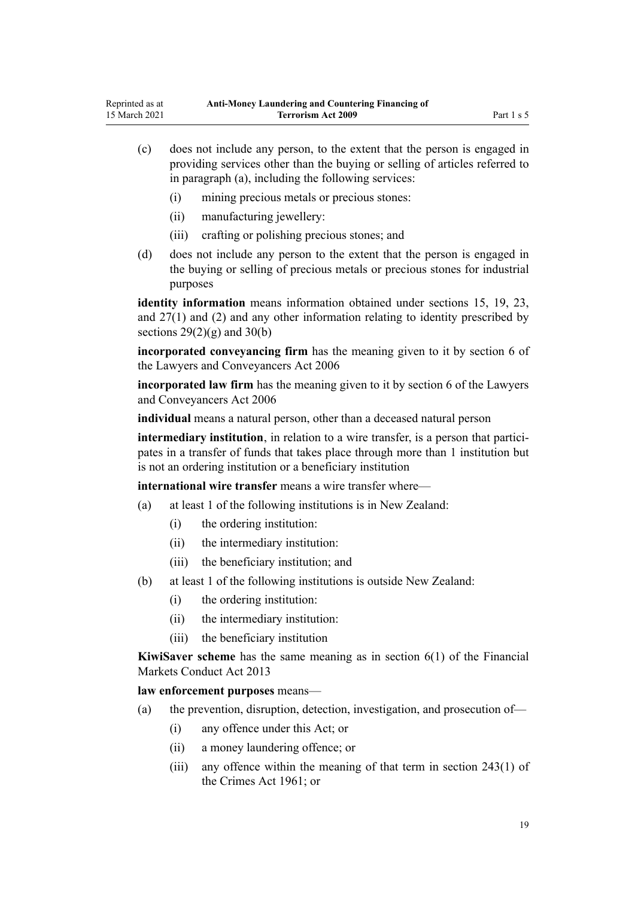(c) does not include any person, to the extent that the person is engaged in providing services other than the buying or selling of articles referred to in paragraph (a), including the following services:

  (i) mining precious metals or precious stones:

  (ii) manufacturing jewellery:

  (iii) crafting or polishing precious stones; and

(d) does not include any person to the extent that the person is engaged in the buying or selling of precious metals or precious stones for industrial purposes

**identity information** means information obtained under sections 15, 19, 23, and 27(1) and (2) and any other information relating to identity prescribed by sections 29(2)(g) and 30(b)

**incorporated conveyancing firm** has the meaning given to it by section 6 of the Lawyers and Conveyancers Act 2006

**incorporated law firm** has the meaning given to it by section 6 of the Lawyers and Conveyancers Act 2006

**individual** means a natural person, other than a deceased natural person

**intermediary institution**, in relation to a wire transfer, is a person that participates in a transfer of funds that takes place through more than 1 institution but is not an ordering institution or a beneficiary institution

**international wire transfer** means a wire transfer where—

(a) at least 1 of the following institutions is in New Zealand:

  (i) the ordering institution:

  (ii) the intermediary institution:

  (iii) the beneficiary institution; and

(b) at least 1 of the following institutions is outside New Zealand:

  (i) the ordering institution:

  (ii) the intermediary institution:

  (iii) the beneficiary institution

**KiwiSaver scheme** has the same meaning as in section 6(1) of the Financial Markets Conduct Act 2013

**law enforcement purposes** means—

(a) the prevention, disruption, detection, investigation, and prosecution of—

  (i) any offence under this Act; or

  (ii) a money laundering offence; or

  (iii) any offence within the meaning of that term in section 243(1) of the Crimes Act 1961; or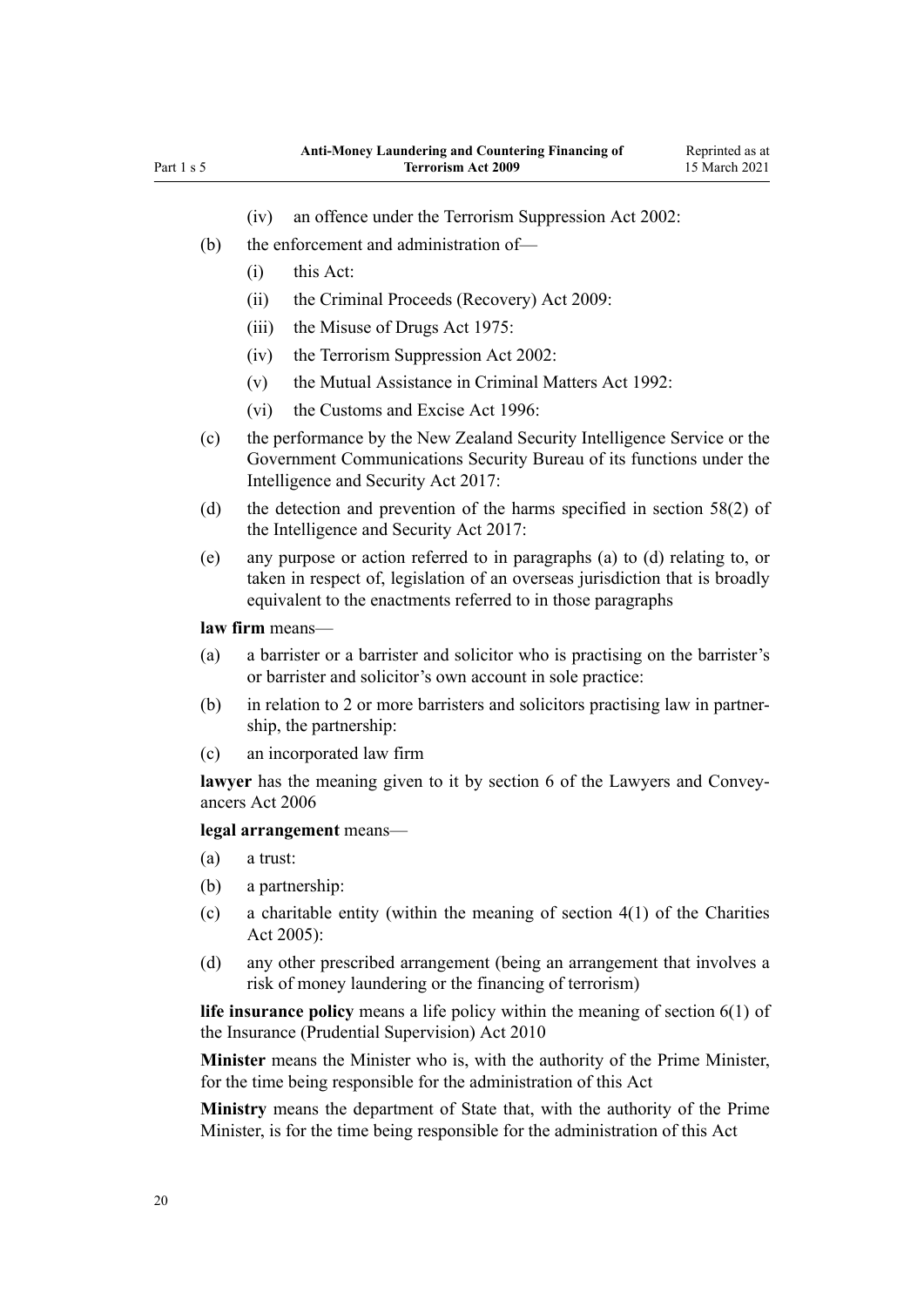(iv) an offence under the Terrorism Suppression Act 2002:

(b) the enforcement and administration of—

(i) this Act:

(ii) the Criminal Proceeds (Recovery) Act 2009:

(iii) the Misuse of Drugs Act 1975:

(iv) the Terrorism Suppression Act 2002:

(v) the Mutual Assistance in Criminal Matters Act 1992:

(vi) the Customs and Excise Act 1996:

(c) the performance by the New Zealand Security Intelligence Service or the Government Communications Security Bureau of its functions under the Intelligence and Security Act 2017:

(d) the detection and prevention of the harms specified in section 58(2) of the Intelligence and Security Act 2017:

(e) any purpose or action referred to in paragraphs (a) to (d) relating to, or taken in respect of, legislation of an overseas jurisdiction that is broadly equivalent to the enactments referred to in those paragraphs

**law firm** means—

(a) a barrister or a barrister and solicitor who is practising on the barrister's or barrister and solicitor's own account in sole practice:

(b) in relation to 2 or more barristers and solicitors practising law in partnership, the partnership:

(c) an incorporated law firm

**lawyer** has the meaning given to it by section 6 of the Lawyers and Conveyancers Act 2006

**legal arrangement** means—

(a) a trust:

(b) a partnership:

(c) a charitable entity (within the meaning of section 4(1) of the Charities Act 2005):

(d) any other prescribed arrangement (being an arrangement that involves a risk of money laundering or the financing of terrorism)

**life insurance policy** means a life policy within the meaning of section 6(1) of the Insurance (Prudential Supervision) Act 2010

**Minister** means the Minister who is, with the authority of the Prime Minister, for the time being responsible for the administration of this Act

**Ministry** means the department of State that, with the authority of the Prime Minister, is for the time being responsible for the administration of this Act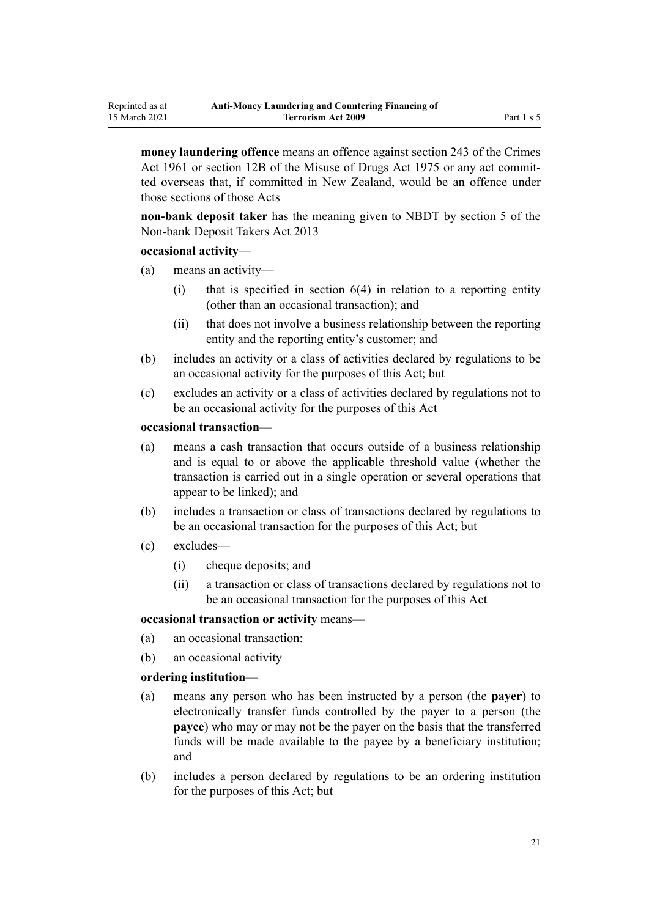**money laundering offence** means an offence against section 243 of the Crimes Act 1961 or section 12B of the Misuse of Drugs Act 1975 or any act committed overseas that, if committed in New Zealand, would be an offence under those sections of those Acts

**non-bank deposit taker** has the meaning given to NBDT by section 5 of the Non-bank Deposit Takers Act 2013

**occasional activity**—

- (a) means an activity—
  - (i) that is specified in section 6(4) in relation to a reporting entity (other than an occasional transaction); and
  - (ii) that does not involve a business relationship between the reporting entity and the reporting entity's customer; and
- (b) includes an activity or a class of activities declared by regulations to be an occasional activity for the purposes of this Act; but
- (c) excludes an activity or a class of activities declared by regulations not to be an occasional activity for the purposes of this Act

**occasional transaction**—

- (a) means a cash transaction that occurs outside of a business relationship and is equal to or above the applicable threshold value (whether the transaction is carried out in a single operation or several operations that appear to be linked); and
- (b) includes a transaction or class of transactions declared by regulations to be an occasional transaction for the purposes of this Act; but
- (c) excludes—
  - (i) cheque deposits; and
  - (ii) a transaction or class of transactions declared by regulations not to be an occasional transaction for the purposes of this Act

**occasional transaction or activity** means—

- (a) an occasional transaction:
- (b) an occasional activity

**ordering institution**—

- (a) means any person who has been instructed by a person (the **payer**) to electronically transfer funds controlled by the payer to a person (the **payee**) who may or may not be the payer on the basis that the transferred funds will be made available to the payee by a beneficiary institution; and
- (b) includes a person declared by regulations to be an ordering institution for the purposes of this Act; but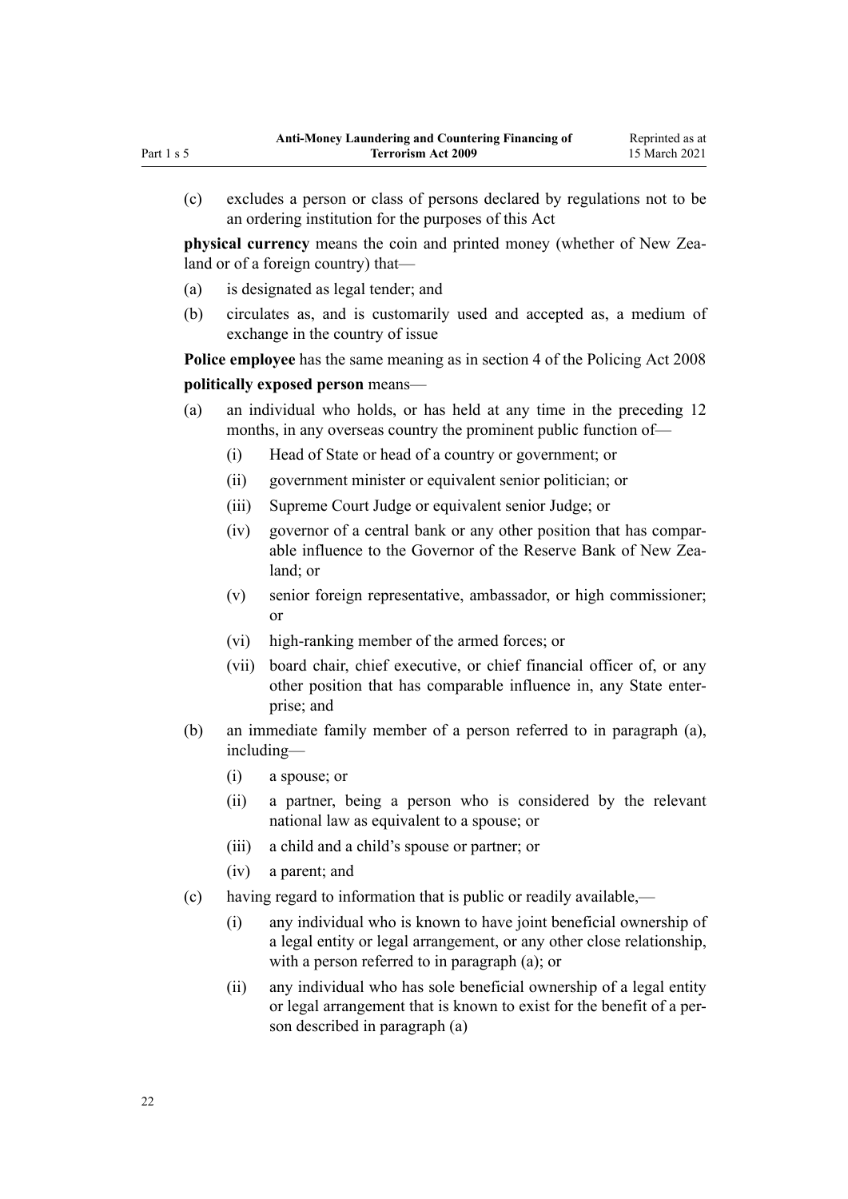(c) excludes a person or class of persons declared by regulations not to be an ordering institution for the purposes of this Act

**physical currency** means the coin and printed money (whether of New Zealand or of a foreign country) that—

(a) is designated as legal tender; and

(b) circulates as, and is customarily used and accepted as, a medium of exchange in the country of issue

**Police employee** has the same meaning as in section 4 of the Policing Act 2008

**politically exposed person** means—

(a) an individual who holds, or has held at any time in the preceding 12 months, in any overseas country the prominent public function of—

  (i) Head of State or head of a country or government; or

  (ii) government minister or equivalent senior politician; or

  (iii) Supreme Court Judge or equivalent senior Judge; or

  (iv) governor of a central bank or any other position that has comparable influence to the Governor of the Reserve Bank of New Zealand; or

  (v) senior foreign representative, ambassador, or high commissioner; or

  (vi) high-ranking member of the armed forces; or

  (vii) board chair, chief executive, or chief financial officer of, or any other position that has comparable influence in, any State enterprise; and

(b) an immediate family member of a person referred to in paragraph (a), including—

  (i) a spouse; or

  (ii) a partner, being a person who is considered by the relevant national law as equivalent to a spouse; or

  (iii) a child and a child's spouse or partner; or

  (iv) a parent; and

(c) having regard to information that is public or readily available,—

  (i) any individual who is known to have joint beneficial ownership of a legal entity or legal arrangement, or any other close relationship, with a person referred to in paragraph (a); or

  (ii) any individual who has sole beneficial ownership of a legal entity or legal arrangement that is known to exist for the benefit of a person described in paragraph (a)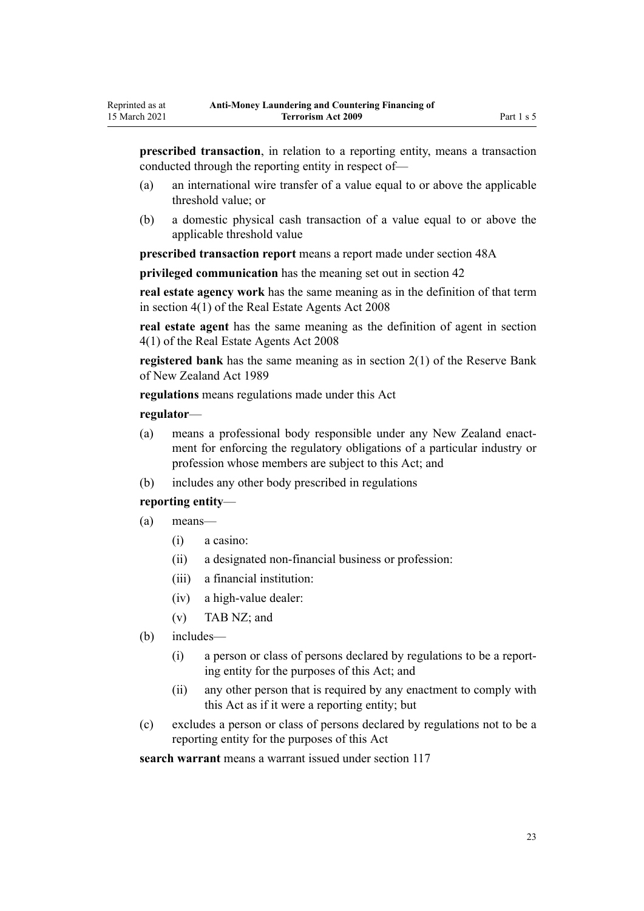**prescribed transaction**, in relation to a reporting entity, means a transaction conducted through the reporting entity in respect of—

- (a) an international wire transfer of a value equal to or above the applicable threshold value; or
- (b) a domestic physical cash transaction of a value equal to or above the applicable threshold value

**prescribed transaction report** means a report made under section 48A

**privileged communication** has the meaning set out in section 42

**real estate agency work** has the same meaning as in the definition of that term in section 4(1) of the Real Estate Agents Act 2008

**real estate agent** has the same meaning as the definition of agent in section 4(1) of the Real Estate Agents Act 2008

**registered bank** has the same meaning as in section 2(1) of the Reserve Bank of New Zealand Act 1989

**regulations** means regulations made under this Act

**regulator**—

- (a) means a professional body responsible under any New Zealand enactment for enforcing the regulatory obligations of a particular industry or profession whose members are subject to this Act; and
- (b) includes any other body prescribed in regulations

**reporting entity**—

- (a) means—
  - (i) a casino:
  - (ii) a designated non-financial business or profession:
  - (iii) a financial institution:
  - (iv) a high-value dealer:
  - (v) TAB NZ; and
- (b) includes—
  - (i) a person or class of persons declared by regulations to be a reporting entity for the purposes of this Act; and
  - (ii) any other person that is required by any enactment to comply with this Act as if it were a reporting entity; but
- (c) excludes a person or class of persons declared by regulations not to be a reporting entity for the purposes of this Act

**search warrant** means a warrant issued under section 117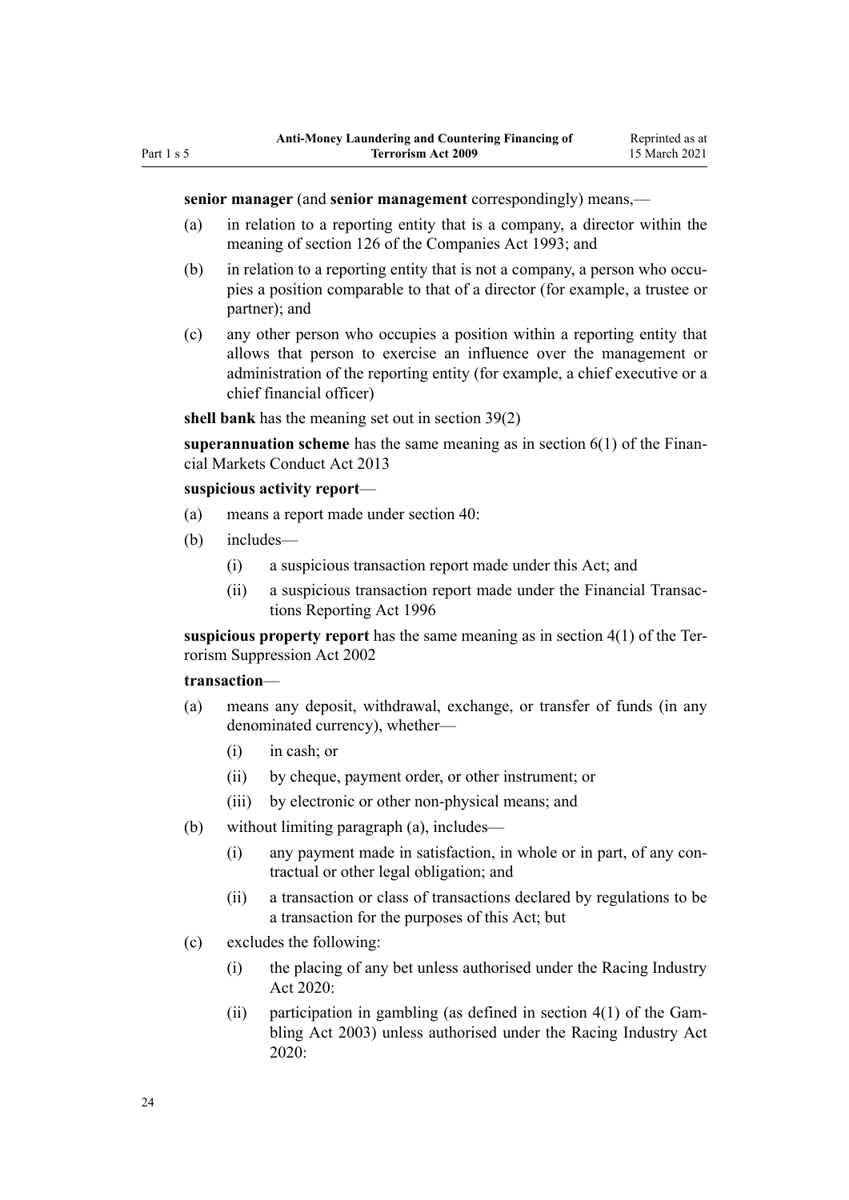**senior manager** (and **senior management** correspondingly) means,—

(a) in relation to a reporting entity that is a company, a director within the meaning of section 126 of the Companies Act 1993; and

(b) in relation to a reporting entity that is not a company, a person who occupies a position comparable to that of a director (for example, a trustee or partner); and

(c) any other person who occupies a position within a reporting entity that allows that person to exercise an influence over the management or administration of the reporting entity (for example, a chief executive or a chief financial officer)

**shell bank** has the meaning set out in section 39(2)

**superannuation scheme** has the same meaning as in section 6(1) of the Financial Markets Conduct Act 2013

**suspicious activity report**—

(a) means a report made under section 40:

(b) includes—

  (i) a suspicious transaction report made under this Act; and

  (ii) a suspicious transaction report made under the Financial Transactions Reporting Act 1996

**suspicious property report** has the same meaning as in section 4(1) of the Terrorism Suppression Act 2002

**transaction**—

(a) means any deposit, withdrawal, exchange, or transfer of funds (in any denominated currency), whether—

  (i) in cash; or

  (ii) by cheque, payment order, or other instrument; or

  (iii) by electronic or other non-physical means; and

(b) without limiting paragraph (a), includes—

  (i) any payment made in satisfaction, in whole or in part, of any contractual or other legal obligation; and

  (ii) a transaction or class of transactions declared by regulations to be a transaction for the purposes of this Act; but

(c) excludes the following:

  (i) the placing of any bet unless authorised under the Racing Industry Act 2020:

  (ii) participation in gambling (as defined in section 4(1) of the Gambling Act 2003) unless authorised under the Racing Industry Act 2020: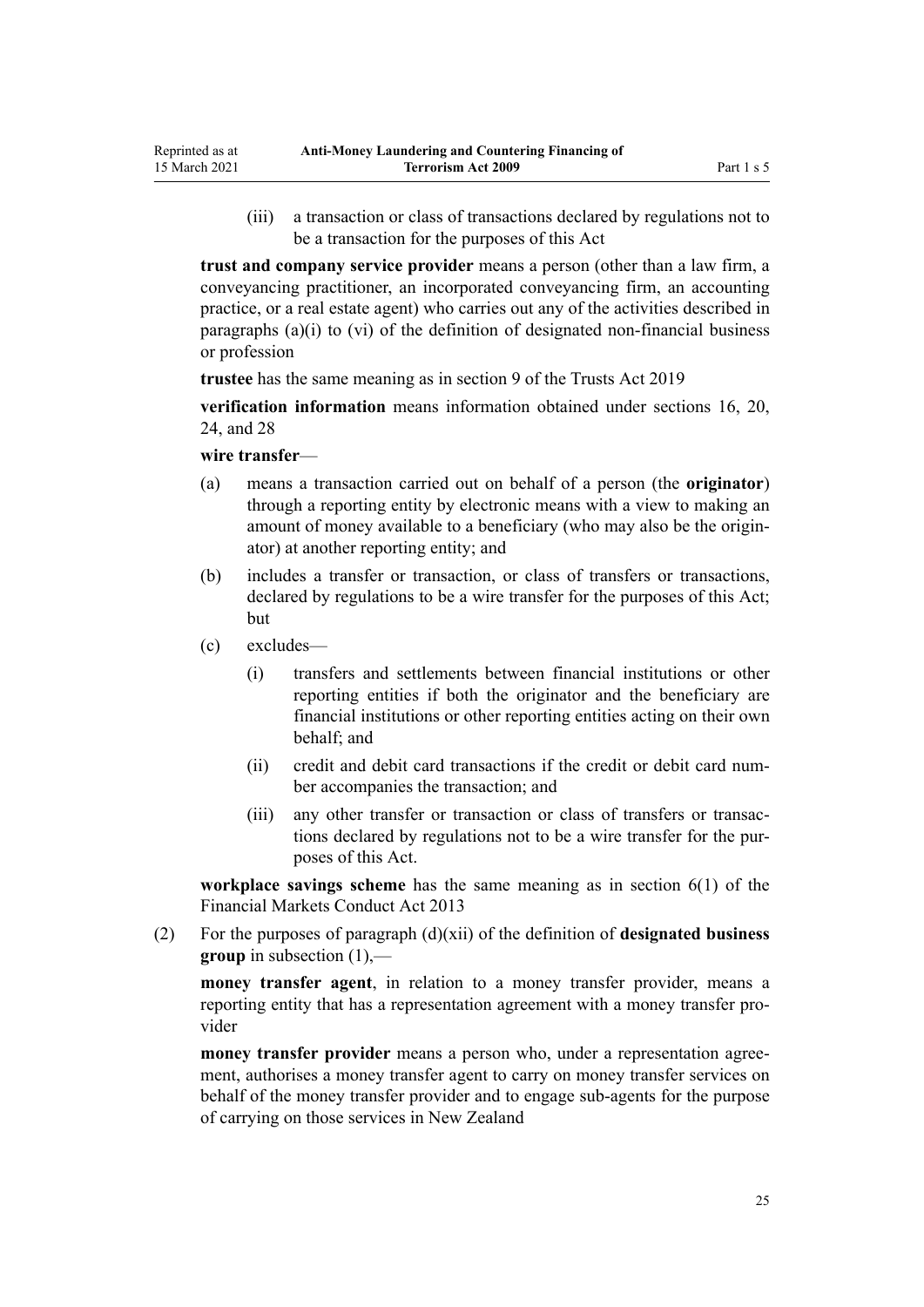(iii) a transaction or class of transactions declared by regulations not to be a transaction for the purposes of this Act

**trust and company service provider** means a person (other than a law firm, a conveyancing practitioner, an incorporated conveyancing firm, an accounting practice, or a real estate agent) who carries out any of the activities described in paragraphs (a)(i) to (vi) of the definition of designated non-financial business or profession

**trustee** has the same meaning as in section 9 of the Trusts Act 2019

**verification information** means information obtained under sections 16, 20, 24, and 28

**wire transfer**—

(a) means a transaction carried out on behalf of a person (the **originator**) through a reporting entity by electronic means with a view to making an amount of money available to a beneficiary (who may also be the originator) at another reporting entity; and

(b) includes a transfer or transaction, or class of transfers or transactions, declared by regulations to be a wire transfer for the purposes of this Act; but

(c) excludes—

  (i) transfers and settlements between financial institutions or other reporting entities if both the originator and the beneficiary are financial institutions or other reporting entities acting on their own behalf; and

  (ii) credit and debit card transactions if the credit or debit card number accompanies the transaction; and

  (iii) any other transfer or transaction or class of transfers or transactions declared by regulations not to be a wire transfer for the purposes of this Act.

**workplace savings scheme** has the same meaning as in section 6(1) of the Financial Markets Conduct Act 2013

(2) For the purposes of paragraph (d)(xii) of the definition of **designated business group** in subsection (1),—

**money transfer agent**, in relation to a money transfer provider, means a reporting entity that has a representation agreement with a money transfer provider

**money transfer provider** means a person who, under a representation agreement, authorises a money transfer agent to carry on money transfer services on behalf of the money transfer provider and to engage sub-agents for the purpose of carrying on those services in New Zealand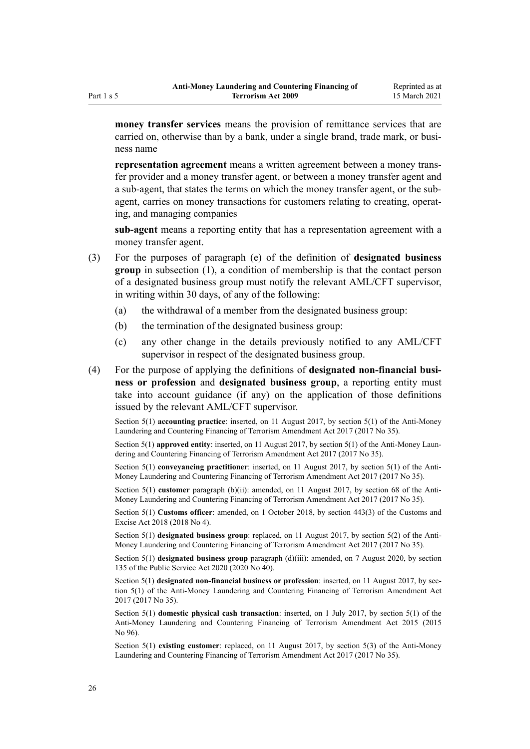**money transfer services** means the provision of remittance services that are carried on, otherwise than by a bank, under a single brand, trade mark, or business name

**representation agreement** means a written agreement between a money transfer provider and a money transfer agent, or between a money transfer agent and a sub-agent, that states the terms on which the money transfer agent, or the sub-agent, carries on money transactions for customers relating to creating, operating, and managing companies

**sub-agent** means a reporting entity that has a representation agreement with a money transfer agent.

(3) For the purposes of paragraph (e) of the definition of **designated business group** in subsection (1), a condition of membership is that the contact person of a designated business group must notify the relevant AML/CFT supervisor, in writing within 30 days, of any of the following:

- (a) the withdrawal of a member from the designated business group:
- (b) the termination of the designated business group:
- (c) any other change in the details previously notified to any AML/CFT supervisor in respect of the designated business group.

(4) For the purpose of applying the definitions of **designated non-financial business or profession** and **designated business group**, a reporting entity must take into account guidance (if any) on the application of those definitions issued by the relevant AML/CFT supervisor.

Section 5(1) **accounting practice**: inserted, on 11 August 2017, by section 5(1) of the Anti-Money Laundering and Countering Financing of Terrorism Amendment Act 2017 (2017 No 35).

Section 5(1) **approved entity**: inserted, on 11 August 2017, by section 5(1) of the Anti-Money Laundering and Countering Financing of Terrorism Amendment Act 2017 (2017 No 35).

Section 5(1) **conveyancing practitioner**: inserted, on 11 August 2017, by section 5(1) of the Anti-Money Laundering and Countering Financing of Terrorism Amendment Act 2017 (2017 No 35).

Section 5(1) **customer** paragraph (b)(ii): amended, on 11 August 2017, by section 68 of the Anti-Money Laundering and Countering Financing of Terrorism Amendment Act 2017 (2017 No 35).

Section 5(1) **Customs officer**: amended, on 1 October 2018, by section 443(3) of the Customs and Excise Act 2018 (2018 No 4).

Section 5(1) **designated business group**: replaced, on 11 August 2017, by section 5(2) of the Anti-Money Laundering and Countering Financing of Terrorism Amendment Act 2017 (2017 No 35).

Section 5(1) **designated business group** paragraph (d)(iii): amended, on 7 August 2020, by section 135 of the Public Service Act 2020 (2020 No 40).

Section 5(1) **designated non-financial business or profession**: inserted, on 11 August 2017, by section 5(1) of the Anti-Money Laundering and Countering Financing of Terrorism Amendment Act 2017 (2017 No 35).

Section 5(1) **domestic physical cash transaction**: inserted, on 1 July 2017, by section 5(1) of the Anti-Money Laundering and Countering Financing of Terrorism Amendment Act 2015 (2015 No 96).

Section 5(1) **existing customer**: replaced, on 11 August 2017, by section 5(3) of the Anti-Money Laundering and Countering Financing of Terrorism Amendment Act 2017 (2017 No 35).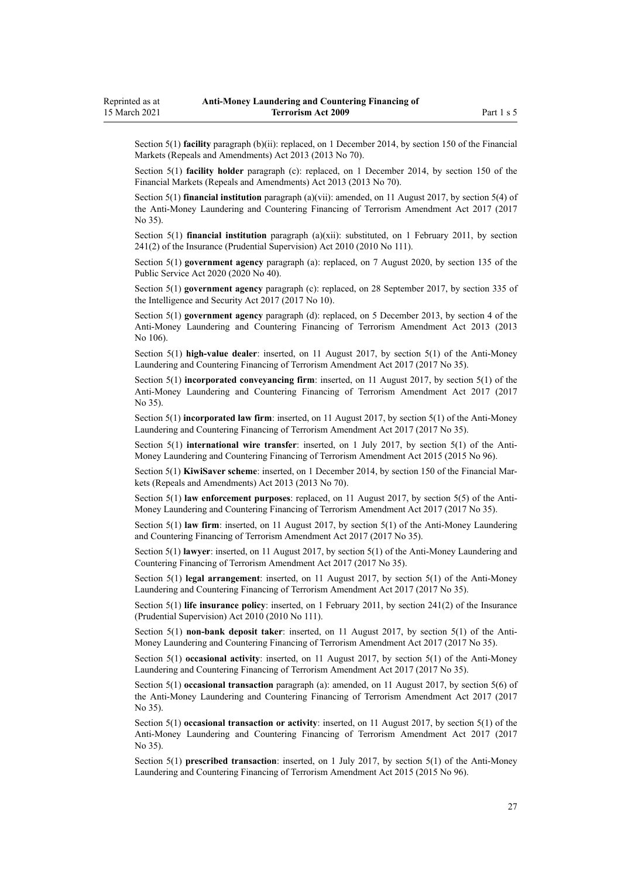Section 5(1) **facility** paragraph (b)(ii): replaced, on 1 December 2014, by section 150 of the Financial Markets (Repeals and Amendments) Act 2013 (2013 No 70).

Section 5(1) **facility holder** paragraph (c): replaced, on 1 December 2014, by section 150 of the Financial Markets (Repeals and Amendments) Act 2013 (2013 No 70).

Section 5(1) **financial institution** paragraph (a)(vii): amended, on 11 August 2017, by section 5(4) of the Anti-Money Laundering and Countering Financing of Terrorism Amendment Act 2017 (2017 No 35).

Section 5(1) **financial institution** paragraph (a)(xii): substituted, on 1 February 2011, by section 241(2) of the Insurance (Prudential Supervision) Act 2010 (2010 No 111).

Section 5(1) **government agency** paragraph (a): replaced, on 7 August 2020, by section 135 of the Public Service Act 2020 (2020 No 40).

Section 5(1) **government agency** paragraph (c): replaced, on 28 September 2017, by section 335 of the Intelligence and Security Act 2017 (2017 No 10).

Section 5(1) **government agency** paragraph (d): replaced, on 5 December 2013, by section 4 of the Anti-Money Laundering and Countering Financing of Terrorism Amendment Act 2013 (2013 No 106).

Section 5(1) **high-value dealer**: inserted, on 11 August 2017, by section 5(1) of the Anti-Money Laundering and Countering Financing of Terrorism Amendment Act 2017 (2017 No 35).

Section 5(1) **incorporated conveyancing firm**: inserted, on 11 August 2017, by section 5(1) of the Anti-Money Laundering and Countering Financing of Terrorism Amendment Act 2017 (2017 No 35).

Section 5(1) **incorporated law firm**: inserted, on 11 August 2017, by section 5(1) of the Anti-Money Laundering and Countering Financing of Terrorism Amendment Act 2017 (2017 No 35).

Section 5(1) **international wire transfer**: inserted, on 1 July 2017, by section 5(1) of the Anti-Money Laundering and Countering Financing of Terrorism Amendment Act 2015 (2015 No 96).

Section 5(1) **KiwiSaver scheme**: inserted, on 1 December 2014, by section 150 of the Financial Markets (Repeals and Amendments) Act 2013 (2013 No 70).

Section 5(1) **law enforcement purposes**: replaced, on 11 August 2017, by section 5(5) of the Anti-Money Laundering and Countering Financing of Terrorism Amendment Act 2017 (2017 No 35).

Section 5(1) **law firm**: inserted, on 11 August 2017, by section 5(1) of the Anti-Money Laundering and Countering Financing of Terrorism Amendment Act 2017 (2017 No 35).

Section 5(1) **lawyer**: inserted, on 11 August 2017, by section 5(1) of the Anti-Money Laundering and Countering Financing of Terrorism Amendment Act 2017 (2017 No 35).

Section 5(1) **legal arrangement**: inserted, on 11 August 2017, by section 5(1) of the Anti-Money Laundering and Countering Financing of Terrorism Amendment Act 2017 (2017 No 35).

Section 5(1) **life insurance policy**: inserted, on 1 February 2011, by section 241(2) of the Insurance (Prudential Supervision) Act 2010 (2010 No 111).

Section 5(1) **non-bank deposit taker**: inserted, on 11 August 2017, by section 5(1) of the Anti-Money Laundering and Countering Financing of Terrorism Amendment Act 2017 (2017 No 35).

Section 5(1) **occasional activity**: inserted, on 11 August 2017, by section 5(1) of the Anti-Money Laundering and Countering Financing of Terrorism Amendment Act 2017 (2017 No 35).

Section 5(1) **occasional transaction** paragraph (a): amended, on 11 August 2017, by section 5(6) of the Anti-Money Laundering and Countering Financing of Terrorism Amendment Act 2017 (2017 No 35).

Section 5(1) **occasional transaction or activity**: inserted, on 11 August 2017, by section 5(1) of the Anti-Money Laundering and Countering Financing of Terrorism Amendment Act 2017 (2017 No 35).

Section 5(1) **prescribed transaction**: inserted, on 1 July 2017, by section 5(1) of the Anti-Money Laundering and Countering Financing of Terrorism Amendment Act 2015 (2015 No 96).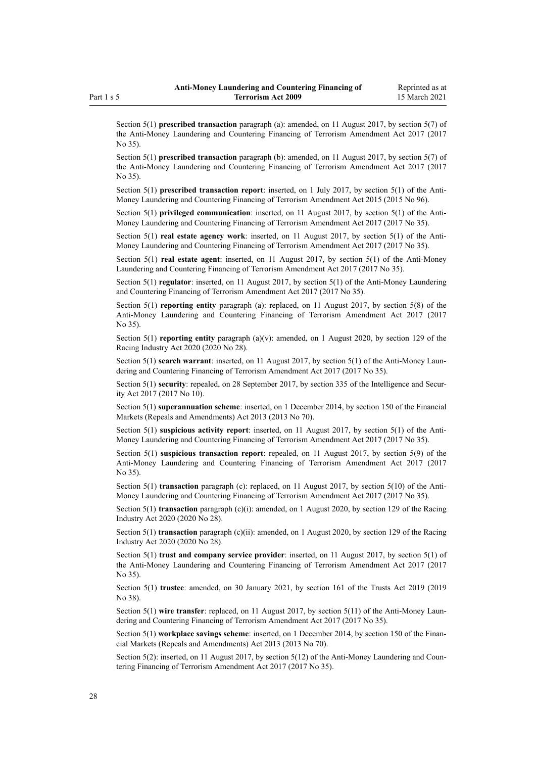Section 5(1) **prescribed transaction** paragraph (a): amended, on 11 August 2017, by section 5(7) of the Anti-Money Laundering and Countering Financing of Terrorism Amendment Act 2017 (2017 No 35).

Section 5(1) **prescribed transaction** paragraph (b): amended, on 11 August 2017, by section 5(7) of the Anti-Money Laundering and Countering Financing of Terrorism Amendment Act 2017 (2017 No 35).

Section 5(1) **prescribed transaction report**: inserted, on 1 July 2017, by section 5(1) of the Anti-Money Laundering and Countering Financing of Terrorism Amendment Act 2015 (2015 No 96).

Section 5(1) **privileged communication**: inserted, on 11 August 2017, by section 5(1) of the Anti-Money Laundering and Countering Financing of Terrorism Amendment Act 2017 (2017 No 35).

Section 5(1) **real estate agency work**: inserted, on 11 August 2017, by section 5(1) of the Anti-Money Laundering and Countering Financing of Terrorism Amendment Act 2017 (2017 No 35).

Section 5(1) **real estate agent**: inserted, on 11 August 2017, by section 5(1) of the Anti-Money Laundering and Countering Financing of Terrorism Amendment Act 2017 (2017 No 35).

Section 5(1) **regulator**: inserted, on 11 August 2017, by section 5(1) of the Anti-Money Laundering and Countering Financing of Terrorism Amendment Act 2017 (2017 No 35).

Section 5(1) **reporting entity** paragraph (a): replaced, on 11 August 2017, by section 5(8) of the Anti-Money Laundering and Countering Financing of Terrorism Amendment Act 2017 (2017 No 35).

Section 5(1) **reporting entity** paragraph (a)(v): amended, on 1 August 2020, by section 129 of the Racing Industry Act 2020 (2020 No 28).

Section 5(1) **search warrant**: inserted, on 11 August 2017, by section 5(1) of the Anti-Money Laundering and Countering Financing of Terrorism Amendment Act 2017 (2017 No 35).

Section 5(1) **security**: repealed, on 28 September 2017, by section 335 of the Intelligence and Security Act 2017 (2017 No 10).

Section 5(1) **superannuation scheme**: inserted, on 1 December 2014, by section 150 of the Financial Markets (Repeals and Amendments) Act 2013 (2013 No 70).

Section 5(1) **suspicious activity report**: inserted, on 11 August 2017, by section 5(1) of the Anti-Money Laundering and Countering Financing of Terrorism Amendment Act 2017 (2017 No 35).

Section 5(1) **suspicious transaction report**: repealed, on 11 August 2017, by section 5(9) of the Anti-Money Laundering and Countering Financing of Terrorism Amendment Act 2017 (2017 No 35).

Section 5(1) **transaction** paragraph (c): replaced, on 11 August 2017, by section 5(10) of the Anti-Money Laundering and Countering Financing of Terrorism Amendment Act 2017 (2017 No 35).

Section 5(1) **transaction** paragraph (c)(i): amended, on 1 August 2020, by section 129 of the Racing Industry Act 2020 (2020 No 28).

Section 5(1) **transaction** paragraph (c)(ii): amended, on 1 August 2020, by section 129 of the Racing Industry Act 2020 (2020 No 28).

Section 5(1) **trust and company service provider**: inserted, on 11 August 2017, by section 5(1) of the Anti-Money Laundering and Countering Financing of Terrorism Amendment Act 2017 (2017 No 35).

Section 5(1) **trustee**: amended, on 30 January 2021, by section 161 of the Trusts Act 2019 (2019 No 38).

Section 5(1) **wire transfer**: replaced, on 11 August 2017, by section 5(11) of the Anti-Money Laundering and Countering Financing of Terrorism Amendment Act 2017 (2017 No 35).

Section 5(1) **workplace savings scheme**: inserted, on 1 December 2014, by section 150 of the Financial Markets (Repeals and Amendments) Act 2013 (2013 No 70).

Section 5(2): inserted, on 11 August 2017, by section 5(12) of the Anti-Money Laundering and Countering Financing of Terrorism Amendment Act 2017 (2017 No 35).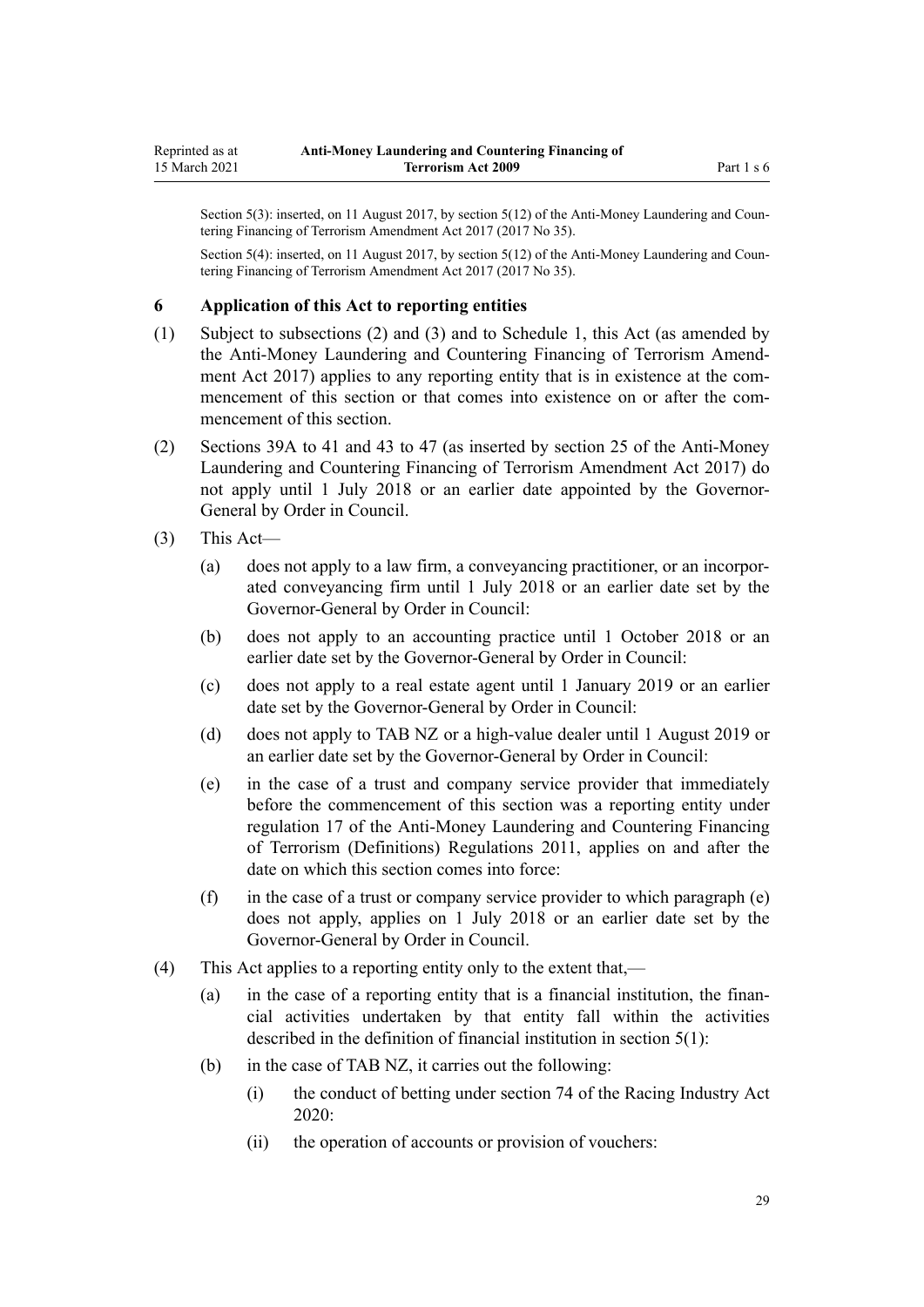Section 5(3): inserted, on 11 August 2017, by section 5(12) of the Anti-Money Laundering and Countering Financing of Terrorism Amendment Act 2017 (2017 No 35).

Section 5(4): inserted, on 11 August 2017, by section 5(12) of the Anti-Money Laundering and Countering Financing of Terrorism Amendment Act 2017 (2017 No 35).

### 6 Application of this Act to reporting entities

(1) Subject to subsections (2) and (3) and to Schedule 1, this Act (as amended by the Anti-Money Laundering and Countering Financing of Terrorism Amendment Act 2017) applies to any reporting entity that is in existence at the commencement of this section or that comes into existence on or after the commencement of this section.

(2) Sections 39A to 41 and 43 to 47 (as inserted by section 25 of the Anti-Money Laundering and Countering Financing of Terrorism Amendment Act 2017) do not apply until 1 July 2018 or an earlier date appointed by the Governor-General by Order in Council.

(3) This Act—

- (a) does not apply to a law firm, a conveyancing practitioner, or an incorporated conveyancing firm until 1 July 2018 or an earlier date set by the Governor-General by Order in Council:
- (b) does not apply to an accounting practice until 1 October 2018 or an earlier date set by the Governor-General by Order in Council:
- (c) does not apply to a real estate agent until 1 January 2019 or an earlier date set by the Governor-General by Order in Council:
- (d) does not apply to TAB NZ or a high-value dealer until 1 August 2019 or an earlier date set by the Governor-General by Order in Council:
- (e) in the case of a trust and company service provider that immediately before the commencement of this section was a reporting entity under regulation 17 of the Anti-Money Laundering and Countering Financing of Terrorism (Definitions) Regulations 2011, applies on and after the date on which this section comes into force:
- (f) in the case of a trust or company service provider to which paragraph (e) does not apply, applies on 1 July 2018 or an earlier date set by the Governor-General by Order in Council.

(4) This Act applies to a reporting entity only to the extent that,—

- (a) in the case of a reporting entity that is a financial institution, the financial activities undertaken by that entity fall within the activities described in the definition of financial institution in section 5(1):
- (b) in the case of TAB NZ, it carries out the following:
  - (i) the conduct of betting under section 74 of the Racing Industry Act 2020:
  - (ii) the operation of accounts or provision of vouchers: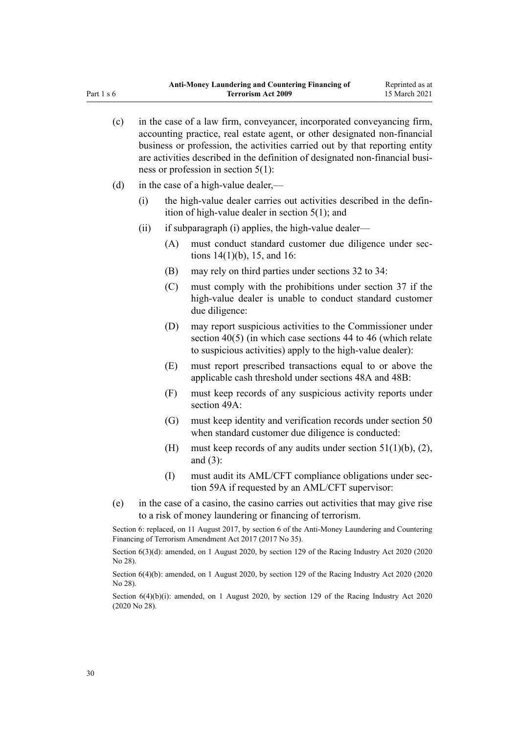(c) in the case of a law firm, conveyancer, incorporated conveyancing firm, accounting practice, real estate agent, or other designated non-financial business or profession, the activities carried out by that reporting entity are activities described in the definition of designated non-financial business or profession in section 5(1):

(d) in the case of a high-value dealer,—

  (i) the high-value dealer carries out activities described in the definition of high-value dealer in section 5(1); and

  (ii) if subparagraph (i) applies, the high-value dealer—

    (A) must conduct standard customer due diligence under sections 14(1)(b), 15, and 16:

    (B) may rely on third parties under sections 32 to 34:

    (C) must comply with the prohibitions under section 37 if the high-value dealer is unable to conduct standard customer due diligence:

    (D) may report suspicious activities to the Commissioner under section 40(5) (in which case sections 44 to 46 (which relate to suspicious activities) apply to the high-value dealer):

    (E) must report prescribed transactions equal to or above the applicable cash threshold under sections 48A and 48B:

    (F) must keep records of any suspicious activity reports under section 49A:

    (G) must keep identity and verification records under section 50 when standard customer due diligence is conducted:

    (H) must keep records of any audits under section 51(1)(b), (2), and (3):

    (I) must audit its AML/CFT compliance obligations under section 59A if requested by an AML/CFT supervisor:

(e) in the case of a casino, the casino carries out activities that may give rise to a risk of money laundering or financing of terrorism.

Section 6: replaced, on 11 August 2017, by section 6 of the Anti-Money Laundering and Countering Financing of Terrorism Amendment Act 2017 (2017 No 35).

Section 6(3)(d): amended, on 1 August 2020, by section 129 of the Racing Industry Act 2020 (2020 No 28).

Section 6(4)(b): amended, on 1 August 2020, by section 129 of the Racing Industry Act 2020 (2020 No 28).

Section 6(4)(b)(i): amended, on 1 August 2020, by section 129 of the Racing Industry Act 2020 (2020 No 28).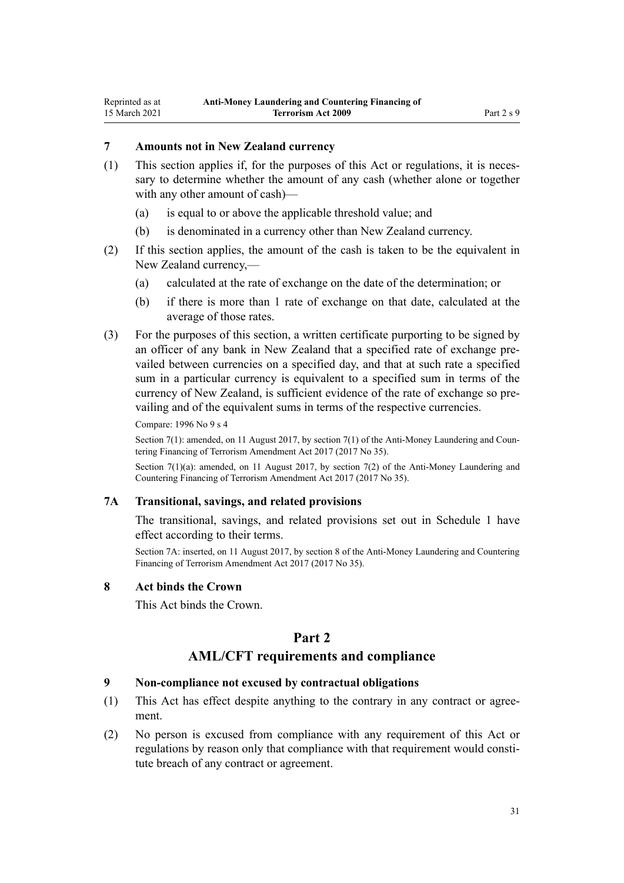### 7 Amounts not in New Zealand currency

(1) This section applies if, for the purposes of this Act or regulations, it is necessary to determine whether the amount of any cash (whether alone or together with any other amount of cash)—

(a) is equal to or above the applicable threshold value; and

(b) is denominated in a currency other than New Zealand currency.

(2) If this section applies, the amount of the cash is taken to be the equivalent in New Zealand currency,—

(a) calculated at the rate of exchange on the date of the determination; or

(b) if there is more than 1 rate of exchange on that date, calculated at the average of those rates.

(3) For the purposes of this section, a written certificate purporting to be signed by an officer of any bank in New Zealand that a specified rate of exchange prevailed between currencies on a specified day, and that at such rate a specified sum in a particular currency is equivalent to a specified sum in terms of the currency of New Zealand, is sufficient evidence of the rate of exchange so prevailing and of the equivalent sums in terms of the respective currencies.

Compare: 1996 No 9 s 4

Section 7(1): amended, on 11 August 2017, by section 7(1) of the Anti-Money Laundering and Countering Financing of Terrorism Amendment Act 2017 (2017 No 35).

Section 7(1)(a): amended, on 11 August 2017, by section 7(2) of the Anti-Money Laundering and Countering Financing of Terrorism Amendment Act 2017 (2017 No 35).

### 7A Transitional, savings, and related provisions

The transitional, savings, and related provisions set out in Schedule 1 have effect according to their terms.

Section 7A: inserted, on 11 August 2017, by section 8 of the Anti-Money Laundering and Countering Financing of Terrorism Amendment Act 2017 (2017 No 35).

### 8 Act binds the Crown

This Act binds the Crown.

## Part 2
## AML/CFT requirements and compliance

### 9 Non-compliance not excused by contractual obligations

(1) This Act has effect despite anything to the contrary in any contract or agreement.

(2) No person is excused from compliance with any requirement of this Act or regulations by reason only that compliance with that requirement would constitute breach of any contract or agreement.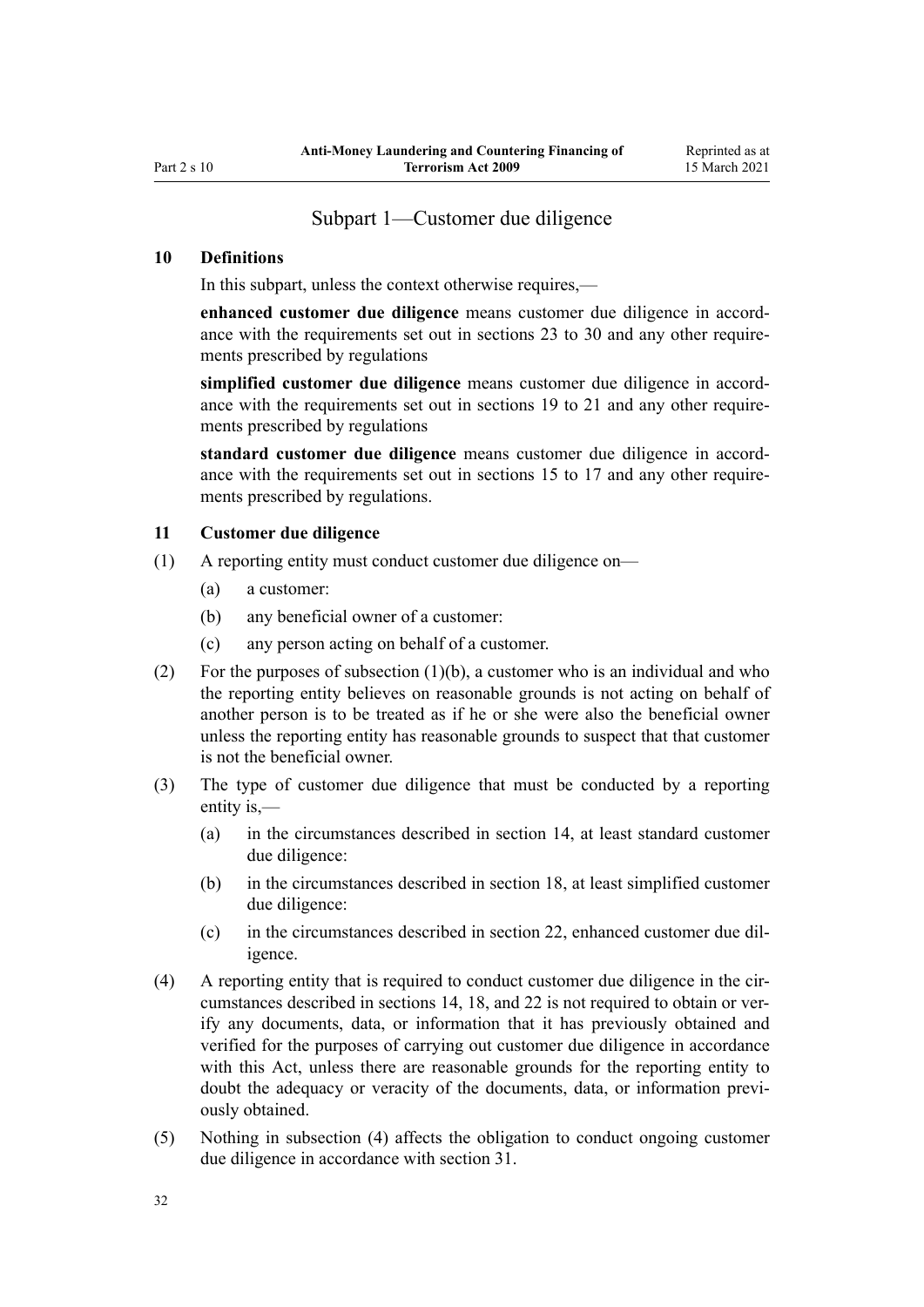## Subpart 1—Customer due diligence

### 10 Definitions

In this subpart, unless the context otherwise requires,—

**enhanced customer due diligence** means customer due diligence in accordance with the requirements set out in sections 23 to 30 and any other requirements prescribed by regulations

**simplified customer due diligence** means customer due diligence in accordance with the requirements set out in sections 19 to 21 and any other requirements prescribed by regulations

**standard customer due diligence** means customer due diligence in accordance with the requirements set out in sections 15 to 17 and any other requirements prescribed by regulations.

### 11 Customer due diligence

(1) A reporting entity must conduct customer due diligence on—

  (a) a customer:

  (b) any beneficial owner of a customer:

  (c) any person acting on behalf of a customer.

(2) For the purposes of subsection (1)(b), a customer who is an individual and who the reporting entity believes on reasonable grounds is not acting on behalf of another person is to be treated as if he or she were also the beneficial owner unless the reporting entity has reasonable grounds to suspect that that customer is not the beneficial owner.

(3) The type of customer due diligence that must be conducted by a reporting entity is,—

  (a) in the circumstances described in section 14, at least standard customer due diligence:

  (b) in the circumstances described in section 18, at least simplified customer due diligence:

  (c) in the circumstances described in section 22, enhanced customer due diligence.

(4) A reporting entity that is required to conduct customer due diligence in the circumstances described in sections 14, 18, and 22 is not required to obtain or verify any documents, data, or information that it has previously obtained and verified for the purposes of carrying out customer due diligence in accordance with this Act, unless there are reasonable grounds for the reporting entity to doubt the adequacy or veracity of the documents, data, or information previously obtained.

(5) Nothing in subsection (4) affects the obligation to conduct ongoing customer due diligence in accordance with section 31.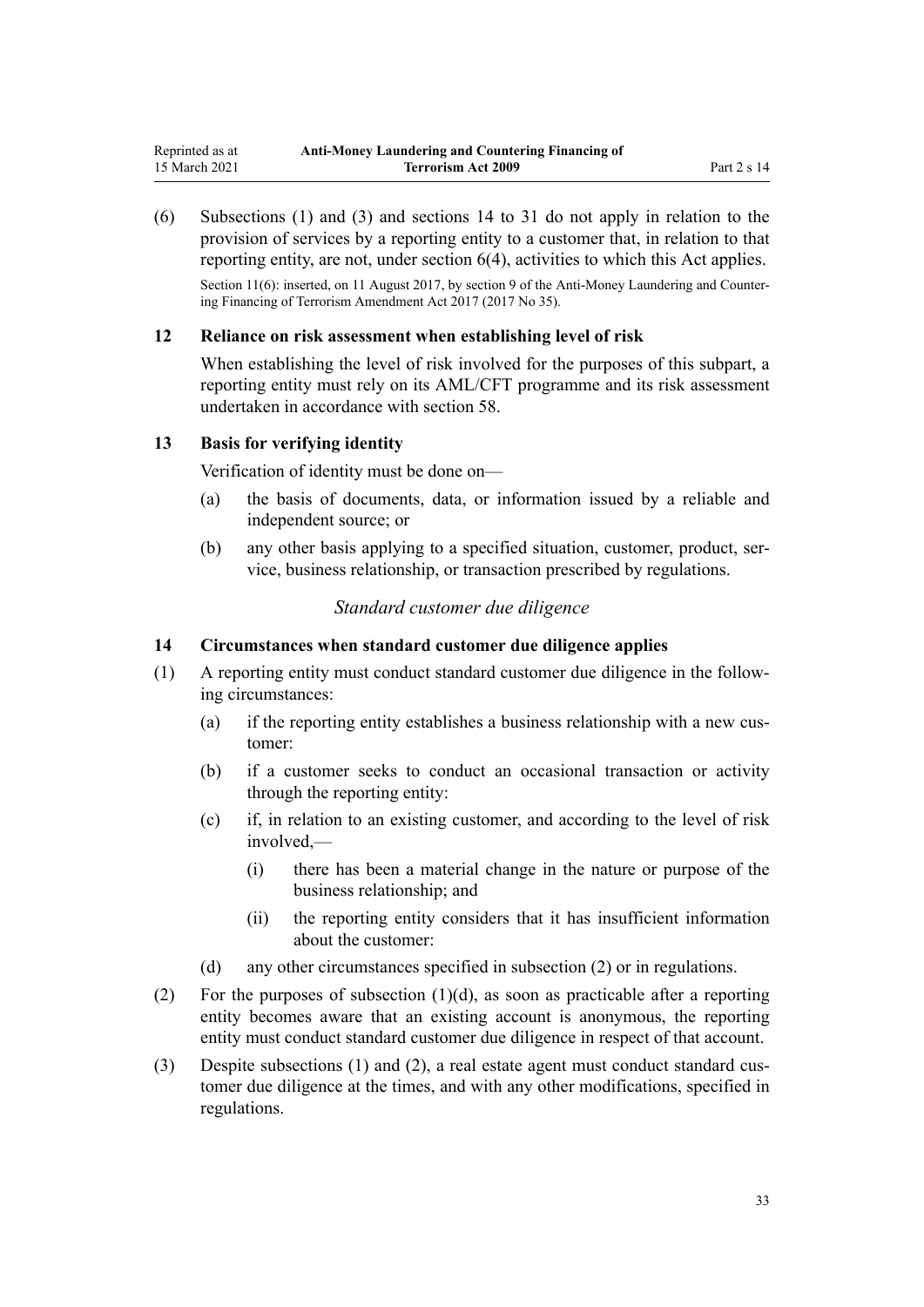(6) Subsections (1) and (3) and sections 14 to 31 do not apply in relation to the provision of services by a reporting entity to a customer that, in relation to that reporting entity, are not, under section 6(4), activities to which this Act applies.

Section 11(6): inserted, on 11 August 2017, by section 9 of the Anti-Money Laundering and Countering Financing of Terrorism Amendment Act 2017 (2017 No 35).

### 12 Reliance on risk assessment when establishing level of risk

When establishing the level of risk involved for the purposes of this subpart, a reporting entity must rely on its AML/CFT programme and its risk assessment undertaken in accordance with section 58.

### 13 Basis for verifying identity

Verification of identity must be done on—

(a) the basis of documents, data, or information issued by a reliable and independent source; or

(b) any other basis applying to a specified situation, customer, product, service, business relationship, or transaction prescribed by regulations.

*Standard customer due diligence*

### 14 Circumstances when standard customer due diligence applies

(1) A reporting entity must conduct standard customer due diligence in the following circumstances:

(a) if the reporting entity establishes a business relationship with a new customer:

(b) if a customer seeks to conduct an occasional transaction or activity through the reporting entity:

(c) if, in relation to an existing customer, and according to the level of risk involved,—

(i) there has been a material change in the nature or purpose of the business relationship; and

(ii) the reporting entity considers that it has insufficient information about the customer:

(d) any other circumstances specified in subsection (2) or in regulations.

(2) For the purposes of subsection (1)(d), as soon as practicable after a reporting entity becomes aware that an existing account is anonymous, the reporting entity must conduct standard customer due diligence in respect of that account.

(3) Despite subsections (1) and (2), a real estate agent must conduct standard customer due diligence at the times, and with any other modifications, specified in regulations.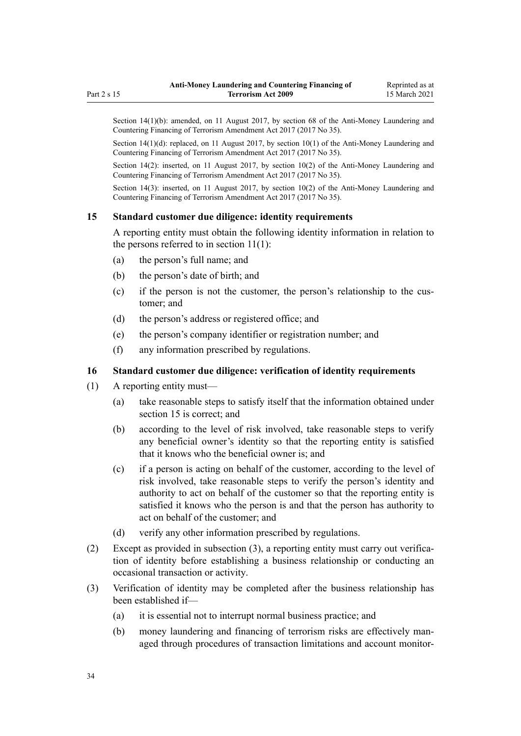Section 14(1)(b): amended, on 11 August 2017, by section 68 of the Anti-Money Laundering and Countering Financing of Terrorism Amendment Act 2017 (2017 No 35).

Section 14(1)(d): replaced, on 11 August 2017, by section 10(1) of the Anti-Money Laundering and Countering Financing of Terrorism Amendment Act 2017 (2017 No 35).

Section 14(2): inserted, on 11 August 2017, by section 10(2) of the Anti-Money Laundering and Countering Financing of Terrorism Amendment Act 2017 (2017 No 35).

Section 14(3): inserted, on 11 August 2017, by section 10(2) of the Anti-Money Laundering and Countering Financing of Terrorism Amendment Act 2017 (2017 No 35).

### 15 Standard customer due diligence: identity requirements

A reporting entity must obtain the following identity information in relation to the persons referred to in section 11(1):

(a) the person's full name; and

(b) the person's date of birth; and

(c) if the person is not the customer, the person's relationship to the customer; and

(d) the person's address or registered office; and

(e) the person's company identifier or registration number; and

(f) any information prescribed by regulations.

### 16 Standard customer due diligence: verification of identity requirements

(1) A reporting entity must—

(a) take reasonable steps to satisfy itself that the information obtained under section 15 is correct; and

(b) according to the level of risk involved, take reasonable steps to verify any beneficial owner's identity so that the reporting entity is satisfied that it knows who the beneficial owner is; and

(c) if a person is acting on behalf of the customer, according to the level of risk involved, take reasonable steps to verify the person's identity and authority to act on behalf of the customer so that the reporting entity is satisfied it knows who the person is and that the person has authority to act on behalf of the customer; and

(d) verify any other information prescribed by regulations.

(2) Except as provided in subsection (3), a reporting entity must carry out verification of identity before establishing a business relationship or conducting an occasional transaction or activity.

(3) Verification of identity may be completed after the business relationship has been established if—

(a) it is essential not to interrupt normal business practice; and

(b) money laundering and financing of terrorism risks are effectively managed through procedures of transaction limitations and account monitor-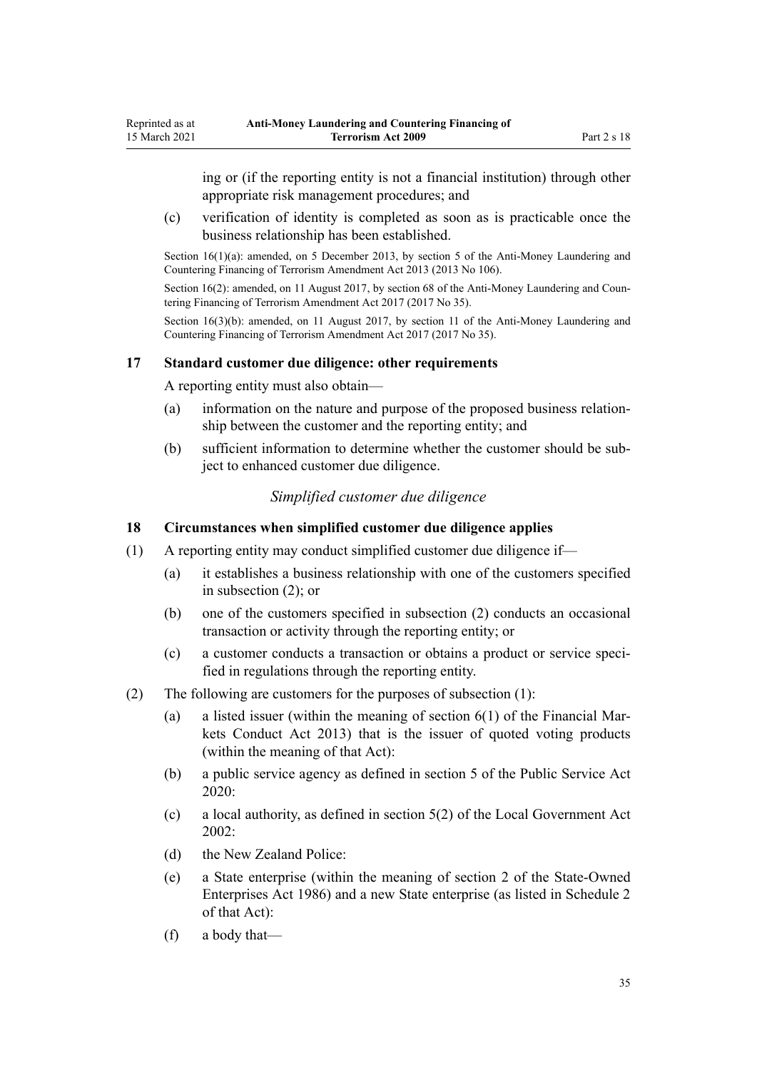ing or (if the reporting entity is not a financial institution) through other appropriate risk management procedures; and

(c) verification of identity is completed as soon as is practicable once the business relationship has been established.

Section 16(1)(a): amended, on 5 December 2013, by section 5 of the Anti-Money Laundering and Countering Financing of Terrorism Amendment Act 2013 (2013 No 106).

Section 16(2): amended, on 11 August 2017, by section 68 of the Anti-Money Laundering and Countering Financing of Terrorism Amendment Act 2017 (2017 No 35).

Section 16(3)(b): amended, on 11 August 2017, by section 11 of the Anti-Money Laundering and Countering Financing of Terrorism Amendment Act 2017 (2017 No 35).

### 17 Standard customer due diligence: other requirements

A reporting entity must also obtain—

(a) information on the nature and purpose of the proposed business relationship between the customer and the reporting entity; and

(b) sufficient information to determine whether the customer should be subject to enhanced customer due diligence.

*Simplified customer due diligence*

### 18 Circumstances when simplified customer due diligence applies

(1) A reporting entity may conduct simplified customer due diligence if—

(a) it establishes a business relationship with one of the customers specified in subsection (2); or

(b) one of the customers specified in subsection (2) conducts an occasional transaction or activity through the reporting entity; or

(c) a customer conducts a transaction or obtains a product or service specified in regulations through the reporting entity.

(2) The following are customers for the purposes of subsection (1):

(a) a listed issuer (within the meaning of section 6(1) of the Financial Markets Conduct Act 2013) that is the issuer of quoted voting products (within the meaning of that Act):

(b) a public service agency as defined in section 5 of the Public Service Act 2020:

(c) a local authority, as defined in section 5(2) of the Local Government Act 2002:

(d) the New Zealand Police:

(e) a State enterprise (within the meaning of section 2 of the State-Owned Enterprises Act 1986) and a new State enterprise (as listed in Schedule 2 of that Act):

(f) a body that—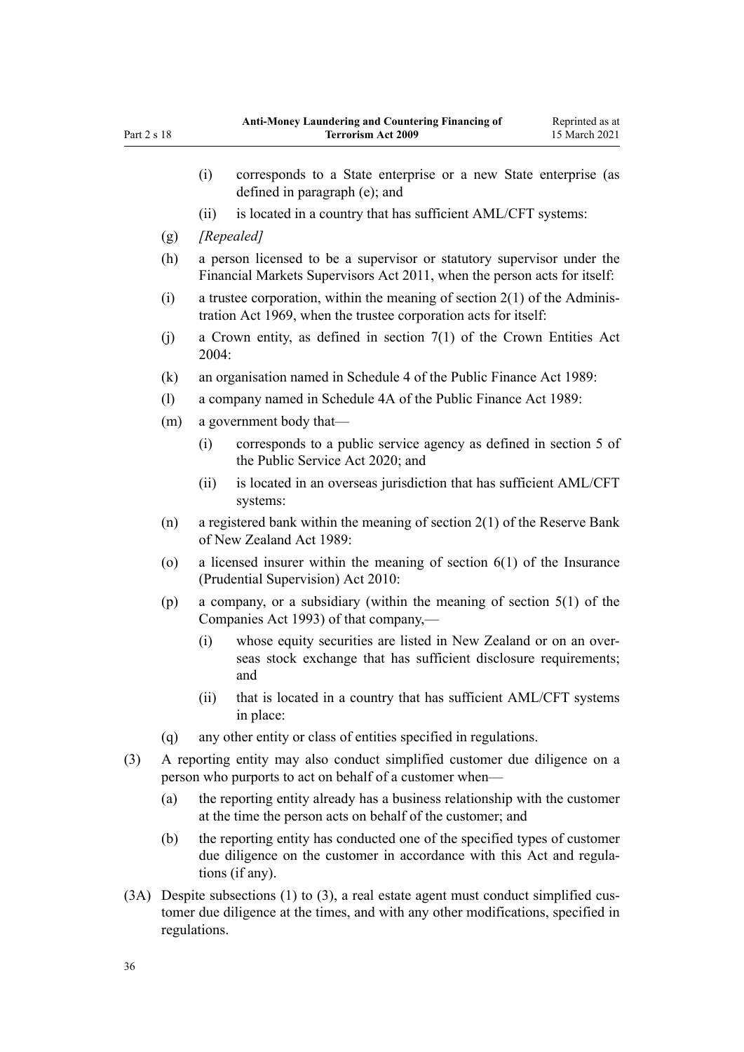(i) corresponds to a State enterprise or a new State enterprise (as defined in paragraph (e); and

(ii) is located in a country that has sufficient AML/CFT systems:

(g) *[Repealed]*

(h) a person licensed to be a supervisor or statutory supervisor under the Financial Markets Supervisors Act 2011, when the person acts for itself:

(i) a trustee corporation, within the meaning of section 2(1) of the Administration Act 1969, when the trustee corporation acts for itself:

(j) a Crown entity, as defined in section 7(1) of the Crown Entities Act 2004:

(k) an organisation named in Schedule 4 of the Public Finance Act 1989:

(l) a company named in Schedule 4A of the Public Finance Act 1989:

(m) a government body that—

(i) corresponds to a public service agency as defined in section 5 of the Public Service Act 2020; and

(ii) is located in an overseas jurisdiction that has sufficient AML/CFT systems:

(n) a registered bank within the meaning of section 2(1) of the Reserve Bank of New Zealand Act 1989:

(o) a licensed insurer within the meaning of section 6(1) of the Insurance (Prudential Supervision) Act 2010:

(p) a company, or a subsidiary (within the meaning of section 5(1) of the Companies Act 1993) of that company,—

(i) whose equity securities are listed in New Zealand or on an overseas stock exchange that has sufficient disclosure requirements; and

(ii) that is located in a country that has sufficient AML/CFT systems in place:

(q) any other entity or class of entities specified in regulations.

(3) A reporting entity may also conduct simplified customer due diligence on a person who purports to act on behalf of a customer when—

(a) the reporting entity already has a business relationship with the customer at the time the person acts on behalf of the customer; and

(b) the reporting entity has conducted one of the specified types of customer due diligence on the customer in accordance with this Act and regulations (if any).

(3A) Despite subsections (1) to (3), a real estate agent must conduct simplified customer due diligence at the times, and with any other modifications, specified in regulations.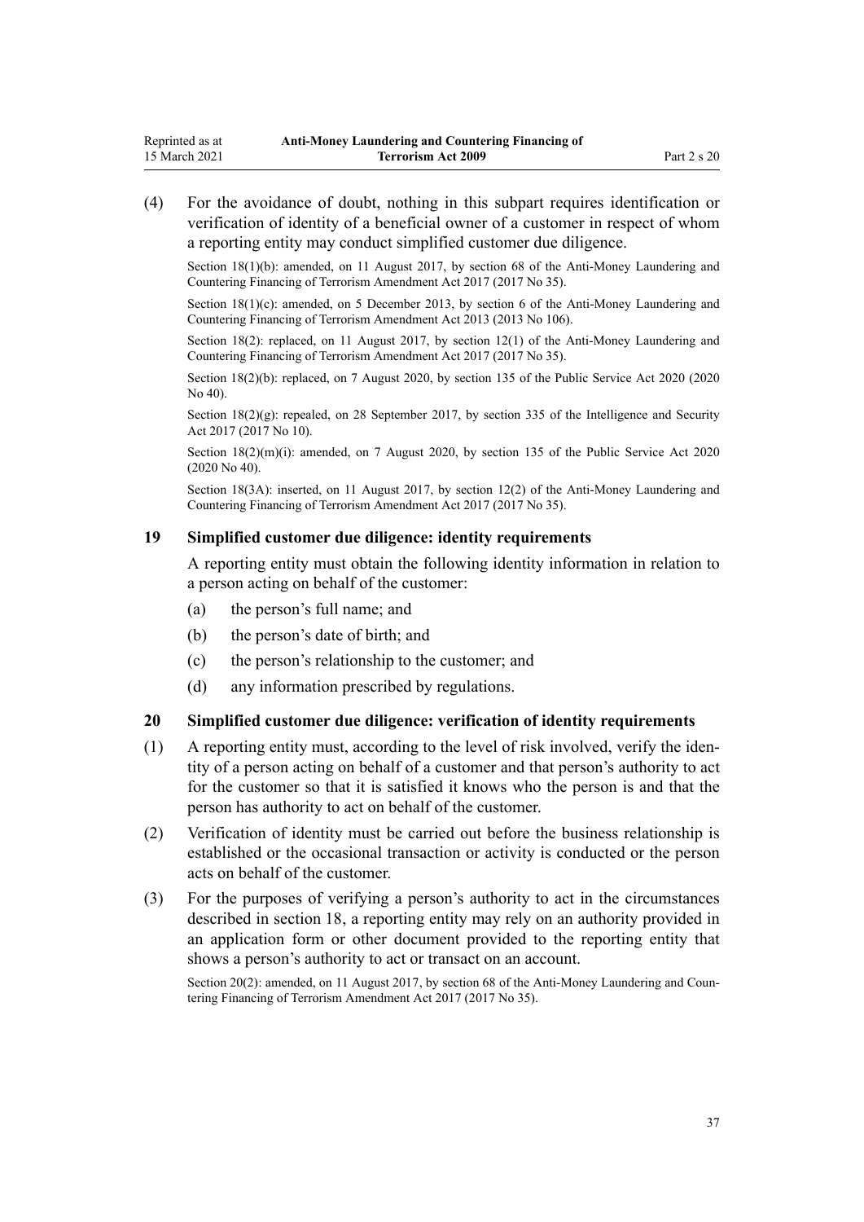(4) For the avoidance of doubt, nothing in this subpart requires identification or verification of identity of a beneficial owner of a customer in respect of whom a reporting entity may conduct simplified customer due diligence.

Section 18(1)(b): amended, on 11 August 2017, by section 68 of the Anti-Money Laundering and Countering Financing of Terrorism Amendment Act 2017 (2017 No 35).

Section 18(1)(c): amended, on 5 December 2013, by section 6 of the Anti-Money Laundering and Countering Financing of Terrorism Amendment Act 2013 (2013 No 106).

Section 18(2): replaced, on 11 August 2017, by section 12(1) of the Anti-Money Laundering and Countering Financing of Terrorism Amendment Act 2017 (2017 No 35).

Section 18(2)(b): replaced, on 7 August 2020, by section 135 of the Public Service Act 2020 (2020 No 40).

Section 18(2)(g): repealed, on 28 September 2017, by section 335 of the Intelligence and Security Act 2017 (2017 No 10).

Section 18(2)(m)(i): amended, on 7 August 2020, by section 135 of the Public Service Act 2020 (2020 No 40).

Section 18(3A): inserted, on 11 August 2017, by section 12(2) of the Anti-Money Laundering and Countering Financing of Terrorism Amendment Act 2017 (2017 No 35).

### 19 Simplified customer due diligence: identity requirements

A reporting entity must obtain the following identity information in relation to a person acting on behalf of the customer:

(a) the person's full name; and

(b) the person's date of birth; and

(c) the person's relationship to the customer; and

(d) any information prescribed by regulations.

### 20 Simplified customer due diligence: verification of identity requirements

(1) A reporting entity must, according to the level of risk involved, verify the identity of a person acting on behalf of a customer and that person's authority to act for the customer so that it is satisfied it knows who the person is and that the person has authority to act on behalf of the customer.

(2) Verification of identity must be carried out before the business relationship is established or the occasional transaction or activity is conducted or the person acts on behalf of the customer.

(3) For the purposes of verifying a person's authority to act in the circumstances described in section 18, a reporting entity may rely on an authority provided in an application form or other document provided to the reporting entity that shows a person's authority to act or transact on an account.

Section 20(2): amended, on 11 August 2017, by section 68 of the Anti-Money Laundering and Countering Financing of Terrorism Amendment Act 2017 (2017 No 35).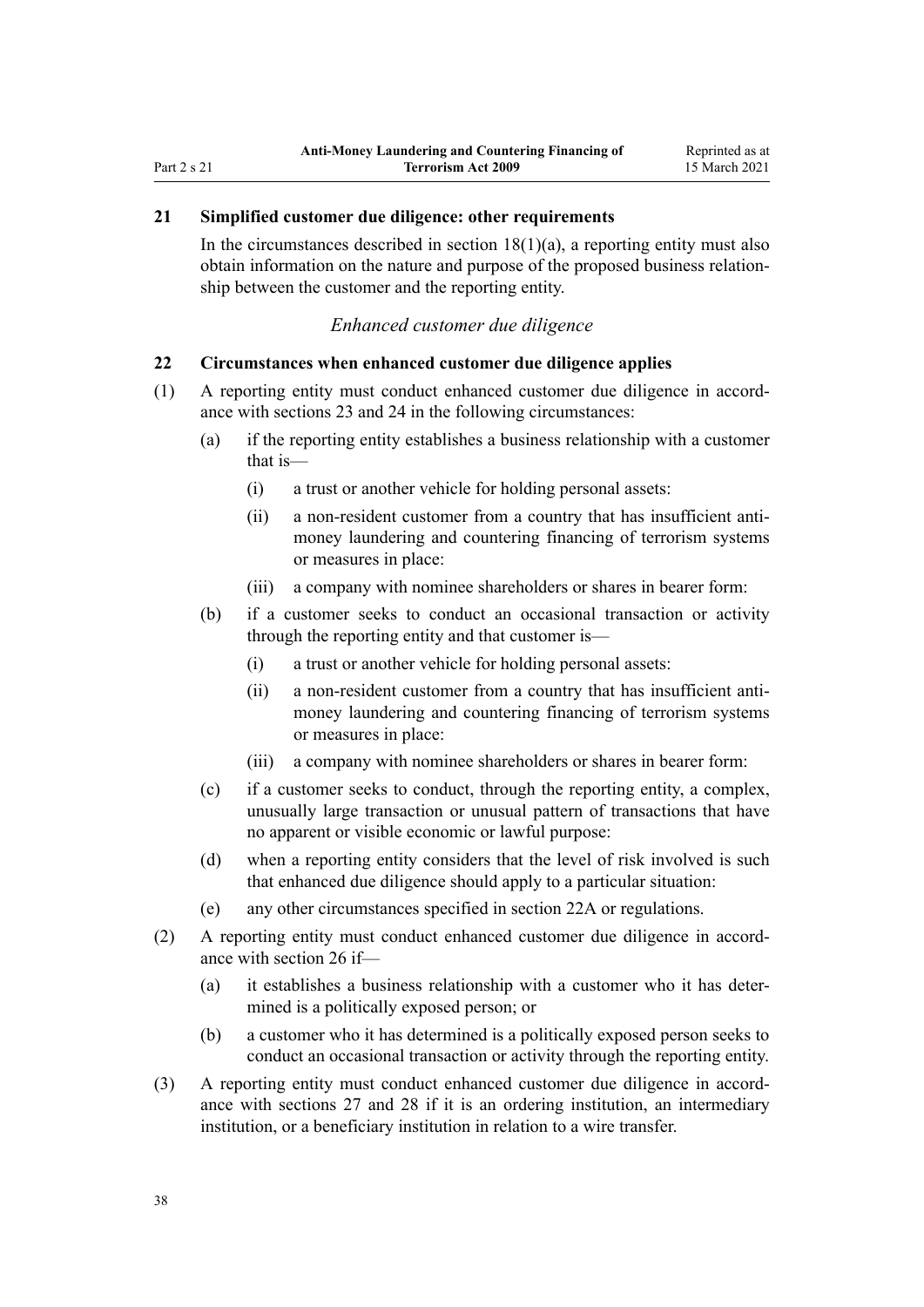## 21 Simplified customer due diligence: other requirements

In the circumstances described in section 18(1)(a), a reporting entity must also obtain information on the nature and purpose of the proposed business relationship between the customer and the reporting entity.

### *Enhanced customer due diligence*

## 22 Circumstances when enhanced customer due diligence applies

(1) A reporting entity must conduct enhanced customer due diligence in accordance with sections 23 and 24 in the following circumstances:

- (a) if the reporting entity establishes a business relationship with a customer that is—
  - (i) a trust or another vehicle for holding personal assets:
  - (ii) a non-resident customer from a country that has insufficient anti-money laundering and countering financing of terrorism systems or measures in place:
  - (iii) a company with nominee shareholders or shares in bearer form:
- (b) if a customer seeks to conduct an occasional transaction or activity through the reporting entity and that customer is—
  - (i) a trust or another vehicle for holding personal assets:
  - (ii) a non-resident customer from a country that has insufficient anti-money laundering and countering financing of terrorism systems or measures in place:
  - (iii) a company with nominee shareholders or shares in bearer form:
- (c) if a customer seeks to conduct, through the reporting entity, a complex, unusually large transaction or unusual pattern of transactions that have no apparent or visible economic or lawful purpose:
- (d) when a reporting entity considers that the level of risk involved is such that enhanced due diligence should apply to a particular situation:
- (e) any other circumstances specified in section 22A or regulations.

(2) A reporting entity must conduct enhanced customer due diligence in accordance with section 26 if—

- (a) it establishes a business relationship with a customer who it has determined is a politically exposed person; or
- (b) a customer who it has determined is a politically exposed person seeks to conduct an occasional transaction or activity through the reporting entity.

(3) A reporting entity must conduct enhanced customer due diligence in accordance with sections 27 and 28 if it is an ordering institution, an intermediary institution, or a beneficiary institution in relation to a wire transfer.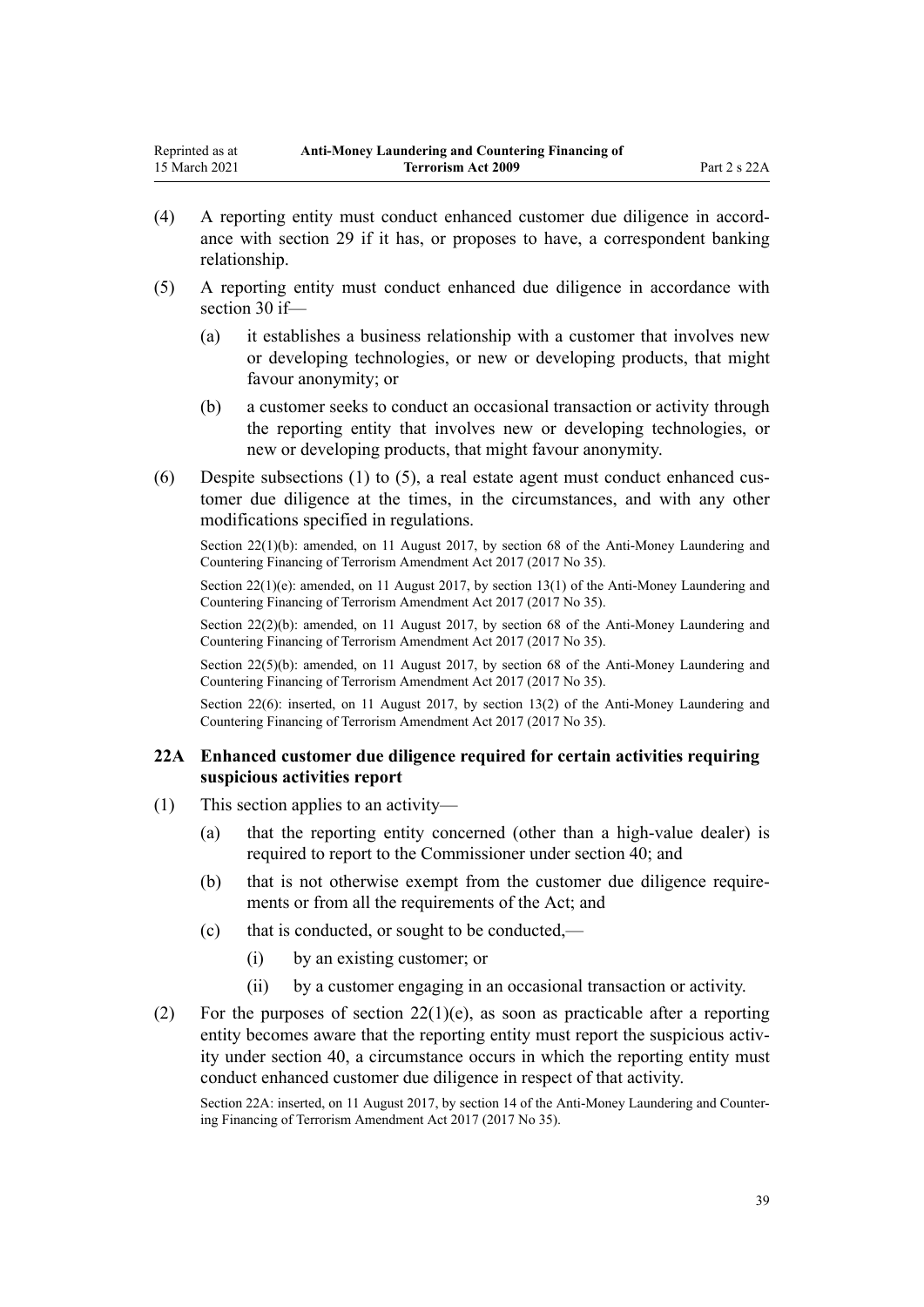(4) A reporting entity must conduct enhanced customer due diligence in accordance with section 29 if it has, or proposes to have, a correspondent banking relationship.

(5) A reporting entity must conduct enhanced due diligence in accordance with section 30 if—

(a) it establishes a business relationship with a customer that involves new or developing technologies, or new or developing products, that might favour anonymity; or

(b) a customer seeks to conduct an occasional transaction or activity through the reporting entity that involves new or developing technologies, or new or developing products, that might favour anonymity.

(6) Despite subsections (1) to (5), a real estate agent must conduct enhanced customer due diligence at the times, in the circumstances, and with any other modifications specified in regulations.

Section 22(1)(b): amended, on 11 August 2017, by section 68 of the Anti-Money Laundering and Countering Financing of Terrorism Amendment Act 2017 (2017 No 35).

Section 22(1)(e): amended, on 11 August 2017, by section 13(1) of the Anti-Money Laundering and Countering Financing of Terrorism Amendment Act 2017 (2017 No 35).

Section 22(2)(b): amended, on 11 August 2017, by section 68 of the Anti-Money Laundering and Countering Financing of Terrorism Amendment Act 2017 (2017 No 35).

Section 22(5)(b): amended, on 11 August 2017, by section 68 of the Anti-Money Laundering and Countering Financing of Terrorism Amendment Act 2017 (2017 No 35).

Section 22(6): inserted, on 11 August 2017, by section 13(2) of the Anti-Money Laundering and Countering Financing of Terrorism Amendment Act 2017 (2017 No 35).

### 22A Enhanced customer due diligence required for certain activities requiring suspicious activities report

(1) This section applies to an activity—

(a) that the reporting entity concerned (other than a high-value dealer) is required to report to the Commissioner under section 40; and

(b) that is not otherwise exempt from the customer due diligence requirements or from all the requirements of the Act; and

(c) that is conducted, or sought to be conducted,—

(i) by an existing customer; or

(ii) by a customer engaging in an occasional transaction or activity.

(2) For the purposes of section 22(1)(e), as soon as practicable after a reporting entity becomes aware that the reporting entity must report the suspicious activity under section 40, a circumstance occurs in which the reporting entity must conduct enhanced customer due diligence in respect of that activity.

Section 22A: inserted, on 11 August 2017, by section 14 of the Anti-Money Laundering and Countering Financing of Terrorism Amendment Act 2017 (2017 No 35).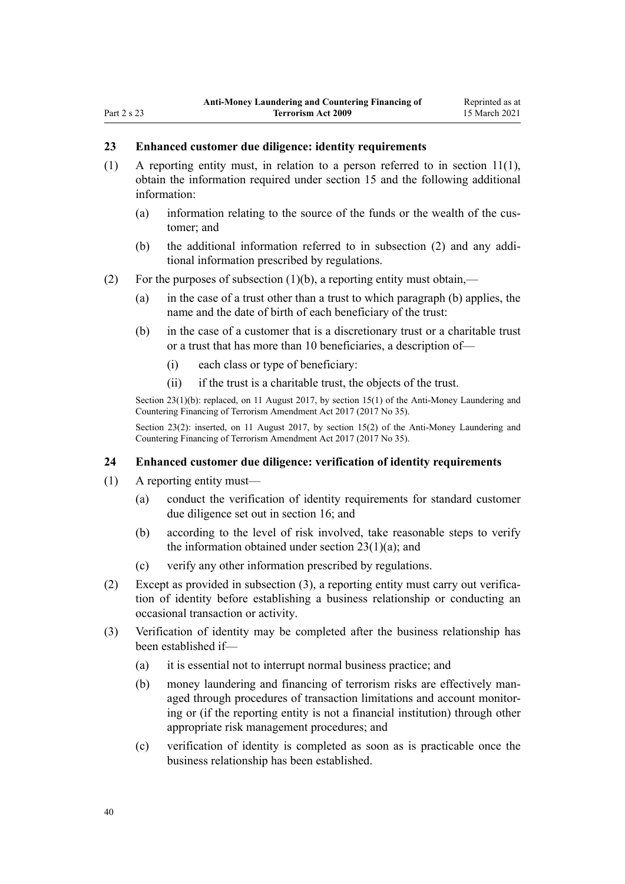### 23 Enhanced customer due diligence: identity requirements

(1) A reporting entity must, in relation to a person referred to in section 11(1), obtain the information required under section 15 and the following additional information:

- (a) information relating to the source of the funds or the wealth of the customer; and
- (b) the additional information referred to in subsection (2) and any additional information prescribed by regulations.

(2) For the purposes of subsection (1)(b), a reporting entity must obtain,—

- (a) in the case of a trust other than a trust to which paragraph (b) applies, the name and the date of birth of each beneficiary of the trust:
- (b) in the case of a customer that is a discretionary trust or a charitable trust or a trust that has more than 10 beneficiaries, a description of—
  - (i) each class or type of beneficiary:
  - (ii) if the trust is a charitable trust, the objects of the trust.

Section 23(1)(b): replaced, on 11 August 2017, by section 15(1) of the Anti-Money Laundering and Countering Financing of Terrorism Amendment Act 2017 (2017 No 35).

Section 23(2): inserted, on 11 August 2017, by section 15(2) of the Anti-Money Laundering and Countering Financing of Terrorism Amendment Act 2017 (2017 No 35).

### 24 Enhanced customer due diligence: verification of identity requirements

(1) A reporting entity must—

- (a) conduct the verification of identity requirements for standard customer due diligence set out in section 16; and
- (b) according to the level of risk involved, take reasonable steps to verify the information obtained under section 23(1)(a); and
- (c) verify any other information prescribed by regulations.

(2) Except as provided in subsection (3), a reporting entity must carry out verification of identity before establishing a business relationship or conducting an occasional transaction or activity.

(3) Verification of identity may be completed after the business relationship has been established if—

- (a) it is essential not to interrupt normal business practice; and
- (b) money laundering and financing of terrorism risks are effectively managed through procedures of transaction limitations and account monitoring or (if the reporting entity is not a financial institution) through other appropriate risk management procedures; and
- (c) verification of identity is completed as soon as is practicable once the business relationship has been established.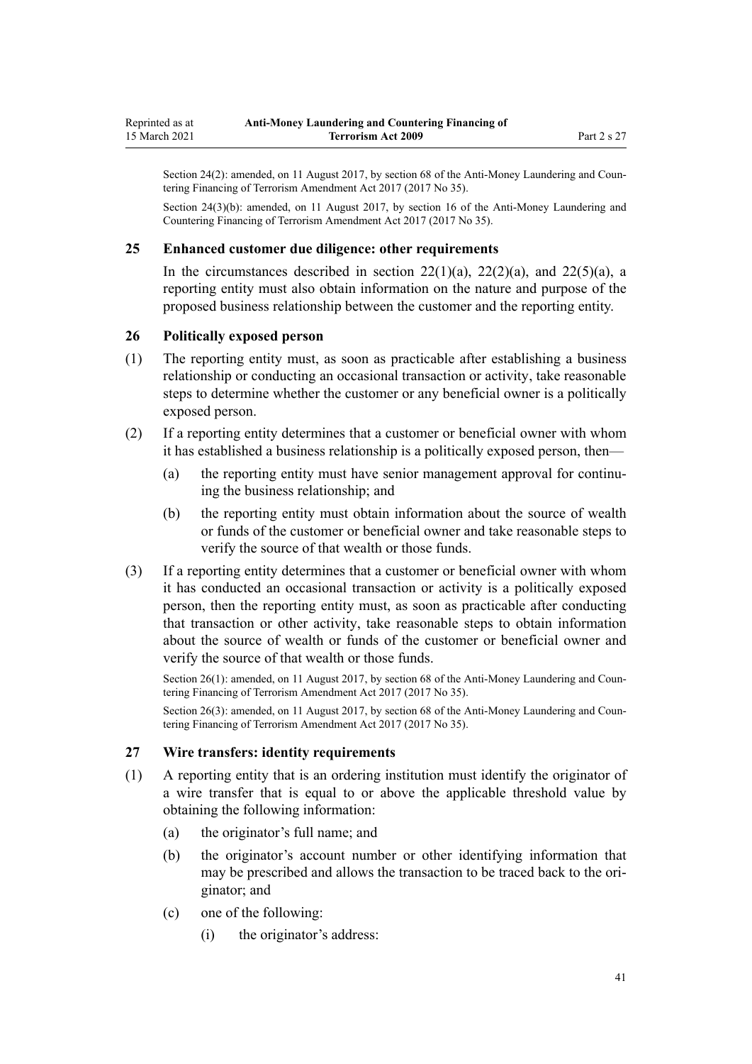Section 24(2): amended, on 11 August 2017, by section 68 of the Anti-Money Laundering and Countering Financing of Terrorism Amendment Act 2017 (2017 No 35).

Section 24(3)(b): amended, on 11 August 2017, by section 16 of the Anti-Money Laundering and Countering Financing of Terrorism Amendment Act 2017 (2017 No 35).

### 25 Enhanced customer due diligence: other requirements

In the circumstances described in section 22(1)(a), 22(2)(a), and 22(5)(a), a reporting entity must also obtain information on the nature and purpose of the proposed business relationship between the customer and the reporting entity.

### 26 Politically exposed person

(1) The reporting entity must, as soon as practicable after establishing a business relationship or conducting an occasional transaction or activity, take reasonable steps to determine whether the customer or any beneficial owner is a politically exposed person.

(2) If a reporting entity determines that a customer or beneficial owner with whom it has established a business relationship is a politically exposed person, then—

- (a) the reporting entity must have senior management approval for continuing the business relationship; and
- (b) the reporting entity must obtain information about the source of wealth or funds of the customer or beneficial owner and take reasonable steps to verify the source of that wealth or those funds.

(3) If a reporting entity determines that a customer or beneficial owner with whom it has conducted an occasional transaction or activity is a politically exposed person, then the reporting entity must, as soon as practicable after conducting that transaction or other activity, take reasonable steps to obtain information about the source of wealth or funds of the customer or beneficial owner and verify the source of that wealth or those funds.

Section 26(1): amended, on 11 August 2017, by section 68 of the Anti-Money Laundering and Countering Financing of Terrorism Amendment Act 2017 (2017 No 35).

Section 26(3): amended, on 11 August 2017, by section 68 of the Anti-Money Laundering and Countering Financing of Terrorism Amendment Act 2017 (2017 No 35).

### 27 Wire transfers: identity requirements

(1) A reporting entity that is an ordering institution must identify the originator of a wire transfer that is equal to or above the applicable threshold value by obtaining the following information:

- (a) the originator's full name; and
- (b) the originator's account number or other identifying information that may be prescribed and allows the transaction to be traced back to the originator; and
- (c) one of the following:
  - (i) the originator's address: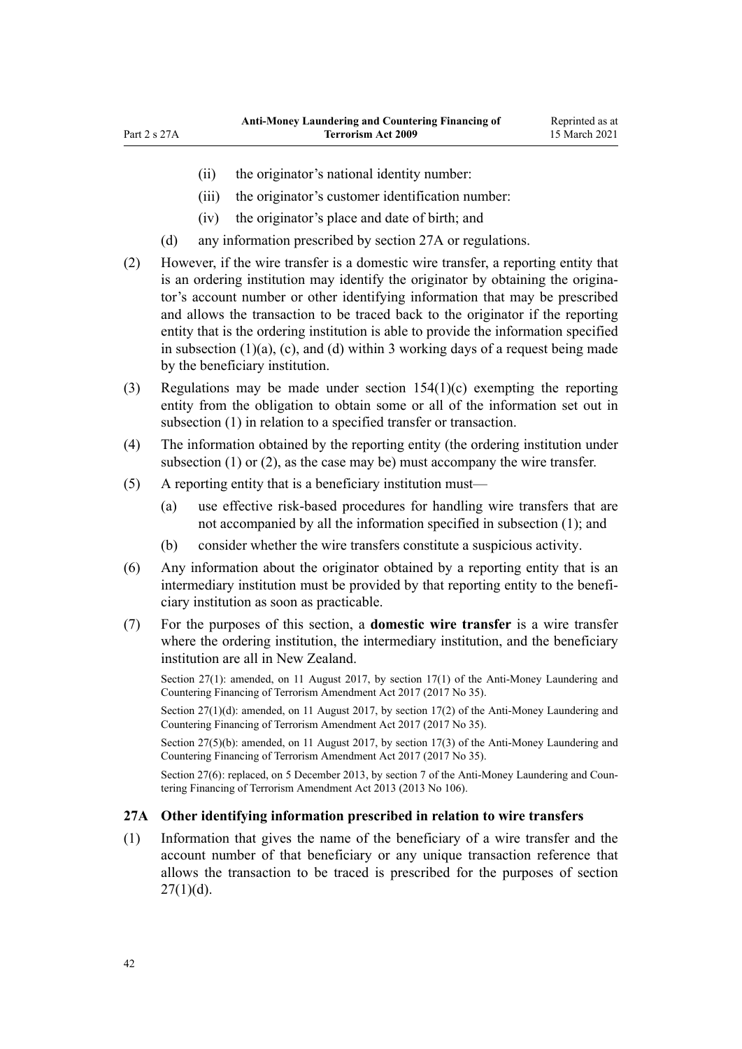(ii) the originator's national identity number:

(iii) the originator's customer identification number:

(iv) the originator's place and date of birth; and

(d) any information prescribed by section 27A or regulations.

(2) However, if the wire transfer is a domestic wire transfer, a reporting entity that is an ordering institution may identify the originator by obtaining the originator's account number or other identifying information that may be prescribed and allows the transaction to be traced back to the originator if the reporting entity that is the ordering institution is able to provide the information specified in subsection (1)(a), (c), and (d) within 3 working days of a request being made by the beneficiary institution.

(3) Regulations may be made under section 154(1)(c) exempting the reporting entity from the obligation to obtain some or all of the information set out in subsection (1) in relation to a specified transfer or transaction.

(4) The information obtained by the reporting entity (the ordering institution under subsection (1) or (2), as the case may be) must accompany the wire transfer.

(5) A reporting entity that is a beneficiary institution must—

(a) use effective risk-based procedures for handling wire transfers that are not accompanied by all the information specified in subsection (1); and

(b) consider whether the wire transfers constitute a suspicious activity.

(6) Any information about the originator obtained by a reporting entity that is an intermediary institution must be provided by that reporting entity to the beneficiary institution as soon as practicable.

(7) For the purposes of this section, a **domestic wire transfer** is a wire transfer where the ordering institution, the intermediary institution, and the beneficiary institution are all in New Zealand.

Section 27(1): amended, on 11 August 2017, by section 17(1) of the Anti-Money Laundering and Countering Financing of Terrorism Amendment Act 2017 (2017 No 35).

Section 27(1)(d): amended, on 11 August 2017, by section 17(2) of the Anti-Money Laundering and Countering Financing of Terrorism Amendment Act 2017 (2017 No 35).

Section 27(5)(b): amended, on 11 August 2017, by section 17(3) of the Anti-Money Laundering and Countering Financing of Terrorism Amendment Act 2017 (2017 No 35).

Section 27(6): replaced, on 5 December 2013, by section 7 of the Anti-Money Laundering and Countering Financing of Terrorism Amendment Act 2013 (2013 No 106).

### 27A Other identifying information prescribed in relation to wire transfers

(1) Information that gives the name of the beneficiary of a wire transfer and the account number of that beneficiary or any unique transaction reference that allows the transaction to be traced is prescribed for the purposes of section 27(1)(d).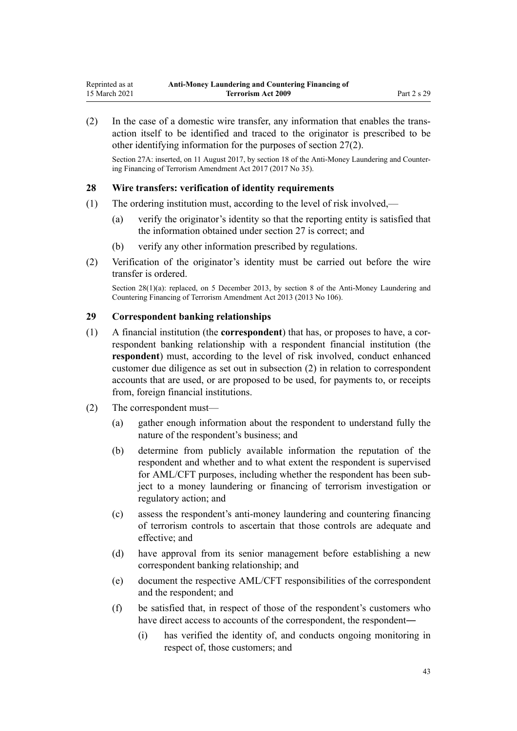(2) In the case of a domestic wire transfer, any information that enables the transaction itself to be identified and traced to the originator is prescribed to be other identifying information for the purposes of section 27(2).

Section 27A: inserted, on 11 August 2017, by section 18 of the Anti-Money Laundering and Countering Financing of Terrorism Amendment Act 2017 (2017 No 35).

### 28 Wire transfers: verification of identity requirements

(1) The ordering institution must, according to the level of risk involved,—

(a) verify the originator's identity so that the reporting entity is satisfied that the information obtained under section 27 is correct; and

(b) verify any other information prescribed by regulations.

(2) Verification of the originator's identity must be carried out before the wire transfer is ordered.

Section 28(1)(a): replaced, on 5 December 2013, by section 8 of the Anti-Money Laundering and Countering Financing of Terrorism Amendment Act 2013 (2013 No 106).

### 29 Correspondent banking relationships

(1) A financial institution (the **correspondent**) that has, or proposes to have, a correspondent banking relationship with a respondent financial institution (the **respondent**) must, according to the level of risk involved, conduct enhanced customer due diligence as set out in subsection (2) in relation to correspondent accounts that are used, or are proposed to be used, for payments to, or receipts from, foreign financial institutions.

(2) The correspondent must—

(a) gather enough information about the respondent to understand fully the nature of the respondent's business; and

(b) determine from publicly available information the reputation of the respondent and whether and to what extent the respondent is supervised for AML/CFT purposes, including whether the respondent has been subject to a money laundering or financing of terrorism investigation or regulatory action; and

(c) assess the respondent's anti-money laundering and countering financing of terrorism controls to ascertain that those controls are adequate and effective; and

(d) have approval from its senior management before establishing a new correspondent banking relationship; and

(e) document the respective AML/CFT responsibilities of the correspondent and the respondent; and

(f) be satisfied that, in respect of those of the respondent's customers who have direct access to accounts of the correspondent, the respondent—

(i) has verified the identity of, and conducts ongoing monitoring in respect of, those customers; and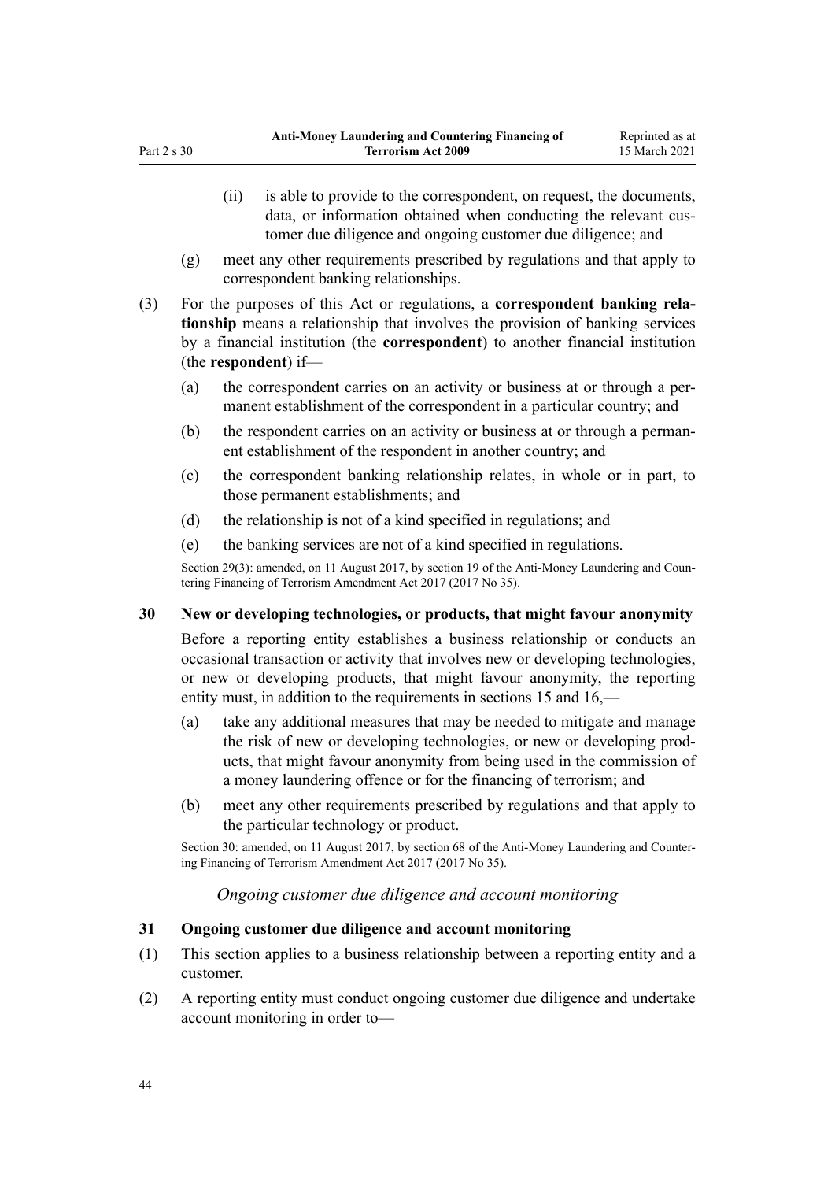(ii) is able to provide to the correspondent, on request, the documents, data, or information obtained when conducting the relevant customer due diligence and ongoing customer due diligence; and

 (g) meet any other requirements prescribed by regulations and that apply to correspondent banking relationships.

(3) For the purposes of this Act or regulations, a **correspondent banking relationship** means a relationship that involves the provision of banking services by a financial institution (the **correspondent**) to another financial institution (the **respondent**) if—

 (a) the correspondent carries on an activity or business at or through a permanent establishment of the correspondent in a particular country; and

 (b) the respondent carries on an activity or business at or through a permanent establishment of the respondent in another country; and

 (c) the correspondent banking relationship relates, in whole or in part, to those permanent establishments; and

 (d) the relationship is not of a kind specified in regulations; and

 (e) the banking services are not of a kind specified in regulations.

Section 29(3): amended, on 11 August 2017, by section 19 of the Anti-Money Laundering and Countering Financing of Terrorism Amendment Act 2017 (2017 No 35).

### 30 New or developing technologies, or products, that might favour anonymity

Before a reporting entity establishes a business relationship or conducts an occasional transaction or activity that involves new or developing technologies, or new or developing products, that might favour anonymity, the reporting entity must, in addition to the requirements in sections 15 and 16,—

 (a) take any additional measures that may be needed to mitigate and manage the risk of new or developing technologies, or new or developing products, that might favour anonymity from being used in the commission of a money laundering offence or for the financing of terrorism; and

 (b) meet any other requirements prescribed by regulations and that apply to the particular technology or product.

Section 30: amended, on 11 August 2017, by section 68 of the Anti-Money Laundering and Countering Financing of Terrorism Amendment Act 2017 (2017 No 35).

*Ongoing customer due diligence and account monitoring*

### 31 Ongoing customer due diligence and account monitoring

(1) This section applies to a business relationship between a reporting entity and a customer.

(2) A reporting entity must conduct ongoing customer due diligence and undertake account monitoring in order to—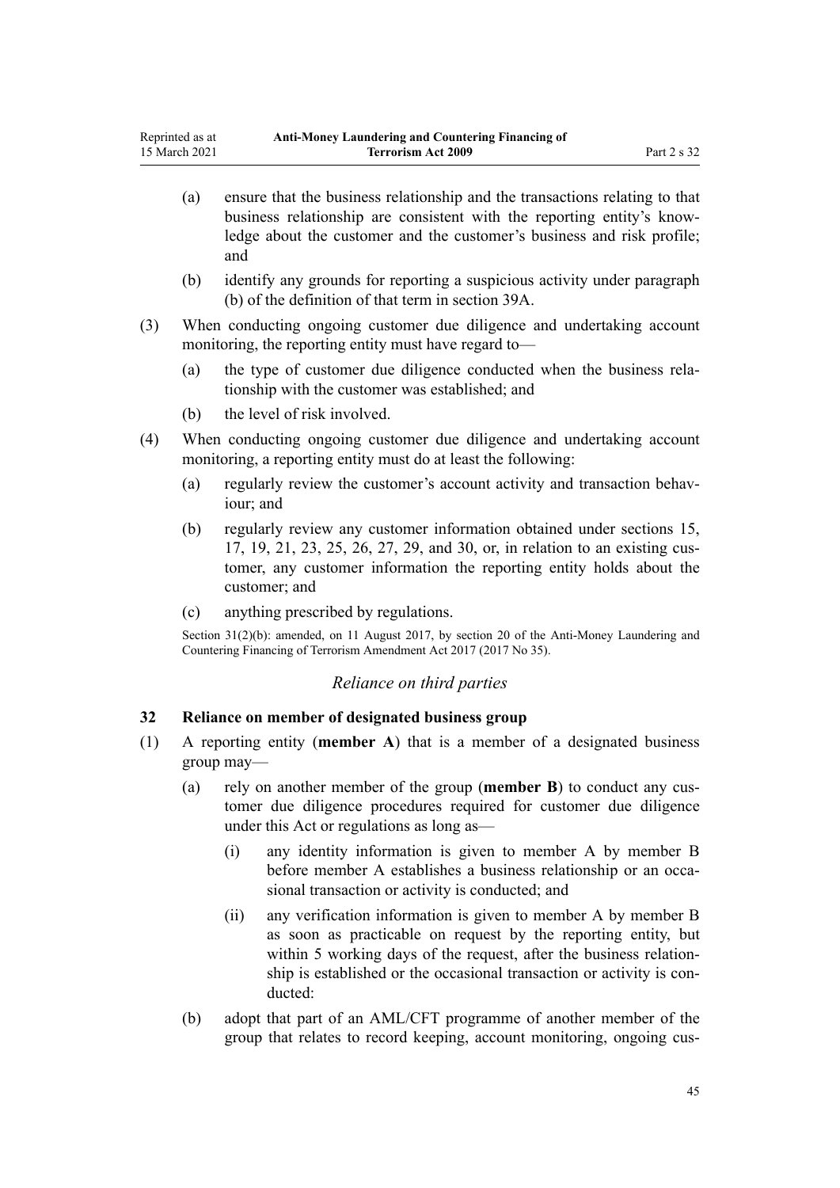(a) ensure that the business relationship and the transactions relating to that business relationship are consistent with the reporting entity's knowledge about the customer and the customer's business and risk profile; and

(b) identify any grounds for reporting a suspicious activity under paragraph (b) of the definition of that term in section 39A.

(3) When conducting ongoing customer due diligence and undertaking account monitoring, the reporting entity must have regard to—

(a) the type of customer due diligence conducted when the business relationship with the customer was established; and

(b) the level of risk involved.

(4) When conducting ongoing customer due diligence and undertaking account monitoring, a reporting entity must do at least the following:

(a) regularly review the customer's account activity and transaction behaviour; and

(b) regularly review any customer information obtained under sections 15, 17, 19, 21, 23, 25, 26, 27, 29, and 30, or, in relation to an existing customer, any customer information the reporting entity holds about the customer; and

(c) anything prescribed by regulations.

Section 31(2)(b): amended, on 11 August 2017, by section 20 of the Anti-Money Laundering and Countering Financing of Terrorism Amendment Act 2017 (2017 No 35).

*Reliance on third parties*

### 32 Reliance on member of designated business group

(1) A reporting entity (**member A**) that is a member of a designated business group may—

(a) rely on another member of the group (**member B**) to conduct any customer due diligence procedures required for customer due diligence under this Act or regulations as long as—

(i) any identity information is given to member A by member B before member A establishes a business relationship or an occasional transaction or activity is conducted; and

(ii) any verification information is given to member A by member B as soon as practicable on request by the reporting entity, but within 5 working days of the request, after the business relationship is established or the occasional transaction or activity is conducted:

(b) adopt that part of an AML/CFT programme of another member of the group that relates to record keeping, account monitoring, ongoing cus-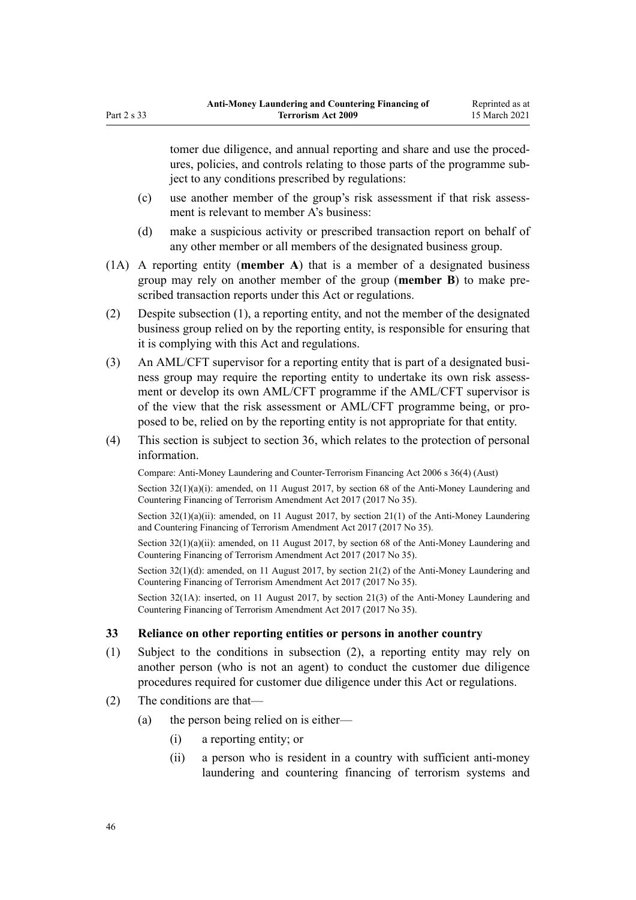tomer due diligence, and annual reporting and share and use the procedures, policies, and controls relating to those parts of the programme subject to any conditions prescribed by regulations:

(c) use another member of the group's risk assessment if that risk assessment is relevant to member A's business:

(d) make a suspicious activity or prescribed transaction report on behalf of any other member or all members of the designated business group.

(1A) A reporting entity (**member A**) that is a member of a designated business group may rely on another member of the group (**member B**) to make prescribed transaction reports under this Act or regulations.

(2) Despite subsection (1), a reporting entity, and not the member of the designated business group relied on by the reporting entity, is responsible for ensuring that it is complying with this Act and regulations.

(3) An AML/CFT supervisor for a reporting entity that is part of a designated business group may require the reporting entity to undertake its own risk assessment or develop its own AML/CFT programme if the AML/CFT supervisor is of the view that the risk assessment or AML/CFT programme being, or proposed to be, relied on by the reporting entity is not appropriate for that entity.

(4) This section is subject to section 36, which relates to the protection of personal information.

Compare: Anti-Money Laundering and Counter-Terrorism Financing Act 2006 s 36(4) (Aust)

Section 32(1)(a)(i): amended, on 11 August 2017, by section 68 of the Anti-Money Laundering and Countering Financing of Terrorism Amendment Act 2017 (2017 No 35).

Section 32(1)(a)(ii): amended, on 11 August 2017, by section 21(1) of the Anti-Money Laundering and Countering Financing of Terrorism Amendment Act 2017 (2017 No 35).

Section 32(1)(a)(ii): amended, on 11 August 2017, by section 68 of the Anti-Money Laundering and Countering Financing of Terrorism Amendment Act 2017 (2017 No 35).

Section 32(1)(d): amended, on 11 August 2017, by section 21(2) of the Anti-Money Laundering and Countering Financing of Terrorism Amendment Act 2017 (2017 No 35).

Section 32(1A): inserted, on 11 August 2017, by section 21(3) of the Anti-Money Laundering and Countering Financing of Terrorism Amendment Act 2017 (2017 No 35).

### 33 Reliance on other reporting entities or persons in another country

(1) Subject to the conditions in subsection (2), a reporting entity may rely on another person (who is not an agent) to conduct the customer due diligence procedures required for customer due diligence under this Act or regulations.

(2) The conditions are that—

(a) the person being relied on is either—

(i) a reporting entity; or

(ii) a person who is resident in a country with sufficient anti-money laundering and countering financing of terrorism systems and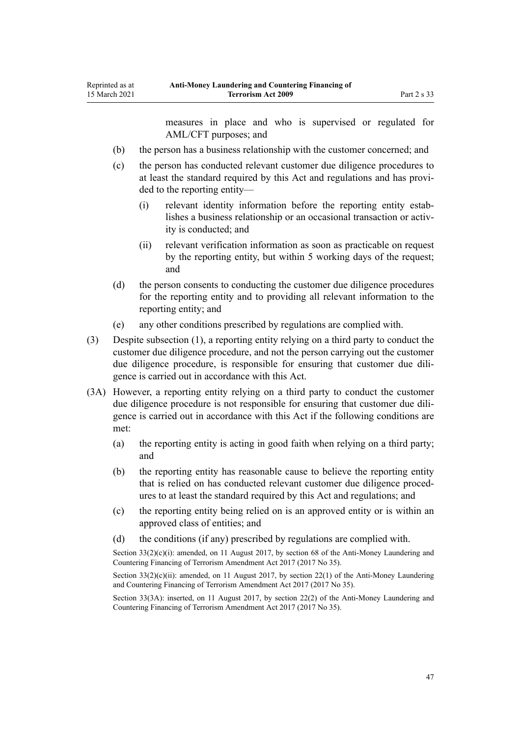measures in place and who is supervised or regulated for AML/CFT purposes; and

(b) the person has a business relationship with the customer concerned; and

(c) the person has conducted relevant customer due diligence procedures to at least the standard required by this Act and regulations and has provided to the reporting entity—

  (i) relevant identity information before the reporting entity establishes a business relationship or an occasional transaction or activity is conducted; and

  (ii) relevant verification information as soon as practicable on request by the reporting entity, but within 5 working days of the request; and

(d) the person consents to conducting the customer due diligence procedures for the reporting entity and to providing all relevant information to the reporting entity; and

(e) any other conditions prescribed by regulations are complied with.

(3) Despite subsection (1), a reporting entity relying on a third party to conduct the customer due diligence procedure, and not the person carrying out the customer due diligence procedure, is responsible for ensuring that customer due diligence is carried out in accordance with this Act.

(3A) However, a reporting entity relying on a third party to conduct the customer due diligence procedure is not responsible for ensuring that customer due diligence is carried out in accordance with this Act if the following conditions are met:

(a) the reporting entity is acting in good faith when relying on a third party; and

(b) the reporting entity has reasonable cause to believe the reporting entity that is relied on has conducted relevant customer due diligence procedures to at least the standard required by this Act and regulations; and

(c) the reporting entity being relied on is an approved entity or is within an approved class of entities; and

(d) the conditions (if any) prescribed by regulations are complied with.

Section 33(2)(c)(i): amended, on 11 August 2017, by section 68 of the Anti-Money Laundering and Countering Financing of Terrorism Amendment Act 2017 (2017 No 35).

Section 33(2)(c)(ii): amended, on 11 August 2017, by section 22(1) of the Anti-Money Laundering and Countering Financing of Terrorism Amendment Act 2017 (2017 No 35).

Section 33(3A): inserted, on 11 August 2017, by section 22(2) of the Anti-Money Laundering and Countering Financing of Terrorism Amendment Act 2017 (2017 No 35).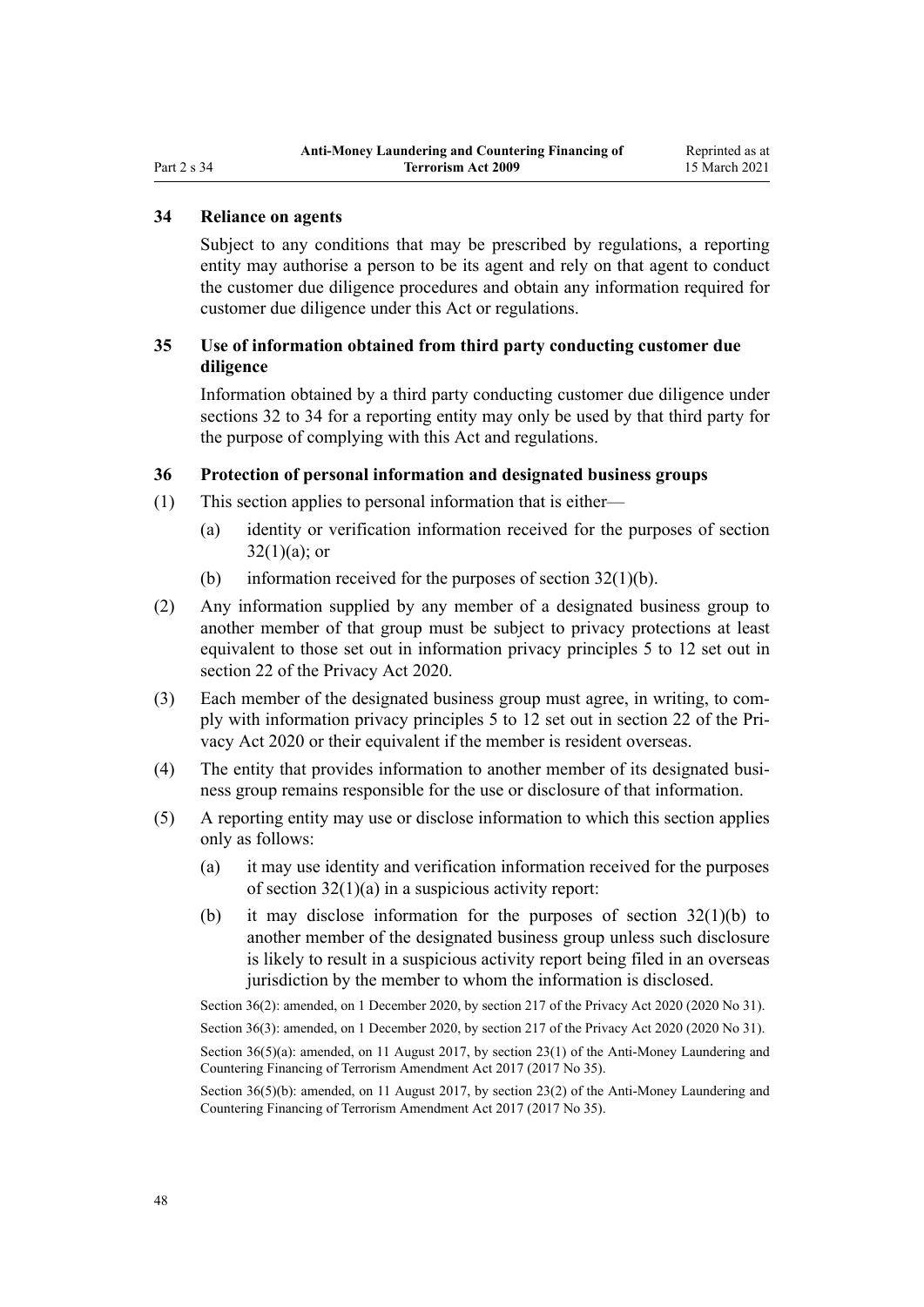### 34 Reliance on agents

Subject to any conditions that may be prescribed by regulations, a reporting entity may authorise a person to be its agent and rely on that agent to conduct the customer due diligence procedures and obtain any information required for customer due diligence under this Act or regulations.

### 35 Use of information obtained from third party conducting customer due diligence

Information obtained by a third party conducting customer due diligence under sections 32 to 34 for a reporting entity may only be used by that third party for the purpose of complying with this Act and regulations.

### 36 Protection of personal information and designated business groups

(1) This section applies to personal information that is either—

- (a) identity or verification information received for the purposes of section 32(1)(a); or
- (b) information received for the purposes of section 32(1)(b).

(2) Any information supplied by any member of a designated business group to another member of that group must be subject to privacy protections at least equivalent to those set out in information privacy principles 5 to 12 set out in section 22 of the Privacy Act 2020.

(3) Each member of the designated business group must agree, in writing, to comply with information privacy principles 5 to 12 set out in section 22 of the Privacy Act 2020 or their equivalent if the member is resident overseas.

(4) The entity that provides information to another member of its designated business group remains responsible for the use or disclosure of that information.

(5) A reporting entity may use or disclose information to which this section applies only as follows:

- (a) it may use identity and verification information received for the purposes of section 32(1)(a) in a suspicious activity report:
- (b) it may disclose information for the purposes of section 32(1)(b) to another member of the designated business group unless such disclosure is likely to result in a suspicious activity report being filed in an overseas jurisdiction by the member to whom the information is disclosed.

Section 36(2): amended, on 1 December 2020, by section 217 of the Privacy Act 2020 (2020 No 31).

Section 36(3): amended, on 1 December 2020, by section 217 of the Privacy Act 2020 (2020 No 31).

Section 36(5)(a): amended, on 11 August 2017, by section 23(1) of the Anti-Money Laundering and Countering Financing of Terrorism Amendment Act 2017 (2017 No 35).

Section 36(5)(b): amended, on 11 August 2017, by section 23(2) of the Anti-Money Laundering and Countering Financing of Terrorism Amendment Act 2017 (2017 No 35).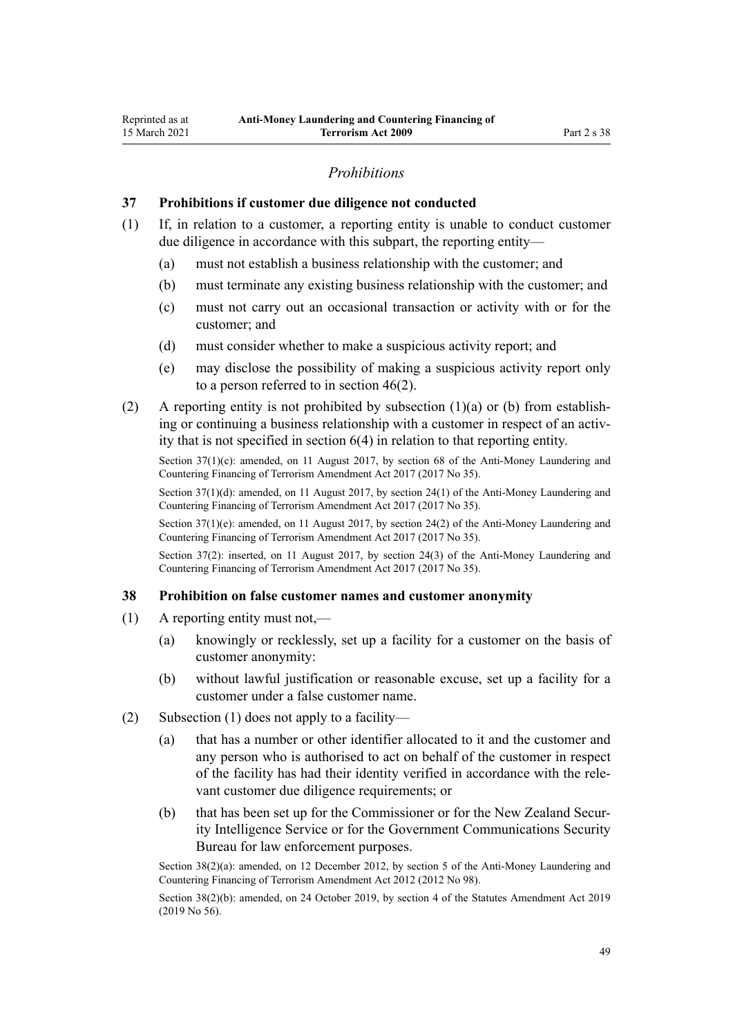## *Prohibitions*

### 37 Prohibitions if customer due diligence not conducted

(1) If, in relation to a customer, a reporting entity is unable to conduct customer due diligence in accordance with this subpart, the reporting entity—

   (a) must not establish a business relationship with the customer; and

   (b) must terminate any existing business relationship with the customer; and

   (c) must not carry out an occasional transaction or activity with or for the customer; and

   (d) must consider whether to make a suspicious activity report; and

   (e) may disclose the possibility of making a suspicious activity report only to a person referred to in section 46(2).

(2) A reporting entity is not prohibited by subsection (1)(a) or (b) from establishing or continuing a business relationship with a customer in respect of an activity that is not specified in section 6(4) in relation to that reporting entity.

Section 37(1)(c): amended, on 11 August 2017, by section 68 of the Anti-Money Laundering and Countering Financing of Terrorism Amendment Act 2017 (2017 No 35).

Section 37(1)(d): amended, on 11 August 2017, by section 24(1) of the Anti-Money Laundering and Countering Financing of Terrorism Amendment Act 2017 (2017 No 35).

Section 37(1)(e): amended, on 11 August 2017, by section 24(2) of the Anti-Money Laundering and Countering Financing of Terrorism Amendment Act 2017 (2017 No 35).

Section 37(2): inserted, on 11 August 2017, by section 24(3) of the Anti-Money Laundering and Countering Financing of Terrorism Amendment Act 2017 (2017 No 35).

### 38 Prohibition on false customer names and customer anonymity

(1) A reporting entity must not,—

   (a) knowingly or recklessly, set up a facility for a customer on the basis of customer anonymity:

   (b) without lawful justification or reasonable excuse, set up a facility for a customer under a false customer name.

(2) Subsection (1) does not apply to a facility—

   (a) that has a number or other identifier allocated to it and the customer and any person who is authorised to act on behalf of the customer in respect of the facility has had their identity verified in accordance with the relevant customer due diligence requirements; or

   (b) that has been set up for the Commissioner or for the New Zealand Security Intelligence Service or for the Government Communications Security Bureau for law enforcement purposes.

Section 38(2)(a): amended, on 12 December 2012, by section 5 of the Anti-Money Laundering and Countering Financing of Terrorism Amendment Act 2012 (2012 No 98).

Section 38(2)(b): amended, on 24 October 2019, by section 4 of the Statutes Amendment Act 2019 (2019 No 56).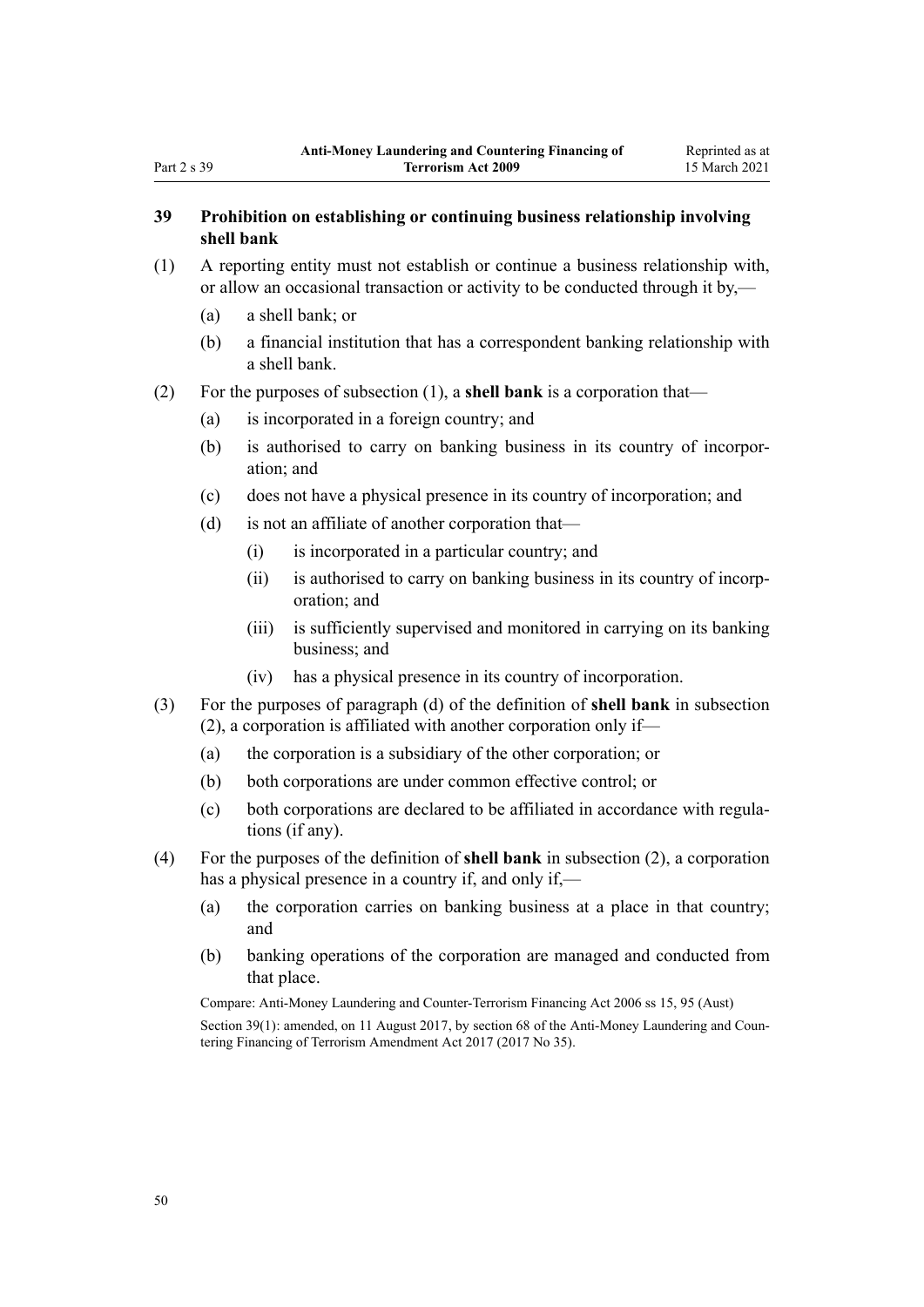### 39 Prohibition on establishing or continuing business relationship involving shell bank

(1) A reporting entity must not establish or continue a business relationship with, or allow an occasional transaction or activity to be conducted through it by,—

(a) a shell bank; or

(b) a financial institution that has a correspondent banking relationship with a shell bank.

(2) For the purposes of subsection (1), a **shell bank** is a corporation that—

(a) is incorporated in a foreign country; and

(b) is authorised to carry on banking business in its country of incorporation; and

(c) does not have a physical presence in its country of incorporation; and

(d) is not an affiliate of another corporation that—

(i) is incorporated in a particular country; and

(ii) is authorised to carry on banking business in its country of incorporation; and

(iii) is sufficiently supervised and monitored in carrying on its banking business; and

(iv) has a physical presence in its country of incorporation.

(3) For the purposes of paragraph (d) of the definition of **shell bank** in subsection (2), a corporation is affiliated with another corporation only if—

(a) the corporation is a subsidiary of the other corporation; or

(b) both corporations are under common effective control; or

(c) both corporations are declared to be affiliated in accordance with regulations (if any).

(4) For the purposes of the definition of **shell bank** in subsection (2), a corporation has a physical presence in a country if, and only if,—

(a) the corporation carries on banking business at a place in that country; and

(b) banking operations of the corporation are managed and conducted from that place.

Compare: Anti-Money Laundering and Counter-Terrorism Financing Act 2006 ss 15, 95 (Aust)

Section 39(1): amended, on 11 August 2017, by section 68 of the Anti-Money Laundering and Countering Financing of Terrorism Amendment Act 2017 (2017 No 35).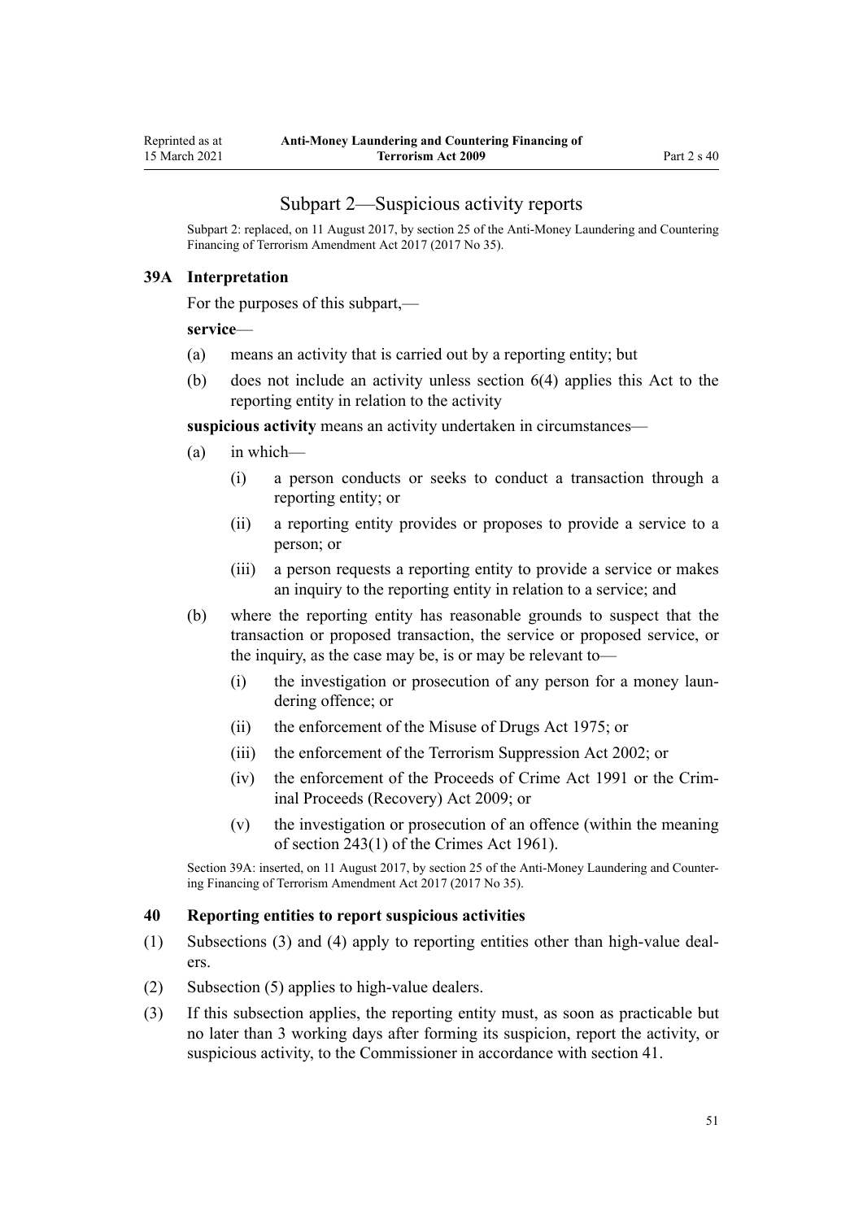## Subpart 2—Suspicious activity reports

Subpart 2: replaced, on 11 August 2017, by section 25 of the Anti-Money Laundering and Countering Financing of Terrorism Amendment Act 2017 (2017 No 35).

### 39A Interpretation

For the purposes of this subpart,—

**service**—

(a) means an activity that is carried out by a reporting entity; but

(b) does not include an activity unless section 6(4) applies this Act to the reporting entity in relation to the activity

**suspicious activity** means an activity undertaken in circumstances—

(a) in which—

(i) a person conducts or seeks to conduct a transaction through a reporting entity; or

(ii) a reporting entity provides or proposes to provide a service to a person; or

(iii) a person requests a reporting entity to provide a service or makes an inquiry to the reporting entity in relation to a service; and

(b) where the reporting entity has reasonable grounds to suspect that the transaction or proposed transaction, the service or proposed service, or the inquiry, as the case may be, is or may be relevant to—

(i) the investigation or prosecution of any person for a money laundering offence; or

(ii) the enforcement of the Misuse of Drugs Act 1975; or

(iii) the enforcement of the Terrorism Suppression Act 2002; or

(iv) the enforcement of the Proceeds of Crime Act 1991 or the Criminal Proceeds (Recovery) Act 2009; or

(v) the investigation or prosecution of an offence (within the meaning of section 243(1) of the Crimes Act 1961).

Section 39A: inserted, on 11 August 2017, by section 25 of the Anti-Money Laundering and Countering Financing of Terrorism Amendment Act 2017 (2017 No 35).

### 40 Reporting entities to report suspicious activities

(1) Subsections (3) and (4) apply to reporting entities other than high-value dealers.

(2) Subsection (5) applies to high-value dealers.

(3) If this subsection applies, the reporting entity must, as soon as practicable but no later than 3 working days after forming its suspicion, report the activity, or suspicious activity, to the Commissioner in accordance with section 41.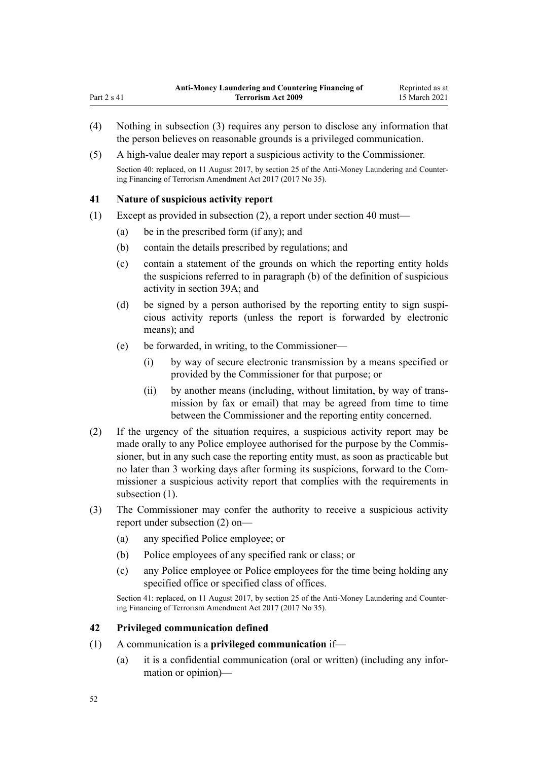(4) Nothing in subsection (3) requires any person to disclose any information that the person believes on reasonable grounds is a privileged communication.

(5) A high-value dealer may report a suspicious activity to the Commissioner.

Section 40: replaced, on 11 August 2017, by section 25 of the Anti-Money Laundering and Countering Financing of Terrorism Amendment Act 2017 (2017 No 35).

### 41 Nature of suspicious activity report

(1) Except as provided in subsection (2), a report under section 40 must—

  (a) be in the prescribed form (if any); and

  (b) contain the details prescribed by regulations; and

  (c) contain a statement of the grounds on which the reporting entity holds the suspicions referred to in paragraph (b) of the definition of suspicious activity in section 39A; and

  (d) be signed by a person authorised by the reporting entity to sign suspicious activity reports (unless the report is forwarded by electronic means); and

  (e) be forwarded, in writing, to the Commissioner—

    (i) by way of secure electronic transmission by a means specified or provided by the Commissioner for that purpose; or

    (ii) by another means (including, without limitation, by way of transmission by fax or email) that may be agreed from time to time between the Commissioner and the reporting entity concerned.

(2) If the urgency of the situation requires, a suspicious activity report may be made orally to any Police employee authorised for the purpose by the Commissioner, but in any such case the reporting entity must, as soon as practicable but no later than 3 working days after forming its suspicions, forward to the Commissioner a suspicious activity report that complies with the requirements in subsection (1).

(3) The Commissioner may confer the authority to receive a suspicious activity report under subsection (2) on—

  (a) any specified Police employee; or

  (b) Police employees of any specified rank or class; or

  (c) any Police employee or Police employees for the time being holding any specified office or specified class of offices.

Section 41: replaced, on 11 August 2017, by section 25 of the Anti-Money Laundering and Countering Financing of Terrorism Amendment Act 2017 (2017 No 35).

### 42 Privileged communication defined

(1) A communication is a **privileged communication** if—

  (a) it is a confidential communication (oral or written) (including any information or opinion)—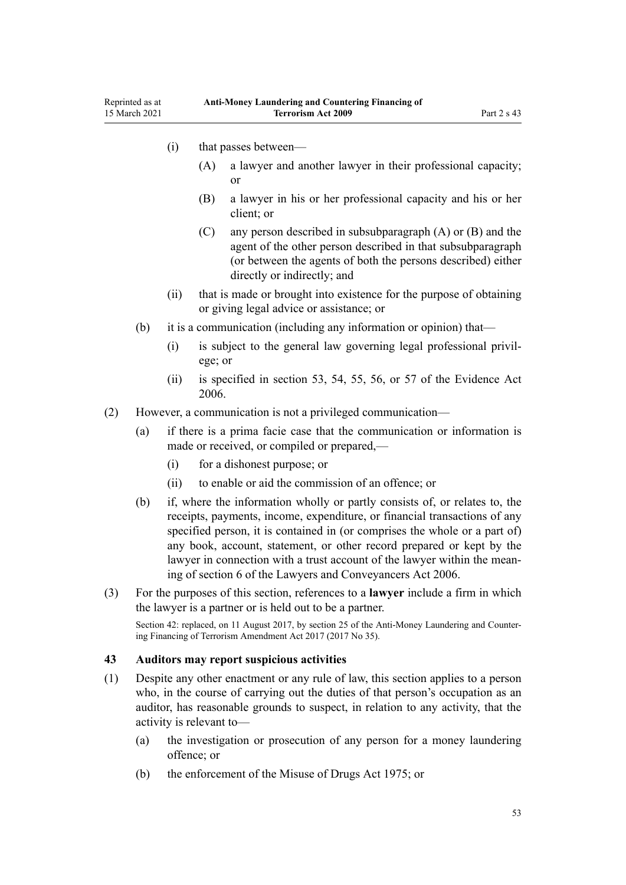(i) that passes between—

(A) a lawyer and another lawyer in their professional capacity; or

(B) a lawyer in his or her professional capacity and his or her client; or

(C) any person described in subsubparagraph (A) or (B) and the agent of the other person described in that subsubparagraph (or between the agents of both the persons described) either directly or indirectly; and

(ii) that is made or brought into existence for the purpose of obtaining or giving legal advice or assistance; or

(b) it is a communication (including any information or opinion) that—

(i) is subject to the general law governing legal professional privilege; or

(ii) is specified in section 53, 54, 55, 56, or 57 of the Evidence Act 2006.

(2) However, a communication is not a privileged communication—

(a) if there is a prima facie case that the communication or information is made or received, or compiled or prepared,—

(i) for a dishonest purpose; or

(ii) to enable or aid the commission of an offence; or

(b) if, where the information wholly or partly consists of, or relates to, the receipts, payments, income, expenditure, or financial transactions of any specified person, it is contained in (or comprises the whole or a part of) any book, account, statement, or other record prepared or kept by the lawyer in connection with a trust account of the lawyer within the meaning of section 6 of the Lawyers and Conveyancers Act 2006.

(3) For the purposes of this section, references to a **lawyer** include a firm in which the lawyer is a partner or is held out to be a partner.

Section 42: replaced, on 11 August 2017, by section 25 of the Anti-Money Laundering and Countering Financing of Terrorism Amendment Act 2017 (2017 No 35).

### 43 Auditors may report suspicious activities

(1) Despite any other enactment or any rule of law, this section applies to a person who, in the course of carrying out the duties of that person's occupation as an auditor, has reasonable grounds to suspect, in relation to any activity, that the activity is relevant to—

(a) the investigation or prosecution of any person for a money laundering offence; or

(b) the enforcement of the Misuse of Drugs Act 1975; or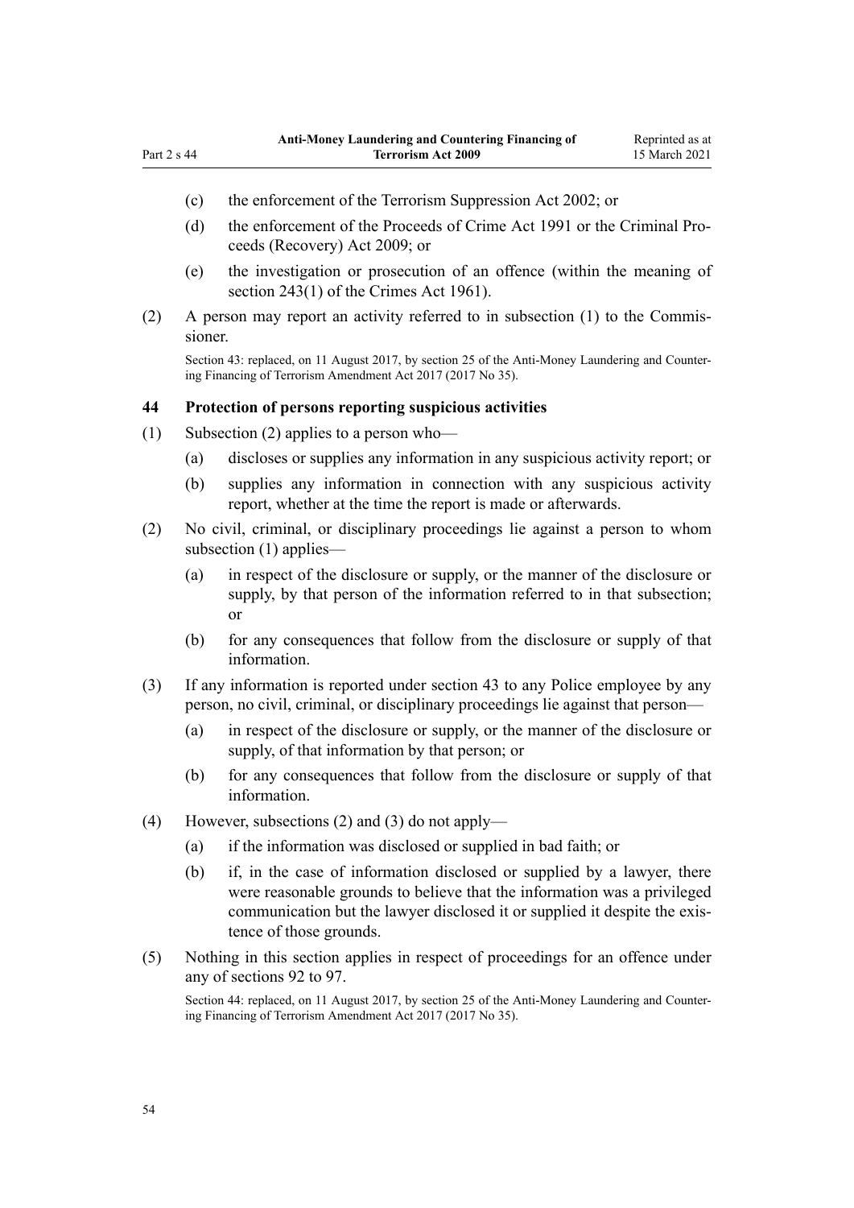(c) the enforcement of the Terrorism Suppression Act 2002; or

(d) the enforcement of the Proceeds of Crime Act 1991 or the Criminal Proceeds (Recovery) Act 2009; or

(e) the investigation or prosecution of an offence (within the meaning of section 243(1) of the Crimes Act 1961).

(2) A person may report an activity referred to in subsection (1) to the Commissioner.

Section 43: replaced, on 11 August 2017, by section 25 of the Anti-Money Laundering and Countering Financing of Terrorism Amendment Act 2017 (2017 No 35).

### 44 Protection of persons reporting suspicious activities

(1) Subsection (2) applies to a person who—

(a) discloses or supplies any information in any suspicious activity report; or

(b) supplies any information in connection with any suspicious activity report, whether at the time the report is made or afterwards.

(2) No civil, criminal, or disciplinary proceedings lie against a person to whom subsection (1) applies—

(a) in respect of the disclosure or supply, or the manner of the disclosure or supply, by that person of the information referred to in that subsection; or

(b) for any consequences that follow from the disclosure or supply of that information.

(3) If any information is reported under section 43 to any Police employee by any person, no civil, criminal, or disciplinary proceedings lie against that person—

(a) in respect of the disclosure or supply, or the manner of the disclosure or supply, of that information by that person; or

(b) for any consequences that follow from the disclosure or supply of that information.

(4) However, subsections (2) and (3) do not apply—

(a) if the information was disclosed or supplied in bad faith; or

(b) if, in the case of information disclosed or supplied by a lawyer, there were reasonable grounds to believe that the information was a privileged communication but the lawyer disclosed it or supplied it despite the existence of those grounds.

(5) Nothing in this section applies in respect of proceedings for an offence under any of sections 92 to 97.

Section 44: replaced, on 11 August 2017, by section 25 of the Anti-Money Laundering and Countering Financing of Terrorism Amendment Act 2017 (2017 No 35).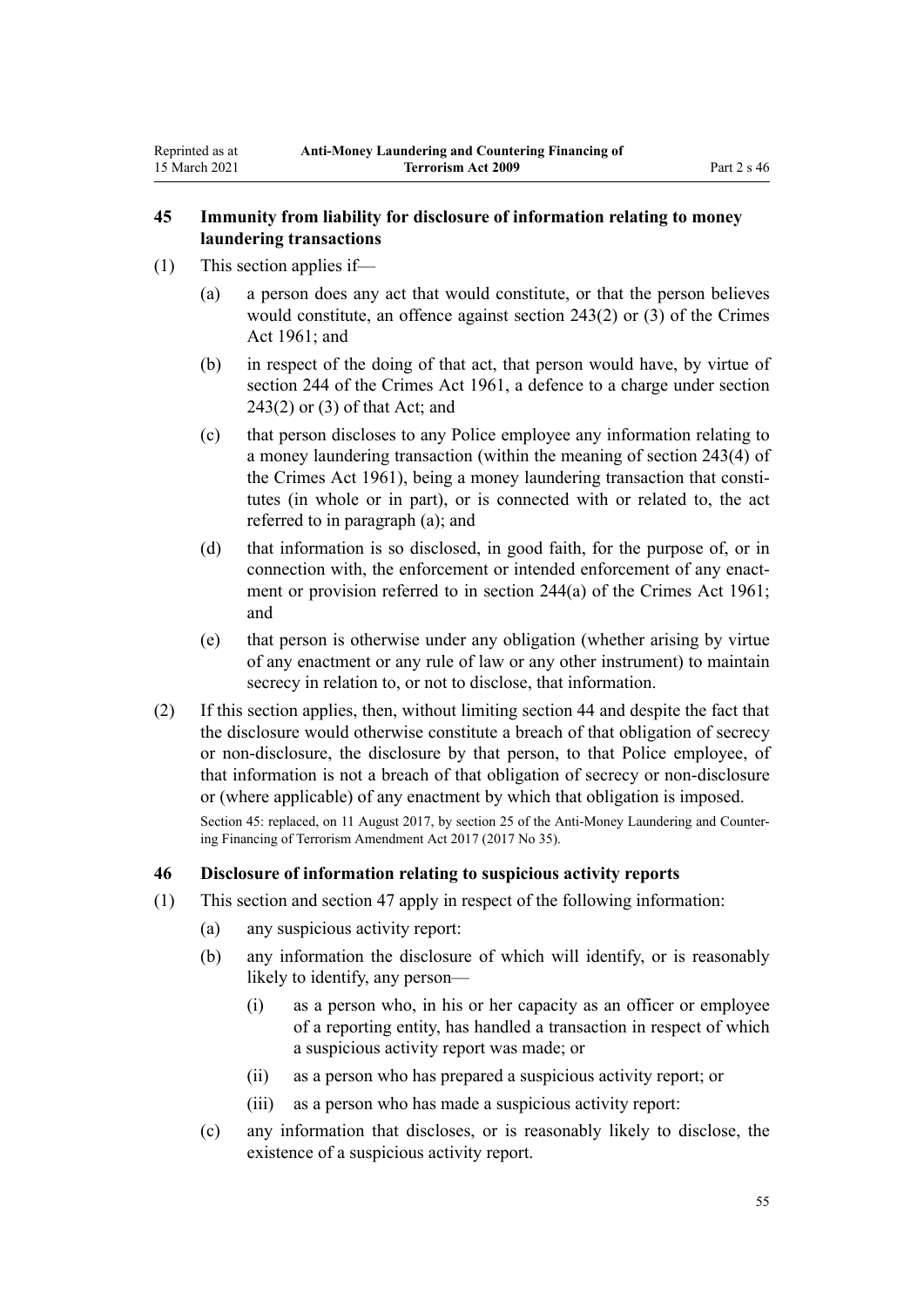### 45 Immunity from liability for disclosure of information relating to money laundering transactions

(1) This section applies if—

(a) a person does any act that would constitute, or that the person believes would constitute, an offence against section 243(2) or (3) of the Crimes Act 1961; and

(b) in respect of the doing of that act, that person would have, by virtue of section 244 of the Crimes Act 1961, a defence to a charge under section 243(2) or (3) of that Act; and

(c) that person discloses to any Police employee any information relating to a money laundering transaction (within the meaning of section 243(4) of the Crimes Act 1961), being a money laundering transaction that constitutes (in whole or in part), or is connected with or related to, the act referred to in paragraph (a); and

(d) that information is so disclosed, in good faith, for the purpose of, or in connection with, the enforcement or intended enforcement of any enactment or provision referred to in section 244(a) of the Crimes Act 1961; and

(e) that person is otherwise under any obligation (whether arising by virtue of any enactment or any rule of law or any other instrument) to maintain secrecy in relation to, or not to disclose, that information.

(2) If this section applies, then, without limiting section 44 and despite the fact that the disclosure would otherwise constitute a breach of that obligation of secrecy or non-disclosure, the disclosure by that person, to that Police employee, of that information is not a breach of that obligation of secrecy or non-disclosure or (where applicable) of any enactment by which that obligation is imposed.

Section 45: replaced, on 11 August 2017, by section 25 of the Anti-Money Laundering and Countering Financing of Terrorism Amendment Act 2017 (2017 No 35).

### 46 Disclosure of information relating to suspicious activity reports

(1) This section and section 47 apply in respect of the following information:

(a) any suspicious activity report:

(b) any information the disclosure of which will identify, or is reasonably likely to identify, any person—

(i) as a person who, in his or her capacity as an officer or employee of a reporting entity, has handled a transaction in respect of which a suspicious activity report was made; or

(ii) as a person who has prepared a suspicious activity report; or

(iii) as a person who has made a suspicious activity report:

(c) any information that discloses, or is reasonably likely to disclose, the existence of a suspicious activity report.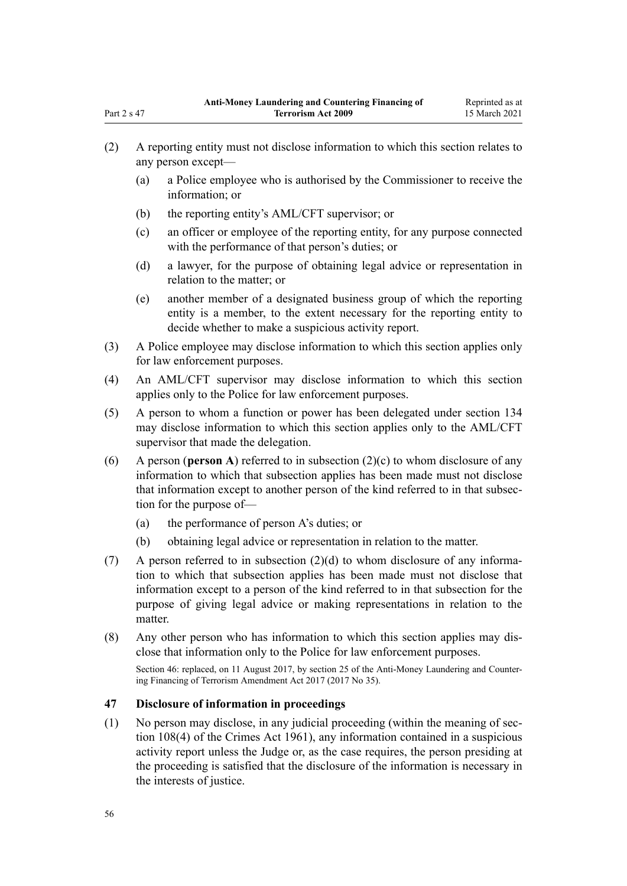(2) A reporting entity must not disclose information to which this section relates to any person except—

   (a) a Police employee who is authorised by the Commissioner to receive the information; or

   (b) the reporting entity's AML/CFT supervisor; or

   (c) an officer or employee of the reporting entity, for any purpose connected with the performance of that person's duties; or

   (d) a lawyer, for the purpose of obtaining legal advice or representation in relation to the matter; or

   (e) another member of a designated business group of which the reporting entity is a member, to the extent necessary for the reporting entity to decide whether to make a suspicious activity report.

(3) A Police employee may disclose information to which this section applies only for law enforcement purposes.

(4) An AML/CFT supervisor may disclose information to which this section applies only to the Police for law enforcement purposes.

(5) A person to whom a function or power has been delegated under section 134 may disclose information to which this section applies only to the AML/CFT supervisor that made the delegation.

(6) A person (**person A**) referred to in subsection (2)(c) to whom disclosure of any information to which that subsection applies has been made must not disclose that information except to another person of the kind referred to in that subsection for the purpose of—

   (a) the performance of person A's duties; or

   (b) obtaining legal advice or representation in relation to the matter.

(7) A person referred to in subsection (2)(d) to whom disclosure of any information to which that subsection applies has been made must not disclose that information except to a person of the kind referred to in that subsection for the purpose of giving legal advice or making representations in relation to the matter.

(8) Any other person who has information to which this section applies may disclose that information only to the Police for law enforcement purposes.

Section 46: replaced, on 11 August 2017, by section 25 of the Anti-Money Laundering and Countering Financing of Terrorism Amendment Act 2017 (2017 No 35).

### 47 Disclosure of information in proceedings

(1) No person may disclose, in any judicial proceeding (within the meaning of section 108(4) of the Crimes Act 1961), any information contained in a suspicious activity report unless the Judge or, as the case requires, the person presiding at the proceeding is satisfied that the disclosure of the information is necessary in the interests of justice.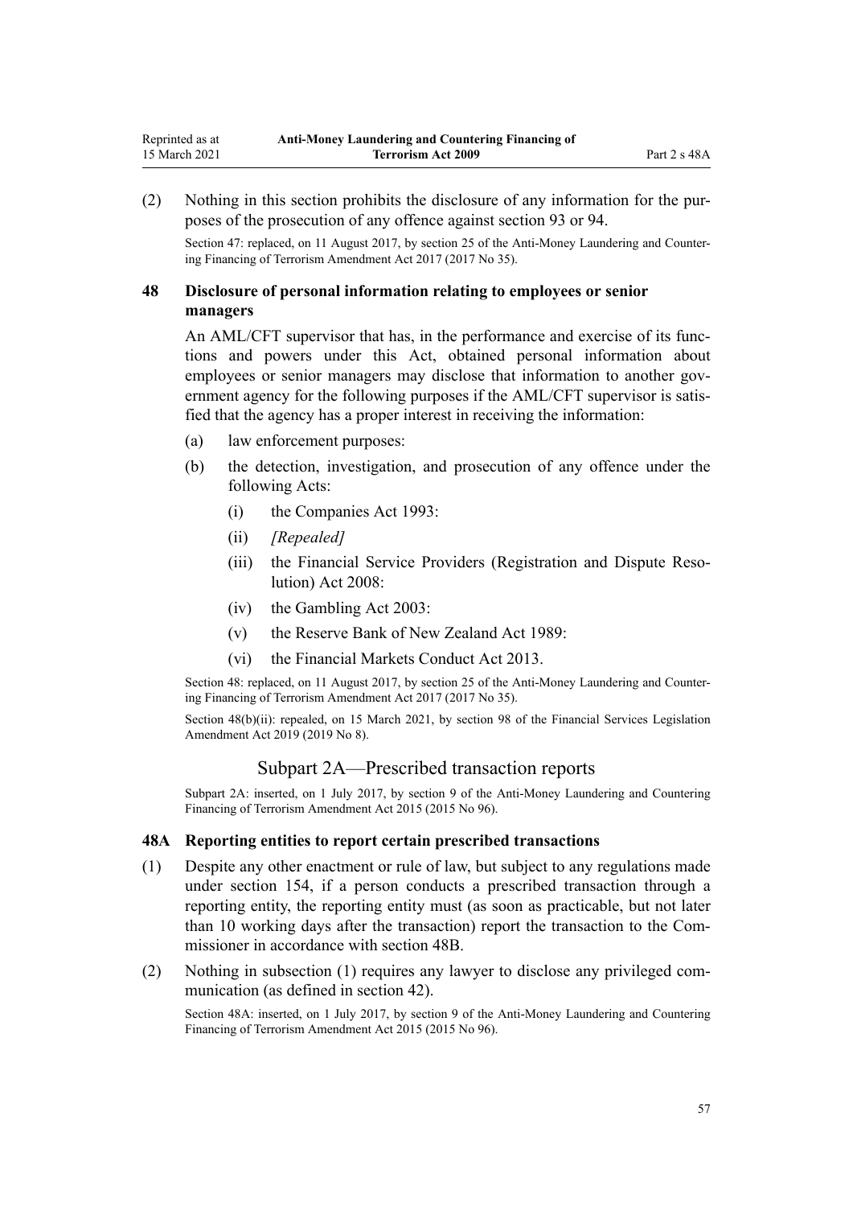(2) Nothing in this section prohibits the disclosure of any information for the purposes of the prosecution of any offence against section 93 or 94.

Section 47: replaced, on 11 August 2017, by section 25 of the Anti-Money Laundering and Countering Financing of Terrorism Amendment Act 2017 (2017 No 35).

### 48 Disclosure of personal information relating to employees or senior managers

An AML/CFT supervisor that has, in the performance and exercise of its functions and powers under this Act, obtained personal information about employees or senior managers may disclose that information to another government agency for the following purposes if the AML/CFT supervisor is satisfied that the agency has a proper interest in receiving the information:

(a) law enforcement purposes:

(b) the detection, investigation, and prosecution of any offence under the following Acts:

(i) the Companies Act 1993:

(ii) *[Repealed]*

(iii) the Financial Service Providers (Registration and Dispute Resolution) Act 2008:

(iv) the Gambling Act 2003:

(v) the Reserve Bank of New Zealand Act 1989:

(vi) the Financial Markets Conduct Act 2013.

Section 48: replaced, on 11 August 2017, by section 25 of the Anti-Money Laundering and Countering Financing of Terrorism Amendment Act 2017 (2017 No 35).

Section 48(b)(ii): repealed, on 15 March 2021, by section 98 of the Financial Services Legislation Amendment Act 2019 (2019 No 8).

## Subpart 2A—Prescribed transaction reports

Subpart 2A: inserted, on 1 July 2017, by section 9 of the Anti-Money Laundering and Countering Financing of Terrorism Amendment Act 2015 (2015 No 96).

### 48A Reporting entities to report certain prescribed transactions

(1) Despite any other enactment or rule of law, but subject to any regulations made under section 154, if a person conducts a prescribed transaction through a reporting entity, the reporting entity must (as soon as practicable, but not later than 10 working days after the transaction) report the transaction to the Commissioner in accordance with section 48B.

(2) Nothing in subsection (1) requires any lawyer to disclose any privileged communication (as defined in section 42).

Section 48A: inserted, on 1 July 2017, by section 9 of the Anti-Money Laundering and Countering Financing of Terrorism Amendment Act 2015 (2015 No 96).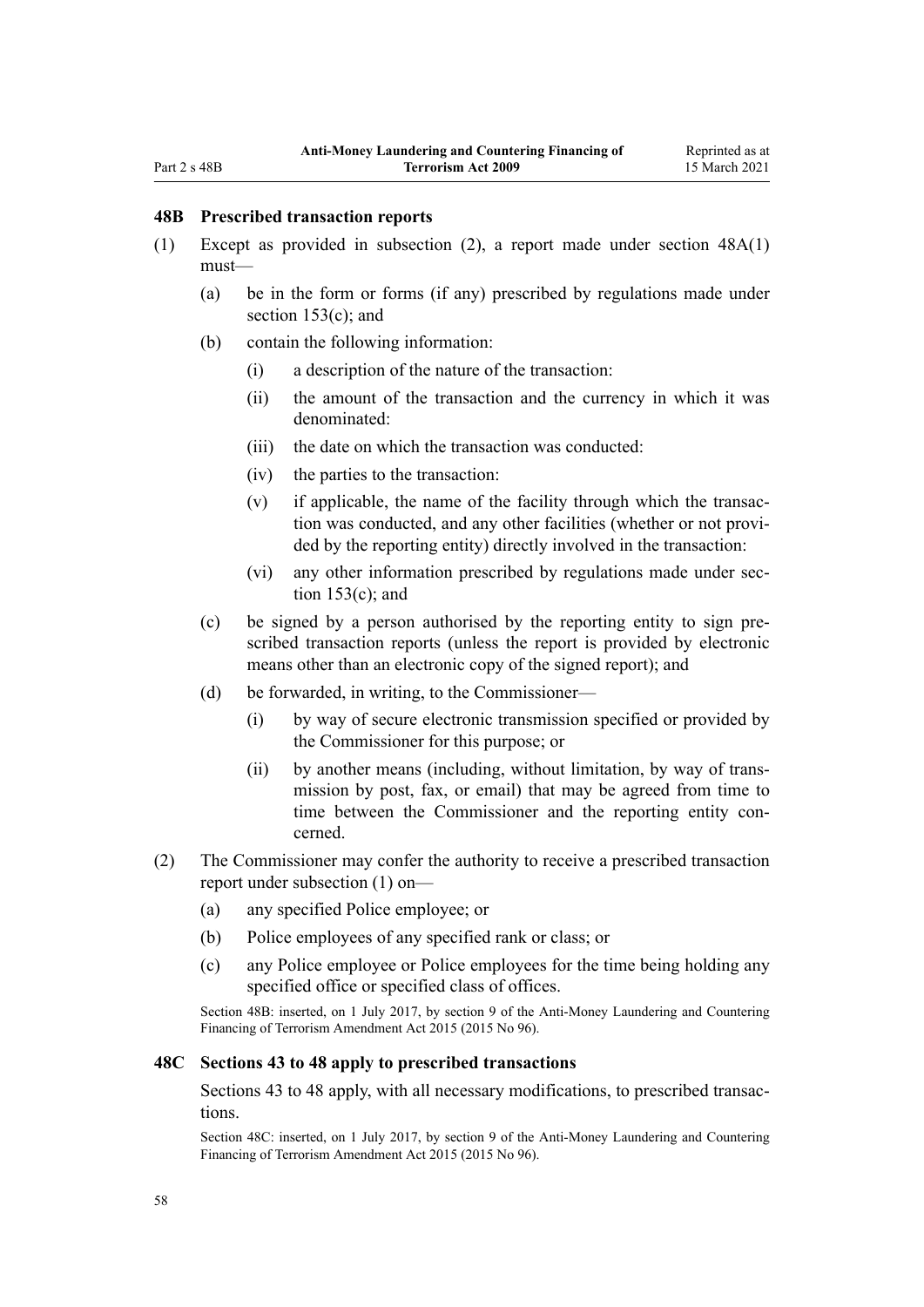### 48B Prescribed transaction reports

(1) Except as provided in subsection (2), a report made under section 48A(1) must—

  (a) be in the form or forms (if any) prescribed by regulations made under section 153(c); and

  (b) contain the following information:

    (i) a description of the nature of the transaction:

    (ii) the amount of the transaction and the currency in which it was denominated:

    (iii) the date on which the transaction was conducted:

    (iv) the parties to the transaction:

    (v) if applicable, the name of the facility through which the transaction was conducted, and any other facilities (whether or not provided by the reporting entity) directly involved in the transaction:

    (vi) any other information prescribed by regulations made under section 153(c); and

  (c) be signed by a person authorised by the reporting entity to sign prescribed transaction reports (unless the report is provided by electronic means other than an electronic copy of the signed report); and

  (d) be forwarded, in writing, to the Commissioner—

    (i) by way of secure electronic transmission specified or provided by the Commissioner for this purpose; or

    (ii) by another means (including, without limitation, by way of transmission by post, fax, or email) that may be agreed from time to time between the Commissioner and the reporting entity concerned.

(2) The Commissioner may confer the authority to receive a prescribed transaction report under subsection (1) on—

  (a) any specified Police employee; or

  (b) Police employees of any specified rank or class; or

  (c) any Police employee or Police employees for the time being holding any specified office or specified class of offices.

Section 48B: inserted, on 1 July 2017, by section 9 of the Anti-Money Laundering and Countering Financing of Terrorism Amendment Act 2015 (2015 No 96).

### 48C Sections 43 to 48 apply to prescribed transactions

Sections 43 to 48 apply, with all necessary modifications, to prescribed transactions.

Section 48C: inserted, on 1 July 2017, by section 9 of the Anti-Money Laundering and Countering Financing of Terrorism Amendment Act 2015 (2015 No 96).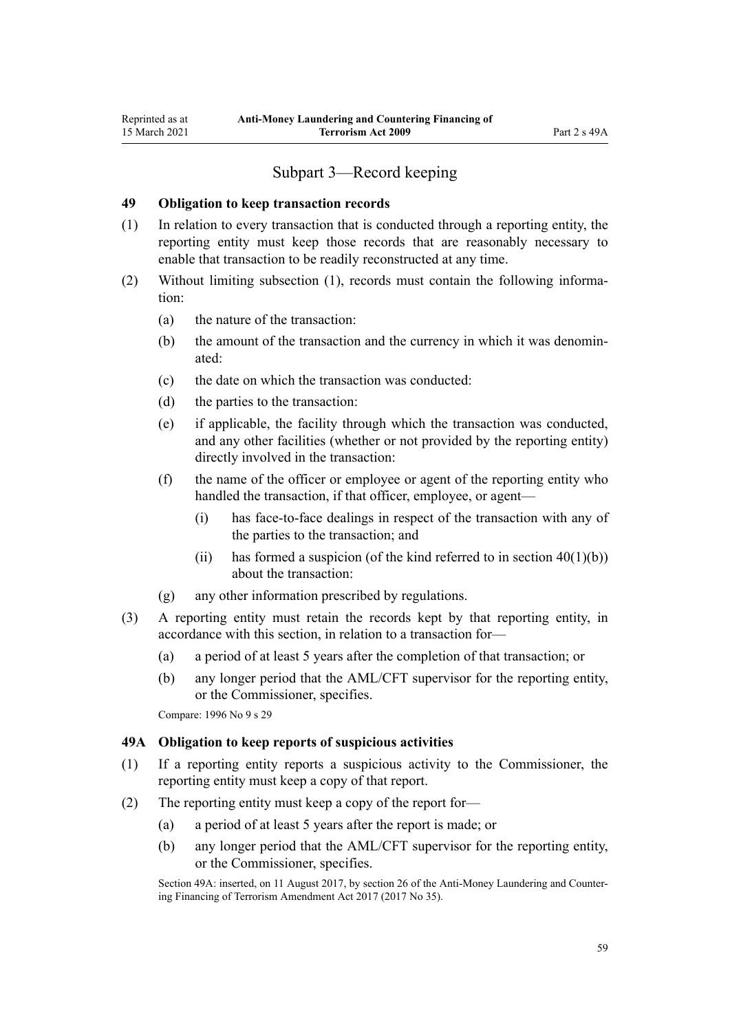## Subpart 3—Record keeping

### 49 Obligation to keep transaction records

(1) In relation to every transaction that is conducted through a reporting entity, the reporting entity must keep those records that are reasonably necessary to enable that transaction to be readily reconstructed at any time.

(2) Without limiting subsection (1), records must contain the following information:

(a) the nature of the transaction:

(b) the amount of the transaction and the currency in which it was denominated:

(c) the date on which the transaction was conducted:

(d) the parties to the transaction:

(e) if applicable, the facility through which the transaction was conducted, and any other facilities (whether or not provided by the reporting entity) directly involved in the transaction:

(f) the name of the officer or employee or agent of the reporting entity who handled the transaction, if that officer, employee, or agent—

(i) has face-to-face dealings in respect of the transaction with any of the parties to the transaction; and

(ii) has formed a suspicion (of the kind referred to in section 40(1)(b)) about the transaction:

(g) any other information prescribed by regulations.

(3) A reporting entity must retain the records kept by that reporting entity, in accordance with this section, in relation to a transaction for—

(a) a period of at least 5 years after the completion of that transaction; or

(b) any longer period that the AML/CFT supervisor for the reporting entity, or the Commissioner, specifies.

Compare: 1996 No 9 s 29

### 49A Obligation to keep reports of suspicious activities

(1) If a reporting entity reports a suspicious activity to the Commissioner, the reporting entity must keep a copy of that report.

(2) The reporting entity must keep a copy of the report for—

(a) a period of at least 5 years after the report is made; or

(b) any longer period that the AML/CFT supervisor for the reporting entity, or the Commissioner, specifies.

Section 49A: inserted, on 11 August 2017, by section 26 of the Anti-Money Laundering and Countering Financing of Terrorism Amendment Act 2017 (2017 No 35).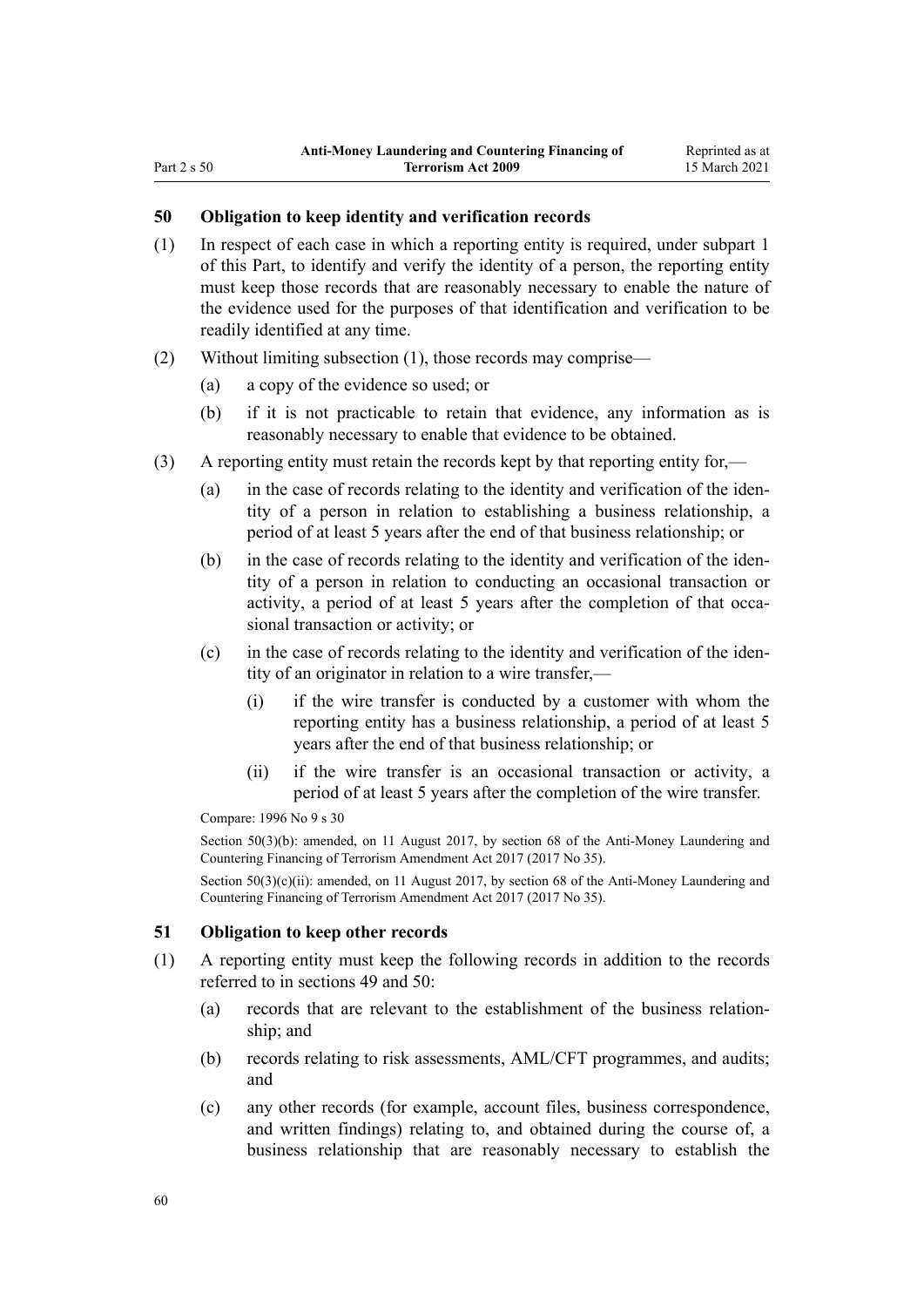### 50 Obligation to keep identity and verification records

(1) In respect of each case in which a reporting entity is required, under subpart 1 of this Part, to identify and verify the identity of a person, the reporting entity must keep those records that are reasonably necessary to enable the nature of the evidence used for the purposes of that identification and verification to be readily identified at any time.

(2) Without limiting subsection (1), those records may comprise—

(a) a copy of the evidence so used; or

(b) if it is not practicable to retain that evidence, any information as is reasonably necessary to enable that evidence to be obtained.

(3) A reporting entity must retain the records kept by that reporting entity for,—

(a) in the case of records relating to the identity and verification of the identity of a person in relation to establishing a business relationship, a period of at least 5 years after the end of that business relationship; or

(b) in the case of records relating to the identity and verification of the identity of a person in relation to conducting an occasional transaction or activity, a period of at least 5 years after the completion of that occasional transaction or activity; or

(c) in the case of records relating to the identity and verification of the identity of an originator in relation to a wire transfer,—

(i) if the wire transfer is conducted by a customer with whom the reporting entity has a business relationship, a period of at least 5 years after the end of that business relationship; or

(ii) if the wire transfer is an occasional transaction or activity, a period of at least 5 years after the completion of the wire transfer.

Compare: 1996 No 9 s 30

Section 50(3)(b): amended, on 11 August 2017, by section 68 of the Anti-Money Laundering and Countering Financing of Terrorism Amendment Act 2017 (2017 No 35).

Section 50(3)(c)(ii): amended, on 11 August 2017, by section 68 of the Anti-Money Laundering and Countering Financing of Terrorism Amendment Act 2017 (2017 No 35).

### 51 Obligation to keep other records

(1) A reporting entity must keep the following records in addition to the records referred to in sections 49 and 50:

(a) records that are relevant to the establishment of the business relationship; and

(b) records relating to risk assessments, AML/CFT programmes, and audits; and

(c) any other records (for example, account files, business correspondence, and written findings) relating to, and obtained during the course of, a business relationship that are reasonably necessary to establish the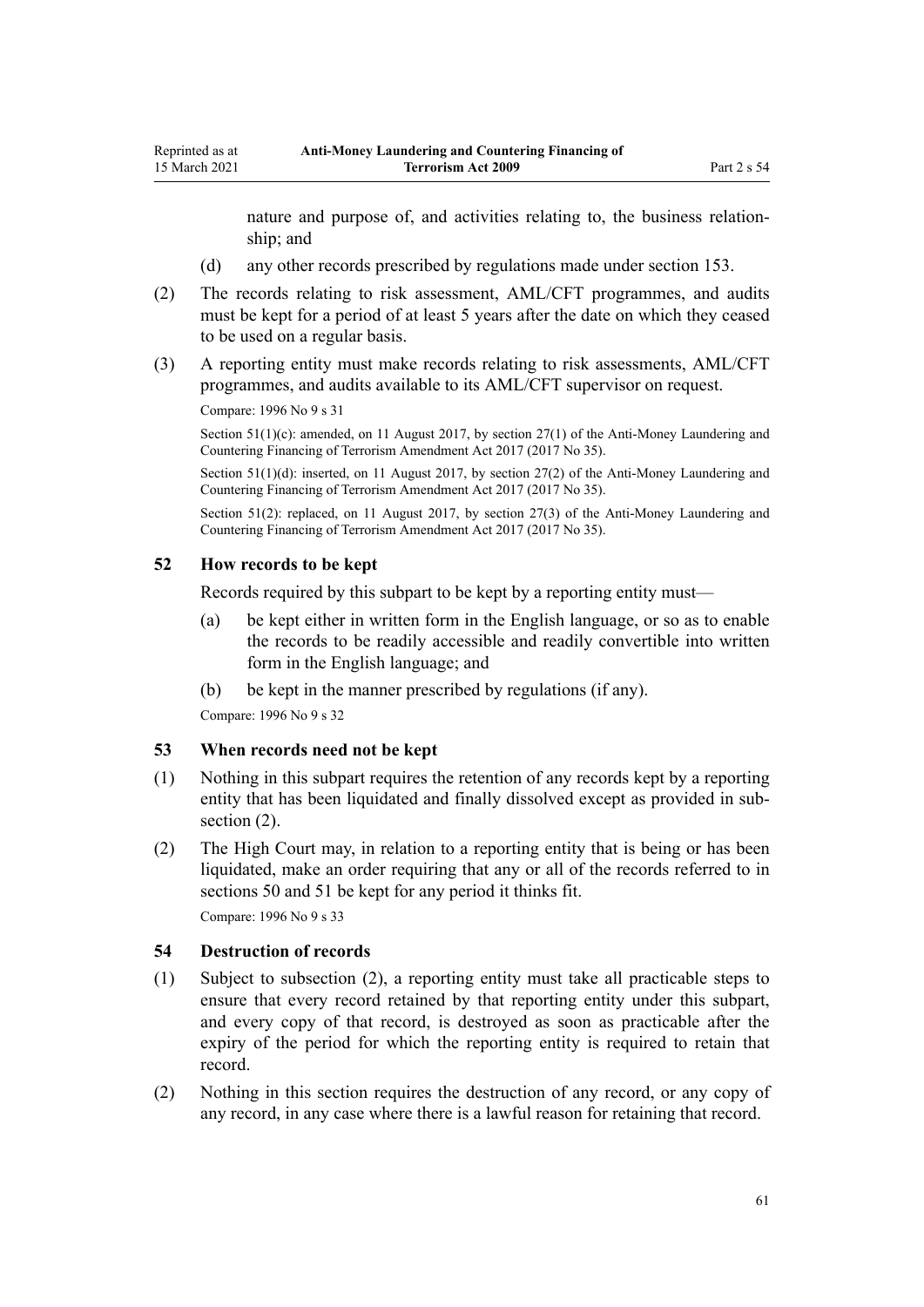nature and purpose of, and activities relating to, the business relationship; and

(d) any other records prescribed by regulations made under section 153.

(2) The records relating to risk assessment, AML/CFT programmes, and audits must be kept for a period of at least 5 years after the date on which they ceased to be used on a regular basis.

(3) A reporting entity must make records relating to risk assessments, AML/CFT programmes, and audits available to its AML/CFT supervisor on request.

Compare: 1996 No 9 s 31

Section 51(1)(c): amended, on 11 August 2017, by section 27(1) of the Anti-Money Laundering and Countering Financing of Terrorism Amendment Act 2017 (2017 No 35).

Section 51(1)(d): inserted, on 11 August 2017, by section 27(2) of the Anti-Money Laundering and Countering Financing of Terrorism Amendment Act 2017 (2017 No 35).

Section 51(2): replaced, on 11 August 2017, by section 27(3) of the Anti-Money Laundering and Countering Financing of Terrorism Amendment Act 2017 (2017 No 35).

### 52 How records to be kept

Records required by this subpart to be kept by a reporting entity must—

(a) be kept either in written form in the English language, or so as to enable the records to be readily accessible and readily convertible into written form in the English language; and

(b) be kept in the manner prescribed by regulations (if any).

Compare: 1996 No 9 s 32

### 53 When records need not be kept

(1) Nothing in this subpart requires the retention of any records kept by a reporting entity that has been liquidated and finally dissolved except as provided in subsection (2).

(2) The High Court may, in relation to a reporting entity that is being or has been liquidated, make an order requiring that any or all of the records referred to in sections 50 and 51 be kept for any period it thinks fit.

Compare: 1996 No 9 s 33

### 54 Destruction of records

(1) Subject to subsection (2), a reporting entity must take all practicable steps to ensure that every record retained by that reporting entity under this subpart, and every copy of that record, is destroyed as soon as practicable after the expiry of the period for which the reporting entity is required to retain that record.

(2) Nothing in this section requires the destruction of any record, or any copy of any record, in any case where there is a lawful reason for retaining that record.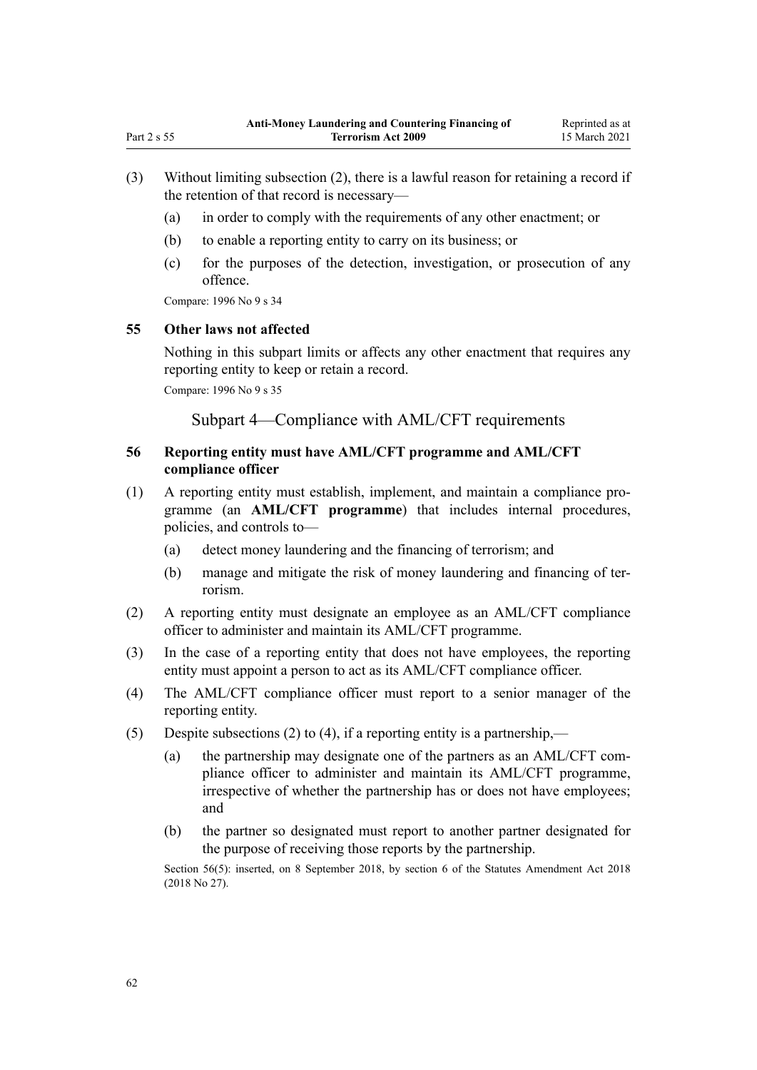(3) Without limiting subsection (2), there is a lawful reason for retaining a record if the retention of that record is necessary—

(a) in order to comply with the requirements of any other enactment; or

(b) to enable a reporting entity to carry on its business; or

(c) for the purposes of the detection, investigation, or prosecution of any offence.

Compare: 1996 No 9 s 34

### 55 Other laws not affected

Nothing in this subpart limits or affects any other enactment that requires any reporting entity to keep or retain a record.

Compare: 1996 No 9 s 35

## Subpart 4—Compliance with AML/CFT requirements

### 56 Reporting entity must have AML/CFT programme and AML/CFT compliance officer

(1) A reporting entity must establish, implement, and maintain a compliance programme (an **AML/CFT programme**) that includes internal procedures, policies, and controls to—

(a) detect money laundering and the financing of terrorism; and

(b) manage and mitigate the risk of money laundering and financing of terrorism.

(2) A reporting entity must designate an employee as an AML/CFT compliance officer to administer and maintain its AML/CFT programme.

(3) In the case of a reporting entity that does not have employees, the reporting entity must appoint a person to act as its AML/CFT compliance officer.

(4) The AML/CFT compliance officer must report to a senior manager of the reporting entity.

(5) Despite subsections (2) to (4), if a reporting entity is a partnership,—

(a) the partnership may designate one of the partners as an AML/CFT compliance officer to administer and maintain its AML/CFT programme, irrespective of whether the partnership has or does not have employees; and

(b) the partner so designated must report to another partner designated for the purpose of receiving those reports by the partnership.

Section 56(5): inserted, on 8 September 2018, by section 6 of the Statutes Amendment Act 2018 (2018 No 27).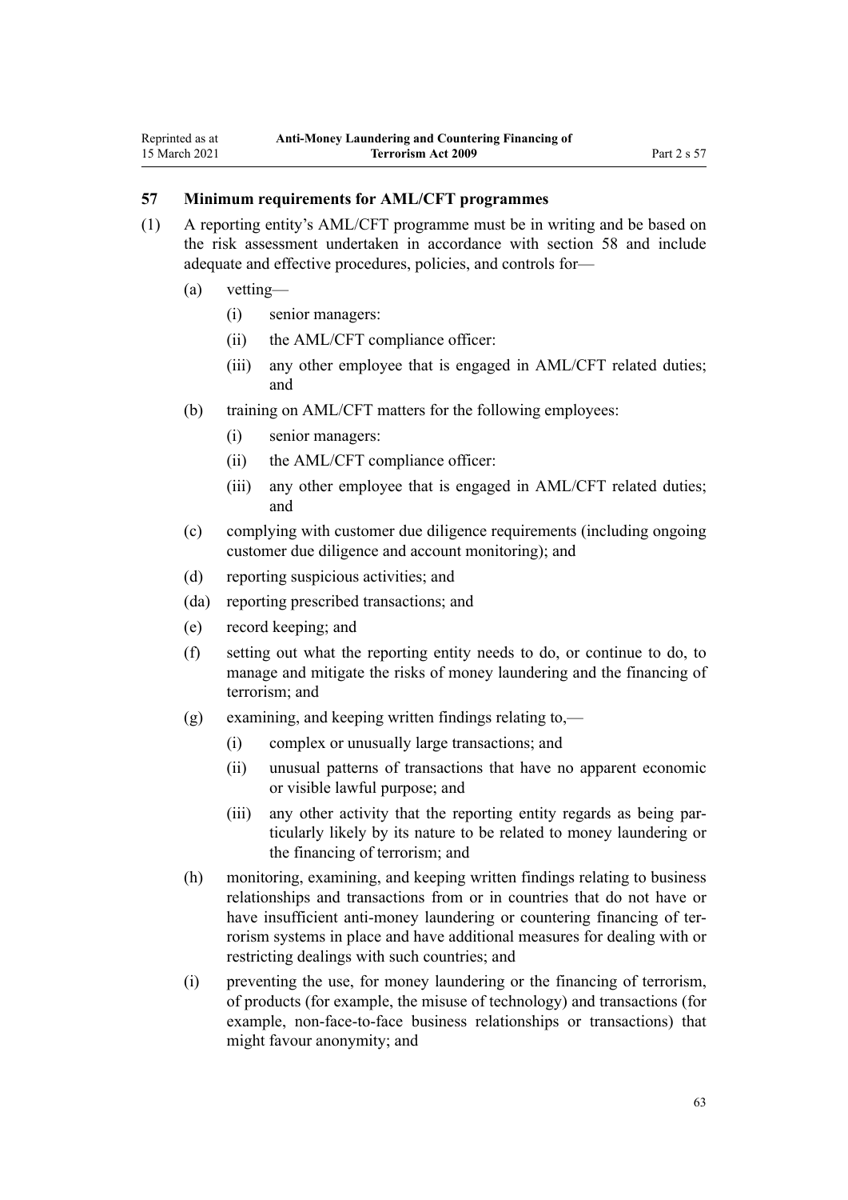## 57 Minimum requirements for AML/CFT programmes

(1) A reporting entity's AML/CFT programme must be in writing and be based on the risk assessment undertaken in accordance with section 58 and include adequate and effective procedures, policies, and controls for—

(a) vetting—

(i) senior managers:

(ii) the AML/CFT compliance officer:

(iii) any other employee that is engaged in AML/CFT related duties; and

(b) training on AML/CFT matters for the following employees:

(i) senior managers:

(ii) the AML/CFT compliance officer:

(iii) any other employee that is engaged in AML/CFT related duties; and

(c) complying with customer due diligence requirements (including ongoing customer due diligence and account monitoring); and

(d) reporting suspicious activities; and

(da) reporting prescribed transactions; and

(e) record keeping; and

(f) setting out what the reporting entity needs to do, or continue to do, to manage and mitigate the risks of money laundering and the financing of terrorism; and

(g) examining, and keeping written findings relating to,—

(i) complex or unusually large transactions; and

(ii) unusual patterns of transactions that have no apparent economic or visible lawful purpose; and

(iii) any other activity that the reporting entity regards as being particularly likely by its nature to be related to money laundering or the financing of terrorism; and

(h) monitoring, examining, and keeping written findings relating to business relationships and transactions from or in countries that do not have or have insufficient anti-money laundering or countering financing of terrorism systems in place and have additional measures for dealing with or restricting dealings with such countries; and

(i) preventing the use, for money laundering or the financing of terrorism, of products (for example, the misuse of technology) and transactions (for example, non-face-to-face business relationships or transactions) that might favour anonymity; and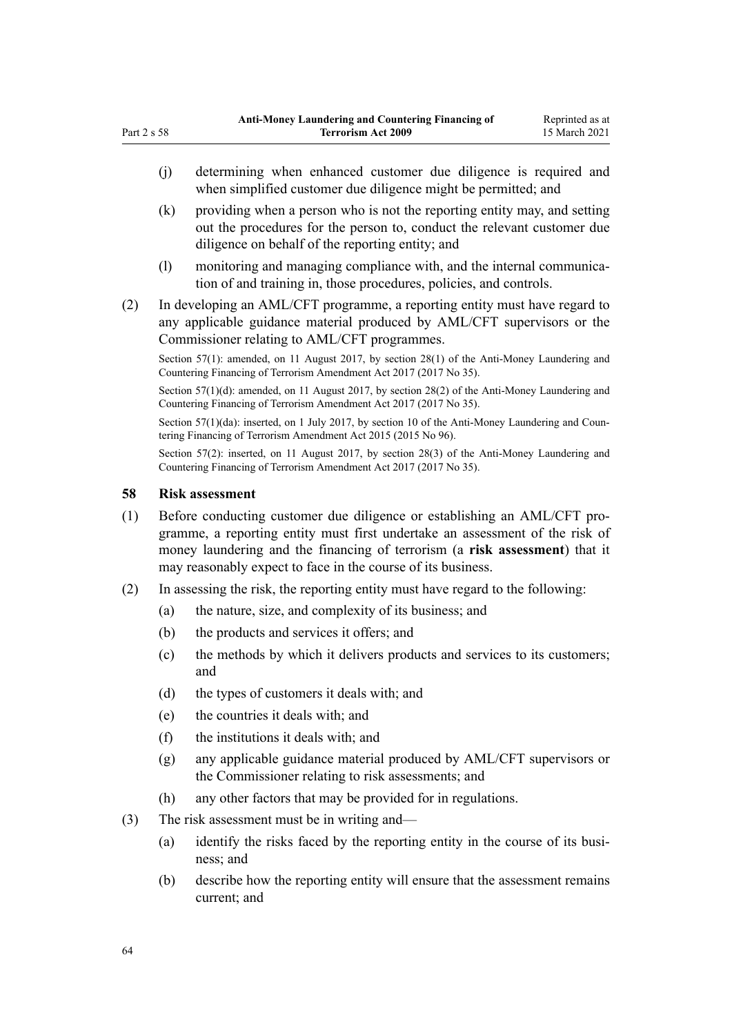(j) determining when enhanced customer due diligence is required and when simplified customer due diligence might be permitted; and

(k) providing when a person who is not the reporting entity may, and setting out the procedures for the person to, conduct the relevant customer due diligence on behalf of the reporting entity; and

(l) monitoring and managing compliance with, and the internal communication of and training in, those procedures, policies, and controls.

(2) In developing an AML/CFT programme, a reporting entity must have regard to any applicable guidance material produced by AML/CFT supervisors or the Commissioner relating to AML/CFT programmes.

Section 57(1): amended, on 11 August 2017, by section 28(1) of the Anti-Money Laundering and Countering Financing of Terrorism Amendment Act 2017 (2017 No 35).

Section 57(1)(d): amended, on 11 August 2017, by section 28(2) of the Anti-Money Laundering and Countering Financing of Terrorism Amendment Act 2017 (2017 No 35).

Section 57(1)(da): inserted, on 1 July 2017, by section 10 of the Anti-Money Laundering and Countering Financing of Terrorism Amendment Act 2015 (2015 No 96).

Section 57(2): inserted, on 11 August 2017, by section 28(3) of the Anti-Money Laundering and Countering Financing of Terrorism Amendment Act 2017 (2017 No 35).

### 58 Risk assessment

(1) Before conducting customer due diligence or establishing an AML/CFT programme, a reporting entity must first undertake an assessment of the risk of money laundering and the financing of terrorism (a **risk assessment**) that it may reasonably expect to face in the course of its business.

(2) In assessing the risk, the reporting entity must have regard to the following:

(a) the nature, size, and complexity of its business; and

(b) the products and services it offers; and

(c) the methods by which it delivers products and services to its customers; and

(d) the types of customers it deals with; and

(e) the countries it deals with; and

(f) the institutions it deals with; and

(g) any applicable guidance material produced by AML/CFT supervisors or the Commissioner relating to risk assessments; and

(h) any other factors that may be provided for in regulations.

(3) The risk assessment must be in writing and—

(a) identify the risks faced by the reporting entity in the course of its business; and

(b) describe how the reporting entity will ensure that the assessment remains current; and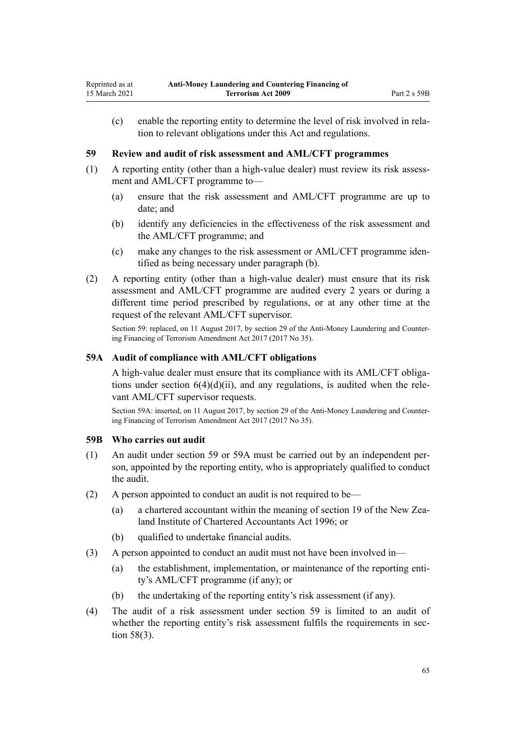(c) enable the reporting entity to determine the level of risk involved in relation to relevant obligations under this Act and regulations.

### 59 Review and audit of risk assessment and AML/CFT programmes

(1) A reporting entity (other than a high-value dealer) must review its risk assessment and AML/CFT programme to—

(a) ensure that the risk assessment and AML/CFT programme are up to date; and

(b) identify any deficiencies in the effectiveness of the risk assessment and the AML/CFT programme; and

(c) make any changes to the risk assessment or AML/CFT programme identified as being necessary under paragraph (b).

(2) A reporting entity (other than a high-value dealer) must ensure that its risk assessment and AML/CFT programme are audited every 2 years or during a different time period prescribed by regulations, or at any other time at the request of the relevant AML/CFT supervisor.

Section 59: replaced, on 11 August 2017, by section 29 of the Anti-Money Laundering and Countering Financing of Terrorism Amendment Act 2017 (2017 No 35).

### 59A Audit of compliance with AML/CFT obligations

A high-value dealer must ensure that its compliance with its AML/CFT obligations under section 6(4)(d)(ii), and any regulations, is audited when the relevant AML/CFT supervisor requests.

Section 59A: inserted, on 11 August 2017, by section 29 of the Anti-Money Laundering and Countering Financing of Terrorism Amendment Act 2017 (2017 No 35).

### 59B Who carries out audit

(1) An audit under section 59 or 59A must be carried out by an independent person, appointed by the reporting entity, who is appropriately qualified to conduct the audit.

(2) A person appointed to conduct an audit is not required to be—

(a) a chartered accountant within the meaning of section 19 of the New Zealand Institute of Chartered Accountants Act 1996; or

(b) qualified to undertake financial audits.

(3) A person appointed to conduct an audit must not have been involved in—

(a) the establishment, implementation, or maintenance of the reporting entity's AML/CFT programme (if any); or

(b) the undertaking of the reporting entity's risk assessment (if any).

(4) The audit of a risk assessment under section 59 is limited to an audit of whether the reporting entity's risk assessment fulfils the requirements in section 58(3).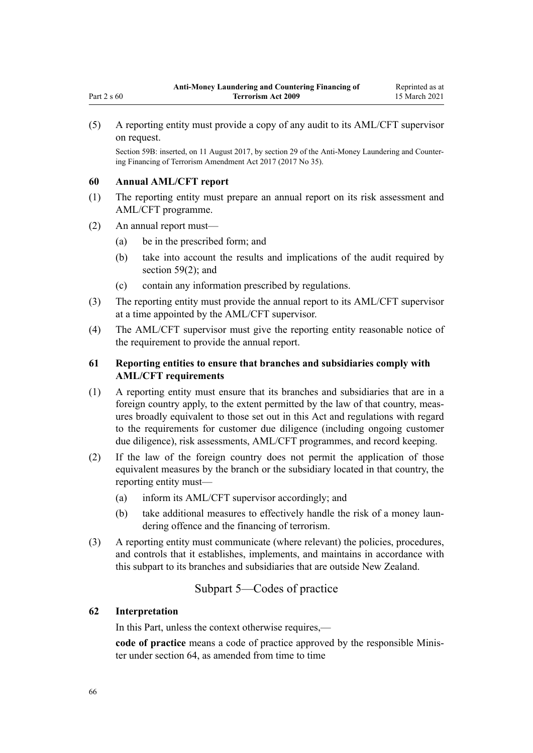(5) A reporting entity must provide a copy of any audit to its AML/CFT supervisor on request.

Section 59B: inserted, on 11 August 2017, by section 29 of the Anti-Money Laundering and Countering Financing of Terrorism Amendment Act 2017 (2017 No 35).

### 60 Annual AML/CFT report

(1) The reporting entity must prepare an annual report on its risk assessment and AML/CFT programme.

(2) An annual report must—

- (a) be in the prescribed form; and
- (b) take into account the results and implications of the audit required by section 59(2); and
- (c) contain any information prescribed by regulations.

(3) The reporting entity must provide the annual report to its AML/CFT supervisor at a time appointed by the AML/CFT supervisor.

(4) The AML/CFT supervisor must give the reporting entity reasonable notice of the requirement to provide the annual report.

### 61 Reporting entities to ensure that branches and subsidiaries comply with AML/CFT requirements

(1) A reporting entity must ensure that its branches and subsidiaries that are in a foreign country apply, to the extent permitted by the law of that country, measures broadly equivalent to those set out in this Act and regulations with regard to the requirements for customer due diligence (including ongoing customer due diligence), risk assessments, AML/CFT programmes, and record keeping.

(2) If the law of the foreign country does not permit the application of those equivalent measures by the branch or the subsidiary located in that country, the reporting entity must—

- (a) inform its AML/CFT supervisor accordingly; and
- (b) take additional measures to effectively handle the risk of a money laundering offence and the financing of terrorism.

(3) A reporting entity must communicate (where relevant) the policies, procedures, and controls that it establishes, implements, and maintains in accordance with this subpart to its branches and subsidiaries that are outside New Zealand.

## Subpart 5—Codes of practice

### 62 Interpretation

In this Part, unless the context otherwise requires,—

**code of practice** means a code of practice approved by the responsible Minister under section 64, as amended from time to time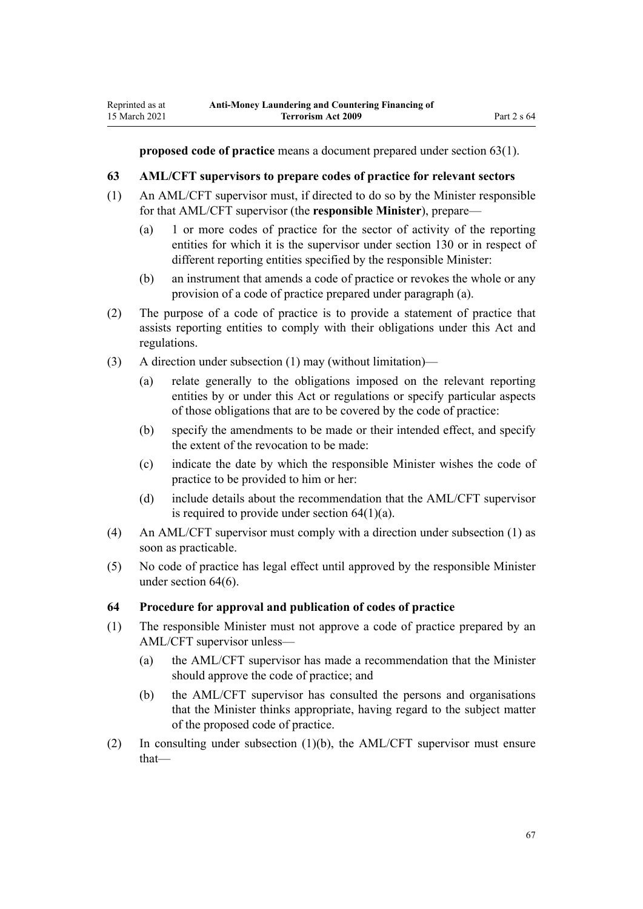**proposed code of practice** means a document prepared under section 63(1).

### 63 AML/CFT supervisors to prepare codes of practice for relevant sectors

(1) An AML/CFT supervisor must, if directed to do so by the Minister responsible for that AML/CFT supervisor (the **responsible Minister**), prepare—

  (a) 1 or more codes of practice for the sector of activity of the reporting entities for which it is the supervisor under section 130 or in respect of different reporting entities specified by the responsible Minister:

  (b) an instrument that amends a code of practice or revokes the whole or any provision of a code of practice prepared under paragraph (a).

(2) The purpose of a code of practice is to provide a statement of practice that assists reporting entities to comply with their obligations under this Act and regulations.

(3) A direction under subsection (1) may (without limitation)—

  (a) relate generally to the obligations imposed on the relevant reporting entities by or under this Act or regulations or specify particular aspects of those obligations that are to be covered by the code of practice:

  (b) specify the amendments to be made or their intended effect, and specify the extent of the revocation to be made:

  (c) indicate the date by which the responsible Minister wishes the code of practice to be provided to him or her:

  (d) include details about the recommendation that the AML/CFT supervisor is required to provide under section 64(1)(a).

(4) An AML/CFT supervisor must comply with a direction under subsection (1) as soon as practicable.

(5) No code of practice has legal effect until approved by the responsible Minister under section 64(6).

### 64 Procedure for approval and publication of codes of practice

(1) The responsible Minister must not approve a code of practice prepared by an AML/CFT supervisor unless—

  (a) the AML/CFT supervisor has made a recommendation that the Minister should approve the code of practice; and

  (b) the AML/CFT supervisor has consulted the persons and organisations that the Minister thinks appropriate, having regard to the subject matter of the proposed code of practice.

(2) In consulting under subsection (1)(b), the AML/CFT supervisor must ensure that—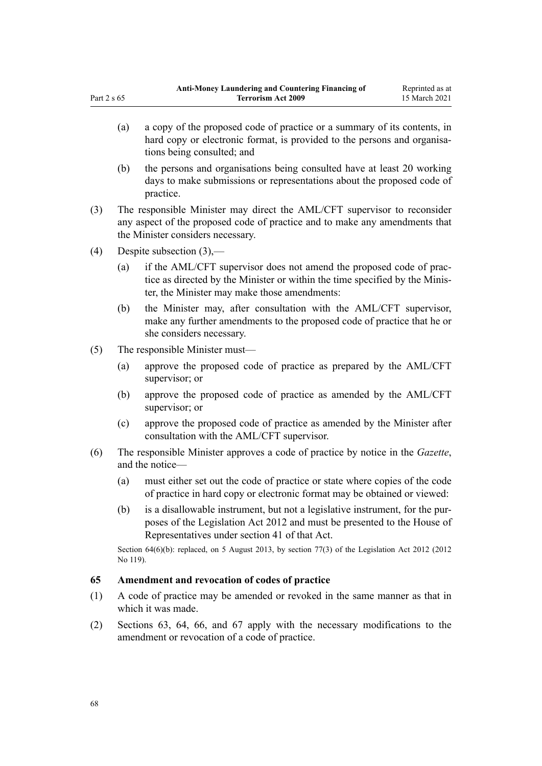(a) a copy of the proposed code of practice or a summary of its contents, in hard copy or electronic format, is provided to the persons and organisations being consulted; and

(b) the persons and organisations being consulted have at least 20 working days to make submissions or representations about the proposed code of practice.

(3) The responsible Minister may direct the AML/CFT supervisor to reconsider any aspect of the proposed code of practice and to make any amendments that the Minister considers necessary.

(4) Despite subsection (3),—

(a) if the AML/CFT supervisor does not amend the proposed code of practice as directed by the Minister or within the time specified by the Minister, the Minister may make those amendments:

(b) the Minister may, after consultation with the AML/CFT supervisor, make any further amendments to the proposed code of practice that he or she considers necessary.

(5) The responsible Minister must—

(a) approve the proposed code of practice as prepared by the AML/CFT supervisor; or

(b) approve the proposed code of practice as amended by the AML/CFT supervisor; or

(c) approve the proposed code of practice as amended by the Minister after consultation with the AML/CFT supervisor.

(6) The responsible Minister approves a code of practice by notice in the *Gazette*, and the notice—

(a) must either set out the code of practice or state where copies of the code of practice in hard copy or electronic format may be obtained or viewed:

(b) is a disallowable instrument, but not a legislative instrument, for the purposes of the Legislation Act 2012 and must be presented to the House of Representatives under section 41 of that Act.

Section 64(6)(b): replaced, on 5 August 2013, by section 77(3) of the Legislation Act 2012 (2012 No 119).

### 65 Amendment and revocation of codes of practice

(1) A code of practice may be amended or revoked in the same manner as that in which it was made.

(2) Sections 63, 64, 66, and 67 apply with the necessary modifications to the amendment or revocation of a code of practice.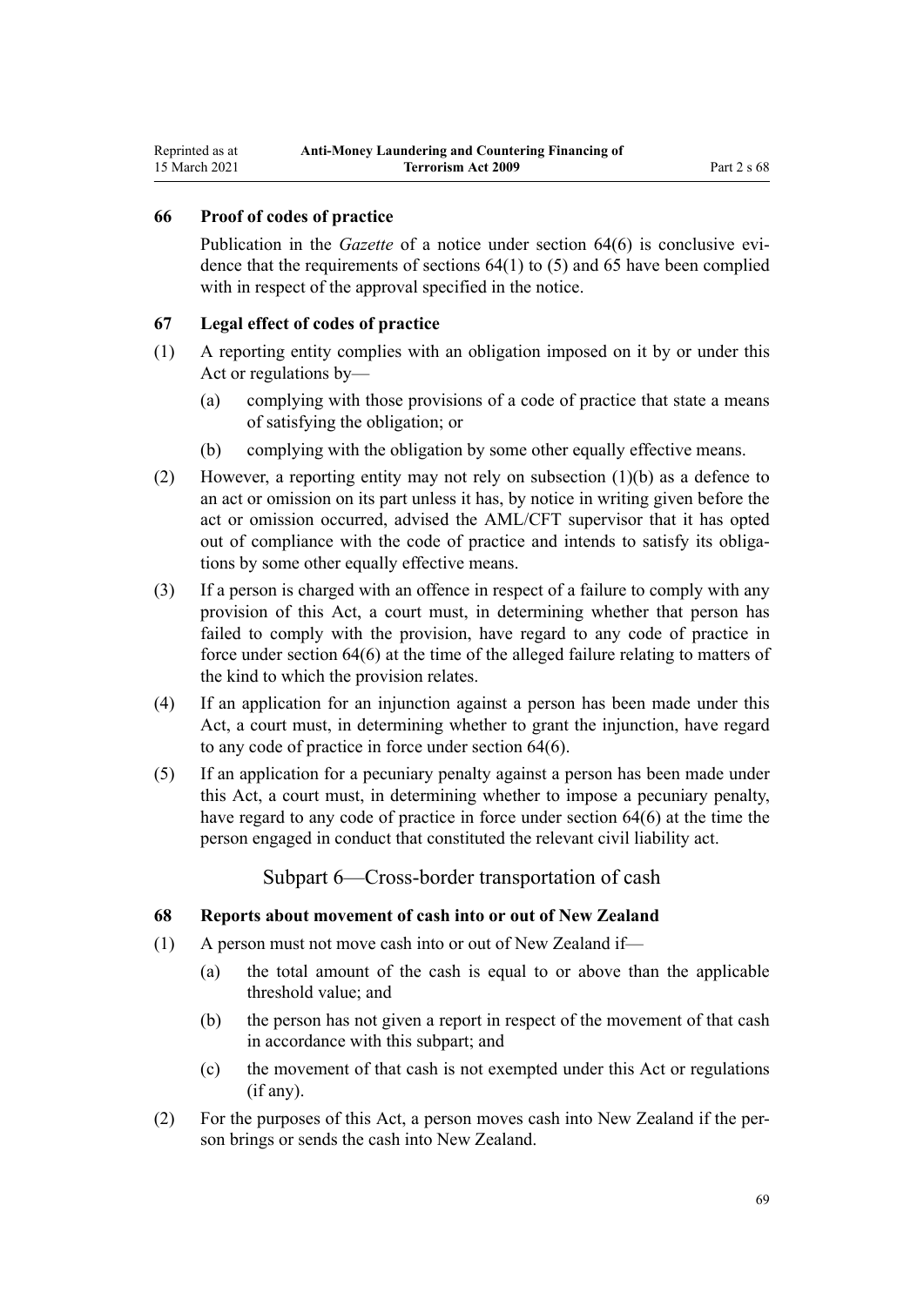### 66 Proof of codes of practice

Publication in the *Gazette* of a notice under section 64(6) is conclusive evidence that the requirements of sections 64(1) to (5) and 65 have been complied with in respect of the approval specified in the notice.

### 67 Legal effect of codes of practice

(1) A reporting entity complies with an obligation imposed on it by or under this Act or regulations by—

(a) complying with those provisions of a code of practice that state a means of satisfying the obligation; or

(b) complying with the obligation by some other equally effective means.

(2) However, a reporting entity may not rely on subsection (1)(b) as a defence to an act or omission on its part unless it has, by notice in writing given before the act or omission occurred, advised the AML/CFT supervisor that it has opted out of compliance with the code of practice and intends to satisfy its obligations by some other equally effective means.

(3) If a person is charged with an offence in respect of a failure to comply with any provision of this Act, a court must, in determining whether that person has failed to comply with the provision, have regard to any code of practice in force under section 64(6) at the time of the alleged failure relating to matters of the kind to which the provision relates.

(4) If an application for an injunction against a person has been made under this Act, a court must, in determining whether to grant the injunction, have regard to any code of practice in force under section 64(6).

(5) If an application for a pecuniary penalty against a person has been made under this Act, a court must, in determining whether to impose a pecuniary penalty, have regard to any code of practice in force under section 64(6) at the time the person engaged in conduct that constituted the relevant civil liability act.

## Subpart 6—Cross-border transportation of cash

### 68 Reports about movement of cash into or out of New Zealand

(1) A person must not move cash into or out of New Zealand if—

(a) the total amount of the cash is equal to or above than the applicable threshold value; and

(b) the person has not given a report in respect of the movement of that cash in accordance with this subpart; and

(c) the movement of that cash is not exempted under this Act or regulations (if any).

(2) For the purposes of this Act, a person moves cash into New Zealand if the person brings or sends the cash into New Zealand.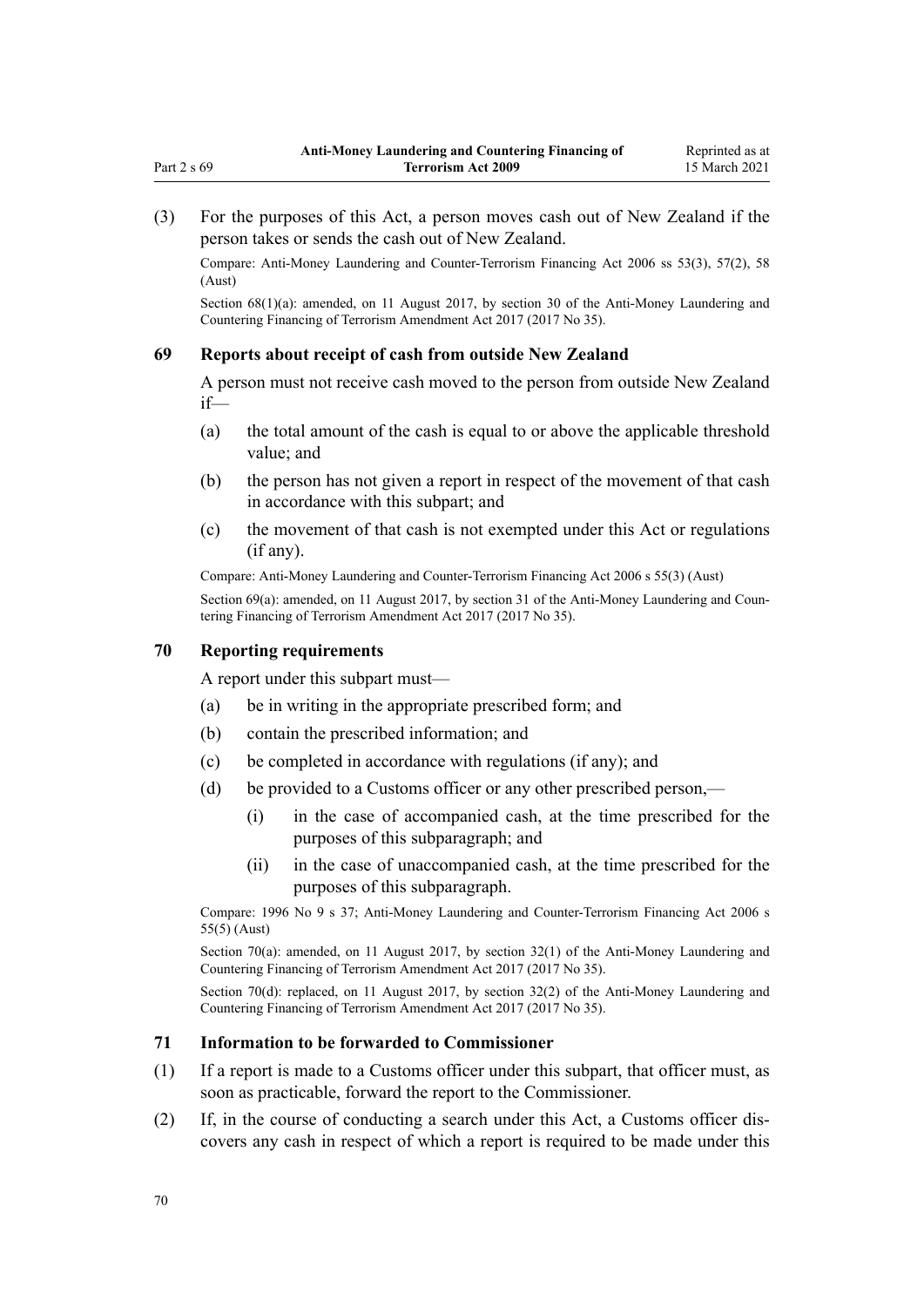(3) For the purposes of this Act, a person moves cash out of New Zealand if the person takes or sends the cash out of New Zealand.

Compare: Anti-Money Laundering and Counter-Terrorism Financing Act 2006 ss 53(3), 57(2), 58 (Aust)

Section 68(1)(a): amended, on 11 August 2017, by section 30 of the Anti-Money Laundering and Countering Financing of Terrorism Amendment Act 2017 (2017 No 35).

### 69 Reports about receipt of cash from outside New Zealand

A person must not receive cash moved to the person from outside New Zealand if—

(a) the total amount of the cash is equal to or above the applicable threshold value; and

(b) the person has not given a report in respect of the movement of that cash in accordance with this subpart; and

(c) the movement of that cash is not exempted under this Act or regulations (if any).

Compare: Anti-Money Laundering and Counter-Terrorism Financing Act 2006 s 55(3) (Aust)

Section 69(a): amended, on 11 August 2017, by section 31 of the Anti-Money Laundering and Countering Financing of Terrorism Amendment Act 2017 (2017 No 35).

### 70 Reporting requirements

A report under this subpart must—

(a) be in writing in the appropriate prescribed form; and

(b) contain the prescribed information; and

(c) be completed in accordance with regulations (if any); and

(d) be provided to a Customs officer or any other prescribed person,—

  (i) in the case of accompanied cash, at the time prescribed for the purposes of this subparagraph; and

  (ii) in the case of unaccompanied cash, at the time prescribed for the purposes of this subparagraph.

Compare: 1996 No 9 s 37; Anti-Money Laundering and Counter-Terrorism Financing Act 2006 s 55(5) (Aust)

Section 70(a): amended, on 11 August 2017, by section 32(1) of the Anti-Money Laundering and Countering Financing of Terrorism Amendment Act 2017 (2017 No 35).

Section 70(d): replaced, on 11 August 2017, by section 32(2) of the Anti-Money Laundering and Countering Financing of Terrorism Amendment Act 2017 (2017 No 35).

### 71 Information to be forwarded to Commissioner

(1) If a report is made to a Customs officer under this subpart, that officer must, as soon as practicable, forward the report to the Commissioner.

(2) If, in the course of conducting a search under this Act, a Customs officer discovers any cash in respect of which a report is required to be made under this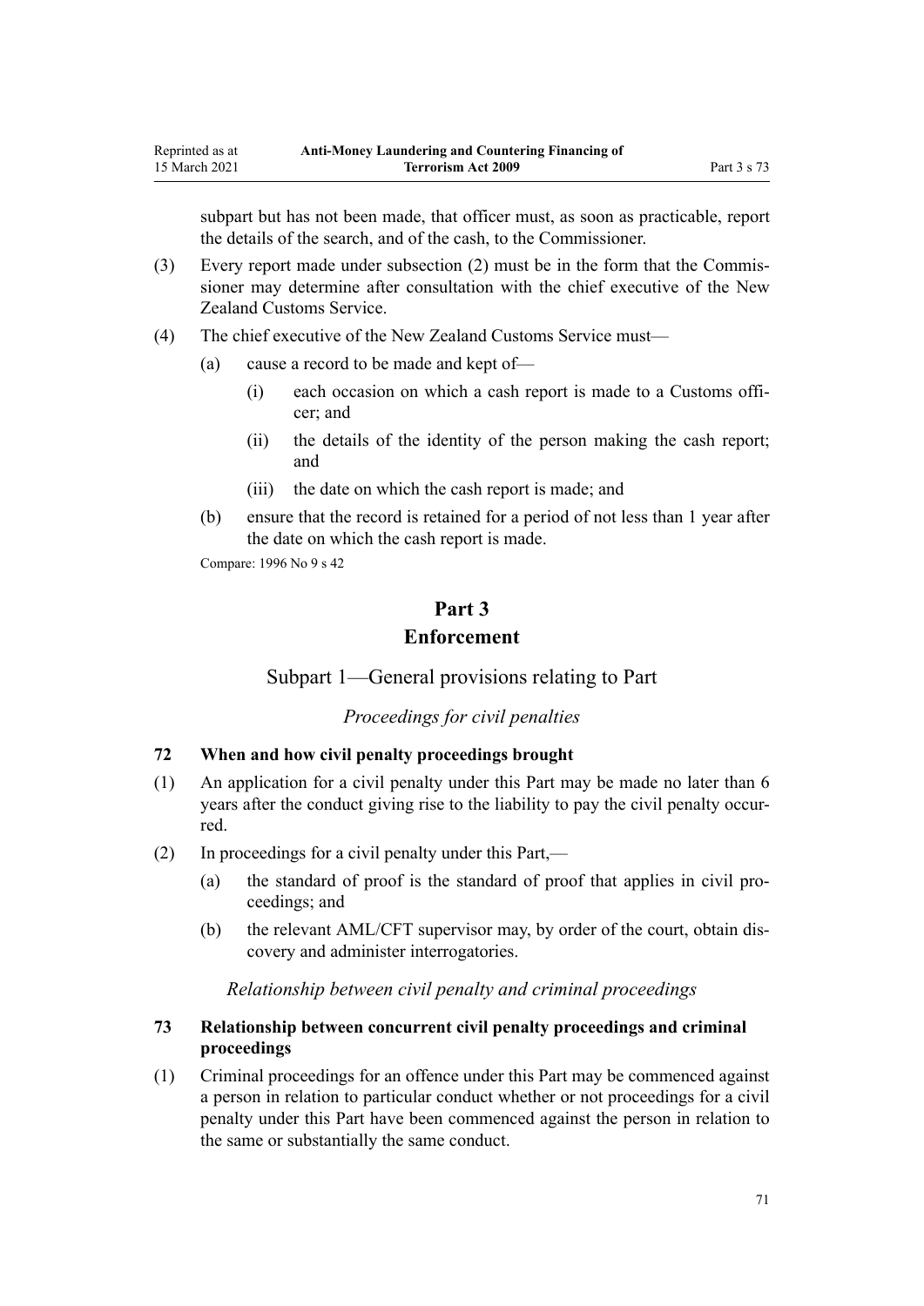subpart but has not been made, that officer must, as soon as practicable, report the details of the search, and of the cash, to the Commissioner.

(3) Every report made under subsection (2) must be in the form that the Commissioner may determine after consultation with the chief executive of the New Zealand Customs Service.

(4) The chief executive of the New Zealand Customs Service must—

  (a) cause a record to be made and kept of—

    (i) each occasion on which a cash report is made to a Customs officer; and

    (ii) the details of the identity of the person making the cash report; and

    (iii) the date on which the cash report is made; and

  (b) ensure that the record is retained for a period of not less than 1 year after the date on which the cash report is made.

Compare: 1996 No 9 s 42

# Part 3
# Enforcement

## Subpart 1—General provisions relating to Part

*Proceedings for civil penalties*

### 72 When and how civil penalty proceedings brought

(1) An application for a civil penalty under this Part may be made no later than 6 years after the conduct giving rise to the liability to pay the civil penalty occurred.

(2) In proceedings for a civil penalty under this Part,—

  (a) the standard of proof is the standard of proof that applies in civil proceedings; and

  (b) the relevant AML/CFT supervisor may, by order of the court, obtain discovery and administer interrogatories.

*Relationship between civil penalty and criminal proceedings*

### 73 Relationship between concurrent civil penalty proceedings and criminal proceedings

(1) Criminal proceedings for an offence under this Part may be commenced against a person in relation to particular conduct whether or not proceedings for a civil penalty under this Part have been commenced against the person in relation to the same or substantially the same conduct.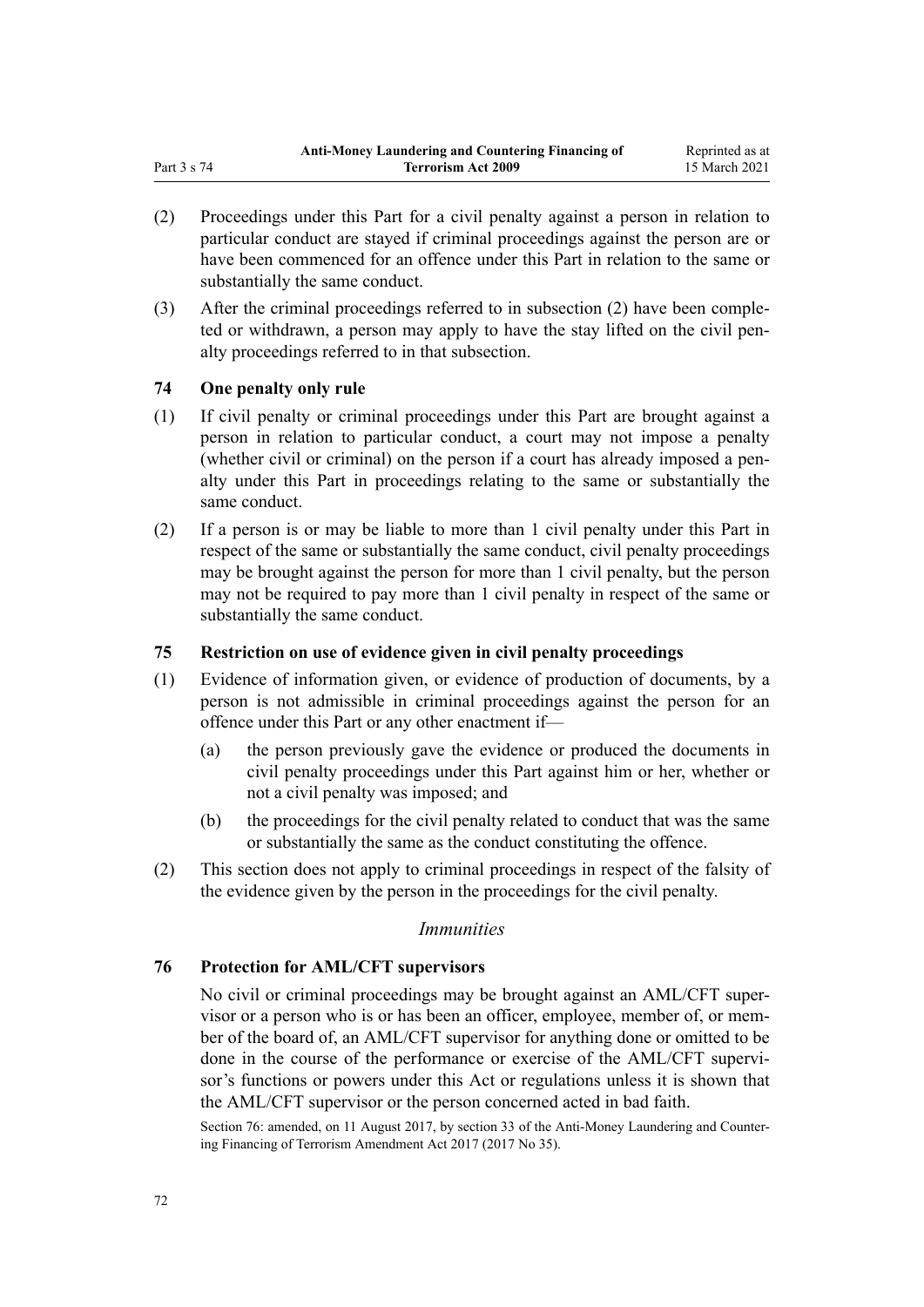(2) Proceedings under this Part for a civil penalty against a person in relation to particular conduct are stayed if criminal proceedings against the person are or have been commenced for an offence under this Part in relation to the same or substantially the same conduct.

(3) After the criminal proceedings referred to in subsection (2) have been completed or withdrawn, a person may apply to have the stay lifted on the civil penalty proceedings referred to in that subsection.

### 74 One penalty only rule

(1) If civil penalty or criminal proceedings under this Part are brought against a person in relation to particular conduct, a court may not impose a penalty (whether civil or criminal) on the person if a court has already imposed a penalty under this Part in proceedings relating to the same or substantially the same conduct.

(2) If a person is or may be liable to more than 1 civil penalty under this Part in respect of the same or substantially the same conduct, civil penalty proceedings may be brought against the person for more than 1 civil penalty, but the person may not be required to pay more than 1 civil penalty in respect of the same or substantially the same conduct.

### 75 Restriction on use of evidence given in civil penalty proceedings

(1) Evidence of information given, or evidence of production of documents, by a person is not admissible in criminal proceedings against the person for an offence under this Part or any other enactment if—

- (a) the person previously gave the evidence or produced the documents in civil penalty proceedings under this Part against him or her, whether or not a civil penalty was imposed; and
- (b) the proceedings for the civil penalty related to conduct that was the same or substantially the same as the conduct constituting the offence.

(2) This section does not apply to criminal proceedings in respect of the falsity of the evidence given by the person in the proceedings for the civil penalty.

*Immunities*

### 76 Protection for AML/CFT supervisors

No civil or criminal proceedings may be brought against an AML/CFT supervisor or a person who is or has been an officer, employee, member of, or member of the board of, an AML/CFT supervisor for anything done or omitted to be done in the course of the performance or exercise of the AML/CFT supervisor's functions or powers under this Act or regulations unless it is shown that the AML/CFT supervisor or the person concerned acted in bad faith.

Section 76: amended, on 11 August 2017, by section 33 of the Anti-Money Laundering and Countering Financing of Terrorism Amendment Act 2017 (2017 No 35).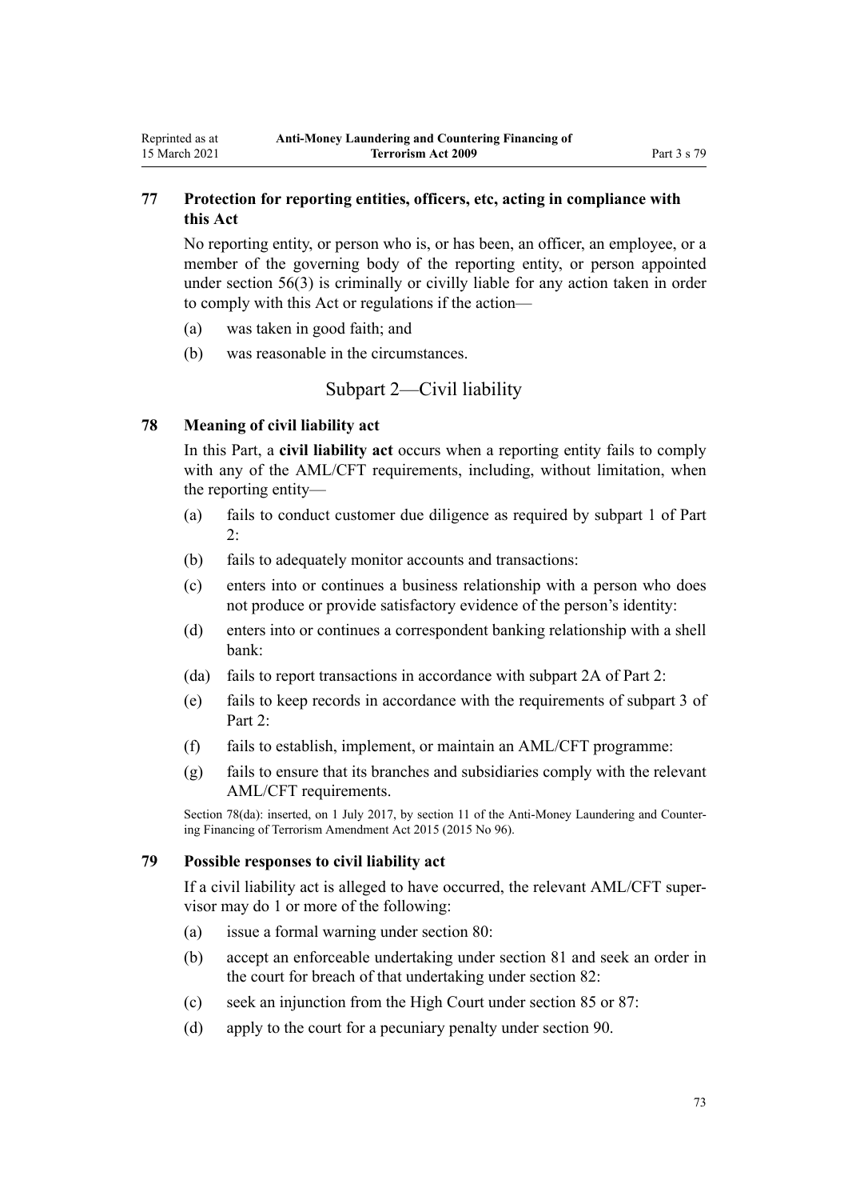### 77 Protection for reporting entities, officers, etc, acting in compliance with this Act

No reporting entity, or person who is, or has been, an officer, an employee, or a member of the governing body of the reporting entity, or person appointed under section 56(3) is criminally or civilly liable for any action taken in order to comply with this Act or regulations if the action—

(a) was taken in good faith; and

(b) was reasonable in the circumstances.

## Subpart 2—Civil liability

### 78 Meaning of civil liability act

In this Part, a **civil liability act** occurs when a reporting entity fails to comply with any of the AML/CFT requirements, including, without limitation, when the reporting entity—

(a) fails to conduct customer due diligence as required by subpart 1 of Part 2:

(b) fails to adequately monitor accounts and transactions:

(c) enters into or continues a business relationship with a person who does not produce or provide satisfactory evidence of the person's identity:

(d) enters into or continues a correspondent banking relationship with a shell bank:

(da) fails to report transactions in accordance with subpart 2A of Part 2:

(e) fails to keep records in accordance with the requirements of subpart 3 of Part 2:

(f) fails to establish, implement, or maintain an AML/CFT programme:

(g) fails to ensure that its branches and subsidiaries comply with the relevant AML/CFT requirements.

Section 78(da): inserted, on 1 July 2017, by section 11 of the Anti-Money Laundering and Countering Financing of Terrorism Amendment Act 2015 (2015 No 96).

### 79 Possible responses to civil liability act

If a civil liability act is alleged to have occurred, the relevant AML/CFT supervisor may do 1 or more of the following:

(a) issue a formal warning under section 80:

(b) accept an enforceable undertaking under section 81 and seek an order in the court for breach of that undertaking under section 82:

(c) seek an injunction from the High Court under section 85 or 87:

(d) apply to the court for a pecuniary penalty under section 90.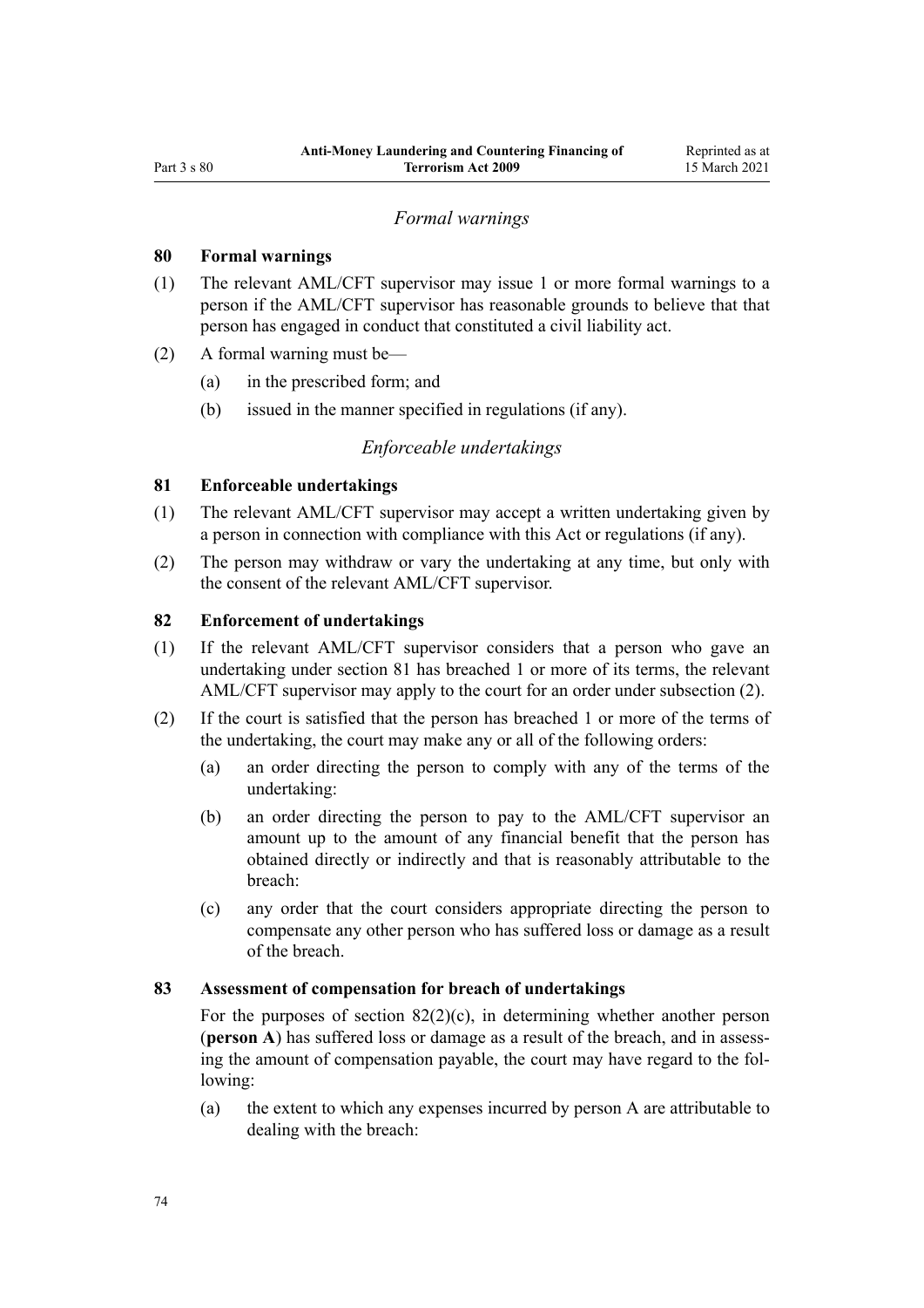*Formal warnings*

### 80 Formal warnings

(1) The relevant AML/CFT supervisor may issue 1 or more formal warnings to a person if the AML/CFT supervisor has reasonable grounds to believe that that person has engaged in conduct that constituted a civil liability act.

(2) A formal warning must be—

(a) in the prescribed form; and

(b) issued in the manner specified in regulations (if any).

*Enforceable undertakings*

### 81 Enforceable undertakings

(1) The relevant AML/CFT supervisor may accept a written undertaking given by a person in connection with compliance with this Act or regulations (if any).

(2) The person may withdraw or vary the undertaking at any time, but only with the consent of the relevant AML/CFT supervisor.

### 82 Enforcement of undertakings

(1) If the relevant AML/CFT supervisor considers that a person who gave an undertaking under section 81 has breached 1 or more of its terms, the relevant AML/CFT supervisor may apply to the court for an order under subsection (2).

(2) If the court is satisfied that the person has breached 1 or more of the terms of the undertaking, the court may make any or all of the following orders:

(a) an order directing the person to comply with any of the terms of the undertaking:

(b) an order directing the person to pay to the AML/CFT supervisor an amount up to the amount of any financial benefit that the person has obtained directly or indirectly and that is reasonably attributable to the breach:

(c) any order that the court considers appropriate directing the person to compensate any other person who has suffered loss or damage as a result of the breach.

### 83 Assessment of compensation for breach of undertakings

For the purposes of section 82(2)(c), in determining whether another person (**person A**) has suffered loss or damage as a result of the breach, and in assessing the amount of compensation payable, the court may have regard to the following:

(a) the extent to which any expenses incurred by person A are attributable to dealing with the breach: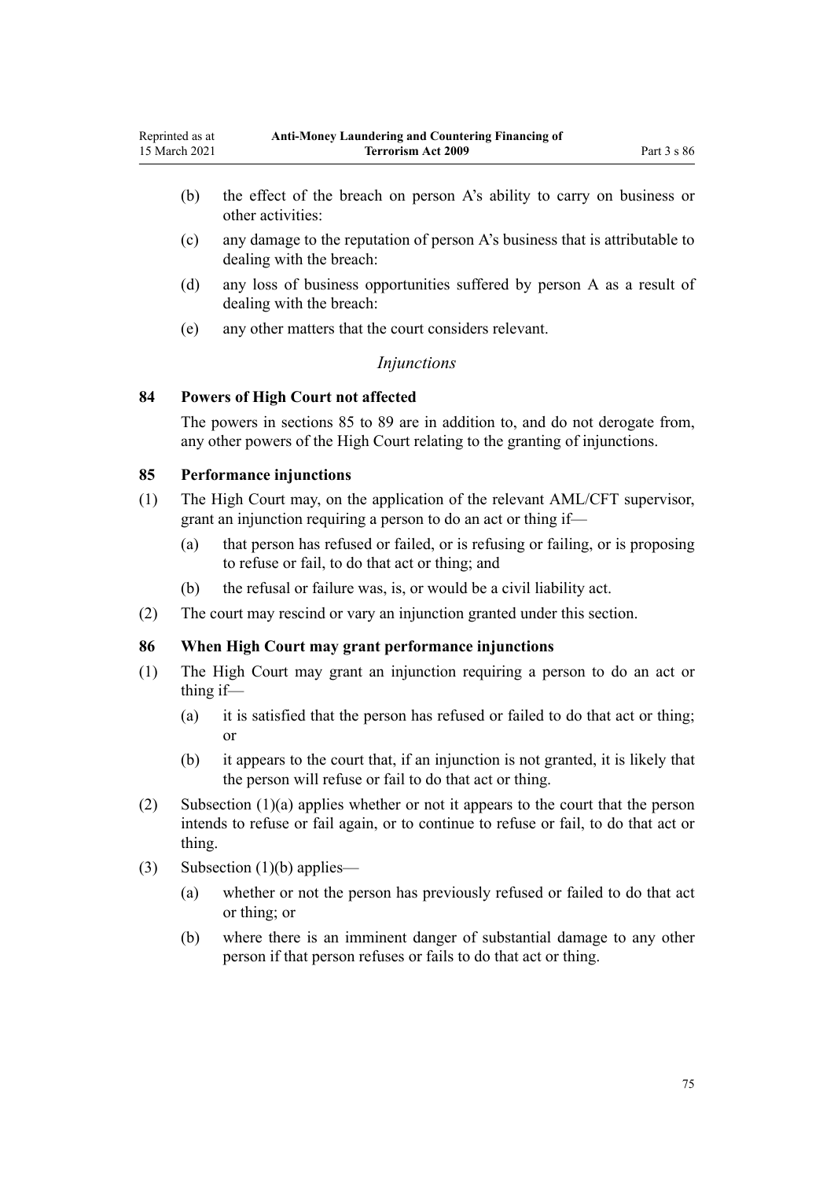(b) the effect of the breach on person A's ability to carry on business or other activities:

(c) any damage to the reputation of person A's business that is attributable to dealing with the breach:

(d) any loss of business opportunities suffered by person A as a result of dealing with the breach:

(e) any other matters that the court considers relevant.

### *Injunctions*

**84 Powers of High Court not affected**

The powers in sections 85 to 89 are in addition to, and do not derogate from, any other powers of the High Court relating to the granting of injunctions.

**85 Performance injunctions**

(1) The High Court may, on the application of the relevant AML/CFT supervisor, grant an injunction requiring a person to do an act or thing if—

(a) that person has refused or failed, or is refusing or failing, or is proposing to refuse or fail, to do that act or thing; and

(b) the refusal or failure was, is, or would be a civil liability act.

(2) The court may rescind or vary an injunction granted under this section.

**86 When High Court may grant performance injunctions**

(1) The High Court may grant an injunction requiring a person to do an act or thing if—

(a) it is satisfied that the person has refused or failed to do that act or thing; or

(b) it appears to the court that, if an injunction is not granted, it is likely that the person will refuse or fail to do that act or thing.

(2) Subsection (1)(a) applies whether or not it appears to the court that the person intends to refuse or fail again, or to continue to refuse or fail, to do that act or thing.

(3) Subsection (1)(b) applies—

(a) whether or not the person has previously refused or failed to do that act or thing; or

(b) where there is an imminent danger of substantial damage to any other person if that person refuses or fails to do that act or thing.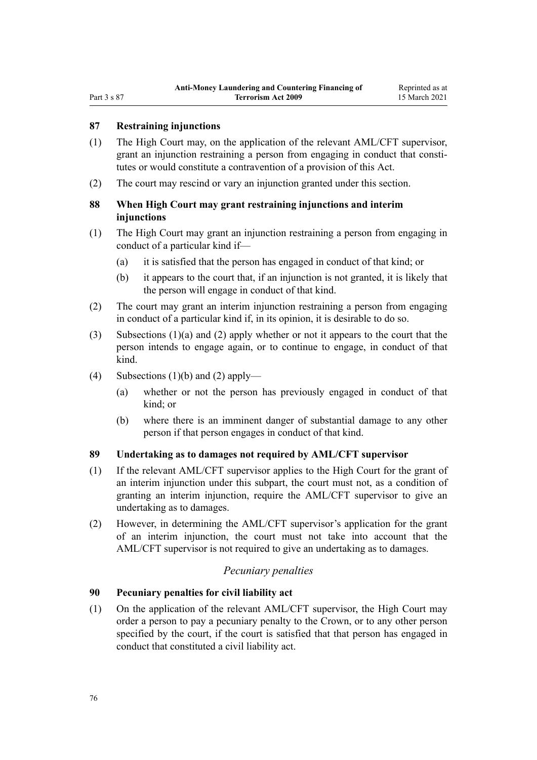### 87 Restraining injunctions

(1) The High Court may, on the application of the relevant AML/CFT supervisor, grant an injunction restraining a person from engaging in conduct that constitutes or would constitute a contravention of a provision of this Act.

(2) The court may rescind or vary an injunction granted under this section.

### 88 When High Court may grant restraining injunctions and interim injunctions

(1) The High Court may grant an injunction restraining a person from engaging in conduct of a particular kind if—

   (a) it is satisfied that the person has engaged in conduct of that kind; or

   (b) it appears to the court that, if an injunction is not granted, it is likely that the person will engage in conduct of that kind.

(2) The court may grant an interim injunction restraining a person from engaging in conduct of a particular kind if, in its opinion, it is desirable to do so.

(3) Subsections (1)(a) and (2) apply whether or not it appears to the court that the person intends to engage again, or to continue to engage, in conduct of that kind.

(4) Subsections (1)(b) and (2) apply—

   (a) whether or not the person has previously engaged in conduct of that kind; or

   (b) where there is an imminent danger of substantial damage to any other person if that person engages in conduct of that kind.

### 89 Undertaking as to damages not required by AML/CFT supervisor

(1) If the relevant AML/CFT supervisor applies to the High Court for the grant of an interim injunction under this subpart, the court must not, as a condition of granting an interim injunction, require the AML/CFT supervisor to give an undertaking as to damages.

(2) However, in determining the AML/CFT supervisor's application for the grant of an interim injunction, the court must not take into account that the AML/CFT supervisor is not required to give an undertaking as to damages.

*Pecuniary penalties*

### 90 Pecuniary penalties for civil liability act

(1) On the application of the relevant AML/CFT supervisor, the High Court may order a person to pay a pecuniary penalty to the Crown, or to any other person specified by the court, if the court is satisfied that that person has engaged in conduct that constituted a civil liability act.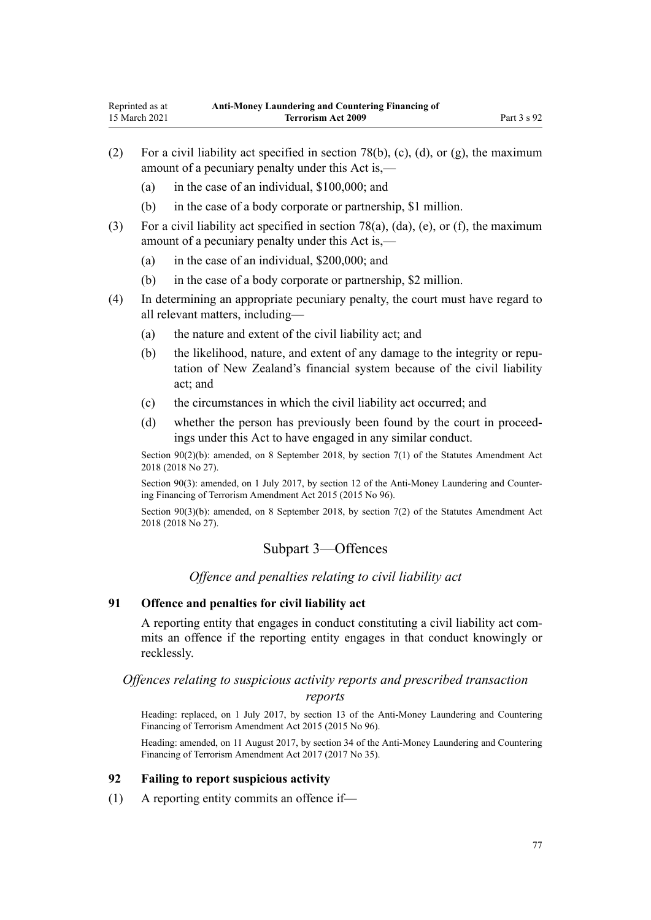(2) For a civil liability act specified in section 78(b), (c), (d), or (g), the maximum amount of a pecuniary penalty under this Act is,—

(a) in the case of an individual, $100,000; and

(b) in the case of a body corporate or partnership, $1 million.

(3) For a civil liability act specified in section 78(a), (da), (e), or (f), the maximum amount of a pecuniary penalty under this Act is,—

(a) in the case of an individual, $200,000; and

(b) in the case of a body corporate or partnership, $2 million.

(4) In determining an appropriate pecuniary penalty, the court must have regard to all relevant matters, including—

(a) the nature and extent of the civil liability act; and

(b) the likelihood, nature, and extent of any damage to the integrity or reputation of New Zealand's financial system because of the civil liability act; and

(c) the circumstances in which the civil liability act occurred; and

(d) whether the person has previously been found by the court in proceedings under this Act to have engaged in any similar conduct.

Section 90(2)(b): amended, on 8 September 2018, by section 7(1) of the Statutes Amendment Act 2018 (2018 No 27).

Section 90(3): amended, on 1 July 2017, by section 12 of the Anti-Money Laundering and Countering Financing of Terrorism Amendment Act 2015 (2015 No 96).

Section 90(3)(b): amended, on 8 September 2018, by section 7(2) of the Statutes Amendment Act 2018 (2018 No 27).

## Subpart 3—Offences

*Offence and penalties relating to civil liability act*

### 91 Offence and penalties for civil liability act

A reporting entity that engages in conduct constituting a civil liability act commits an offence if the reporting entity engages in that conduct knowingly or recklessly.

*Offences relating to suspicious activity reports and prescribed transaction reports*

Heading: replaced, on 1 July 2017, by section 13 of the Anti-Money Laundering and Countering Financing of Terrorism Amendment Act 2015 (2015 No 96).

Heading: amended, on 11 August 2017, by section 34 of the Anti-Money Laundering and Countering Financing of Terrorism Amendment Act 2017 (2017 No 35).

### 92 Failing to report suspicious activity

(1) A reporting entity commits an offence if—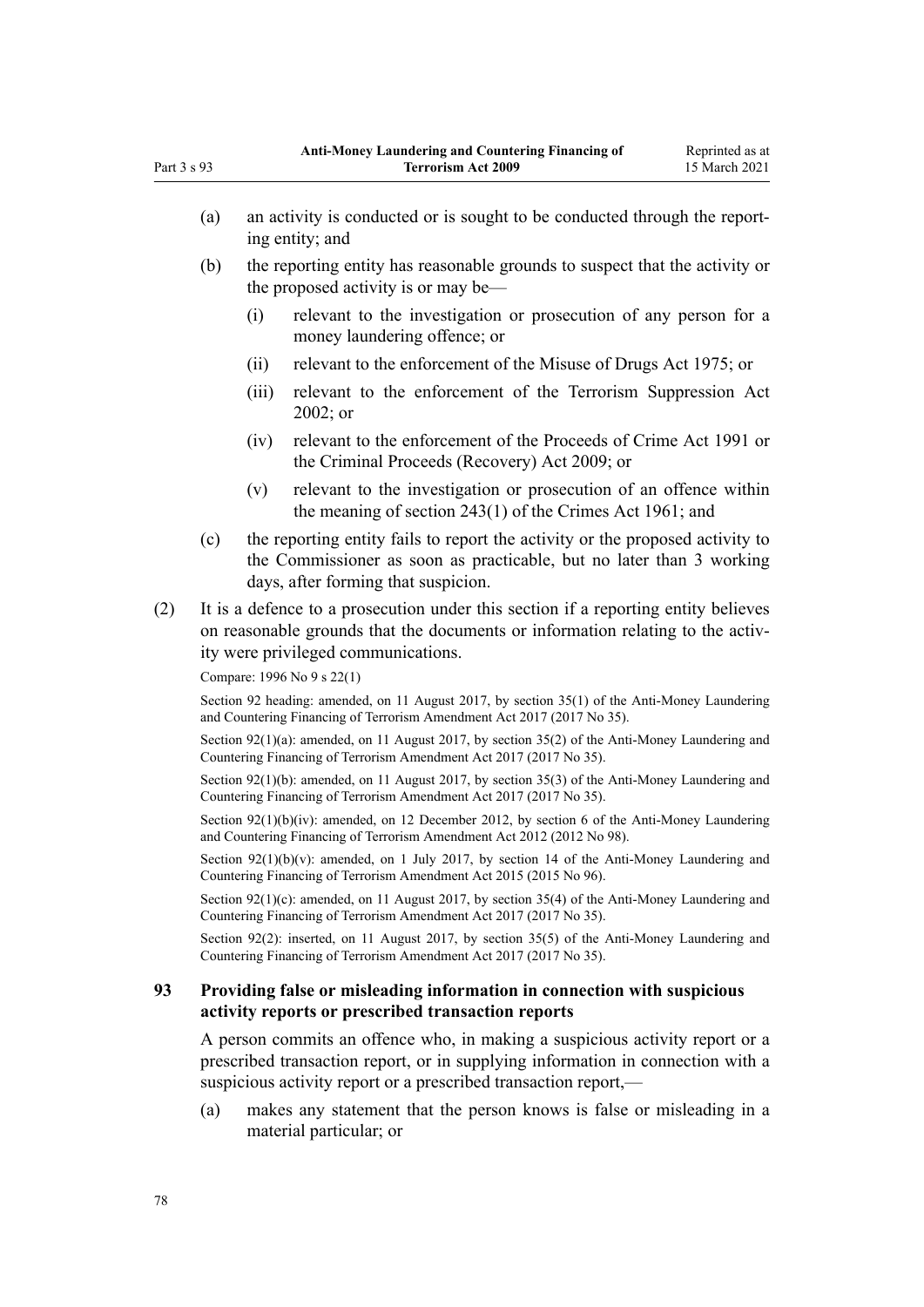(a) an activity is conducted or is sought to be conducted through the reporting entity; and

(b) the reporting entity has reasonable grounds to suspect that the activity or the proposed activity is or may be—

  (i) relevant to the investigation or prosecution of any person for a money laundering offence; or

  (ii) relevant to the enforcement of the Misuse of Drugs Act 1975; or

  (iii) relevant to the enforcement of the Terrorism Suppression Act 2002; or

  (iv) relevant to the enforcement of the Proceeds of Crime Act 1991 or the Criminal Proceeds (Recovery) Act 2009; or

  (v) relevant to the investigation or prosecution of an offence within the meaning of section 243(1) of the Crimes Act 1961; and

(c) the reporting entity fails to report the activity or the proposed activity to the Commissioner as soon as practicable, but no later than 3 working days, after forming that suspicion.

(2) It is a defence to a prosecution under this section if a reporting entity believes on reasonable grounds that the documents or information relating to the activity were privileged communications.

Compare: 1996 No 9 s 22(1)

Section 92 heading: amended, on 11 August 2017, by section 35(1) of the Anti-Money Laundering and Countering Financing of Terrorism Amendment Act 2017 (2017 No 35).

Section 92(1)(a): amended, on 11 August 2017, by section 35(2) of the Anti-Money Laundering and Countering Financing of Terrorism Amendment Act 2017 (2017 No 35).

Section 92(1)(b): amended, on 11 August 2017, by section 35(3) of the Anti-Money Laundering and Countering Financing of Terrorism Amendment Act 2017 (2017 No 35).

Section 92(1)(b)(iv): amended, on 12 December 2012, by section 6 of the Anti-Money Laundering and Countering Financing of Terrorism Amendment Act 2012 (2012 No 98).

Section 92(1)(b)(v): amended, on 1 July 2017, by section 14 of the Anti-Money Laundering and Countering Financing of Terrorism Amendment Act 2015 (2015 No 96).

Section 92(1)(c): amended, on 11 August 2017, by section 35(4) of the Anti-Money Laundering and Countering Financing of Terrorism Amendment Act 2017 (2017 No 35).

Section 92(2): inserted, on 11 August 2017, by section 35(5) of the Anti-Money Laundering and Countering Financing of Terrorism Amendment Act 2017 (2017 No 35).

### 93 Providing false or misleading information in connection with suspicious activity reports or prescribed transaction reports

A person commits an offence who, in making a suspicious activity report or a prescribed transaction report, or in supplying information in connection with a suspicious activity report or a prescribed transaction report,—

(a) makes any statement that the person knows is false or misleading in a material particular; or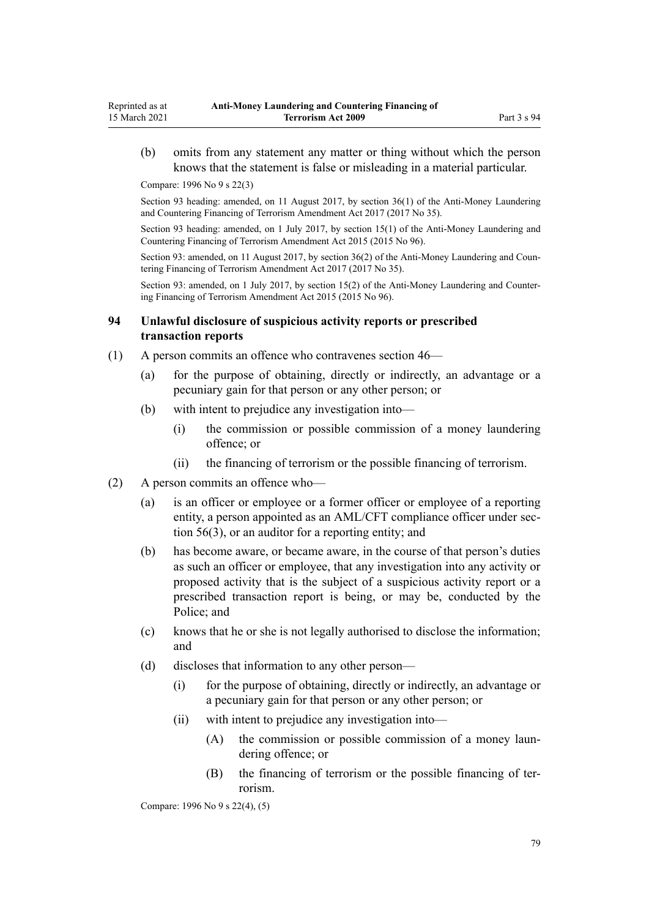(b) omits from any statement any matter or thing without which the person knows that the statement is false or misleading in a material particular.

Compare: 1996 No 9 s 22(3)

Section 93 heading: amended, on 11 August 2017, by section 36(1) of the Anti-Money Laundering and Countering Financing of Terrorism Amendment Act 2017 (2017 No 35).

Section 93 heading: amended, on 1 July 2017, by section 15(1) of the Anti-Money Laundering and Countering Financing of Terrorism Amendment Act 2015 (2015 No 96).

Section 93: amended, on 11 August 2017, by section 36(2) of the Anti-Money Laundering and Countering Financing of Terrorism Amendment Act 2017 (2017 No 35).

Section 93: amended, on 1 July 2017, by section 15(2) of the Anti-Money Laundering and Countering Financing of Terrorism Amendment Act 2015 (2015 No 96).

### 94 Unlawful disclosure of suspicious activity reports or prescribed transaction reports

(1) A person commits an offence who contravenes section 46—

(a) for the purpose of obtaining, directly or indirectly, an advantage or a pecuniary gain for that person or any other person; or

(b) with intent to prejudice any investigation into—

(i) the commission or possible commission of a money laundering offence; or

(ii) the financing of terrorism or the possible financing of terrorism.

(2) A person commits an offence who—

(a) is an officer or employee or a former officer or employee of a reporting entity, a person appointed as an AML/CFT compliance officer under section 56(3), or an auditor for a reporting entity; and

(b) has become aware, or became aware, in the course of that person's duties as such an officer or employee, that any investigation into any activity or proposed activity that is the subject of a suspicious activity report or a prescribed transaction report is being, or may be, conducted by the Police; and

(c) knows that he or she is not legally authorised to disclose the information; and

(d) discloses that information to any other person—

(i) for the purpose of obtaining, directly or indirectly, an advantage or a pecuniary gain for that person or any other person; or

(ii) with intent to prejudice any investigation into—

(A) the commission or possible commission of a money laundering offence; or

(B) the financing of terrorism or the possible financing of terrorism.

Compare: 1996 No 9 s 22(4), (5)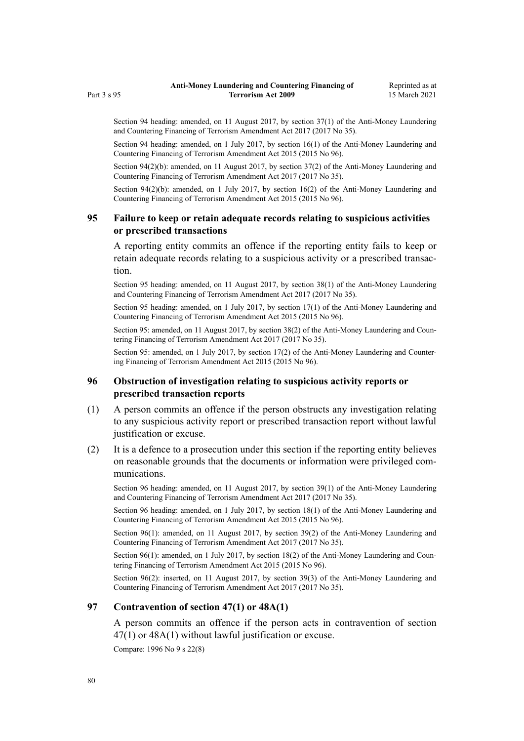Section 94 heading: amended, on 11 August 2017, by section 37(1) of the Anti-Money Laundering and Countering Financing of Terrorism Amendment Act 2017 (2017 No 35).

Section 94 heading: amended, on 1 July 2017, by section 16(1) of the Anti-Money Laundering and Countering Financing of Terrorism Amendment Act 2015 (2015 No 96).

Section 94(2)(b): amended, on 11 August 2017, by section 37(2) of the Anti-Money Laundering and Countering Financing of Terrorism Amendment Act 2017 (2017 No 35).

Section 94(2)(b): amended, on 1 July 2017, by section 16(2) of the Anti-Money Laundering and Countering Financing of Terrorism Amendment Act 2015 (2015 No 96).

### 95 Failure to keep or retain adequate records relating to suspicious activities or prescribed transactions

A reporting entity commits an offence if the reporting entity fails to keep or retain adequate records relating to a suspicious activity or a prescribed transaction.

Section 95 heading: amended, on 11 August 2017, by section 38(1) of the Anti-Money Laundering and Countering Financing of Terrorism Amendment Act 2017 (2017 No 35).

Section 95 heading: amended, on 1 July 2017, by section 17(1) of the Anti-Money Laundering and Countering Financing of Terrorism Amendment Act 2015 (2015 No 96).

Section 95: amended, on 11 August 2017, by section 38(2) of the Anti-Money Laundering and Countering Financing of Terrorism Amendment Act 2017 (2017 No 35).

Section 95: amended, on 1 July 2017, by section 17(2) of the Anti-Money Laundering and Countering Financing of Terrorism Amendment Act 2015 (2015 No 96).

### 96 Obstruction of investigation relating to suspicious activity reports or prescribed transaction reports

(1) A person commits an offence if the person obstructs any investigation relating to any suspicious activity report or prescribed transaction report without lawful justification or excuse.

(2) It is a defence to a prosecution under this section if the reporting entity believes on reasonable grounds that the documents or information were privileged communications.

Section 96 heading: amended, on 11 August 2017, by section 39(1) of the Anti-Money Laundering and Countering Financing of Terrorism Amendment Act 2017 (2017 No 35).

Section 96 heading: amended, on 1 July 2017, by section 18(1) of the Anti-Money Laundering and Countering Financing of Terrorism Amendment Act 2015 (2015 No 96).

Section 96(1): amended, on 11 August 2017, by section 39(2) of the Anti-Money Laundering and Countering Financing of Terrorism Amendment Act 2017 (2017 No 35).

Section 96(1): amended, on 1 July 2017, by section 18(2) of the Anti-Money Laundering and Countering Financing of Terrorism Amendment Act 2015 (2015 No 96).

Section 96(2): inserted, on 11 August 2017, by section 39(3) of the Anti-Money Laundering and Countering Financing of Terrorism Amendment Act 2017 (2017 No 35).

### 97 Contravention of section 47(1) or 48A(1)

A person commits an offence if the person acts in contravention of section 47(1) or 48A(1) without lawful justification or excuse.

Compare: 1996 No 9 s 22(8)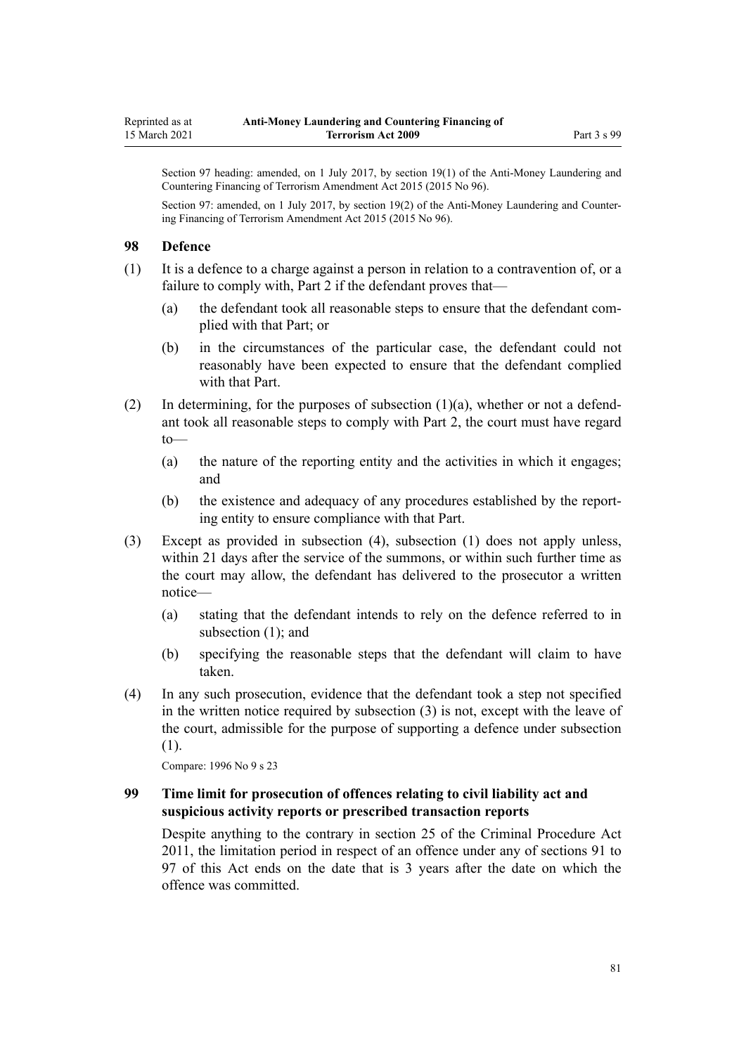Section 97 heading: amended, on 1 July 2017, by section 19(1) of the Anti-Money Laundering and Countering Financing of Terrorism Amendment Act 2015 (2015 No 96).

Section 97: amended, on 1 July 2017, by section 19(2) of the Anti-Money Laundering and Countering Financing of Terrorism Amendment Act 2015 (2015 No 96).

### 98 Defence

(1) It is a defence to a charge against a person in relation to a contravention of, or a failure to comply with, Part 2 if the defendant proves that—

- (a) the defendant took all reasonable steps to ensure that the defendant complied with that Part; or
- (b) in the circumstances of the particular case, the defendant could not reasonably have been expected to ensure that the defendant complied with that Part.

(2) In determining, for the purposes of subsection (1)(a), whether or not a defendant took all reasonable steps to comply with Part 2, the court must have regard to—

- (a) the nature of the reporting entity and the activities in which it engages; and
- (b) the existence and adequacy of any procedures established by the reporting entity to ensure compliance with that Part.

(3) Except as provided in subsection (4), subsection (1) does not apply unless, within 21 days after the service of the summons, or within such further time as the court may allow, the defendant has delivered to the prosecutor a written notice—

- (a) stating that the defendant intends to rely on the defence referred to in subsection (1); and
- (b) specifying the reasonable steps that the defendant will claim to have taken.

(4) In any such prosecution, evidence that the defendant took a step not specified in the written notice required by subsection (3) is not, except with the leave of the court, admissible for the purpose of supporting a defence under subsection (1).

Compare: 1996 No 9 s 23

### 99 Time limit for prosecution of offences relating to civil liability act and suspicious activity reports or prescribed transaction reports

Despite anything to the contrary in section 25 of the Criminal Procedure Act 2011, the limitation period in respect of an offence under any of sections 91 to 97 of this Act ends on the date that is 3 years after the date on which the offence was committed.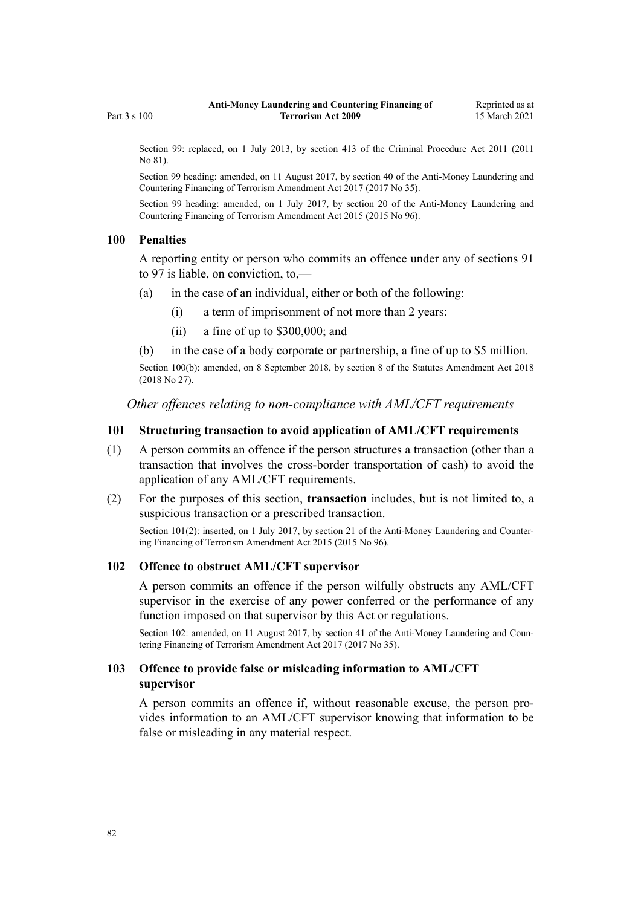Section 99: replaced, on 1 July 2013, by section 413 of the Criminal Procedure Act 2011 (2011 No 81).

Section 99 heading: amended, on 11 August 2017, by section 40 of the Anti-Money Laundering and Countering Financing of Terrorism Amendment Act 2017 (2017 No 35).

Section 99 heading: amended, on 1 July 2017, by section 20 of the Anti-Money Laundering and Countering Financing of Terrorism Amendment Act 2015 (2015 No 96).

### 100 Penalties

A reporting entity or person who commits an offence under any of sections 91 to 97 is liable, on conviction, to,—

(a) in the case of an individual, either or both of the following:

  (i) a term of imprisonment of not more than 2 years:

  (ii) a fine of up to $300,000; and

(b) in the case of a body corporate or partnership, a fine of up to $5 million.

Section 100(b): amended, on 8 September 2018, by section 8 of the Statutes Amendment Act 2018 (2018 No 27).

*Other offences relating to non-compliance with AML/CFT requirements*

### 101 Structuring transaction to avoid application of AML/CFT requirements

(1) A person commits an offence if the person structures a transaction (other than a transaction that involves the cross-border transportation of cash) to avoid the application of any AML/CFT requirements.

(2) For the purposes of this section, **transaction** includes, but is not limited to, a suspicious transaction or a prescribed transaction.

Section 101(2): inserted, on 1 July 2017, by section 21 of the Anti-Money Laundering and Countering Financing of Terrorism Amendment Act 2015 (2015 No 96).

### 102 Offence to obstruct AML/CFT supervisor

A person commits an offence if the person wilfully obstructs any AML/CFT supervisor in the exercise of any power conferred or the performance of any function imposed on that supervisor by this Act or regulations.

Section 102: amended, on 11 August 2017, by section 41 of the Anti-Money Laundering and Countering Financing of Terrorism Amendment Act 2017 (2017 No 35).

### 103 Offence to provide false or misleading information to AML/CFT supervisor

A person commits an offence if, without reasonable excuse, the person provides information to an AML/CFT supervisor knowing that information to be false or misleading in any material respect.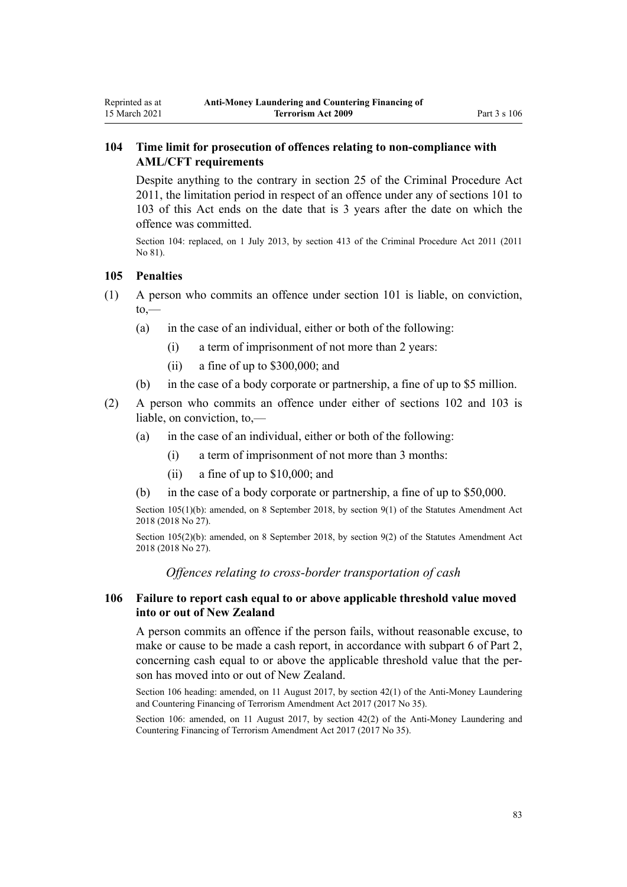### 104 Time limit for prosecution of offences relating to non-compliance with AML/CFT requirements

Despite anything to the contrary in section 25 of the Criminal Procedure Act 2011, the limitation period in respect of an offence under any of sections 101 to 103 of this Act ends on the date that is 3 years after the date on which the offence was committed.

Section 104: replaced, on 1 July 2013, by section 413 of the Criminal Procedure Act 2011 (2011 No 81).

### 105 Penalties

(1) A person who commits an offence under section 101 is liable, on conviction, to,—

- (a) in the case of an individual, either or both of the following:
  - (i) a term of imprisonment of not more than 2 years:
  - (ii) a fine of up to $300,000; and
- (b) in the case of a body corporate or partnership, a fine of up to $5 million.

(2) A person who commits an offence under either of sections 102 and 103 is liable, on conviction, to,—

- (a) in the case of an individual, either or both of the following:
  - (i) a term of imprisonment of not more than 3 months:
  - (ii) a fine of up to $10,000; and
- (b) in the case of a body corporate or partnership, a fine of up to $50,000.

Section 105(1)(b): amended, on 8 September 2018, by section 9(1) of the Statutes Amendment Act 2018 (2018 No 27).

Section 105(2)(b): amended, on 8 September 2018, by section 9(2) of the Statutes Amendment Act 2018 (2018 No 27).

*Offences relating to cross-border transportation of cash*

### 106 Failure to report cash equal to or above applicable threshold value moved into or out of New Zealand

A person commits an offence if the person fails, without reasonable excuse, to make or cause to be made a cash report, in accordance with subpart 6 of Part 2, concerning cash equal to or above the applicable threshold value that the person has moved into or out of New Zealand.

Section 106 heading: amended, on 11 August 2017, by section 42(1) of the Anti-Money Laundering and Countering Financing of Terrorism Amendment Act 2017 (2017 No 35).

Section 106: amended, on 11 August 2017, by section 42(2) of the Anti-Money Laundering and Countering Financing of Terrorism Amendment Act 2017 (2017 No 35).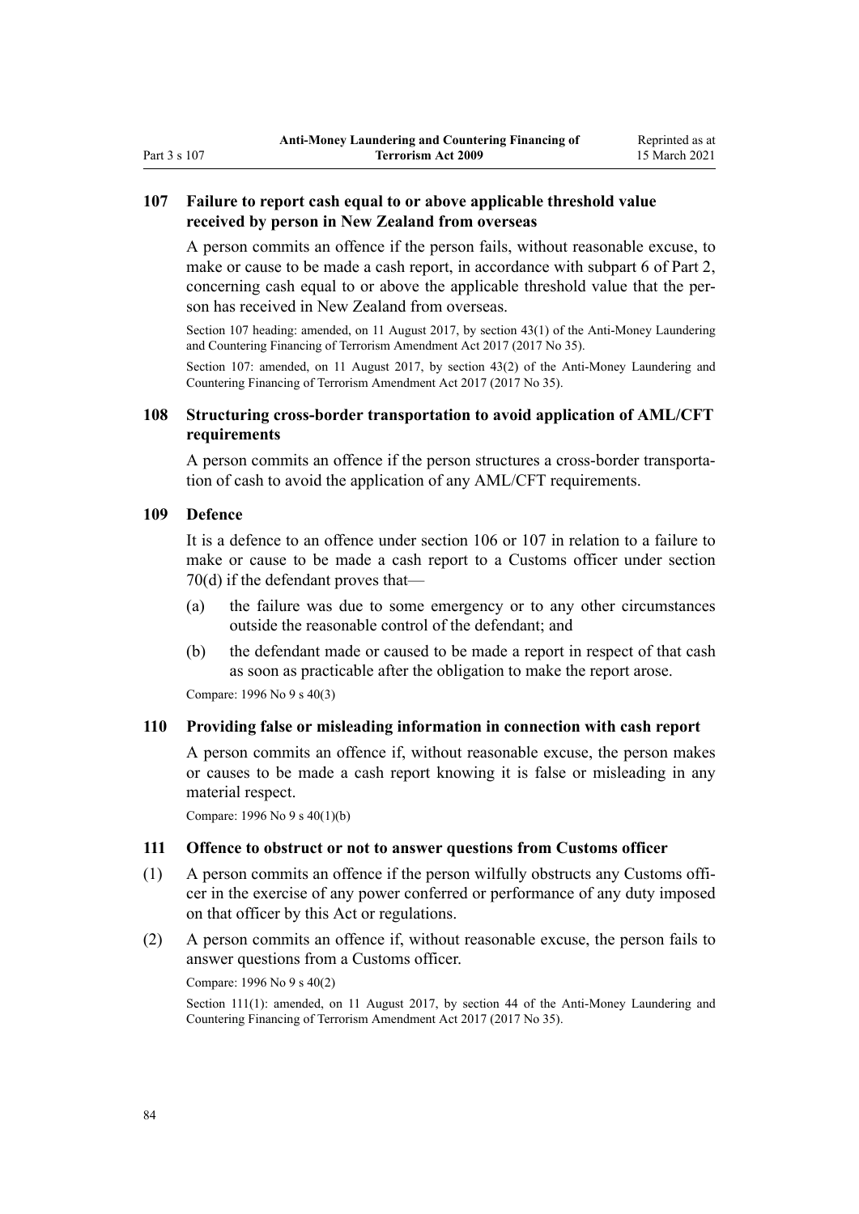### 107 Failure to report cash equal to or above applicable threshold value received by person in New Zealand from overseas

A person commits an offence if the person fails, without reasonable excuse, to make or cause to be made a cash report, in accordance with subpart 6 of Part 2, concerning cash equal to or above the applicable threshold value that the person has received in New Zealand from overseas.

Section 107 heading: amended, on 11 August 2017, by section 43(1) of the Anti-Money Laundering and Countering Financing of Terrorism Amendment Act 2017 (2017 No 35).

Section 107: amended, on 11 August 2017, by section 43(2) of the Anti-Money Laundering and Countering Financing of Terrorism Amendment Act 2017 (2017 No 35).

### 108 Structuring cross-border transportation to avoid application of AML/CFT requirements

A person commits an offence if the person structures a cross-border transportation of cash to avoid the application of any AML/CFT requirements.

### 109 Defence

It is a defence to an offence under section 106 or 107 in relation to a failure to make or cause to be made a cash report to a Customs officer under section 70(d) if the defendant proves that—

(a) the failure was due to some emergency or to any other circumstances outside the reasonable control of the defendant; and

(b) the defendant made or caused to be made a report in respect of that cash as soon as practicable after the obligation to make the report arose.

Compare: 1996 No 9 s 40(3)

### 110 Providing false or misleading information in connection with cash report

A person commits an offence if, without reasonable excuse, the person makes or causes to be made a cash report knowing it is false or misleading in any material respect.

Compare: 1996 No 9 s 40(1)(b)

### 111 Offence to obstruct or not to answer questions from Customs officer

(1) A person commits an offence if the person wilfully obstructs any Customs officer in the exercise of any power conferred or performance of any duty imposed on that officer by this Act or regulations.

(2) A person commits an offence if, without reasonable excuse, the person fails to answer questions from a Customs officer.

Compare: 1996 No 9 s 40(2)

Section 111(1): amended, on 11 August 2017, by section 44 of the Anti-Money Laundering and Countering Financing of Terrorism Amendment Act 2017 (2017 No 35).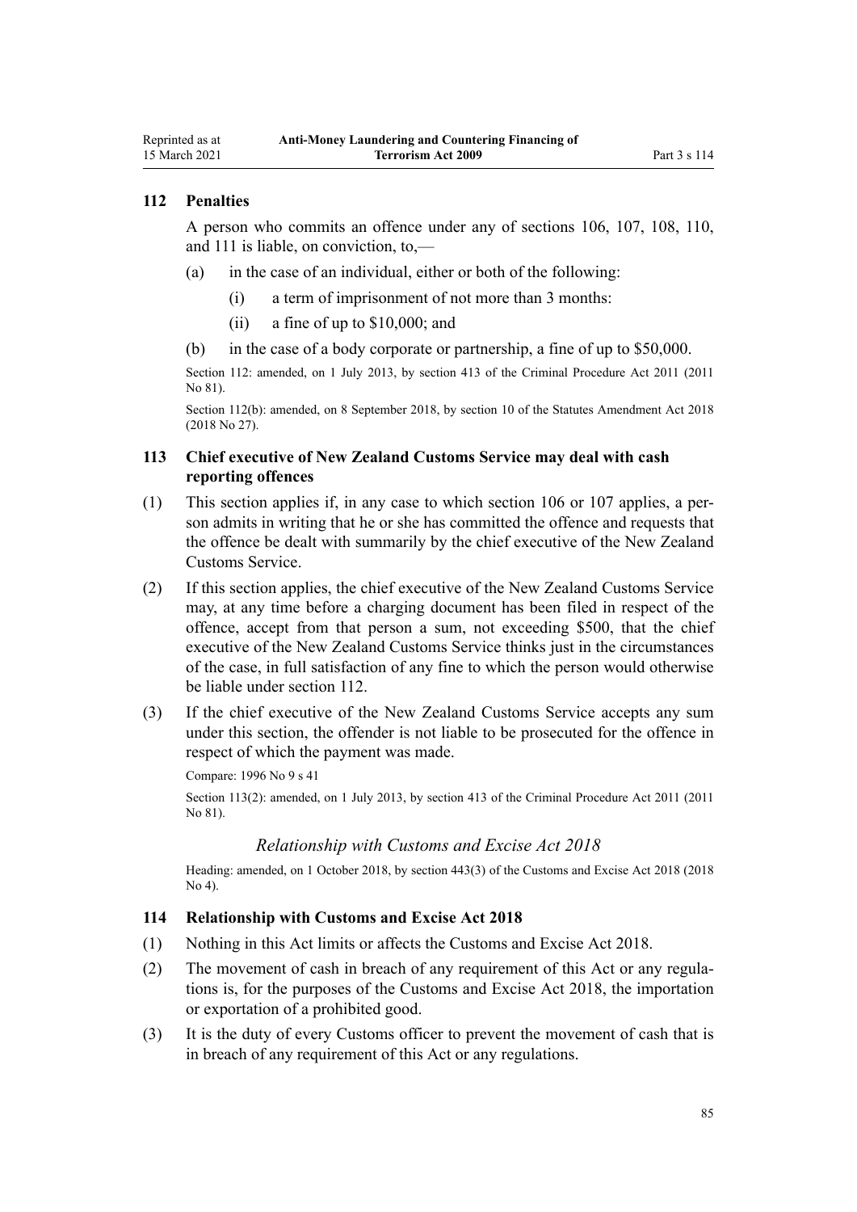### 112 Penalties

A person who commits an offence under any of sections 106, 107, 108, 110, and 111 is liable, on conviction, to,—

- (a) in the case of an individual, either or both of the following:
  - (i) a term of imprisonment of not more than 3 months:
  - (ii) a fine of up to $10,000; and
- (b) in the case of a body corporate or partnership, a fine of up to $50,000.

Section 112: amended, on 1 July 2013, by section 413 of the Criminal Procedure Act 2011 (2011 No 81).

Section 112(b): amended, on 8 September 2018, by section 10 of the Statutes Amendment Act 2018 (2018 No 27).

### 113 Chief executive of New Zealand Customs Service may deal with cash reporting offences

(1) This section applies if, in any case to which section 106 or 107 applies, a person admits in writing that he or she has committed the offence and requests that the offence be dealt with summarily by the chief executive of the New Zealand Customs Service.

(2) If this section applies, the chief executive of the New Zealand Customs Service may, at any time before a charging document has been filed in respect of the offence, accept from that person a sum, not exceeding $500, that the chief executive of the New Zealand Customs Service thinks just in the circumstances of the case, in full satisfaction of any fine to which the person would otherwise be liable under section 112.

(3) If the chief executive of the New Zealand Customs Service accepts any sum under this section, the offender is not liable to be prosecuted for the offence in respect of which the payment was made.

Compare: 1996 No 9 s 41

Section 113(2): amended, on 1 July 2013, by section 413 of the Criminal Procedure Act 2011 (2011 No 81).

*Relationship with Customs and Excise Act 2018*

Heading: amended, on 1 October 2018, by section 443(3) of the Customs and Excise Act 2018 (2018 No 4).

### 114 Relationship with Customs and Excise Act 2018

(1) Nothing in this Act limits or affects the Customs and Excise Act 2018.

(2) The movement of cash in breach of any requirement of this Act or any regulations is, for the purposes of the Customs and Excise Act 2018, the importation or exportation of a prohibited good.

(3) It is the duty of every Customs officer to prevent the movement of cash that is in breach of any requirement of this Act or any regulations.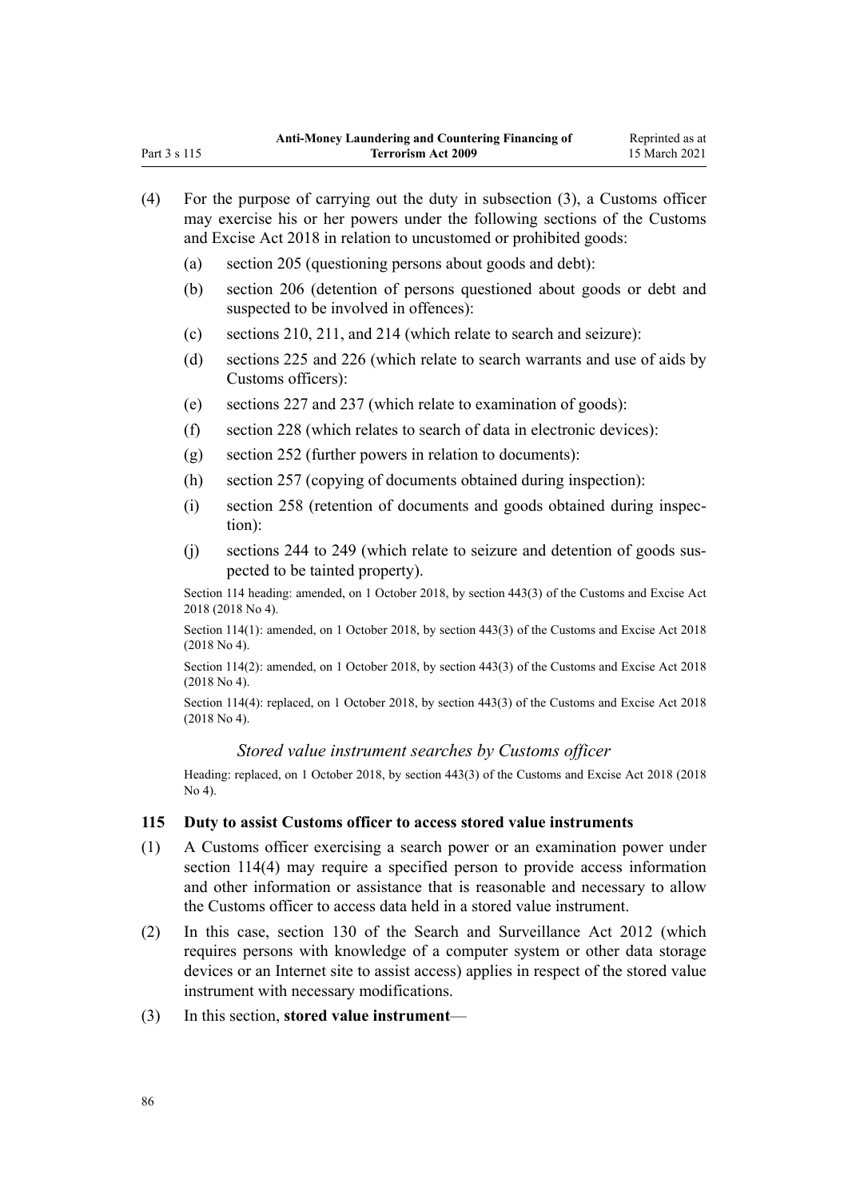(4) For the purpose of carrying out the duty in subsection (3), a Customs officer may exercise his or her powers under the following sections of the Customs and Excise Act 2018 in relation to uncustomed or prohibited goods:

  (a) section 205 (questioning persons about goods and debt):

  (b) section 206 (detention of persons questioned about goods or debt and suspected to be involved in offences):

  (c) sections 210, 211, and 214 (which relate to search and seizure):

  (d) sections 225 and 226 (which relate to search warrants and use of aids by Customs officers):

  (e) sections 227 and 237 (which relate to examination of goods):

  (f) section 228 (which relates to search of data in electronic devices):

  (g) section 252 (further powers in relation to documents):

  (h) section 257 (copying of documents obtained during inspection):

  (i) section 258 (retention of documents and goods obtained during inspection):

  (j) sections 244 to 249 (which relate to seizure and detention of goods suspected to be tainted property).

Section 114 heading: amended, on 1 October 2018, by section 443(3) of the Customs and Excise Act 2018 (2018 No 4).

Section 114(1): amended, on 1 October 2018, by section 443(3) of the Customs and Excise Act 2018 (2018 No 4).

Section 114(2): amended, on 1 October 2018, by section 443(3) of the Customs and Excise Act 2018 (2018 No 4).

Section 114(4): replaced, on 1 October 2018, by section 443(3) of the Customs and Excise Act 2018 (2018 No 4).

*Stored value instrument searches by Customs officer*

Heading: replaced, on 1 October 2018, by section 443(3) of the Customs and Excise Act 2018 (2018 No 4).

### 115 Duty to assist Customs officer to access stored value instruments

(1) A Customs officer exercising a search power or an examination power under section 114(4) may require a specified person to provide access information and other information or assistance that is reasonable and necessary to allow the Customs officer to access data held in a stored value instrument.

(2) In this case, section 130 of the Search and Surveillance Act 2012 (which requires persons with knowledge of a computer system or other data storage devices or an Internet site to assist access) applies in respect of the stored value instrument with necessary modifications.

(3) In this section, **stored value instrument**—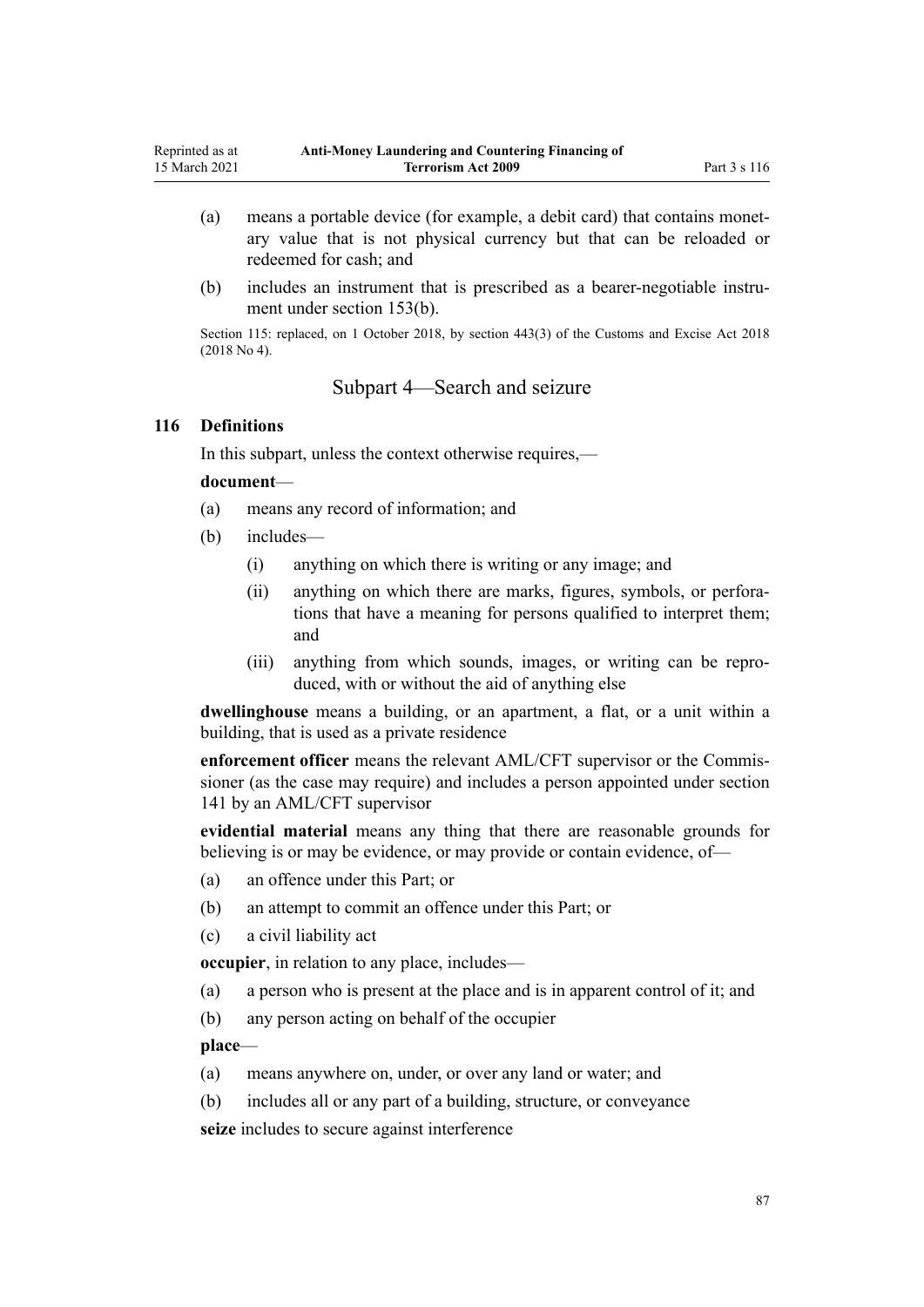(a) means a portable device (for example, a debit card) that contains monetary value that is not physical currency but that can be reloaded or redeemed for cash; and

(b) includes an instrument that is prescribed as a bearer-negotiable instrument under section 153(b).

Section 115: replaced, on 1 October 2018, by section 443(3) of the Customs and Excise Act 2018 (2018 No 4).

## Subpart 4—Search and seizure

### 116 Definitions

In this subpart, unless the context otherwise requires,—

**document**—

(a) means any record of information; and

(b) includes—

(i) anything on which there is writing or any image; and

(ii) anything on which there are marks, figures, symbols, or perforations that have a meaning for persons qualified to interpret them; and

(iii) anything from which sounds, images, or writing can be reproduced, with or without the aid of anything else

**dwellinghouse** means a building, or an apartment, a flat, or a unit within a building, that is used as a private residence

**enforcement officer** means the relevant AML/CFT supervisor or the Commissioner (as the case may require) and includes a person appointed under section 141 by an AML/CFT supervisor

**evidential material** means any thing that there are reasonable grounds for believing is or may be evidence, or may provide or contain evidence, of—

(a) an offence under this Part; or

(b) an attempt to commit an offence under this Part; or

(c) a civil liability act

**occupier**, in relation to any place, includes—

(a) a person who is present at the place and is in apparent control of it; and

(b) any person acting on behalf of the occupier

**place**—

(a) means anywhere on, under, or over any land or water; and

(b) includes all or any part of a building, structure, or conveyance

**seize** includes to secure against interference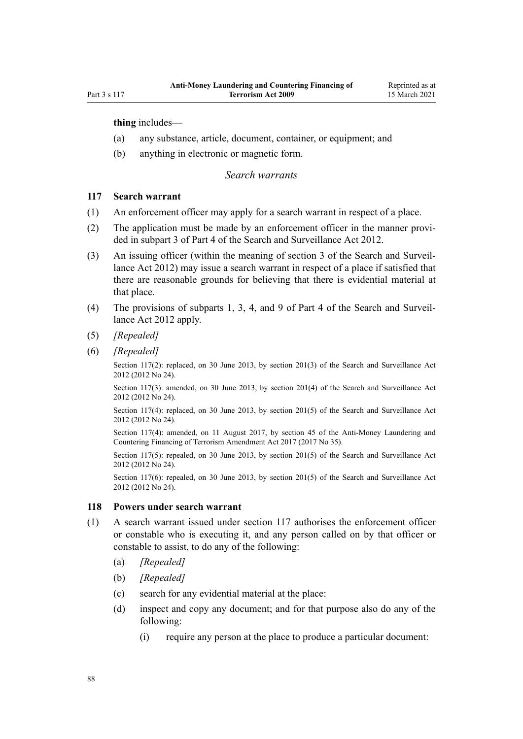**thing** includes—

(a) any substance, article, document, container, or equipment; and

(b) anything in electronic or magnetic form.

### *Search warrants*

### 117 Search warrant

(1) An enforcement officer may apply for a search warrant in respect of a place.

(2) The application must be made by an enforcement officer in the manner provided in subpart 3 of Part 4 of the Search and Surveillance Act 2012.

(3) An issuing officer (within the meaning of section 3 of the Search and Surveillance Act 2012) may issue a search warrant in respect of a place if satisfied that there are reasonable grounds for believing that there is evidential material at that place.

(4) The provisions of subparts 1, 3, 4, and 9 of Part 4 of the Search and Surveillance Act 2012 apply.

(5) *[Repealed]*

(6) *[Repealed]*

Section 117(2): replaced, on 30 June 2013, by section 201(3) of the Search and Surveillance Act 2012 (2012 No 24).

Section 117(3): amended, on 30 June 2013, by section 201(4) of the Search and Surveillance Act 2012 (2012 No 24).

Section 117(4): replaced, on 30 June 2013, by section 201(5) of the Search and Surveillance Act 2012 (2012 No 24).

Section 117(4): amended, on 11 August 2017, by section 45 of the Anti-Money Laundering and Countering Financing of Terrorism Amendment Act 2017 (2017 No 35).

Section 117(5): repealed, on 30 June 2013, by section 201(5) of the Search and Surveillance Act 2012 (2012 No 24).

Section 117(6): repealed, on 30 June 2013, by section 201(5) of the Search and Surveillance Act 2012 (2012 No 24).

### 118 Powers under search warrant

(1) A search warrant issued under section 117 authorises the enforcement officer or constable who is executing it, and any person called on by that officer or constable to assist, to do any of the following:

(a) *[Repealed]*

(b) *[Repealed]*

(c) search for any evidential material at the place:

(d) inspect and copy any document; and for that purpose also do any of the following:

(i) require any person at the place to produce a particular document: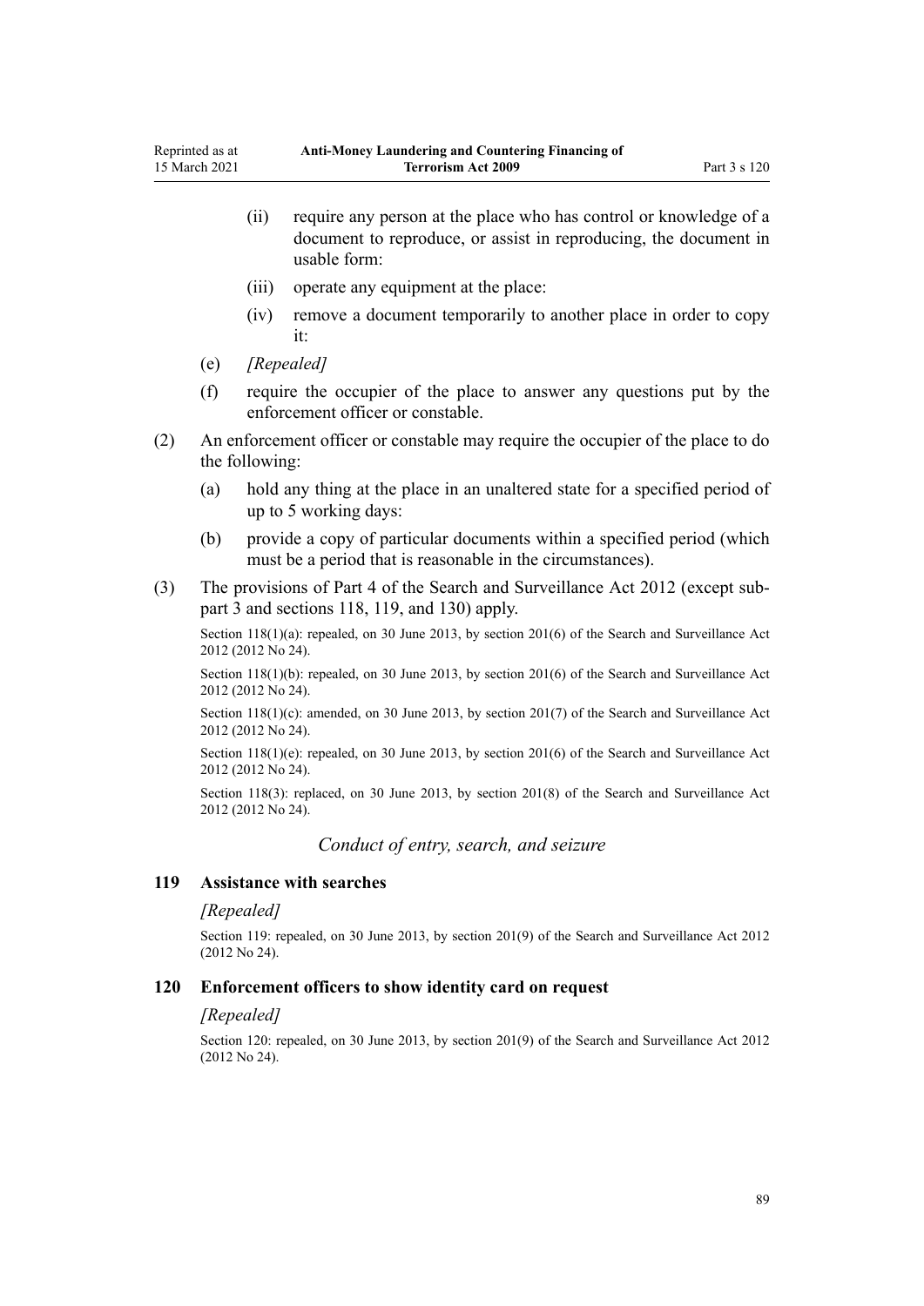- (ii) require any person at the place who has control or knowledge of a document to reproduce, or assist in reproducing, the document in usable form:
- (iii) operate any equipment at the place:
- (iv) remove a document temporarily to another place in order to copy it:

(e) *[Repealed]*

(f) require the occupier of the place to answer any questions put by the enforcement officer or constable.

(2) An enforcement officer or constable may require the occupier of the place to do the following:

(a) hold any thing at the place in an unaltered state for a specified period of up to 5 working days:

(b) provide a copy of particular documents within a specified period (which must be a period that is reasonable in the circumstances).

(3) The provisions of Part 4 of the Search and Surveillance Act 2012 (except subpart 3 and sections 118, 119, and 130) apply.

Section 118(1)(a): repealed, on 30 June 2013, by section 201(6) of the Search and Surveillance Act 2012 (2012 No 24).

Section 118(1)(b): repealed, on 30 June 2013, by section 201(6) of the Search and Surveillance Act 2012 (2012 No 24).

Section 118(1)(c): amended, on 30 June 2013, by section 201(7) of the Search and Surveillance Act 2012 (2012 No 24).

Section 118(1)(e): repealed, on 30 June 2013, by section 201(6) of the Search and Surveillance Act 2012 (2012 No 24).

Section 118(3): replaced, on 30 June 2013, by section 201(8) of the Search and Surveillance Act 2012 (2012 No 24).

## *Conduct of entry, search, and seizure*

### 119 Assistance with searches

*[Repealed]*

Section 119: repealed, on 30 June 2013, by section 201(9) of the Search and Surveillance Act 2012 (2012 No 24).

### 120 Enforcement officers to show identity card on request

*[Repealed]*

Section 120: repealed, on 30 June 2013, by section 201(9) of the Search and Surveillance Act 2012 (2012 No 24).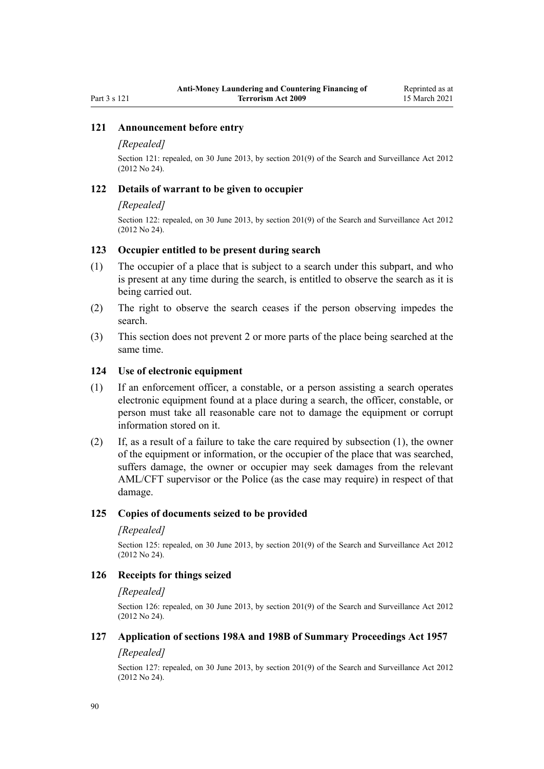### 121 Announcement before entry

*[Repealed]*

Section 121: repealed, on 30 June 2013, by section 201(9) of the Search and Surveillance Act 2012 (2012 No 24).

### 122 Details of warrant to be given to occupier

*[Repealed]*

Section 122: repealed, on 30 June 2013, by section 201(9) of the Search and Surveillance Act 2012 (2012 No 24).

### 123 Occupier entitled to be present during search

(1) The occupier of a place that is subject to a search under this subpart, and who is present at any time during the search, is entitled to observe the search as it is being carried out.

(2) The right to observe the search ceases if the person observing impedes the search.

(3) This section does not prevent 2 or more parts of the place being searched at the same time.

### 124 Use of electronic equipment

(1) If an enforcement officer, a constable, or a person assisting a search operates electronic equipment found at a place during a search, the officer, constable, or person must take all reasonable care not to damage the equipment or corrupt information stored on it.

(2) If, as a result of a failure to take the care required by subsection (1), the owner of the equipment or information, or the occupier of the place that was searched, suffers damage, the owner or occupier may seek damages from the relevant AML/CFT supervisor or the Police (as the case may require) in respect of that damage.

### 125 Copies of documents seized to be provided

*[Repealed]*

Section 125: repealed, on 30 June 2013, by section 201(9) of the Search and Surveillance Act 2012 (2012 No 24).

### 126 Receipts for things seized

*[Repealed]*

Section 126: repealed, on 30 June 2013, by section 201(9) of the Search and Surveillance Act 2012 (2012 No 24).

### 127 Application of sections 198A and 198B of Summary Proceedings Act 1957

*[Repealed]*

Section 127: repealed, on 30 June 2013, by section 201(9) of the Search and Surveillance Act 2012 (2012 No 24).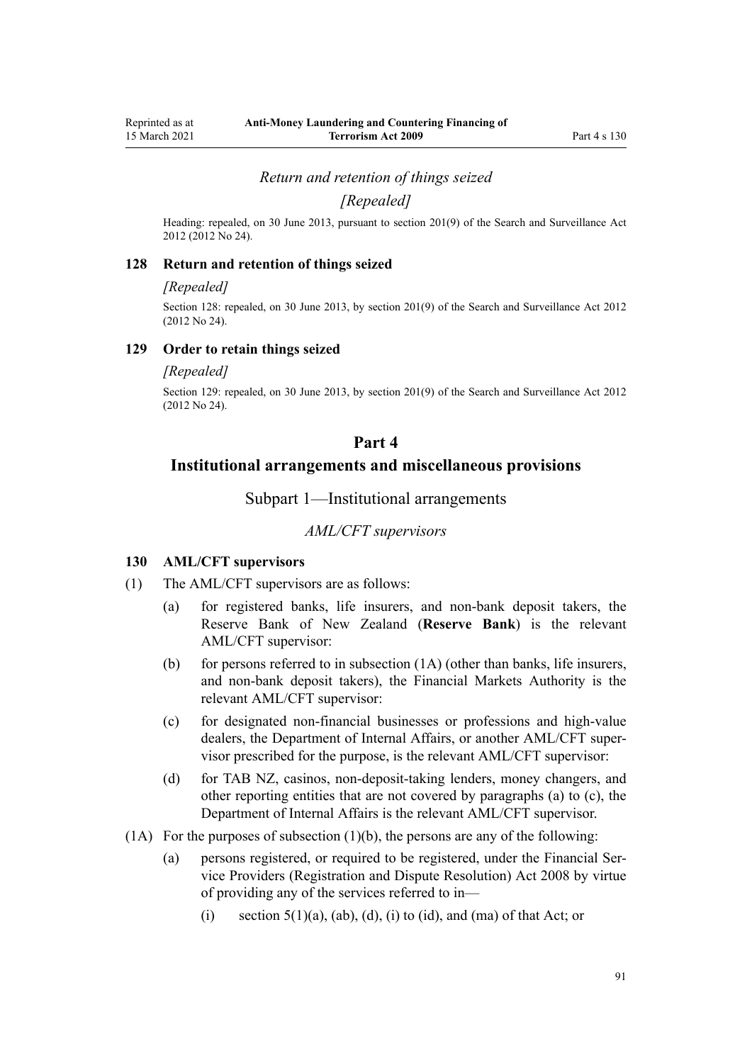*Return and retention of things seized*

*[Repealed]*

Heading: repealed, on 30 June 2013, pursuant to section 201(9) of the Search and Surveillance Act 2012 (2012 No 24).

### 128 Return and retention of things seized

*[Repealed]*

Section 128: repealed, on 30 June 2013, by section 201(9) of the Search and Surveillance Act 2012 (2012 No 24).

### 129 Order to retain things seized

*[Repealed]*

Section 129: repealed, on 30 June 2013, by section 201(9) of the Search and Surveillance Act 2012 (2012 No 24).

# Part 4
# Institutional arrangements and miscellaneous provisions

## Subpart 1—Institutional arrangements

*AML/CFT supervisors*

### 130 AML/CFT supervisors

(1) The AML/CFT supervisors are as follows:

- (a) for registered banks, life insurers, and non-bank deposit takers, the Reserve Bank of New Zealand (**Reserve Bank**) is the relevant AML/CFT supervisor:
- (b) for persons referred to in subsection (1A) (other than banks, life insurers, and non-bank deposit takers), the Financial Markets Authority is the relevant AML/CFT supervisor:
- (c) for designated non-financial businesses or professions and high-value dealers, the Department of Internal Affairs, or another AML/CFT supervisor prescribed for the purpose, is the relevant AML/CFT supervisor:
- (d) for TAB NZ, casinos, non-deposit-taking lenders, money changers, and other reporting entities that are not covered by paragraphs (a) to (c), the Department of Internal Affairs is the relevant AML/CFT supervisor.

(1A) For the purposes of subsection (1)(b), the persons are any of the following:

- (a) persons registered, or required to be registered, under the Financial Service Providers (Registration and Dispute Resolution) Act 2008 by virtue of providing any of the services referred to in—
  - (i) section 5(1)(a), (ab), (d), (i) to (id), and (ma) of that Act; or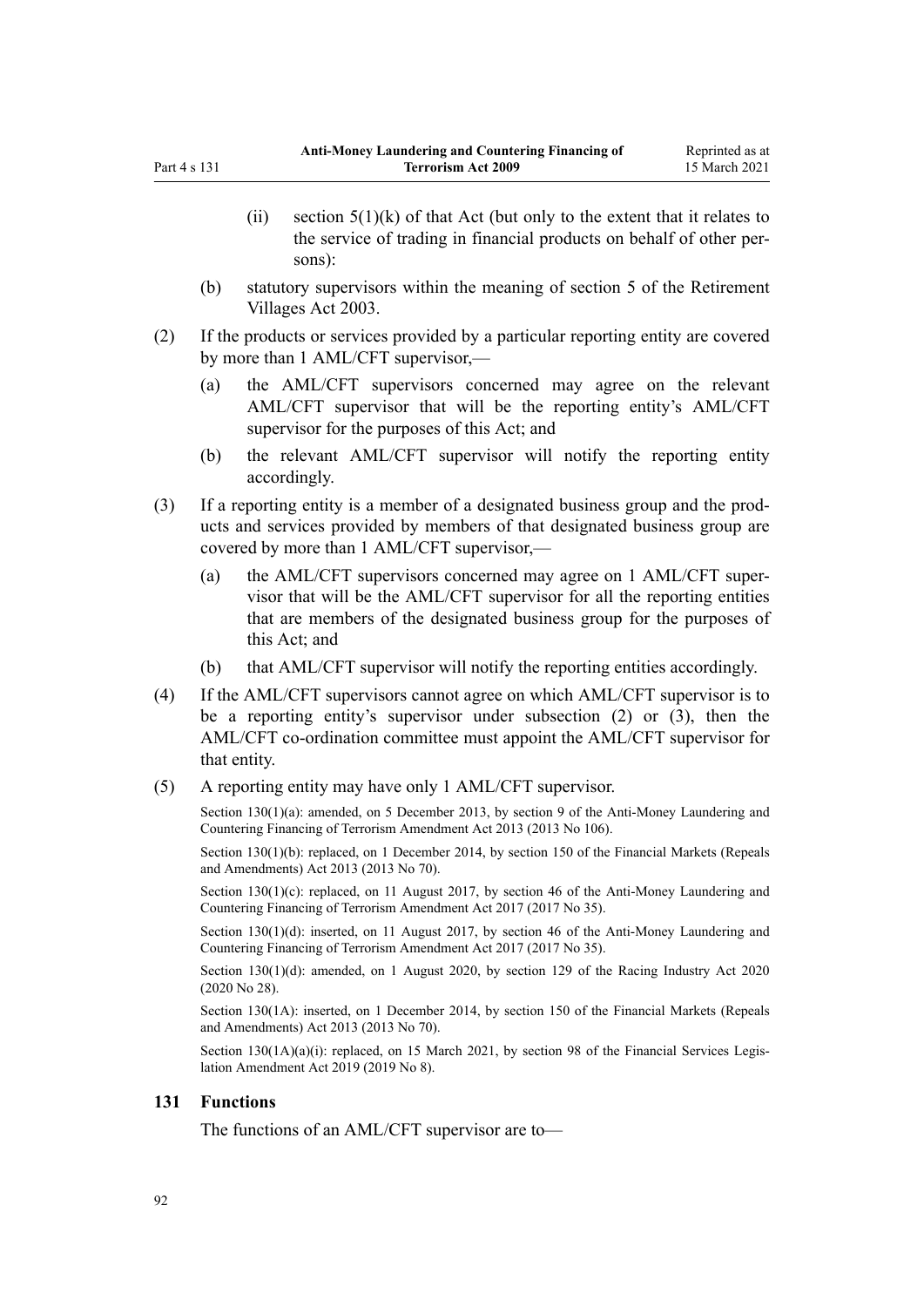(ii) section 5(1)(k) of that Act (but only to the extent that it relates to the service of trading in financial products on behalf of other persons):

(b) statutory supervisors within the meaning of section 5 of the Retirement Villages Act 2003.

(2) If the products or services provided by a particular reporting entity are covered by more than 1 AML/CFT supervisor,—

(a) the AML/CFT supervisors concerned may agree on the relevant AML/CFT supervisor that will be the reporting entity's AML/CFT supervisor for the purposes of this Act; and

(b) the relevant AML/CFT supervisor will notify the reporting entity accordingly.

(3) If a reporting entity is a member of a designated business group and the products and services provided by members of that designated business group are covered by more than 1 AML/CFT supervisor,—

(a) the AML/CFT supervisors concerned may agree on 1 AML/CFT supervisor that will be the AML/CFT supervisor for all the reporting entities that are members of the designated business group for the purposes of this Act; and

(b) that AML/CFT supervisor will notify the reporting entities accordingly.

(4) If the AML/CFT supervisors cannot agree on which AML/CFT supervisor is to be a reporting entity's supervisor under subsection (2) or (3), then the AML/CFT co-ordination committee must appoint the AML/CFT supervisor for that entity.

(5) A reporting entity may have only 1 AML/CFT supervisor.

Section 130(1)(a): amended, on 5 December 2013, by section 9 of the Anti-Money Laundering and Countering Financing of Terrorism Amendment Act 2013 (2013 No 106).

Section 130(1)(b): replaced, on 1 December 2014, by section 150 of the Financial Markets (Repeals and Amendments) Act 2013 (2013 No 70).

Section 130(1)(c): replaced, on 11 August 2017, by section 46 of the Anti-Money Laundering and Countering Financing of Terrorism Amendment Act 2017 (2017 No 35).

Section 130(1)(d): inserted, on 11 August 2017, by section 46 of the Anti-Money Laundering and Countering Financing of Terrorism Amendment Act 2017 (2017 No 35).

Section 130(1)(d): amended, on 1 August 2020, by section 129 of the Racing Industry Act 2020 (2020 No 28).

Section 130(1A): inserted, on 1 December 2014, by section 150 of the Financial Markets (Repeals and Amendments) Act 2013 (2013 No 70).

Section 130(1A)(a)(i): replaced, on 15 March 2021, by section 98 of the Financial Services Legislation Amendment Act 2019 (2019 No 8).

### 131 Functions

The functions of an AML/CFT supervisor are to—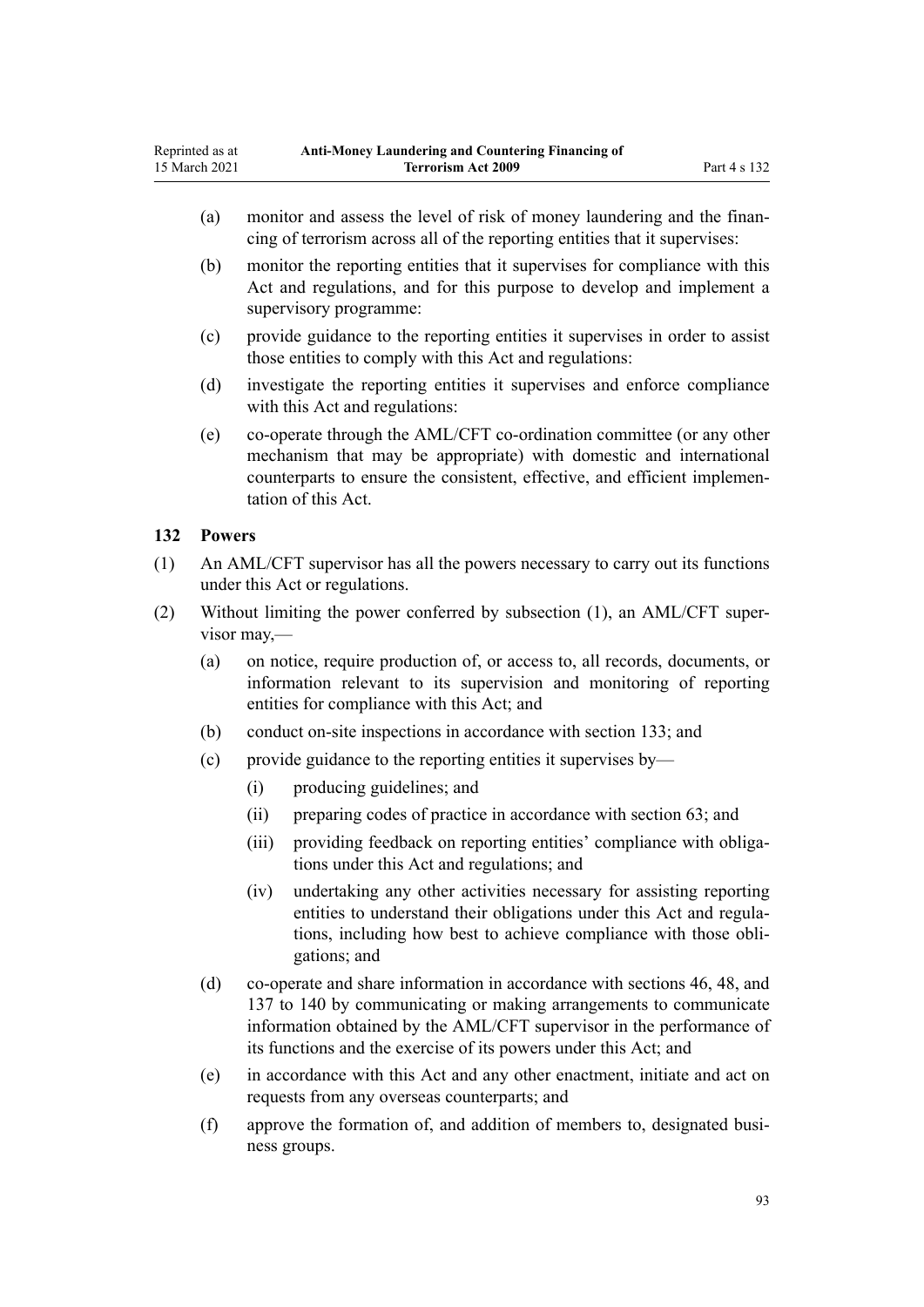(a) monitor and assess the level of risk of money laundering and the financing of terrorism across all of the reporting entities that it supervises:

(b) monitor the reporting entities that it supervises for compliance with this Act and regulations, and for this purpose to develop and implement a supervisory programme:

(c) provide guidance to the reporting entities it supervises in order to assist those entities to comply with this Act and regulations:

(d) investigate the reporting entities it supervises and enforce compliance with this Act and regulations:

(e) co-operate through the AML/CFT co-ordination committee (or any other mechanism that may be appropriate) with domestic and international counterparts to ensure the consistent, effective, and efficient implementation of this Act.

### 132 Powers

(1) An AML/CFT supervisor has all the powers necessary to carry out its functions under this Act or regulations.

(2) Without limiting the power conferred by subsection (1), an AML/CFT supervisor may,—

(a) on notice, require production of, or access to, all records, documents, or information relevant to its supervision and monitoring of reporting entities for compliance with this Act; and

(b) conduct on-site inspections in accordance with section 133; and

(c) provide guidance to the reporting entities it supervises by—

(i) producing guidelines; and

(ii) preparing codes of practice in accordance with section 63; and

(iii) providing feedback on reporting entities' compliance with obligations under this Act and regulations; and

(iv) undertaking any other activities necessary for assisting reporting entities to understand their obligations under this Act and regulations, including how best to achieve compliance with those obligations; and

(d) co-operate and share information in accordance with sections 46, 48, and 137 to 140 by communicating or making arrangements to communicate information obtained by the AML/CFT supervisor in the performance of its functions and the exercise of its powers under this Act; and

(e) in accordance with this Act and any other enactment, initiate and act on requests from any overseas counterparts; and

(f) approve the formation of, and addition of members to, designated business groups.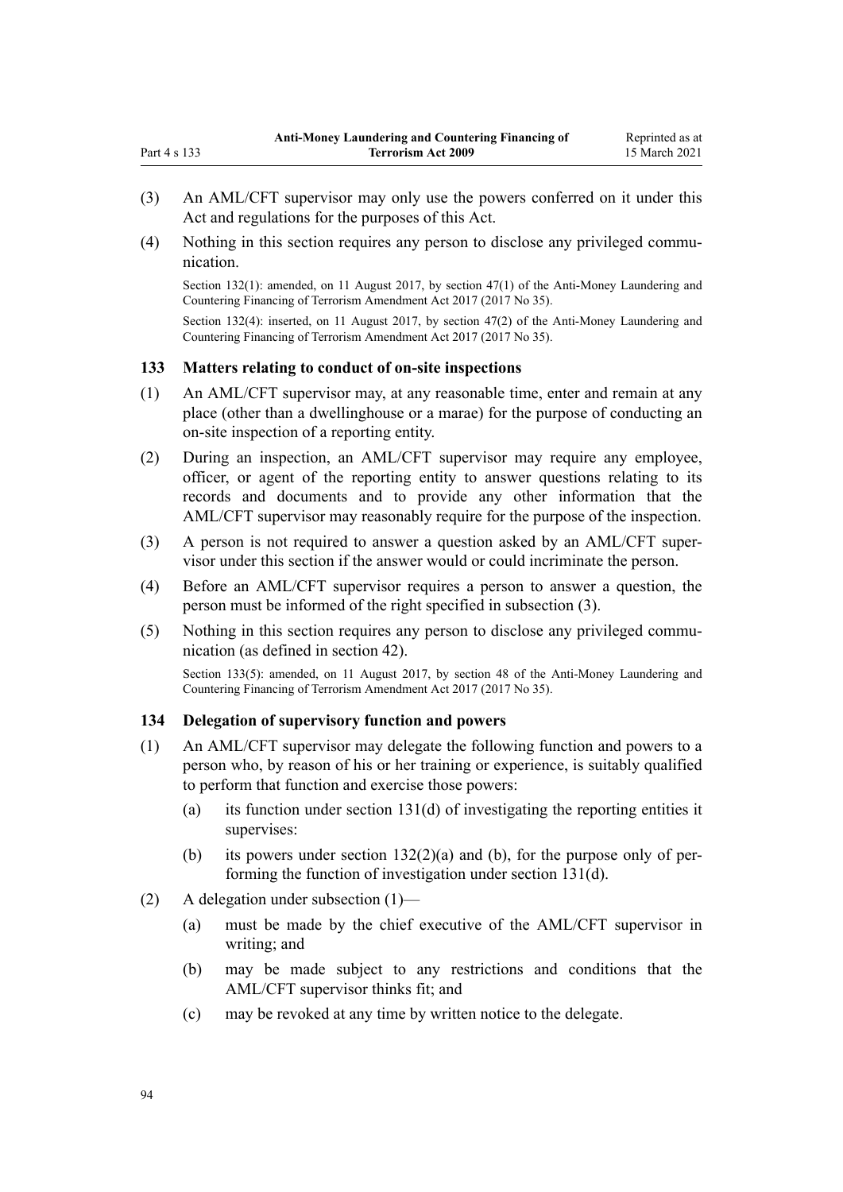(3) An AML/CFT supervisor may only use the powers conferred on it under this Act and regulations for the purposes of this Act.

(4) Nothing in this section requires any person to disclose any privileged communication.

Section 132(1): amended, on 11 August 2017, by section 47(1) of the Anti-Money Laundering and Countering Financing of Terrorism Amendment Act 2017 (2017 No 35).

Section 132(4): inserted, on 11 August 2017, by section 47(2) of the Anti-Money Laundering and Countering Financing of Terrorism Amendment Act 2017 (2017 No 35).

### 133 Matters relating to conduct of on-site inspections

(1) An AML/CFT supervisor may, at any reasonable time, enter and remain at any place (other than a dwellinghouse or a marae) for the purpose of conducting an on-site inspection of a reporting entity.

(2) During an inspection, an AML/CFT supervisor may require any employee, officer, or agent of the reporting entity to answer questions relating to its records and documents and to provide any other information that the AML/CFT supervisor may reasonably require for the purpose of the inspection.

(3) A person is not required to answer a question asked by an AML/CFT supervisor under this section if the answer would or could incriminate the person.

(4) Before an AML/CFT supervisor requires a person to answer a question, the person must be informed of the right specified in subsection (3).

(5) Nothing in this section requires any person to disclose any privileged communication (as defined in section 42).

Section 133(5): amended, on 11 August 2017, by section 48 of the Anti-Money Laundering and Countering Financing of Terrorism Amendment Act 2017 (2017 No 35).

### 134 Delegation of supervisory function and powers

(1) An AML/CFT supervisor may delegate the following function and powers to a person who, by reason of his or her training or experience, is suitably qualified to perform that function and exercise those powers:

  (a) its function under section 131(d) of investigating the reporting entities it supervises:

  (b) its powers under section 132(2)(a) and (b), for the purpose only of performing the function of investigation under section 131(d).

(2) A delegation under subsection (1)—

  (a) must be made by the chief executive of the AML/CFT supervisor in writing; and

  (b) may be made subject to any restrictions and conditions that the AML/CFT supervisor thinks fit; and

  (c) may be revoked at any time by written notice to the delegate.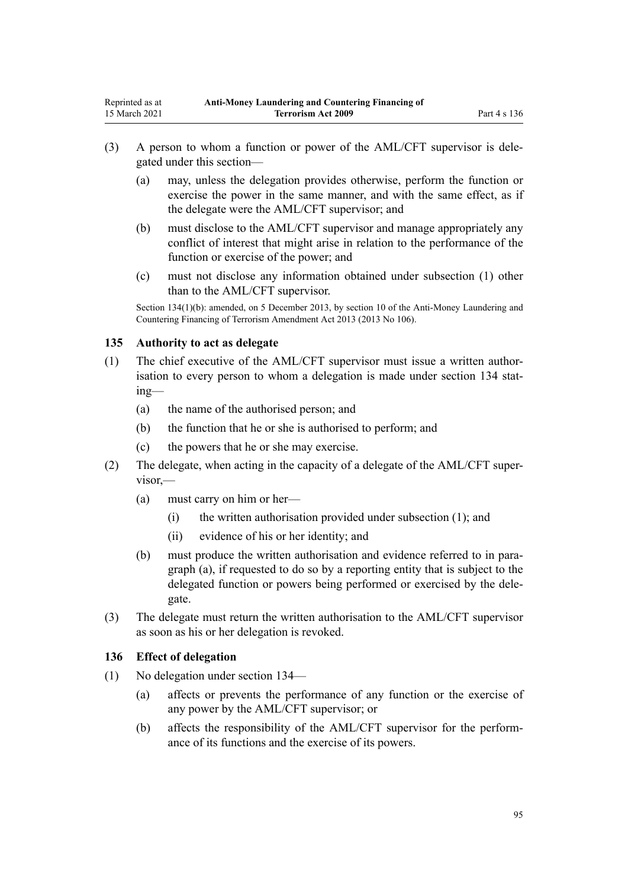(3) A person to whom a function or power of the AML/CFT supervisor is delegated under this section—

(a) may, unless the delegation provides otherwise, perform the function or exercise the power in the same manner, and with the same effect, as if the delegate were the AML/CFT supervisor; and

(b) must disclose to the AML/CFT supervisor and manage appropriately any conflict of interest that might arise in relation to the performance of the function or exercise of the power; and

(c) must not disclose any information obtained under subsection (1) other than to the AML/CFT supervisor.

Section 134(1)(b): amended, on 5 December 2013, by section 10 of the Anti-Money Laundering and Countering Financing of Terrorism Amendment Act 2013 (2013 No 106).

### 135 Authority to act as delegate

(1) The chief executive of the AML/CFT supervisor must issue a written authorisation to every person to whom a delegation is made under section 134 stating—

(a) the name of the authorised person; and

(b) the function that he or she is authorised to perform; and

(c) the powers that he or she may exercise.

(2) The delegate, when acting in the capacity of a delegate of the AML/CFT supervisor,—

(a) must carry on him or her—

(i) the written authorisation provided under subsection (1); and

(ii) evidence of his or her identity; and

(b) must produce the written authorisation and evidence referred to in paragraph (a), if requested to do so by a reporting entity that is subject to the delegated function or powers being performed or exercised by the delegate.

(3) The delegate must return the written authorisation to the AML/CFT supervisor as soon as his or her delegation is revoked.

### 136 Effect of delegation

(1) No delegation under section 134—

(a) affects or prevents the performance of any function or the exercise of any power by the AML/CFT supervisor; or

(b) affects the responsibility of the AML/CFT supervisor for the performance of its functions and the exercise of its powers.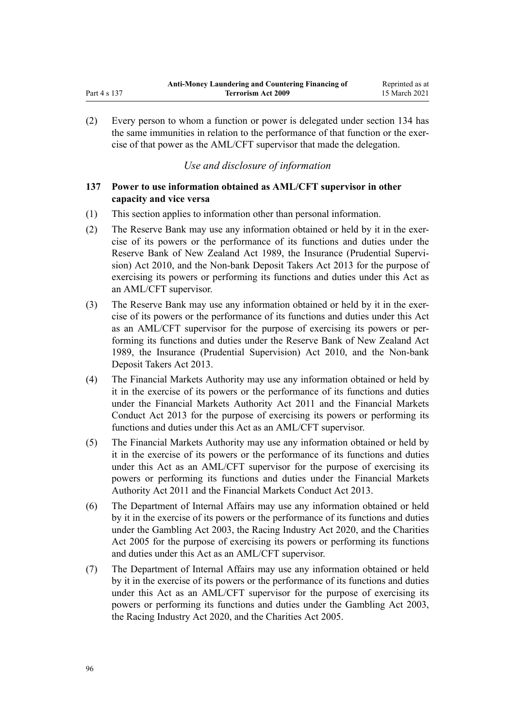(2) Every person to whom a function or power is delegated under section 134 has the same immunities in relation to the performance of that function or the exercise of that power as the AML/CFT supervisor that made the delegation.

*Use and disclosure of information*

### 137 Power to use information obtained as AML/CFT supervisor in other capacity and vice versa

(1) This section applies to information other than personal information.

(2) The Reserve Bank may use any information obtained or held by it in the exercise of its powers or the performance of its functions and duties under the Reserve Bank of New Zealand Act 1989, the Insurance (Prudential Supervision) Act 2010, and the Non-bank Deposit Takers Act 2013 for the purpose of exercising its powers or performing its functions and duties under this Act as an AML/CFT supervisor.

(3) The Reserve Bank may use any information obtained or held by it in the exercise of its powers or the performance of its functions and duties under this Act as an AML/CFT supervisor for the purpose of exercising its powers or performing its functions and duties under the Reserve Bank of New Zealand Act 1989, the Insurance (Prudential Supervision) Act 2010, and the Non-bank Deposit Takers Act 2013.

(4) The Financial Markets Authority may use any information obtained or held by it in the exercise of its powers or the performance of its functions and duties under the Financial Markets Authority Act 2011 and the Financial Markets Conduct Act 2013 for the purpose of exercising its powers or performing its functions and duties under this Act as an AML/CFT supervisor.

(5) The Financial Markets Authority may use any information obtained or held by it in the exercise of its powers or the performance of its functions and duties under this Act as an AML/CFT supervisor for the purpose of exercising its powers or performing its functions and duties under the Financial Markets Authority Act 2011 and the Financial Markets Conduct Act 2013.

(6) The Department of Internal Affairs may use any information obtained or held by it in the exercise of its powers or the performance of its functions and duties under the Gambling Act 2003, the Racing Industry Act 2020, and the Charities Act 2005 for the purpose of exercising its powers or performing its functions and duties under this Act as an AML/CFT supervisor.

(7) The Department of Internal Affairs may use any information obtained or held by it in the exercise of its powers or the performance of its functions and duties under this Act as an AML/CFT supervisor for the purpose of exercising its powers or performing its functions and duties under the Gambling Act 2003, the Racing Industry Act 2020, and the Charities Act 2005.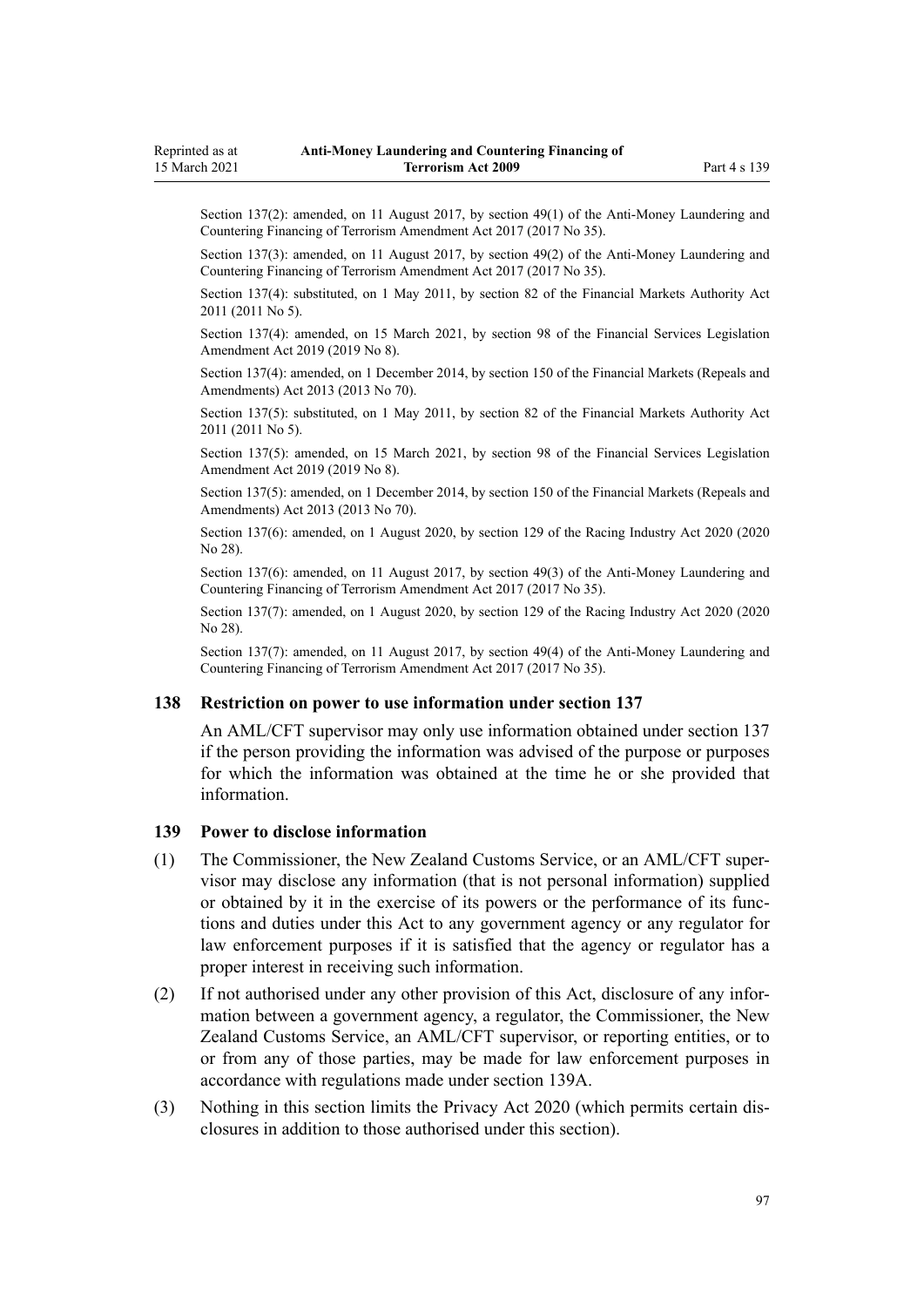Section 137(2): amended, on 11 August 2017, by section 49(1) of the Anti-Money Laundering and Countering Financing of Terrorism Amendment Act 2017 (2017 No 35).

Section 137(3): amended, on 11 August 2017, by section 49(2) of the Anti-Money Laundering and Countering Financing of Terrorism Amendment Act 2017 (2017 No 35).

Section 137(4): substituted, on 1 May 2011, by section 82 of the Financial Markets Authority Act 2011 (2011 No 5).

Section 137(4): amended, on 15 March 2021, by section 98 of the Financial Services Legislation Amendment Act 2019 (2019 No 8).

Section 137(4): amended, on 1 December 2014, by section 150 of the Financial Markets (Repeals and Amendments) Act 2013 (2013 No 70).

Section 137(5): substituted, on 1 May 2011, by section 82 of the Financial Markets Authority Act 2011 (2011 No 5).

Section 137(5): amended, on 15 March 2021, by section 98 of the Financial Services Legislation Amendment Act 2019 (2019 No 8).

Section 137(5): amended, on 1 December 2014, by section 150 of the Financial Markets (Repeals and Amendments) Act 2013 (2013 No 70).

Section 137(6): amended, on 1 August 2020, by section 129 of the Racing Industry Act 2020 (2020 No 28).

Section 137(6): amended, on 11 August 2017, by section 49(3) of the Anti-Money Laundering and Countering Financing of Terrorism Amendment Act 2017 (2017 No 35).

Section 137(7): amended, on 1 August 2020, by section 129 of the Racing Industry Act 2020 (2020 No 28).

Section 137(7): amended, on 11 August 2017, by section 49(4) of the Anti-Money Laundering and Countering Financing of Terrorism Amendment Act 2017 (2017 No 35).

### 138 Restriction on power to use information under section 137

An AML/CFT supervisor may only use information obtained under section 137 if the person providing the information was advised of the purpose or purposes for which the information was obtained at the time he or she provided that information.

### 139 Power to disclose information

(1) The Commissioner, the New Zealand Customs Service, or an AML/CFT supervisor may disclose any information (that is not personal information) supplied or obtained by it in the exercise of its powers or the performance of its functions and duties under this Act to any government agency or any regulator for law enforcement purposes if it is satisfied that the agency or regulator has a proper interest in receiving such information.

(2) If not authorised under any other provision of this Act, disclosure of any information between a government agency, a regulator, the Commissioner, the New Zealand Customs Service, an AML/CFT supervisor, or reporting entities, or to or from any of those parties, may be made for law enforcement purposes in accordance with regulations made under section 139A.

(3) Nothing in this section limits the Privacy Act 2020 (which permits certain disclosures in addition to those authorised under this section).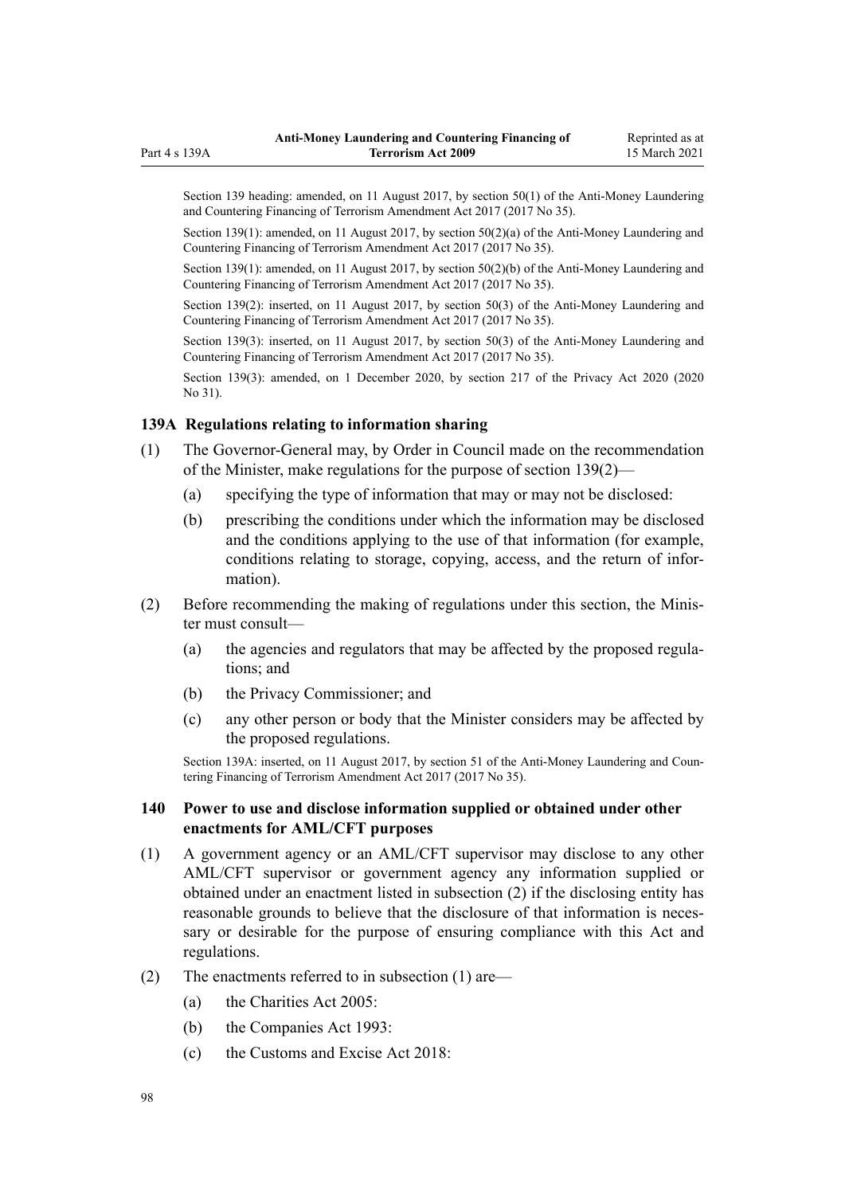Section 139 heading: amended, on 11 August 2017, by section 50(1) of the Anti-Money Laundering and Countering Financing of Terrorism Amendment Act 2017 (2017 No 35).

Section 139(1): amended, on 11 August 2017, by section 50(2)(a) of the Anti-Money Laundering and Countering Financing of Terrorism Amendment Act 2017 (2017 No 35).

Section 139(1): amended, on 11 August 2017, by section 50(2)(b) of the Anti-Money Laundering and Countering Financing of Terrorism Amendment Act 2017 (2017 No 35).

Section 139(2): inserted, on 11 August 2017, by section 50(3) of the Anti-Money Laundering and Countering Financing of Terrorism Amendment Act 2017 (2017 No 35).

Section 139(3): inserted, on 11 August 2017, by section 50(3) of the Anti-Money Laundering and Countering Financing of Terrorism Amendment Act 2017 (2017 No 35).

Section 139(3): amended, on 1 December 2020, by section 217 of the Privacy Act 2020 (2020 No 31).

### 139A Regulations relating to information sharing

(1) The Governor-General may, by Order in Council made on the recommendation of the Minister, make regulations for the purpose of section 139(2)—

- (a) specifying the type of information that may or may not be disclosed:
- (b) prescribing the conditions under which the information may be disclosed and the conditions applying to the use of that information (for example, conditions relating to storage, copying, access, and the return of information).

(2) Before recommending the making of regulations under this section, the Minister must consult—

- (a) the agencies and regulators that may be affected by the proposed regulations; and
- (b) the Privacy Commissioner; and
- (c) any other person or body that the Minister considers may be affected by the proposed regulations.

Section 139A: inserted, on 11 August 2017, by section 51 of the Anti-Money Laundering and Countering Financing of Terrorism Amendment Act 2017 (2017 No 35).

### 140 Power to use and disclose information supplied or obtained under other enactments for AML/CFT purposes

(1) A government agency or an AML/CFT supervisor may disclose to any other AML/CFT supervisor or government agency any information supplied or obtained under an enactment listed in subsection (2) if the disclosing entity has reasonable grounds to believe that the disclosure of that information is necessary or desirable for the purpose of ensuring compliance with this Act and regulations.

(2) The enactments referred to in subsection (1) are—

- (a) the Charities Act 2005:
- (b) the Companies Act 1993:
- (c) the Customs and Excise Act 2018: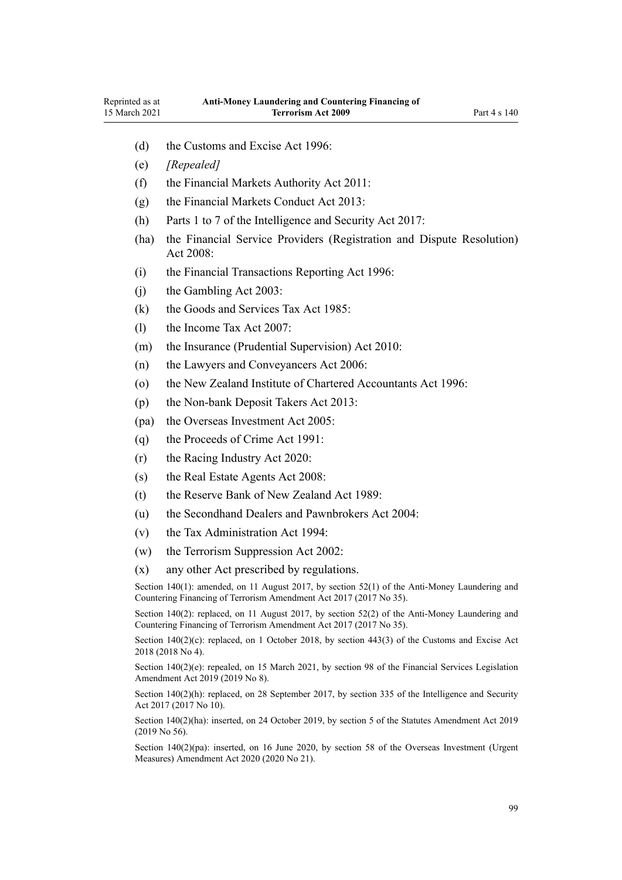(d) the Customs and Excise Act 1996:

(e) *[Repealed]*

(f) the Financial Markets Authority Act 2011:

(g) the Financial Markets Conduct Act 2013:

(h) Parts 1 to 7 of the Intelligence and Security Act 2017:

(ha) the Financial Service Providers (Registration and Dispute Resolution) Act 2008:

(i) the Financial Transactions Reporting Act 1996:

(j) the Gambling Act 2003:

(k) the Goods and Services Tax Act 1985:

(l) the Income Tax Act 2007:

(m) the Insurance (Prudential Supervision) Act 2010:

(n) the Lawyers and Conveyancers Act 2006:

(o) the New Zealand Institute of Chartered Accountants Act 1996:

(p) the Non-bank Deposit Takers Act 2013:

(pa) the Overseas Investment Act 2005:

(q) the Proceeds of Crime Act 1991:

(r) the Racing Industry Act 2020:

(s) the Real Estate Agents Act 2008:

(t) the Reserve Bank of New Zealand Act 1989:

(u) the Secondhand Dealers and Pawnbrokers Act 2004:

(v) the Tax Administration Act 1994:

(w) the Terrorism Suppression Act 2002:

(x) any other Act prescribed by regulations.

Section 140(1): amended, on 11 August 2017, by section 52(1) of the Anti-Money Laundering and Countering Financing of Terrorism Amendment Act 2017 (2017 No 35).

Section 140(2): replaced, on 11 August 2017, by section 52(2) of the Anti-Money Laundering and Countering Financing of Terrorism Amendment Act 2017 (2017 No 35).

Section 140(2)(c): replaced, on 1 October 2018, by section 443(3) of the Customs and Excise Act 2018 (2018 No 4).

Section 140(2)(e): repealed, on 15 March 2021, by section 98 of the Financial Services Legislation Amendment Act 2019 (2019 No 8).

Section 140(2)(h): replaced, on 28 September 2017, by section 335 of the Intelligence and Security Act 2017 (2017 No 10).

Section 140(2)(ha): inserted, on 24 October 2019, by section 5 of the Statutes Amendment Act 2019 (2019 No 56).

Section 140(2)(pa): inserted, on 16 June 2020, by section 58 of the Overseas Investment (Urgent Measures) Amendment Act 2020 (2020 No 21).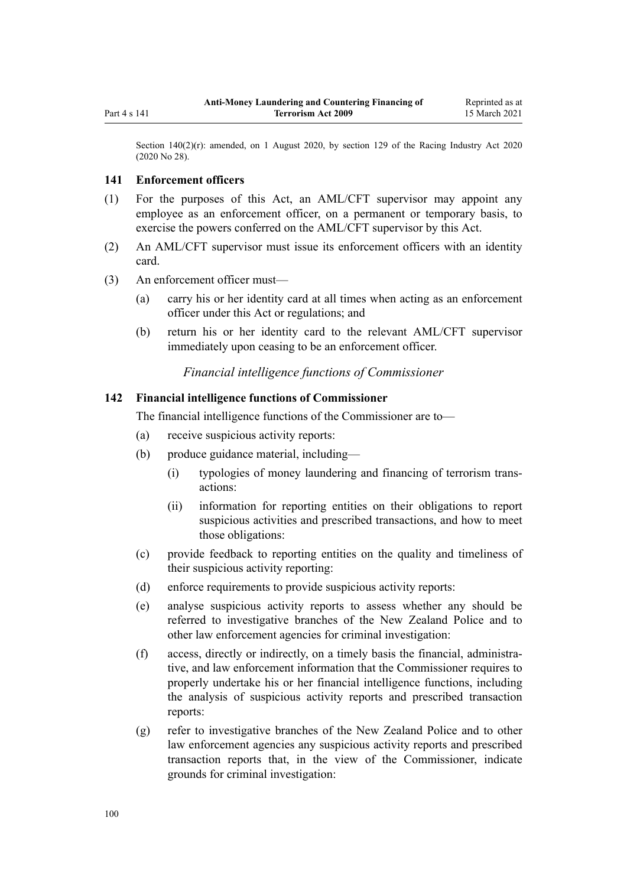Section 140(2)(r): amended, on 1 August 2020, by section 129 of the Racing Industry Act 2020 (2020 No 28).

### 141 Enforcement officers

(1) For the purposes of this Act, an AML/CFT supervisor may appoint any employee as an enforcement officer, on a permanent or temporary basis, to exercise the powers conferred on the AML/CFT supervisor by this Act.

(2) An AML/CFT supervisor must issue its enforcement officers with an identity card.

(3) An enforcement officer must—

- (a) carry his or her identity card at all times when acting as an enforcement officer under this Act or regulations; and
- (b) return his or her identity card to the relevant AML/CFT supervisor immediately upon ceasing to be an enforcement officer.

*Financial intelligence functions of Commissioner*

### 142 Financial intelligence functions of Commissioner

The financial intelligence functions of the Commissioner are to—

- (a) receive suspicious activity reports:
- (b) produce guidance material, including—
  - (i) typologies of money laundering and financing of terrorism transactions:
  - (ii) information for reporting entities on their obligations to report suspicious activities and prescribed transactions, and how to meet those obligations:
- (c) provide feedback to reporting entities on the quality and timeliness of their suspicious activity reporting:
- (d) enforce requirements to provide suspicious activity reports:
- (e) analyse suspicious activity reports to assess whether any should be referred to investigative branches of the New Zealand Police and to other law enforcement agencies for criminal investigation:
- (f) access, directly or indirectly, on a timely basis the financial, administrative, and law enforcement information that the Commissioner requires to properly undertake his or her financial intelligence functions, including the analysis of suspicious activity reports and prescribed transaction reports:
- (g) refer to investigative branches of the New Zealand Police and to other law enforcement agencies any suspicious activity reports and prescribed transaction reports that, in the view of the Commissioner, indicate grounds for criminal investigation: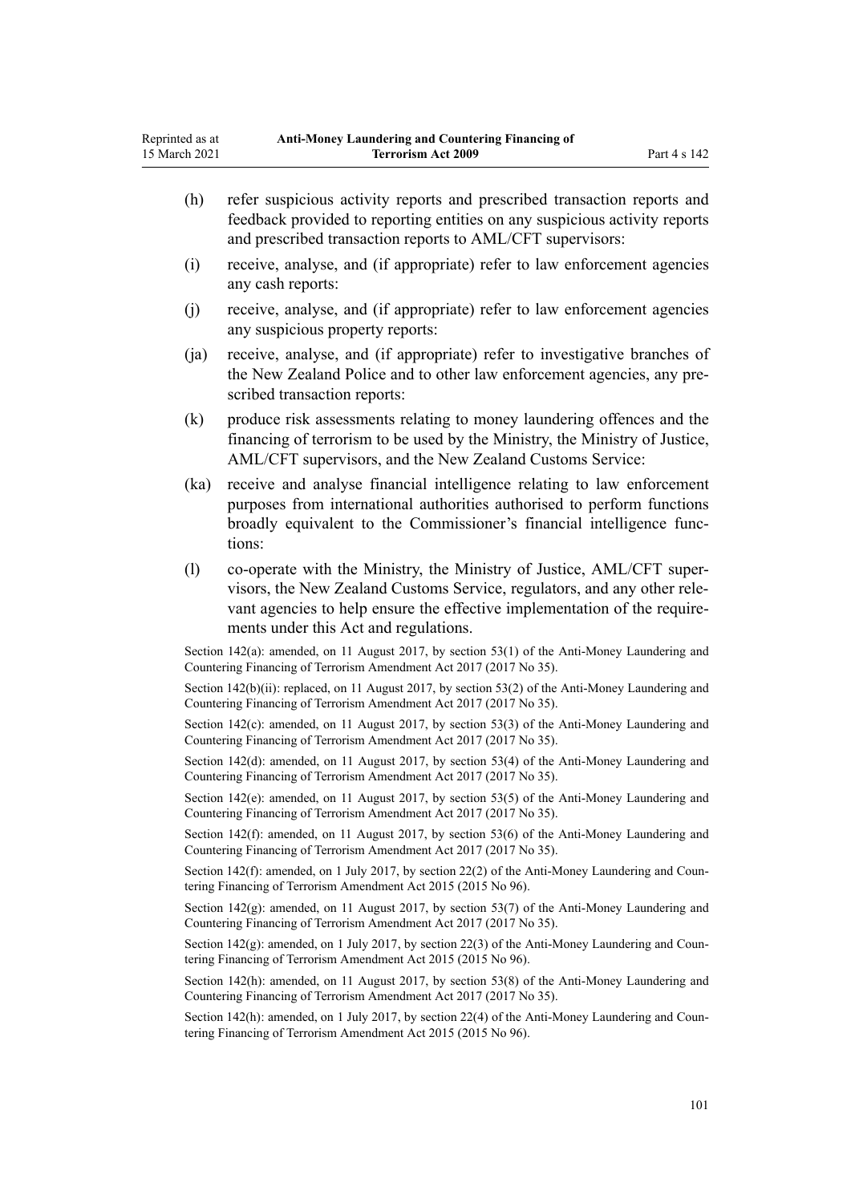(h) refer suspicious activity reports and prescribed transaction reports and feedback provided to reporting entities on any suspicious activity reports and prescribed transaction reports to AML/CFT supervisors:

(i) receive, analyse, and (if appropriate) refer to law enforcement agencies any cash reports:

(j) receive, analyse, and (if appropriate) refer to law enforcement agencies any suspicious property reports:

(ja) receive, analyse, and (if appropriate) refer to investigative branches of the New Zealand Police and to other law enforcement agencies, any prescribed transaction reports:

(k) produce risk assessments relating to money laundering offences and the financing of terrorism to be used by the Ministry, the Ministry of Justice, AML/CFT supervisors, and the New Zealand Customs Service:

(ka) receive and analyse financial intelligence relating to law enforcement purposes from international authorities authorised to perform functions broadly equivalent to the Commissioner's financial intelligence functions:

(l) co-operate with the Ministry, the Ministry of Justice, AML/CFT supervisors, the New Zealand Customs Service, regulators, and any other relevant agencies to help ensure the effective implementation of the requirements under this Act and regulations.

Section 142(a): amended, on 11 August 2017, by section 53(1) of the Anti-Money Laundering and Countering Financing of Terrorism Amendment Act 2017 (2017 No 35).

Section 142(b)(ii): replaced, on 11 August 2017, by section 53(2) of the Anti-Money Laundering and Countering Financing of Terrorism Amendment Act 2017 (2017 No 35).

Section 142(c): amended, on 11 August 2017, by section 53(3) of the Anti-Money Laundering and Countering Financing of Terrorism Amendment Act 2017 (2017 No 35).

Section 142(d): amended, on 11 August 2017, by section 53(4) of the Anti-Money Laundering and Countering Financing of Terrorism Amendment Act 2017 (2017 No 35).

Section 142(e): amended, on 11 August 2017, by section 53(5) of the Anti-Money Laundering and Countering Financing of Terrorism Amendment Act 2017 (2017 No 35).

Section 142(f): amended, on 11 August 2017, by section 53(6) of the Anti-Money Laundering and Countering Financing of Terrorism Amendment Act 2017 (2017 No 35).

Section 142(f): amended, on 1 July 2017, by section 22(2) of the Anti-Money Laundering and Countering Financing of Terrorism Amendment Act 2015 (2015 No 96).

Section 142(g): amended, on 11 August 2017, by section 53(7) of the Anti-Money Laundering and Countering Financing of Terrorism Amendment Act 2017 (2017 No 35).

Section 142(g): amended, on 1 July 2017, by section 22(3) of the Anti-Money Laundering and Countering Financing of Terrorism Amendment Act 2015 (2015 No 96).

Section 142(h): amended, on 11 August 2017, by section 53(8) of the Anti-Money Laundering and Countering Financing of Terrorism Amendment Act 2017 (2017 No 35).

Section 142(h): amended, on 1 July 2017, by section 22(4) of the Anti-Money Laundering and Countering Financing of Terrorism Amendment Act 2015 (2015 No 96).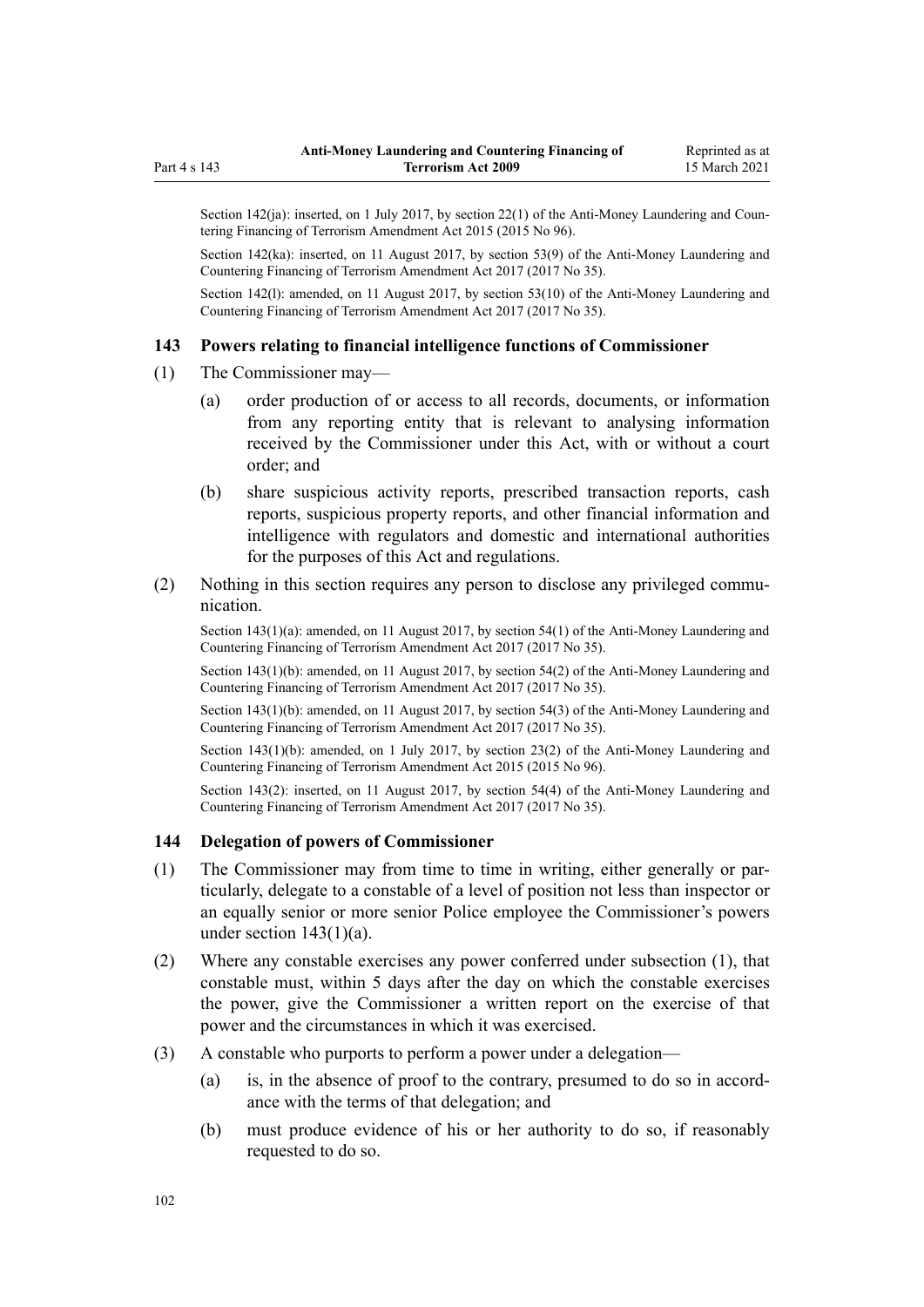Section 142(ja): inserted, on 1 July 2017, by section 22(1) of the Anti-Money Laundering and Countering Financing of Terrorism Amendment Act 2015 (2015 No 96).

Section 142(ka): inserted, on 11 August 2017, by section 53(9) of the Anti-Money Laundering and Countering Financing of Terrorism Amendment Act 2017 (2017 No 35).

Section 142(l): amended, on 11 August 2017, by section 53(10) of the Anti-Money Laundering and Countering Financing of Terrorism Amendment Act 2017 (2017 No 35).

### 143 Powers relating to financial intelligence functions of Commissioner

(1) The Commissioner may—

(a) order production of or access to all records, documents, or information from any reporting entity that is relevant to analysing information received by the Commissioner under this Act, with or without a court order; and

(b) share suspicious activity reports, prescribed transaction reports, cash reports, suspicious property reports, and other financial information and intelligence with regulators and domestic and international authorities for the purposes of this Act and regulations.

(2) Nothing in this section requires any person to disclose any privileged communication.

Section 143(1)(a): amended, on 11 August 2017, by section 54(1) of the Anti-Money Laundering and Countering Financing of Terrorism Amendment Act 2017 (2017 No 35).

Section 143(1)(b): amended, on 11 August 2017, by section 54(2) of the Anti-Money Laundering and Countering Financing of Terrorism Amendment Act 2017 (2017 No 35).

Section 143(1)(b): amended, on 11 August 2017, by section 54(3) of the Anti-Money Laundering and Countering Financing of Terrorism Amendment Act 2017 (2017 No 35).

Section 143(1)(b): amended, on 1 July 2017, by section 23(2) of the Anti-Money Laundering and Countering Financing of Terrorism Amendment Act 2015 (2015 No 96).

Section 143(2): inserted, on 11 August 2017, by section 54(4) of the Anti-Money Laundering and Countering Financing of Terrorism Amendment Act 2017 (2017 No 35).

### 144 Delegation of powers of Commissioner

(1) The Commissioner may from time to time in writing, either generally or particularly, delegate to a constable of a level of position not less than inspector or an equally senior or more senior Police employee the Commissioner's powers under section 143(1)(a).

(2) Where any constable exercises any power conferred under subsection (1), that constable must, within 5 days after the day on which the constable exercises the power, give the Commissioner a written report on the exercise of that power and the circumstances in which it was exercised.

(3) A constable who purports to perform a power under a delegation—

(a) is, in the absence of proof to the contrary, presumed to do so in accordance with the terms of that delegation; and

(b) must produce evidence of his or her authority to do so, if reasonably requested to do so.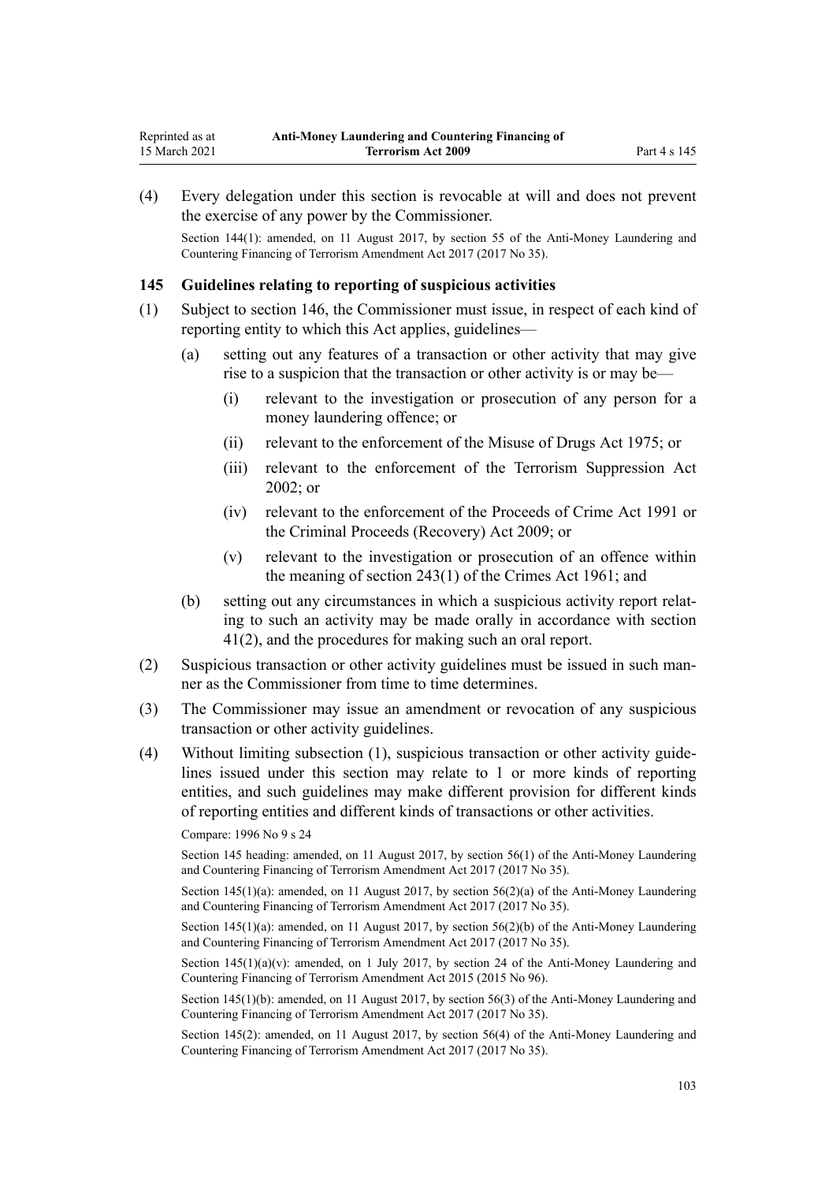(4) Every delegation under this section is revocable at will and does not prevent the exercise of any power by the Commissioner.

Section 144(1): amended, on 11 August 2017, by section 55 of the Anti-Money Laundering and Countering Financing of Terrorism Amendment Act 2017 (2017 No 35).

### 145 Guidelines relating to reporting of suspicious activities

(1) Subject to section 146, the Commissioner must issue, in respect of each kind of reporting entity to which this Act applies, guidelines—

  (a) setting out any features of a transaction or other activity that may give rise to a suspicion that the transaction or other activity is or may be—

    (i) relevant to the investigation or prosecution of any person for a money laundering offence; or

    (ii) relevant to the enforcement of the Misuse of Drugs Act 1975; or

    (iii) relevant to the enforcement of the Terrorism Suppression Act 2002; or

    (iv) relevant to the enforcement of the Proceeds of Crime Act 1991 or the Criminal Proceeds (Recovery) Act 2009; or

    (v) relevant to the investigation or prosecution of an offence within the meaning of section 243(1) of the Crimes Act 1961; and

  (b) setting out any circumstances in which a suspicious activity report relating to such an activity may be made orally in accordance with section 41(2), and the procedures for making such an oral report.

(2) Suspicious transaction or other activity guidelines must be issued in such manner as the Commissioner from time to time determines.

(3) The Commissioner may issue an amendment or revocation of any suspicious transaction or other activity guidelines.

(4) Without limiting subsection (1), suspicious transaction or other activity guidelines issued under this section may relate to 1 or more kinds of reporting entities, and such guidelines may make different provision for different kinds of reporting entities and different kinds of transactions or other activities.

Compare: 1996 No 9 s 24

Section 145 heading: amended, on 11 August 2017, by section 56(1) of the Anti-Money Laundering and Countering Financing of Terrorism Amendment Act 2017 (2017 No 35).

Section 145(1)(a): amended, on 11 August 2017, by section 56(2)(a) of the Anti-Money Laundering and Countering Financing of Terrorism Amendment Act 2017 (2017 No 35).

Section 145(1)(a): amended, on 11 August 2017, by section 56(2)(b) of the Anti-Money Laundering and Countering Financing of Terrorism Amendment Act 2017 (2017 No 35).

Section 145(1)(a)(v): amended, on 1 July 2017, by section 24 of the Anti-Money Laundering and Countering Financing of Terrorism Amendment Act 2015 (2015 No 96).

Section 145(1)(b): amended, on 11 August 2017, by section 56(3) of the Anti-Money Laundering and Countering Financing of Terrorism Amendment Act 2017 (2017 No 35).

Section 145(2): amended, on 11 August 2017, by section 56(4) of the Anti-Money Laundering and Countering Financing of Terrorism Amendment Act 2017 (2017 No 35).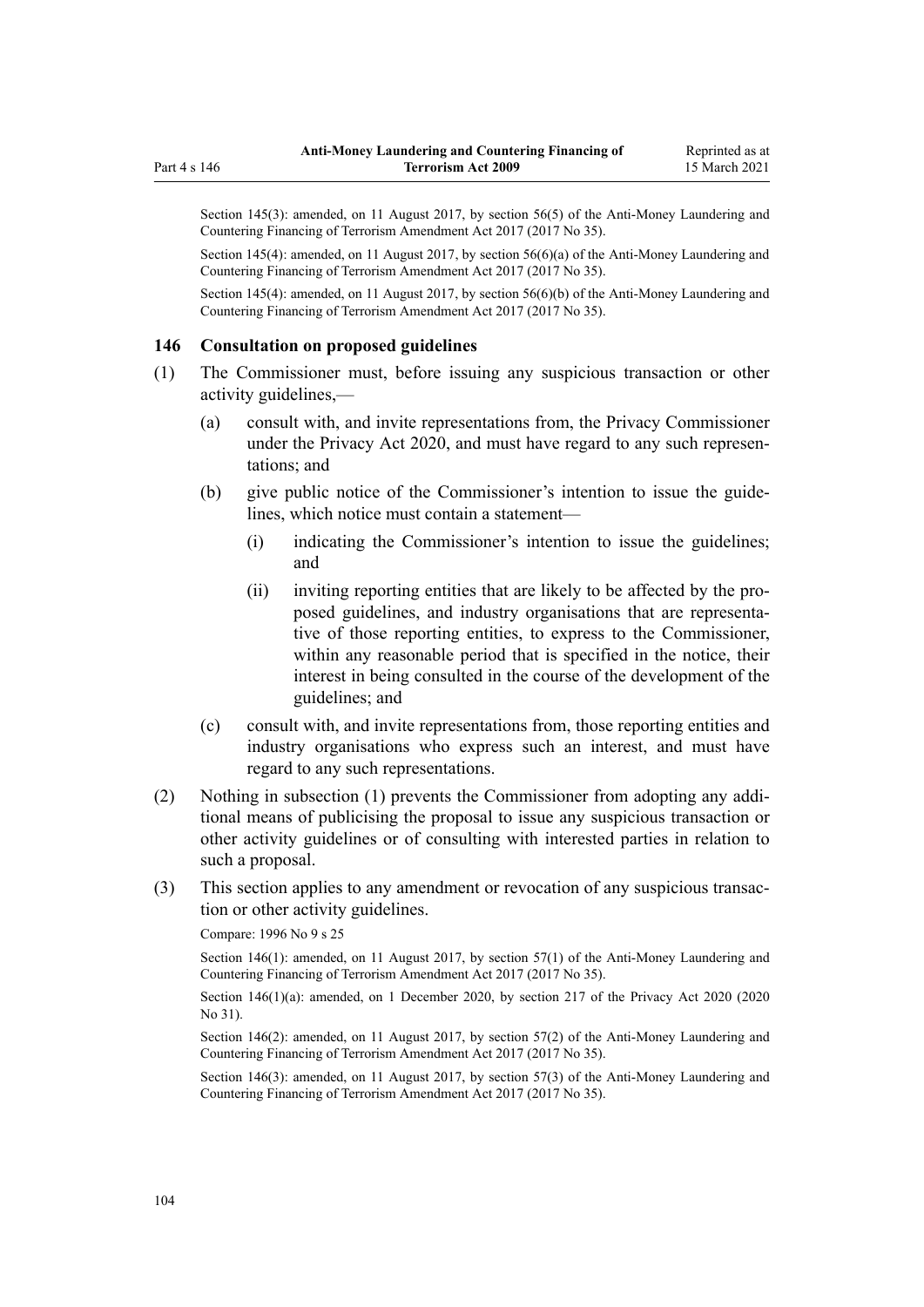Section 145(3): amended, on 11 August 2017, by section 56(5) of the Anti-Money Laundering and Countering Financing of Terrorism Amendment Act 2017 (2017 No 35).

Section 145(4): amended, on 11 August 2017, by section 56(6)(a) of the Anti-Money Laundering and Countering Financing of Terrorism Amendment Act 2017 (2017 No 35).

Section 145(4): amended, on 11 August 2017, by section 56(6)(b) of the Anti-Money Laundering and Countering Financing of Terrorism Amendment Act 2017 (2017 No 35).

### 146 Consultation on proposed guidelines

(1) The Commissioner must, before issuing any suspicious transaction or other activity guidelines,—

  (a) consult with, and invite representations from, the Privacy Commissioner under the Privacy Act 2020, and must have regard to any such representations; and

  (b) give public notice of the Commissioner's intention to issue the guidelines, which notice must contain a statement—

    (i) indicating the Commissioner's intention to issue the guidelines; and

    (ii) inviting reporting entities that are likely to be affected by the proposed guidelines, and industry organisations that are representative of those reporting entities, to express to the Commissioner, within any reasonable period that is specified in the notice, their interest in being consulted in the course of the development of the guidelines; and

  (c) consult with, and invite representations from, those reporting entities and industry organisations who express such an interest, and must have regard to any such representations.

(2) Nothing in subsection (1) prevents the Commissioner from adopting any additional means of publicising the proposal to issue any suspicious transaction or other activity guidelines or of consulting with interested parties in relation to such a proposal.

(3) This section applies to any amendment or revocation of any suspicious transaction or other activity guidelines.

Compare: 1996 No 9 s 25

Section 146(1): amended, on 11 August 2017, by section 57(1) of the Anti-Money Laundering and Countering Financing of Terrorism Amendment Act 2017 (2017 No 35).

Section 146(1)(a): amended, on 1 December 2020, by section 217 of the Privacy Act 2020 (2020 No 31).

Section 146(2): amended, on 11 August 2017, by section 57(2) of the Anti-Money Laundering and Countering Financing of Terrorism Amendment Act 2017 (2017 No 35).

Section 146(3): amended, on 11 August 2017, by section 57(3) of the Anti-Money Laundering and Countering Financing of Terrorism Amendment Act 2017 (2017 No 35).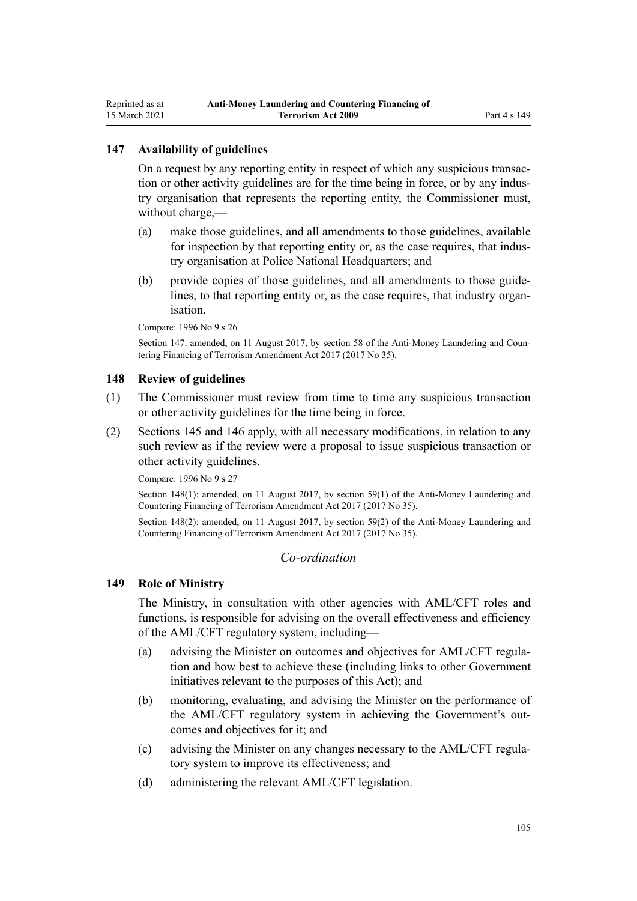### 147 Availability of guidelines

On a request by any reporting entity in respect of which any suspicious transaction or other activity guidelines are for the time being in force, or by any industry organisation that represents the reporting entity, the Commissioner must, without charge,—

(a) make those guidelines, and all amendments to those guidelines, available for inspection by that reporting entity or, as the case requires, that industry organisation at Police National Headquarters; and

(b) provide copies of those guidelines, and all amendments to those guidelines, to that reporting entity or, as the case requires, that industry organisation.

Compare: 1996 No 9 s 26

Section 147: amended, on 11 August 2017, by section 58 of the Anti-Money Laundering and Countering Financing of Terrorism Amendment Act 2017 (2017 No 35).

### 148 Review of guidelines

(1) The Commissioner must review from time to time any suspicious transaction or other activity guidelines for the time being in force.

(2) Sections 145 and 146 apply, with all necessary modifications, in relation to any such review as if the review were a proposal to issue suspicious transaction or other activity guidelines.

Compare: 1996 No 9 s 27

Section 148(1): amended, on 11 August 2017, by section 59(1) of the Anti-Money Laundering and Countering Financing of Terrorism Amendment Act 2017 (2017 No 35).

Section 148(2): amended, on 11 August 2017, by section 59(2) of the Anti-Money Laundering and Countering Financing of Terrorism Amendment Act 2017 (2017 No 35).

*Co-ordination*

### 149 Role of Ministry

The Ministry, in consultation with other agencies with AML/CFT roles and functions, is responsible for advising on the overall effectiveness and efficiency of the AML/CFT regulatory system, including—

(a) advising the Minister on outcomes and objectives for AML/CFT regulation and how best to achieve these (including links to other Government initiatives relevant to the purposes of this Act); and

(b) monitoring, evaluating, and advising the Minister on the performance of the AML/CFT regulatory system in achieving the Government's outcomes and objectives for it; and

(c) advising the Minister on any changes necessary to the AML/CFT regulatory system to improve its effectiveness; and

(d) administering the relevant AML/CFT legislation.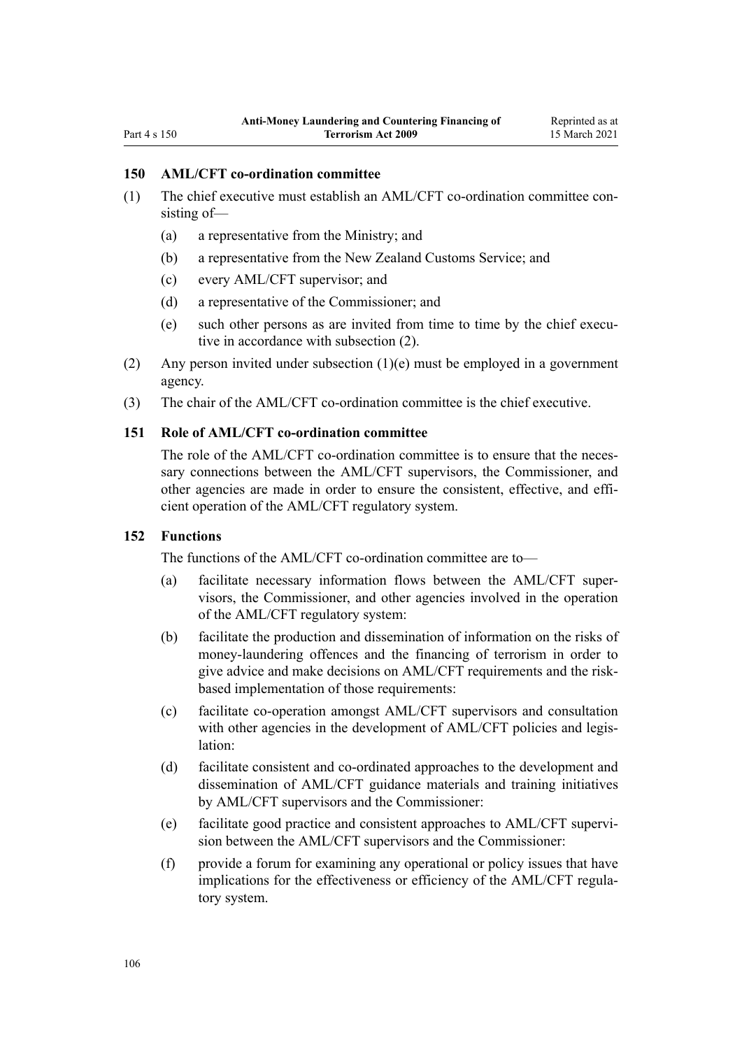### 150 AML/CFT co-ordination committee

(1) The chief executive must establish an AML/CFT co-ordination committee consisting of—

  (a) a representative from the Ministry; and

  (b) a representative from the New Zealand Customs Service; and

  (c) every AML/CFT supervisor; and

  (d) a representative of the Commissioner; and

  (e) such other persons as are invited from time to time by the chief executive in accordance with subsection (2).

(2) Any person invited under subsection (1)(e) must be employed in a government agency.

(3) The chair of the AML/CFT co-ordination committee is the chief executive.

### 151 Role of AML/CFT co-ordination committee

The role of the AML/CFT co-ordination committee is to ensure that the necessary connections between the AML/CFT supervisors, the Commissioner, and other agencies are made in order to ensure the consistent, effective, and efficient operation of the AML/CFT regulatory system.

### 152 Functions

The functions of the AML/CFT co-ordination committee are to—

  (a) facilitate necessary information flows between the AML/CFT supervisors, the Commissioner, and other agencies involved in the operation of the AML/CFT regulatory system:

  (b) facilitate the production and dissemination of information on the risks of money-laundering offences and the financing of terrorism in order to give advice and make decisions on AML/CFT requirements and the risk-based implementation of those requirements:

  (c) facilitate co-operation amongst AML/CFT supervisors and consultation with other agencies in the development of AML/CFT policies and legislation:

  (d) facilitate consistent and co-ordinated approaches to the development and dissemination of AML/CFT guidance materials and training initiatives by AML/CFT supervisors and the Commissioner:

  (e) facilitate good practice and consistent approaches to AML/CFT supervision between the AML/CFT supervisors and the Commissioner:

  (f) provide a forum for examining any operational or policy issues that have implications for the effectiveness or efficiency of the AML/CFT regulatory system.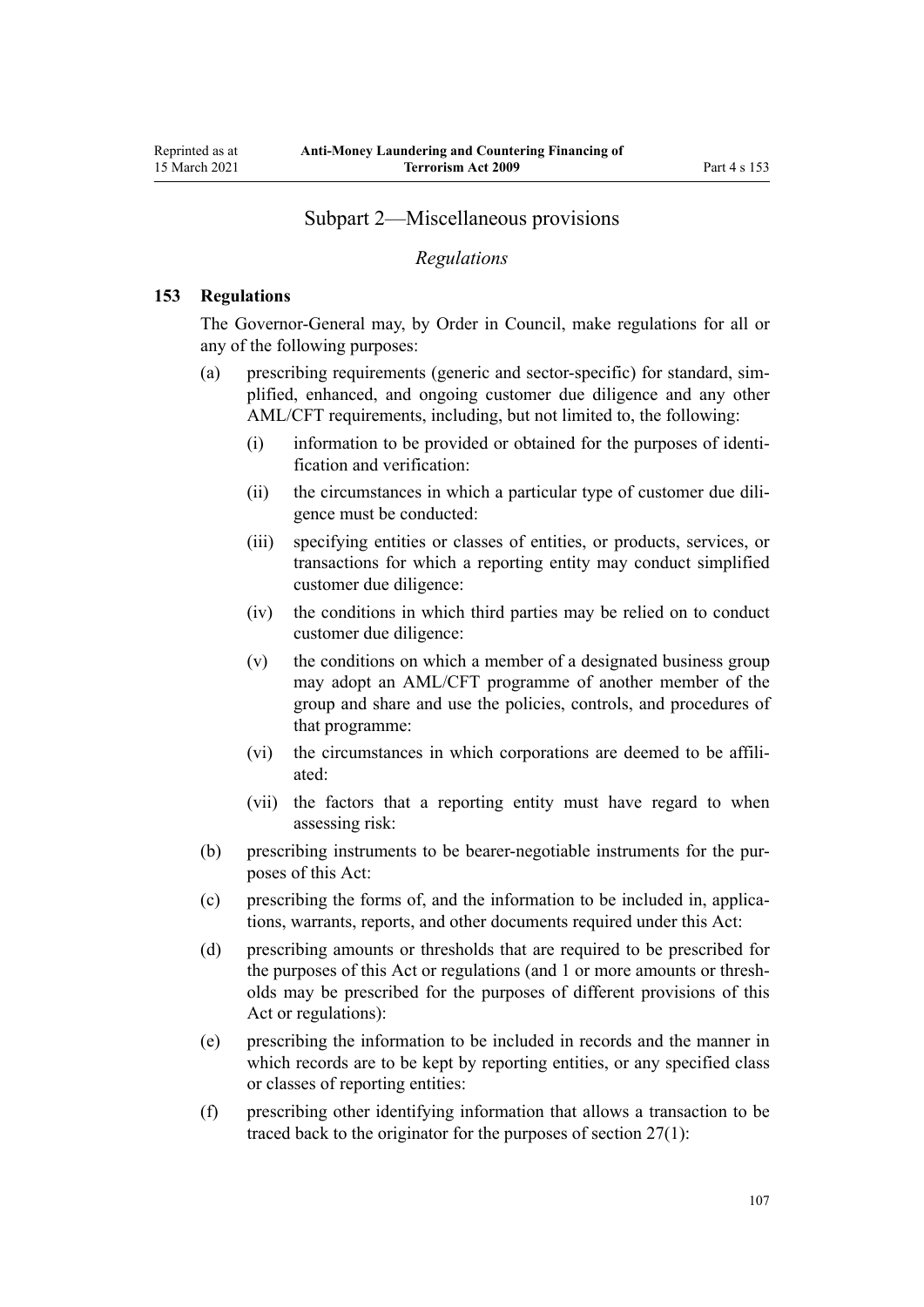## Subpart 2—Miscellaneous provisions

### *Regulations*

### 153 Regulations

The Governor-General may, by Order in Council, make regulations for all or any of the following purposes:

- (a) prescribing requirements (generic and sector-specific) for standard, simplified, enhanced, and ongoing customer due diligence and any other AML/CFT requirements, including, but not limited to, the following:
  - (i) information to be provided or obtained for the purposes of identification and verification:
  - (ii) the circumstances in which a particular type of customer due diligence must be conducted:
  - (iii) specifying entities or classes of entities, or products, services, or transactions for which a reporting entity may conduct simplified customer due diligence:
  - (iv) the conditions in which third parties may be relied on to conduct customer due diligence:
  - (v) the conditions on which a member of a designated business group may adopt an AML/CFT programme of another member of the group and share and use the policies, controls, and procedures of that programme:
  - (vi) the circumstances in which corporations are deemed to be affiliated:
  - (vii) the factors that a reporting entity must have regard to when assessing risk:
- (b) prescribing instruments to be bearer-negotiable instruments for the purposes of this Act:
- (c) prescribing the forms of, and the information to be included in, applications, warrants, reports, and other documents required under this Act:
- (d) prescribing amounts or thresholds that are required to be prescribed for the purposes of this Act or regulations (and 1 or more amounts or thresholds may be prescribed for the purposes of different provisions of this Act or regulations):
- (e) prescribing the information to be included in records and the manner in which records are to be kept by reporting entities, or any specified class or classes of reporting entities:
- (f) prescribing other identifying information that allows a transaction to be traced back to the originator for the purposes of section 27(1):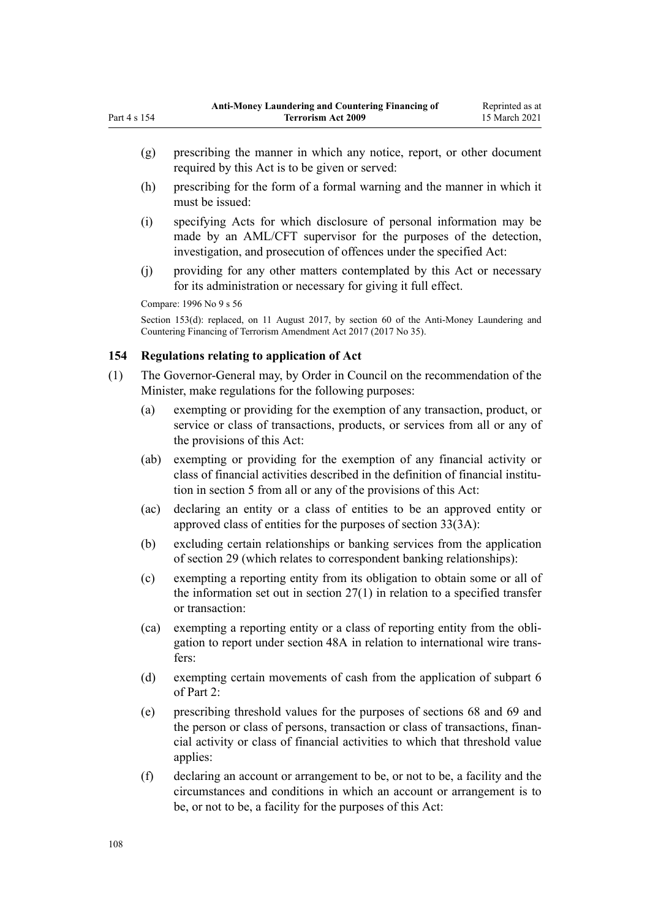(g) prescribing the manner in which any notice, report, or other document required by this Act is to be given or served:

(h) prescribing for the form of a formal warning and the manner in which it must be issued:

(i) specifying Acts for which disclosure of personal information may be made by an AML/CFT supervisor for the purposes of the detection, investigation, and prosecution of offences under the specified Act:

(j) providing for any other matters contemplated by this Act or necessary for its administration or necessary for giving it full effect.

Compare: 1996 No 9 s 56

Section 153(d): replaced, on 11 August 2017, by section 60 of the Anti-Money Laundering and Countering Financing of Terrorism Amendment Act 2017 (2017 No 35).

### 154 Regulations relating to application of Act

(1) The Governor-General may, by Order in Council on the recommendation of the Minister, make regulations for the following purposes:

(a) exempting or providing for the exemption of any transaction, product, or service or class of transactions, products, or services from all or any of the provisions of this Act:

(ab) exempting or providing for the exemption of any financial activity or class of financial activities described in the definition of financial institution in section 5 from all or any of the provisions of this Act:

(ac) declaring an entity or a class of entities to be an approved entity or approved class of entities for the purposes of section 33(3A):

(b) excluding certain relationships or banking services from the application of section 29 (which relates to correspondent banking relationships):

(c) exempting a reporting entity from its obligation to obtain some or all of the information set out in section 27(1) in relation to a specified transfer or transaction:

(ca) exempting a reporting entity or a class of reporting entity from the obligation to report under section 48A in relation to international wire transfers:

(d) exempting certain movements of cash from the application of subpart 6 of Part 2:

(e) prescribing threshold values for the purposes of sections 68 and 69 and the person or class of persons, transaction or class of transactions, financial activity or class of financial activities to which that threshold value applies:

(f) declaring an account or arrangement to be, or not to be, a facility and the circumstances and conditions in which an account or arrangement is to be, or not to be, a facility for the purposes of this Act: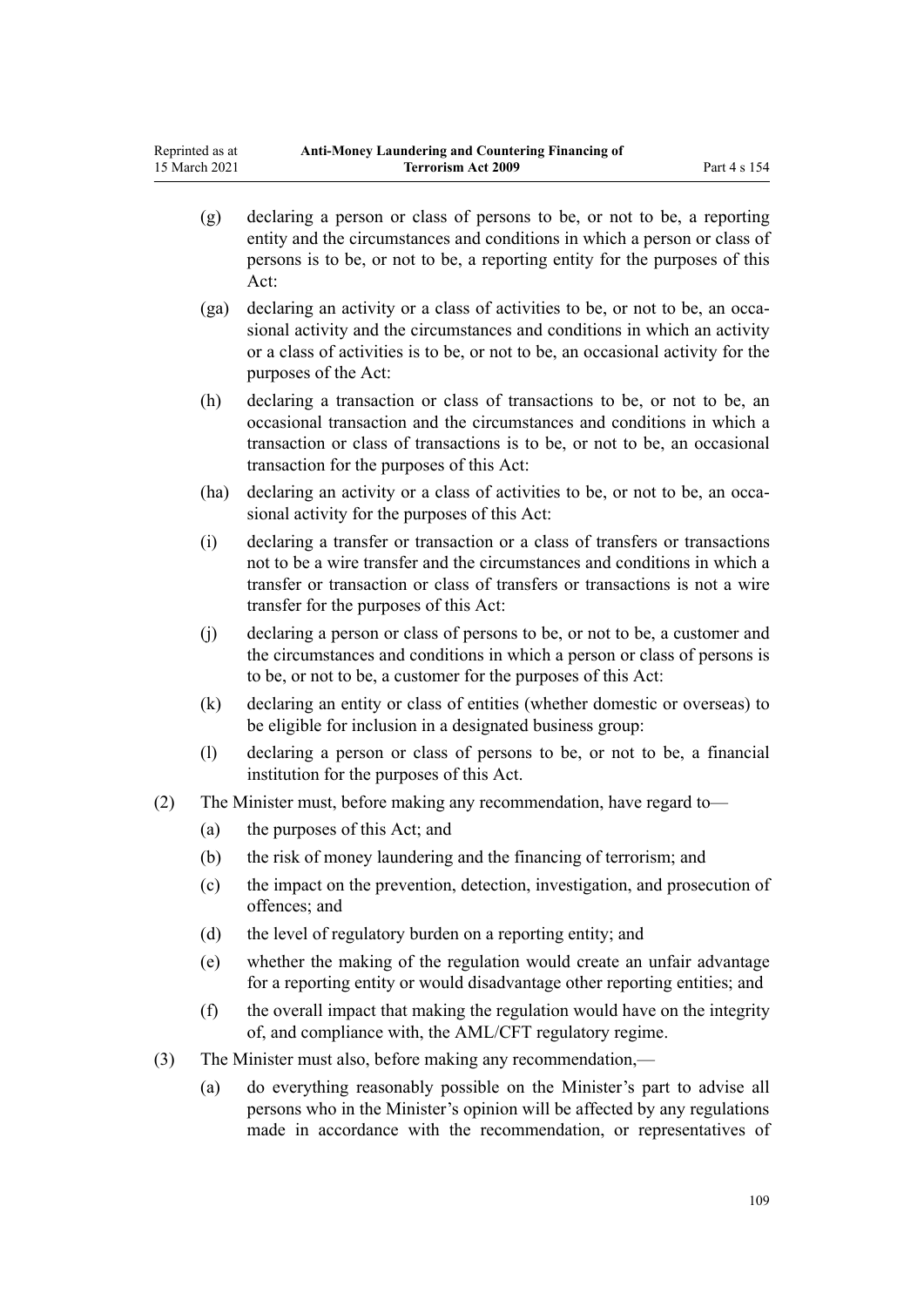(g) declaring a person or class of persons to be, or not to be, a reporting entity and the circumstances and conditions in which a person or class of persons is to be, or not to be, a reporting entity for the purposes of this Act:

(ga) declaring an activity or a class of activities to be, or not to be, an occasional activity and the circumstances and conditions in which an activity or a class of activities is to be, or not to be, an occasional activity for the purposes of the Act:

(h) declaring a transaction or class of transactions to be, or not to be, an occasional transaction and the circumstances and conditions in which a transaction or class of transactions is to be, or not to be, an occasional transaction for the purposes of this Act:

(ha) declaring an activity or a class of activities to be, or not to be, an occasional activity for the purposes of this Act:

(i) declaring a transfer or transaction or a class of transfers or transactions not to be a wire transfer and the circumstances and conditions in which a transfer or transaction or class of transfers or transactions is not a wire transfer for the purposes of this Act:

(j) declaring a person or class of persons to be, or not to be, a customer and the circumstances and conditions in which a person or class of persons is to be, or not to be, a customer for the purposes of this Act:

(k) declaring an entity or class of entities (whether domestic or overseas) to be eligible for inclusion in a designated business group:

(l) declaring a person or class of persons to be, or not to be, a financial institution for the purposes of this Act.

(2) The Minister must, before making any recommendation, have regard to—

(a) the purposes of this Act; and

(b) the risk of money laundering and the financing of terrorism; and

(c) the impact on the prevention, detection, investigation, and prosecution of offences; and

(d) the level of regulatory burden on a reporting entity; and

(e) whether the making of the regulation would create an unfair advantage for a reporting entity or would disadvantage other reporting entities; and

(f) the overall impact that making the regulation would have on the integrity of, and compliance with, the AML/CFT regulatory regime.

(3) The Minister must also, before making any recommendation,—

(a) do everything reasonably possible on the Minister's part to advise all persons who in the Minister's opinion will be affected by any regulations made in accordance with the recommendation, or representatives of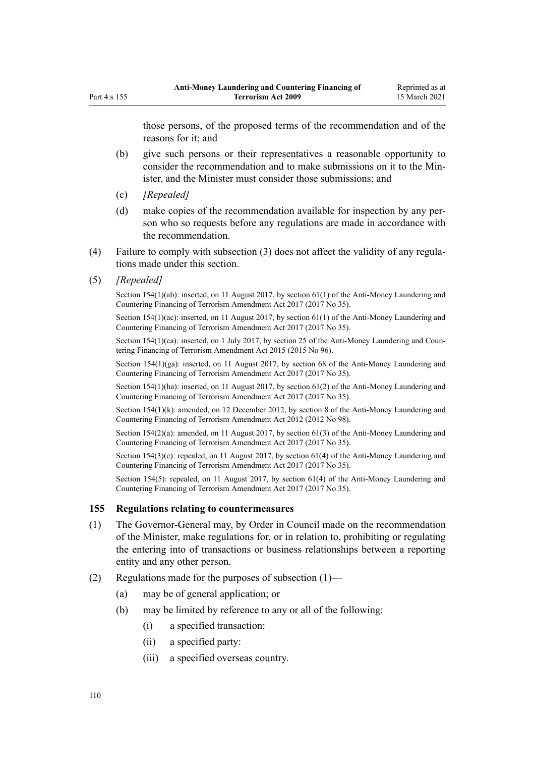those persons, of the proposed terms of the recommendation and of the reasons for it; and

(b) give such persons or their representatives a reasonable opportunity to consider the recommendation and to make submissions on it to the Minister, and the Minister must consider those submissions; and

(c) *[Repealed]*

(d) make copies of the recommendation available for inspection by any person who so requests before any regulations are made in accordance with the recommendation.

(4) Failure to comply with subsection (3) does not affect the validity of any regulations made under this section.

(5) *[Repealed]*

Section 154(1)(ab): inserted, on 11 August 2017, by section 61(1) of the Anti-Money Laundering and Countering Financing of Terrorism Amendment Act 2017 (2017 No 35).

Section 154(1)(ac): inserted, on 11 August 2017, by section 61(1) of the Anti-Money Laundering and Countering Financing of Terrorism Amendment Act 2017 (2017 No 35).

Section 154(1)(ca): inserted, on 1 July 2017, by section 25 of the Anti-Money Laundering and Countering Financing of Terrorism Amendment Act 2015 (2015 No 96).

Section 154(1)(ga): inserted, on 11 August 2017, by section 68 of the Anti-Money Laundering and Countering Financing of Terrorism Amendment Act 2017 (2017 No 35).

Section 154(1)(ha): inserted, on 11 August 2017, by section 61(2) of the Anti-Money Laundering and Countering Financing of Terrorism Amendment Act 2017 (2017 No 35).

Section 154(1)(k): amended, on 12 December 2012, by section 8 of the Anti-Money Laundering and Countering Financing of Terrorism Amendment Act 2012 (2012 No 98).

Section 154(2)(a): amended, on 11 August 2017, by section 61(3) of the Anti-Money Laundering and Countering Financing of Terrorism Amendment Act 2017 (2017 No 35).

Section 154(3)(c): repealed, on 11 August 2017, by section 61(4) of the Anti-Money Laundering and Countering Financing of Terrorism Amendment Act 2017 (2017 No 35).

Section 154(5): repealed, on 11 August 2017, by section 61(4) of the Anti-Money Laundering and Countering Financing of Terrorism Amendment Act 2017 (2017 No 35).

### 155 Regulations relating to countermeasures

(1) The Governor-General may, by Order in Council made on the recommendation of the Minister, make regulations for, or in relation to, prohibiting or regulating the entering into of transactions or business relationships between a reporting entity and any other person.

(2) Regulations made for the purposes of subsection (1)—

(a) may be of general application; or

(b) may be limited by reference to any or all of the following:

(i) a specified transaction:

(ii) a specified party:

(iii) a specified overseas country.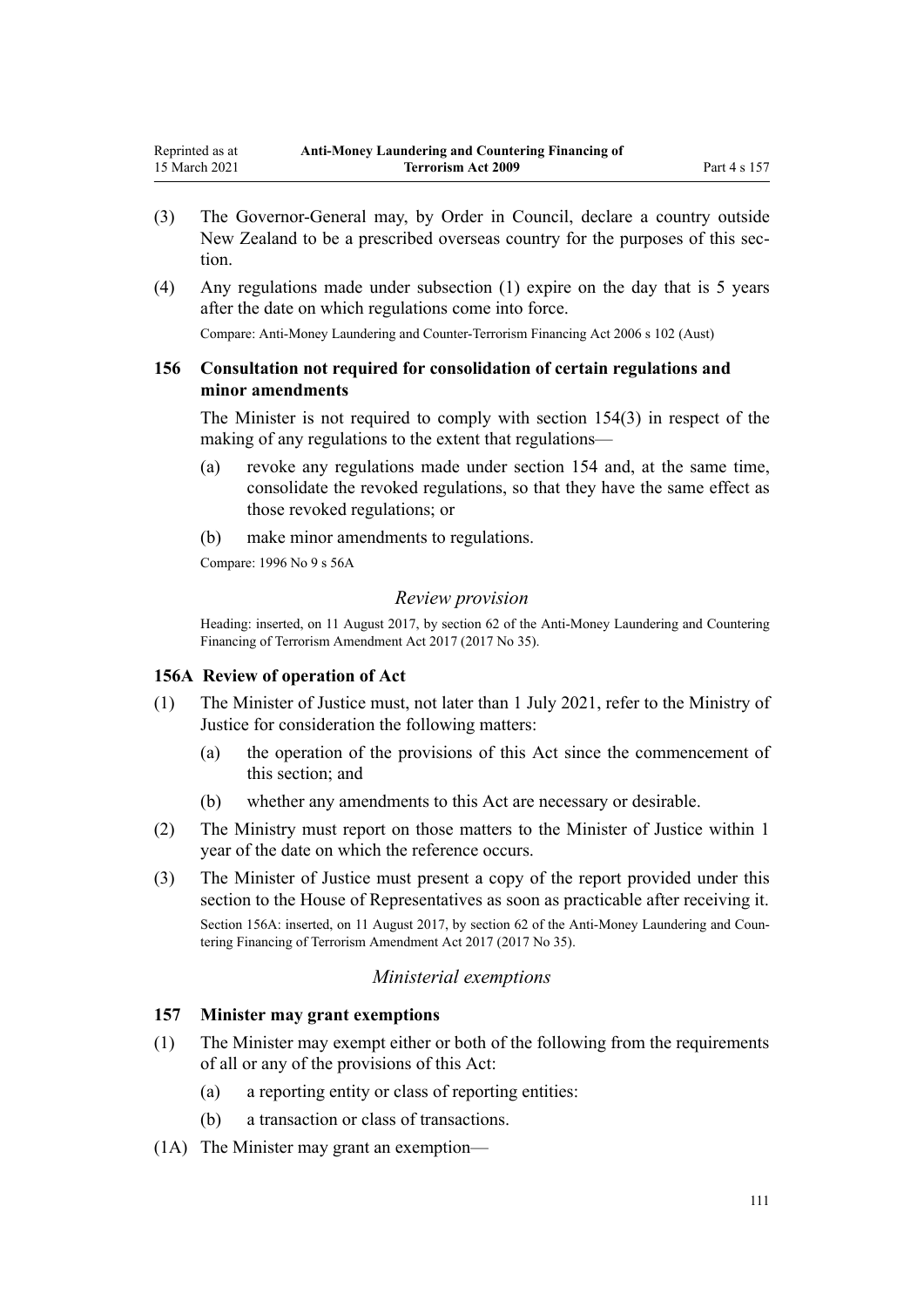(3) The Governor-General may, by Order in Council, declare a country outside New Zealand to be a prescribed overseas country for the purposes of this section.

(4) Any regulations made under subsection (1) expire on the day that is 5 years after the date on which regulations come into force.

Compare: Anti-Money Laundering and Counter-Terrorism Financing Act 2006 s 102 (Aust)

### 156 Consultation not required for consolidation of certain regulations and minor amendments

The Minister is not required to comply with section 154(3) in respect of the making of any regulations to the extent that regulations—

(a) revoke any regulations made under section 154 and, at the same time, consolidate the revoked regulations, so that they have the same effect as those revoked regulations; or

(b) make minor amendments to regulations.

Compare: 1996 No 9 s 56A

*Review provision*

Heading: inserted, on 11 August 2017, by section 62 of the Anti-Money Laundering and Countering Financing of Terrorism Amendment Act 2017 (2017 No 35).

### 156A Review of operation of Act

(1) The Minister of Justice must, not later than 1 July 2021, refer to the Ministry of Justice for consideration the following matters:

(a) the operation of the provisions of this Act since the commencement of this section; and

(b) whether any amendments to this Act are necessary or desirable.

(2) The Ministry must report on those matters to the Minister of Justice within 1 year of the date on which the reference occurs.

(3) The Minister of Justice must present a copy of the report provided under this section to the House of Representatives as soon as practicable after receiving it.

Section 156A: inserted, on 11 August 2017, by section 62 of the Anti-Money Laundering and Countering Financing of Terrorism Amendment Act 2017 (2017 No 35).

*Ministerial exemptions*

### 157 Minister may grant exemptions

(1) The Minister may exempt either or both of the following from the requirements of all or any of the provisions of this Act:

(a) a reporting entity or class of reporting entities:

(b) a transaction or class of transactions.

(1A) The Minister may grant an exemption—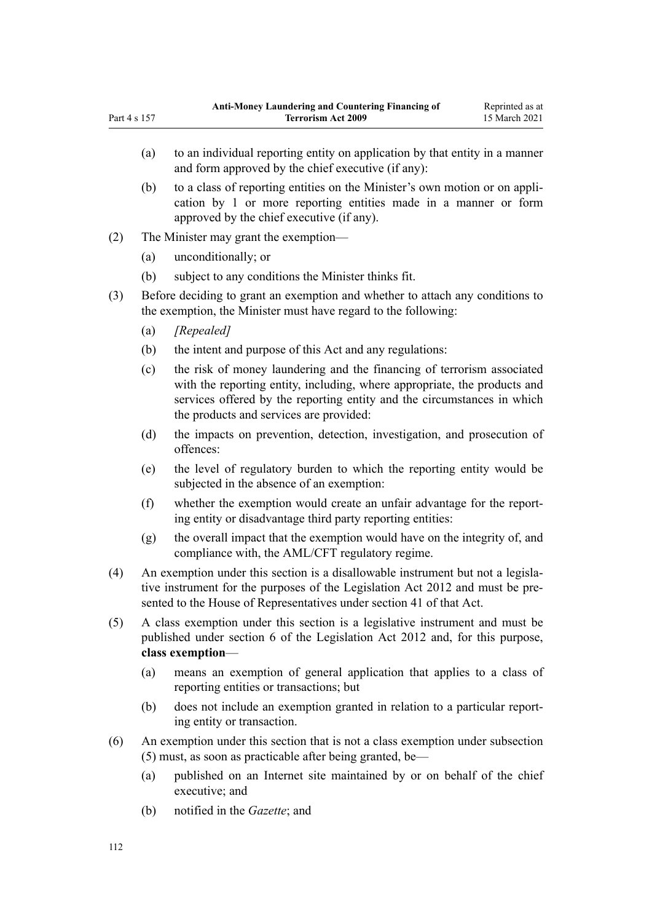(a) to an individual reporting entity on application by that entity in a manner and form approved by the chief executive (if any):

(b) to a class of reporting entities on the Minister's own motion or on application by 1 or more reporting entities made in a manner or form approved by the chief executive (if any).

(2) The Minister may grant the exemption—

(a) unconditionally; or

(b) subject to any conditions the Minister thinks fit.

(3) Before deciding to grant an exemption and whether to attach any conditions to the exemption, the Minister must have regard to the following:

(a) *[Repealed]*

(b) the intent and purpose of this Act and any regulations:

(c) the risk of money laundering and the financing of terrorism associated with the reporting entity, including, where appropriate, the products and services offered by the reporting entity and the circumstances in which the products and services are provided:

(d) the impacts on prevention, detection, investigation, and prosecution of offences:

(e) the level of regulatory burden to which the reporting entity would be subjected in the absence of an exemption:

(f) whether the exemption would create an unfair advantage for the reporting entity or disadvantage third party reporting entities:

(g) the overall impact that the exemption would have on the integrity of, and compliance with, the AML/CFT regulatory regime.

(4) An exemption under this section is a disallowable instrument but not a legislative instrument for the purposes of the Legislation Act 2012 and must be presented to the House of Representatives under section 41 of that Act.

(5) A class exemption under this section is a legislative instrument and must be published under section 6 of the Legislation Act 2012 and, for this purpose, **class exemption**—

(a) means an exemption of general application that applies to a class of reporting entities or transactions; but

(b) does not include an exemption granted in relation to a particular reporting entity or transaction.

(6) An exemption under this section that is not a class exemption under subsection (5) must, as soon as practicable after being granted, be—

(a) published on an Internet site maintained by or on behalf of the chief executive; and

(b) notified in the *Gazette*; and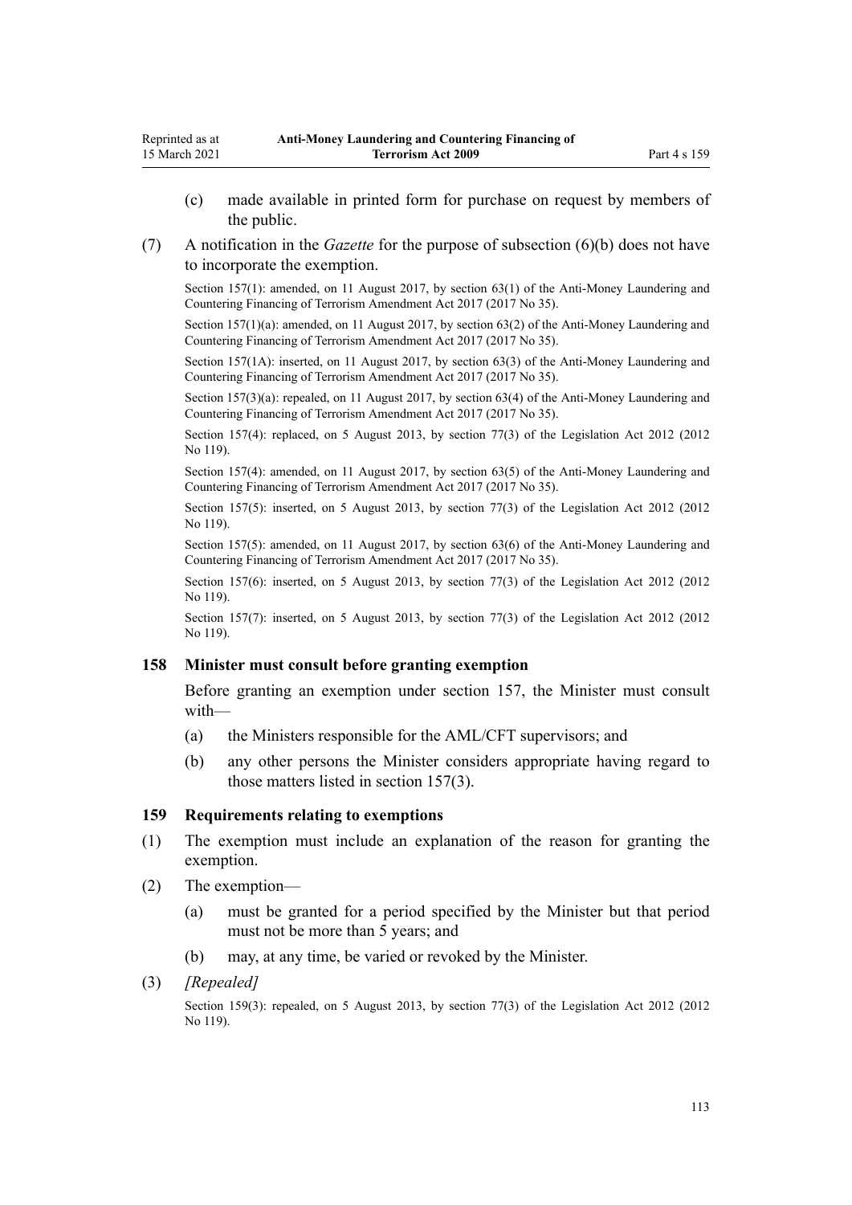(c) made available in printed form for purchase on request by members of the public.

(7) A notification in the *Gazette* for the purpose of subsection (6)(b) does not have to incorporate the exemption.

Section 157(1): amended, on 11 August 2017, by section 63(1) of the Anti-Money Laundering and Countering Financing of Terrorism Amendment Act 2017 (2017 No 35).

Section 157(1)(a): amended, on 11 August 2017, by section 63(2) of the Anti-Money Laundering and Countering Financing of Terrorism Amendment Act 2017 (2017 No 35).

Section 157(1A): inserted, on 11 August 2017, by section 63(3) of the Anti-Money Laundering and Countering Financing of Terrorism Amendment Act 2017 (2017 No 35).

Section 157(3)(a): repealed, on 11 August 2017, by section 63(4) of the Anti-Money Laundering and Countering Financing of Terrorism Amendment Act 2017 (2017 No 35).

Section 157(4): replaced, on 5 August 2013, by section 77(3) of the Legislation Act 2012 (2012 No 119).

Section 157(4): amended, on 11 August 2017, by section 63(5) of the Anti-Money Laundering and Countering Financing of Terrorism Amendment Act 2017 (2017 No 35).

Section 157(5): inserted, on 5 August 2013, by section 77(3) of the Legislation Act 2012 (2012 No 119).

Section 157(5): amended, on 11 August 2017, by section 63(6) of the Anti-Money Laundering and Countering Financing of Terrorism Amendment Act 2017 (2017 No 35).

Section 157(6): inserted, on 5 August 2013, by section 77(3) of the Legislation Act 2012 (2012 No 119).

Section 157(7): inserted, on 5 August 2013, by section 77(3) of the Legislation Act 2012 (2012 No 119).

### 158 Minister must consult before granting exemption

Before granting an exemption under section 157, the Minister must consult with—

(a) the Ministers responsible for the AML/CFT supervisors; and

(b) any other persons the Minister considers appropriate having regard to those matters listed in section 157(3).

### 159 Requirements relating to exemptions

(1) The exemption must include an explanation of the reason for granting the exemption.

(2) The exemption—

(a) must be granted for a period specified by the Minister but that period must not be more than 5 years; and

(b) may, at any time, be varied or revoked by the Minister.

(3) *[Repealed]*

Section 159(3): repealed, on 5 August 2013, by section 77(3) of the Legislation Act 2012 (2012 No 119).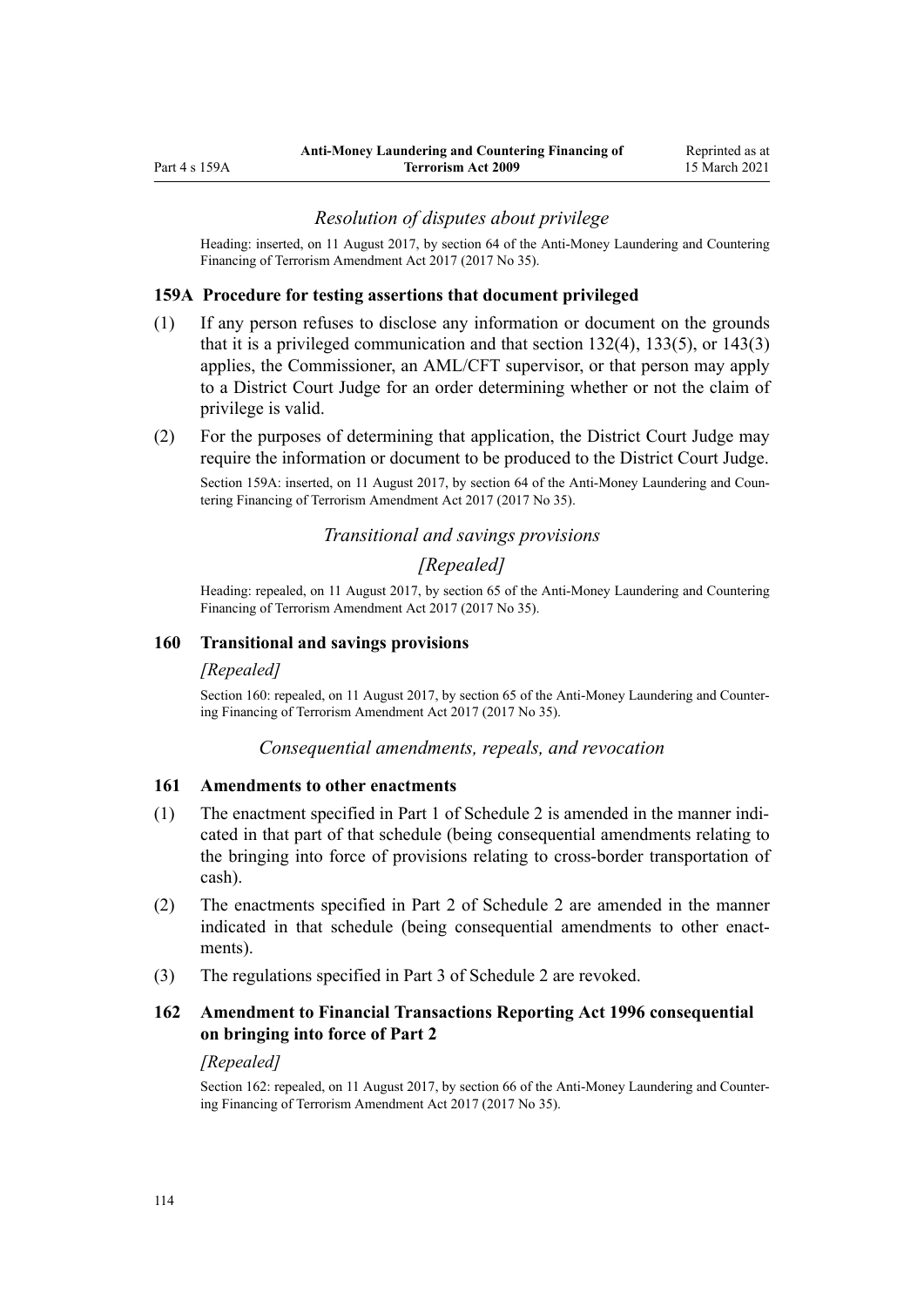### *Resolution of disputes about privilege*

Heading: inserted, on 11 August 2017, by section 64 of the Anti-Money Laundering and Countering Financing of Terrorism Amendment Act 2017 (2017 No 35).

#### 159A Procedure for testing assertions that document privileged

(1) If any person refuses to disclose any information or document on the grounds that it is a privileged communication and that section 132(4), 133(5), or 143(3) applies, the Commissioner, an AML/CFT supervisor, or that person may apply to a District Court Judge for an order determining whether or not the claim of privilege is valid.

(2) For the purposes of determining that application, the District Court Judge may require the information or document to be produced to the District Court Judge.

Section 159A: inserted, on 11 August 2017, by section 64 of the Anti-Money Laundering and Countering Financing of Terrorism Amendment Act 2017 (2017 No 35).

### *Transitional and savings provisions*

### *[Repealed]*

Heading: repealed, on 11 August 2017, by section 65 of the Anti-Money Laundering and Countering Financing of Terrorism Amendment Act 2017 (2017 No 35).

#### 160 Transitional and savings provisions

*[Repealed]*

Section 160: repealed, on 11 August 2017, by section 65 of the Anti-Money Laundering and Countering Financing of Terrorism Amendment Act 2017 (2017 No 35).

### *Consequential amendments, repeals, and revocation*

#### 161 Amendments to other enactments

(1) The enactment specified in Part 1 of Schedule 2 is amended in the manner indicated in that part of that schedule (being consequential amendments relating to the bringing into force of provisions relating to cross-border transportation of cash).

(2) The enactments specified in Part 2 of Schedule 2 are amended in the manner indicated in that schedule (being consequential amendments to other enactments).

(3) The regulations specified in Part 3 of Schedule 2 are revoked.

#### 162 Amendment to Financial Transactions Reporting Act 1996 consequential on bringing into force of Part 2

*[Repealed]*

Section 162: repealed, on 11 August 2017, by section 66 of the Anti-Money Laundering and Countering Financing of Terrorism Amendment Act 2017 (2017 No 35).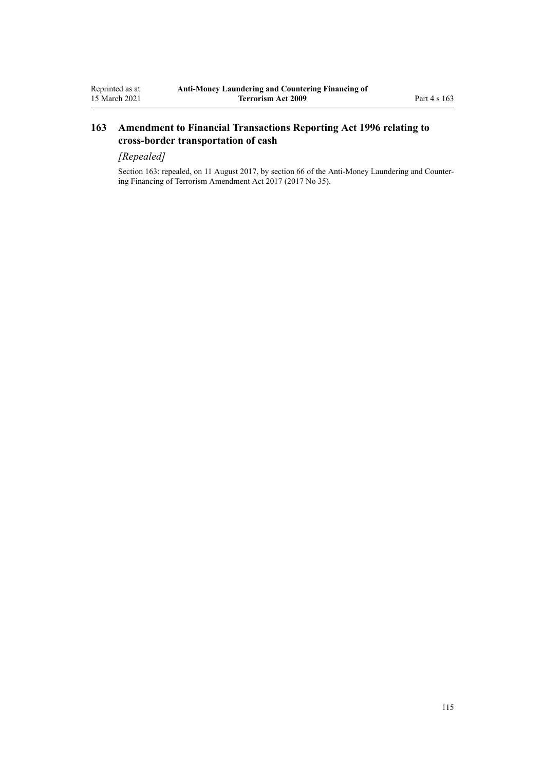## 163 Amendment to Financial Transactions Reporting Act 1996 relating to cross-border transportation of cash

*[Repealed]*

Section 163: repealed, on 11 August 2017, by section 66 of the Anti-Money Laundering and Countering Financing of Terrorism Amendment Act 2017 (2017 No 35).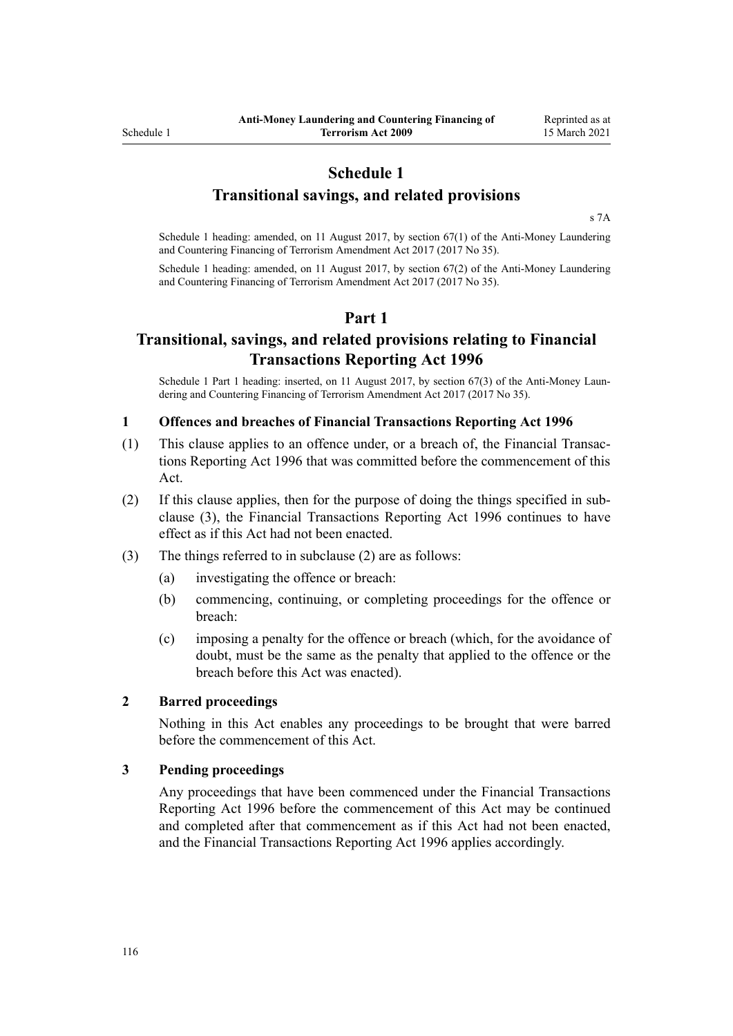# Schedule 1
## Transitional savings, and related provisions

s 7A

Schedule 1 heading: amended, on 11 August 2017, by section 67(1) of the Anti-Money Laundering and Countering Financing of Terrorism Amendment Act 2017 (2017 No 35).

Schedule 1 heading: amended, on 11 August 2017, by section 67(2) of the Anti-Money Laundering and Countering Financing of Terrorism Amendment Act 2017 (2017 No 35).

## Part 1
## Transitional, savings, and related provisions relating to Financial Transactions Reporting Act 1996

Schedule 1 Part 1 heading: inserted, on 11 August 2017, by section 67(3) of the Anti-Money Laundering and Countering Financing of Terrorism Amendment Act 2017 (2017 No 35).

### 1 Offences and breaches of Financial Transactions Reporting Act 1996

(1) This clause applies to an offence under, or a breach of, the Financial Transactions Reporting Act 1996 that was committed before the commencement of this Act.

(2) If this clause applies, then for the purpose of doing the things specified in subclause (3), the Financial Transactions Reporting Act 1996 continues to have effect as if this Act had not been enacted.

(3) The things referred to in subclause (2) are as follows:

- (a) investigating the offence or breach:
- (b) commencing, continuing, or completing proceedings for the offence or breach:
- (c) imposing a penalty for the offence or breach (which, for the avoidance of doubt, must be the same as the penalty that applied to the offence or the breach before this Act was enacted).

### 2 Barred proceedings

Nothing in this Act enables any proceedings to be brought that were barred before the commencement of this Act.

### 3 Pending proceedings

Any proceedings that have been commenced under the Financial Transactions Reporting Act 1996 before the commencement of this Act may be continued and completed after that commencement as if this Act had not been enacted, and the Financial Transactions Reporting Act 1996 applies accordingly.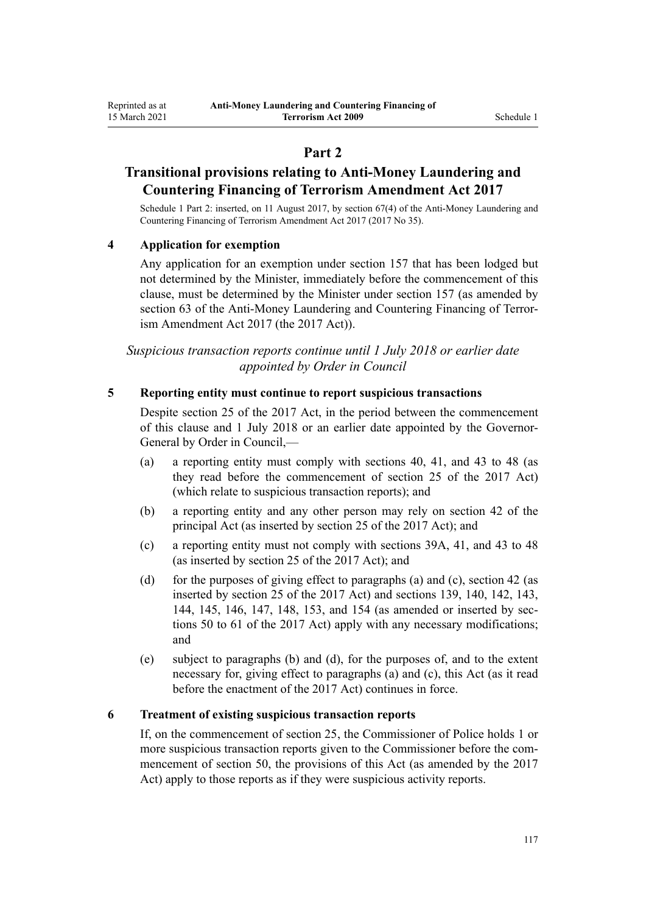## Part 2

## Transitional provisions relating to Anti-Money Laundering and Countering Financing of Terrorism Amendment Act 2017

Schedule 1 Part 2: inserted, on 11 August 2017, by section 67(4) of the Anti-Money Laundering and Countering Financing of Terrorism Amendment Act 2017 (2017 No 35).

### 4 Application for exemption

Any application for an exemption under section 157 that has been lodged but not determined by the Minister, immediately before the commencement of this clause, must be determined by the Minister under section 157 (as amended by section 63 of the Anti-Money Laundering and Countering Financing of Terrorism Amendment Act 2017 (the 2017 Act)).

*Suspicious transaction reports continue until 1 July 2018 or earlier date appointed by Order in Council*

### 5 Reporting entity must continue to report suspicious transactions

Despite section 25 of the 2017 Act, in the period between the commencement of this clause and 1 July 2018 or an earlier date appointed by the Governor-General by Order in Council,—

(a) a reporting entity must comply with sections 40, 41, and 43 to 48 (as they read before the commencement of section 25 of the 2017 Act) (which relate to suspicious transaction reports); and

(b) a reporting entity and any other person may rely on section 42 of the principal Act (as inserted by section 25 of the 2017 Act); and

(c) a reporting entity must not comply with sections 39A, 41, and 43 to 48 (as inserted by section 25 of the 2017 Act); and

(d) for the purposes of giving effect to paragraphs (a) and (c), section 42 (as inserted by section 25 of the 2017 Act) and sections 139, 140, 142, 143, 144, 145, 146, 147, 148, 153, and 154 (as amended or inserted by sections 50 to 61 of the 2017 Act) apply with any necessary modifications; and

(e) subject to paragraphs (b) and (d), for the purposes of, and to the extent necessary for, giving effect to paragraphs (a) and (c), this Act (as it read before the enactment of the 2017 Act) continues in force.

### 6 Treatment of existing suspicious transaction reports

If, on the commencement of section 25, the Commissioner of Police holds 1 or more suspicious transaction reports given to the Commissioner before the commencement of section 50, the provisions of this Act (as amended by the 2017 Act) apply to those reports as if they were suspicious activity reports.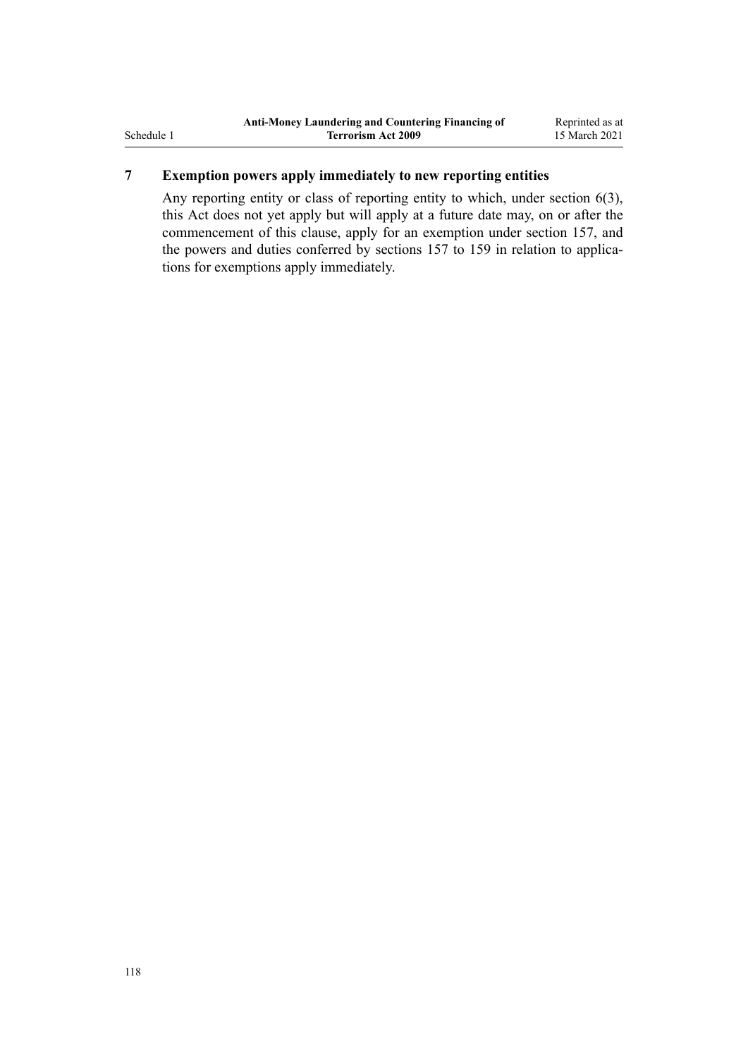## 7 Exemption powers apply immediately to new reporting entities

Any reporting entity or class of reporting entity to which, under section 6(3), this Act does not yet apply but will apply at a future date may, on or after the commencement of this clause, apply for an exemption under section 157, and the powers and duties conferred by sections 157 to 159 in relation to applications for exemptions apply immediately.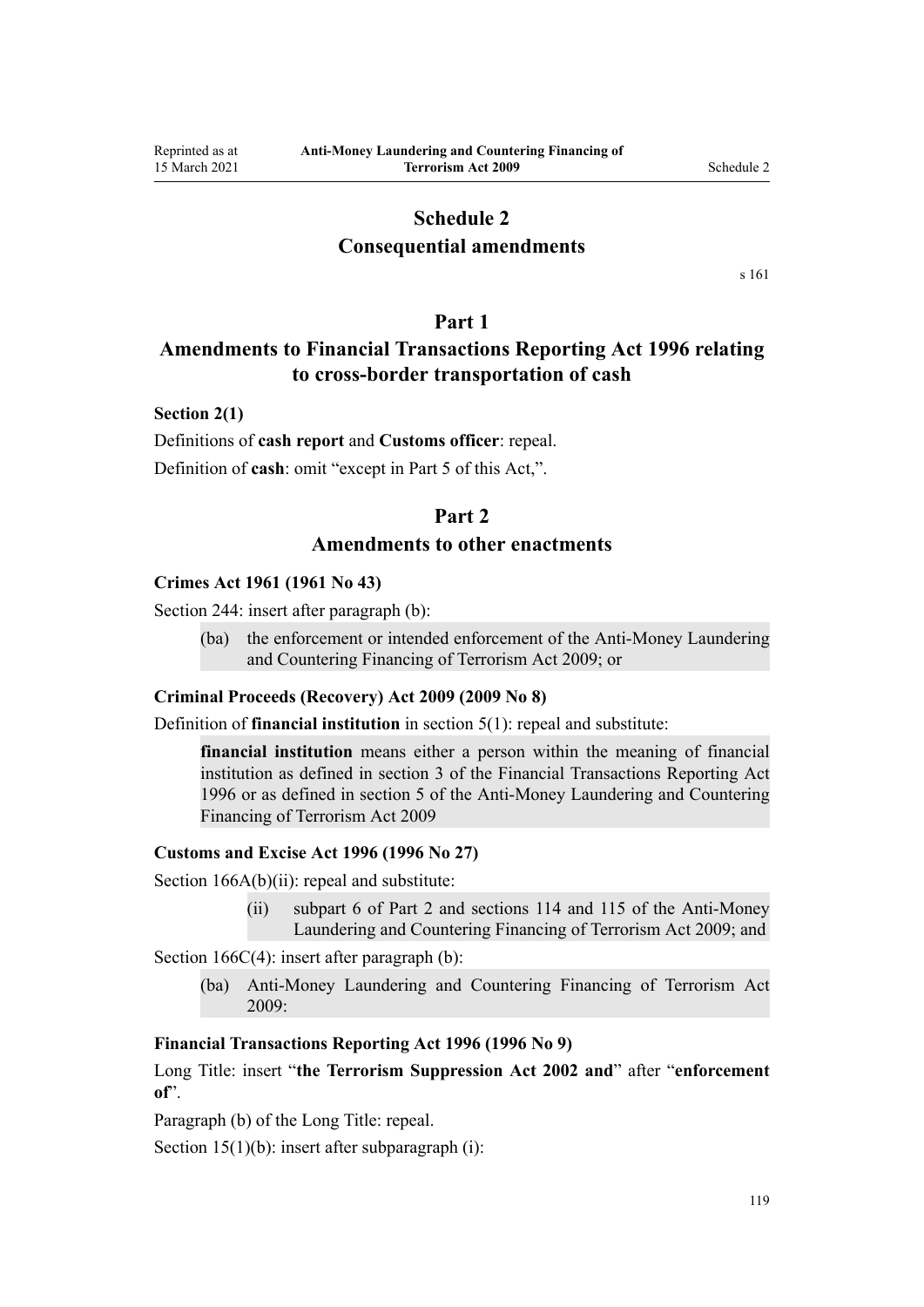# Schedule 2
# Consequential amendments

s 161

## Part 1
## Amendments to Financial Transactions Reporting Act 1996 relating to cross-border transportation of cash

**Section 2(1)**

Definitions of **cash report** and **Customs officer**: repeal.

Definition of **cash**: omit "except in Part 5 of this Act,".

## Part 2
## Amendments to other enactments

**Crimes Act 1961 (1961 No 43)**

Section 244: insert after paragraph (b):

> (ba) the enforcement or intended enforcement of the Anti-Money Laundering and Countering Financing of Terrorism Act 2009; or

**Criminal Proceeds (Recovery) Act 2009 (2009 No 8)**

Definition of **financial institution** in section 5(1): repeal and substitute:

> **financial institution** means either a person within the meaning of financial institution as defined in section 3 of the Financial Transactions Reporting Act 1996 or as defined in section 5 of the Anti-Money Laundering and Countering Financing of Terrorism Act 2009

**Customs and Excise Act 1996 (1996 No 27)**

Section 166A(b)(ii): repeal and substitute:

> (ii) subpart 6 of Part 2 and sections 114 and 115 of the Anti-Money Laundering and Countering Financing of Terrorism Act 2009; and

Section 166C(4): insert after paragraph (b):

> (ba) Anti-Money Laundering and Countering Financing of Terrorism Act 2009:

**Financial Transactions Reporting Act 1996 (1996 No 9)**

Long Title: insert "**the Terrorism Suppression Act 2002 and**" after "**enforcement of**".

Paragraph (b) of the Long Title: repeal.

Section 15(1)(b): insert after subparagraph (i):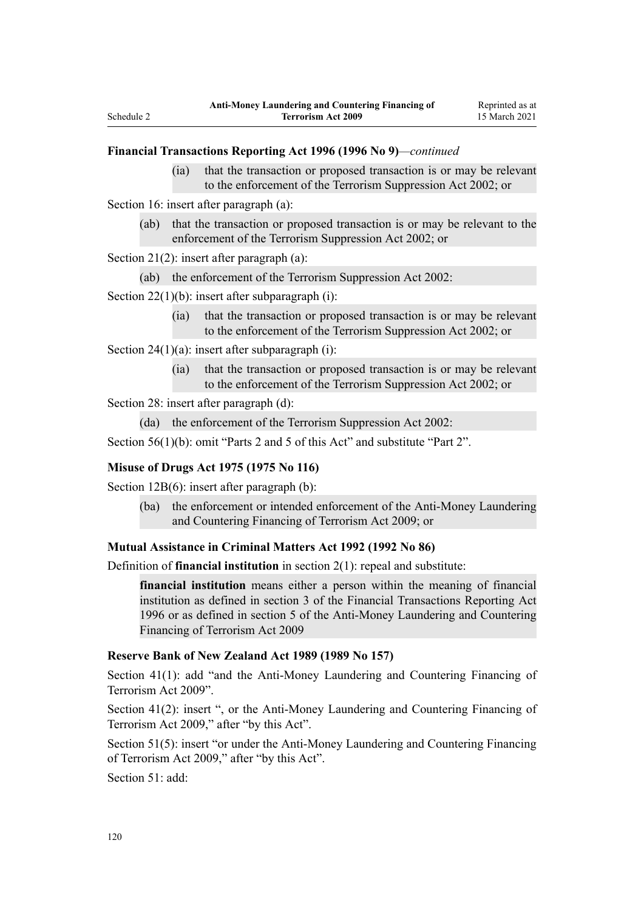**Financial Transactions Reporting Act 1996 (1996 No 9)**—*continued*

(ia) that the transaction or proposed transaction is or may be relevant to the enforcement of the Terrorism Suppression Act 2002; or

Section 16: insert after paragraph (a):

(ab) that the transaction or proposed transaction is or may be relevant to the enforcement of the Terrorism Suppression Act 2002; or

Section 21(2): insert after paragraph (a):

(ab) the enforcement of the Terrorism Suppression Act 2002:

Section 22(1)(b): insert after subparagraph (i):

(ia) that the transaction or proposed transaction is or may be relevant to the enforcement of the Terrorism Suppression Act 2002; or

Section 24(1)(a): insert after subparagraph (i):

(ia) that the transaction or proposed transaction is or may be relevant to the enforcement of the Terrorism Suppression Act 2002; or

Section 28: insert after paragraph (d):

(da) the enforcement of the Terrorism Suppression Act 2002:

Section 56(1)(b): omit "Parts 2 and 5 of this Act" and substitute "Part 2".

**Misuse of Drugs Act 1975 (1975 No 116)**

Section 12B(6): insert after paragraph (b):

(ba) the enforcement or intended enforcement of the Anti-Money Laundering and Countering Financing of Terrorism Act 2009; or

**Mutual Assistance in Criminal Matters Act 1992 (1992 No 86)**

Definition of **financial institution** in section 2(1): repeal and substitute:

**financial institution** means either a person within the meaning of financial institution as defined in section 3 of the Financial Transactions Reporting Act 1996 or as defined in section 5 of the Anti-Money Laundering and Countering Financing of Terrorism Act 2009

**Reserve Bank of New Zealand Act 1989 (1989 No 157)**

Section 41(1): add "and the Anti-Money Laundering and Countering Financing of Terrorism Act 2009".

Section 41(2): insert ", or the Anti-Money Laundering and Countering Financing of Terrorism Act 2009," after "by this Act".

Section 51(5): insert "or under the Anti-Money Laundering and Countering Financing of Terrorism Act 2009," after "by this Act".

Section 51: add: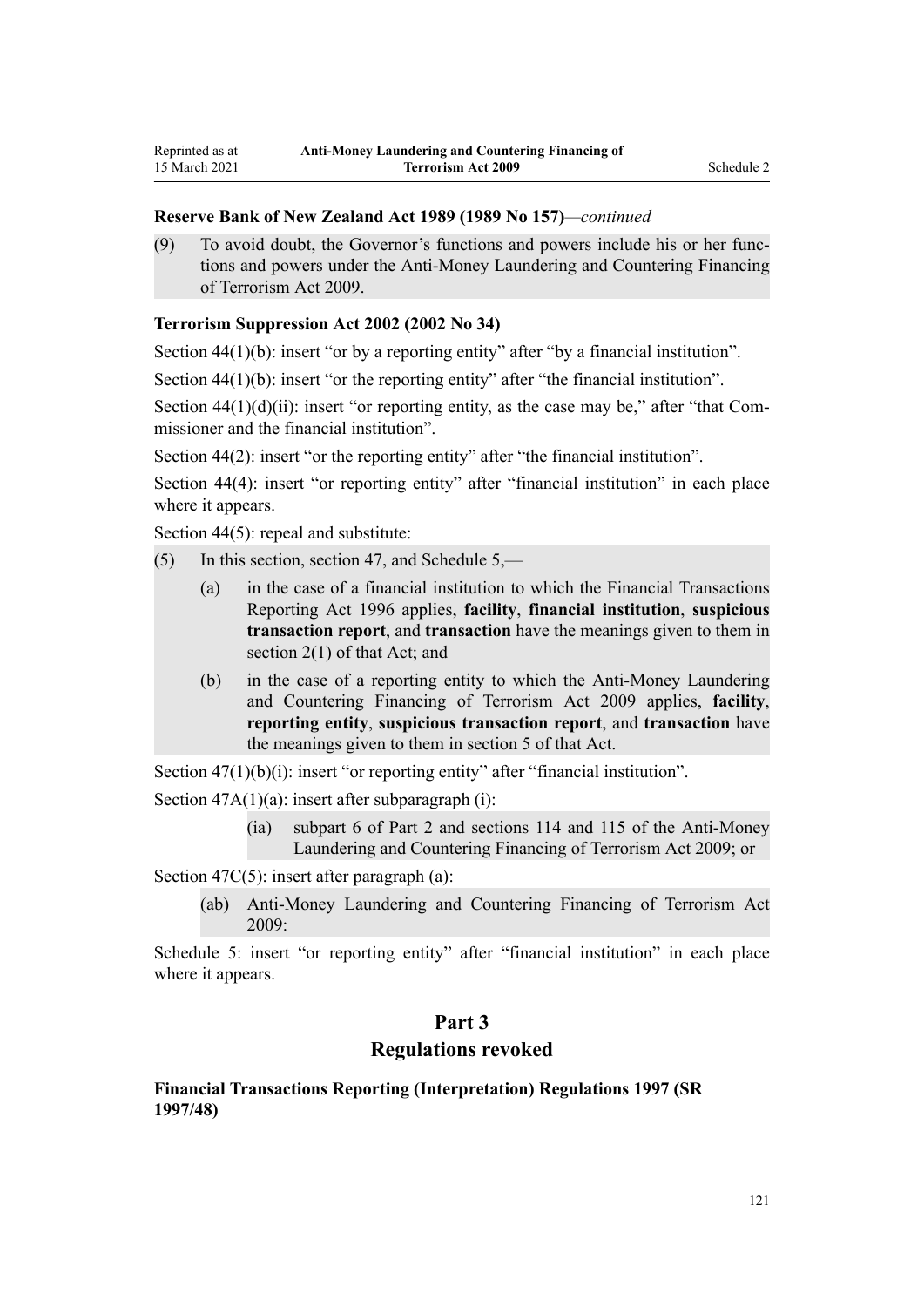**Reserve Bank of New Zealand Act 1989 (1989 No 157)**—*continued*

(9) To avoid doubt, the Governor's functions and powers include his or her functions and powers under the Anti-Money Laundering and Countering Financing of Terrorism Act 2009.

**Terrorism Suppression Act 2002 (2002 No 34)**

Section 44(1)(b): insert "or by a reporting entity" after "by a financial institution".

Section 44(1)(b): insert "or the reporting entity" after "the financial institution".

Section 44(1)(d)(ii): insert "or reporting entity, as the case may be," after "that Commissioner and the financial institution".

Section 44(2): insert "or the reporting entity" after "the financial institution".

Section 44(4): insert "or reporting entity" after "financial institution" in each place where it appears.

Section 44(5): repeal and substitute:

(5) In this section, section 47, and Schedule 5,—

- (a) in the case of a financial institution to which the Financial Transactions Reporting Act 1996 applies, **facility**, **financial institution**, **suspicious transaction report**, and **transaction** have the meanings given to them in section 2(1) of that Act; and
- (b) in the case of a reporting entity to which the Anti-Money Laundering and Countering Financing of Terrorism Act 2009 applies, **facility**, **reporting entity**, **suspicious transaction report**, and **transaction** have the meanings given to them in section 5 of that Act.

Section 47(1)(b)(i): insert "or reporting entity" after "financial institution".

Section 47A(1)(a): insert after subparagraph (i):

- (ia) subpart 6 of Part 2 and sections 114 and 115 of the Anti-Money Laundering and Countering Financing of Terrorism Act 2009; or

Section 47C(5): insert after paragraph (a):

- (ab) Anti-Money Laundering and Countering Financing of Terrorism Act 2009:

Schedule 5: insert "or reporting entity" after "financial institution" in each place where it appears.

## Part 3
## Regulations revoked

**Financial Transactions Reporting (Interpretation) Regulations 1997 (SR 1997/48)**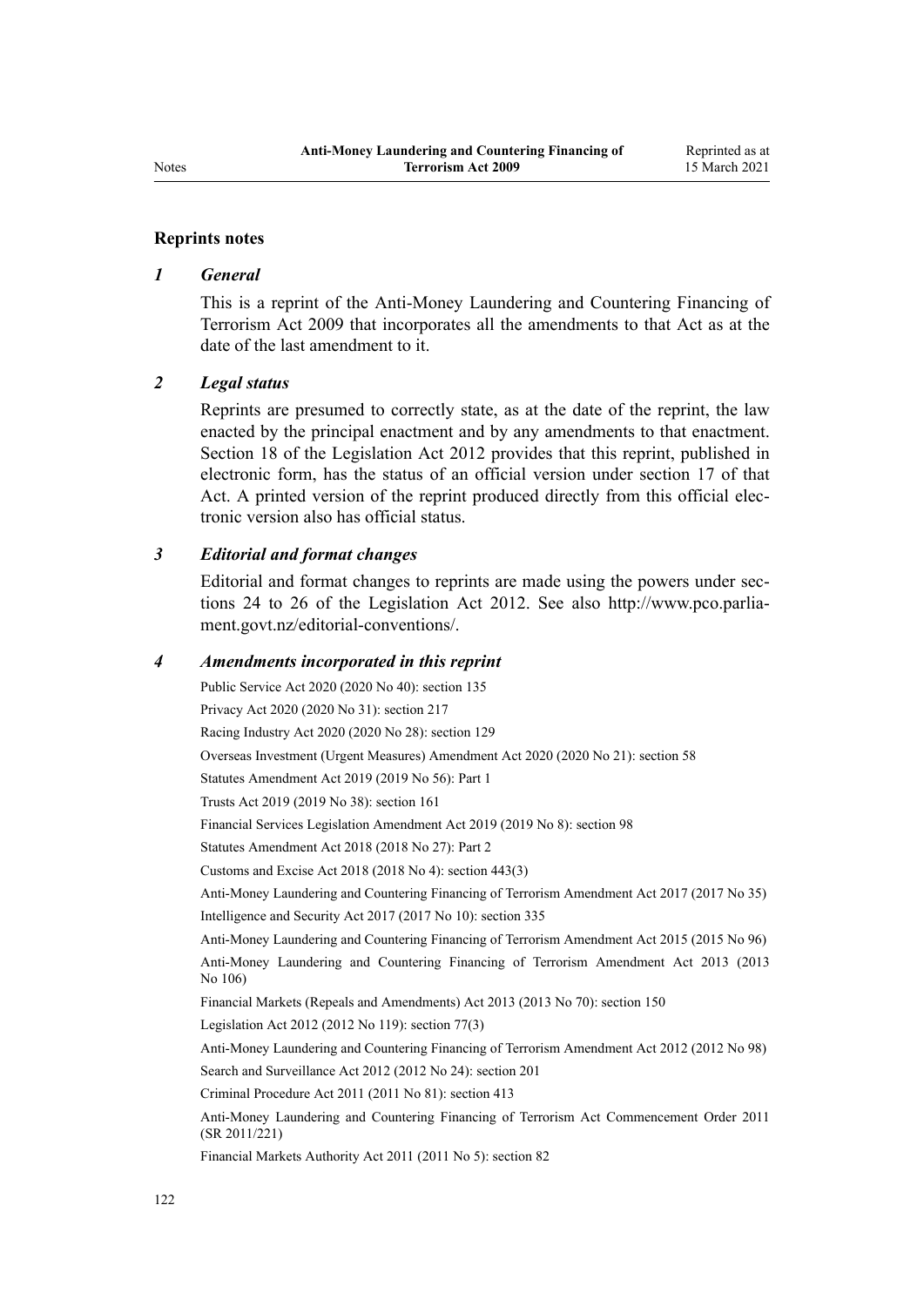## Reprints notes

### *1 General*

This is a reprint of the Anti-Money Laundering and Countering Financing of Terrorism Act 2009 that incorporates all the amendments to that Act as at the date of the last amendment to it.

### *2 Legal status*

Reprints are presumed to correctly state, as at the date of the reprint, the law enacted by the principal enactment and by any amendments to that enactment. Section 18 of the Legislation Act 2012 provides that this reprint, published in electronic form, has the status of an official version under section 17 of that Act. A printed version of the reprint produced directly from this official electronic version also has official status.

### *3 Editorial and format changes*

Editorial and format changes to reprints are made using the powers under sections 24 to 26 of the Legislation Act 2012. See also http://www.pco.parliament.govt.nz/editorial-conventions/.

### *4 Amendments incorporated in this reprint*

Public Service Act 2020 (2020 No 40): section 135

Privacy Act 2020 (2020 No 31): section 217

Racing Industry Act 2020 (2020 No 28): section 129

Overseas Investment (Urgent Measures) Amendment Act 2020 (2020 No 21): section 58

Statutes Amendment Act 2019 (2019 No 56): Part 1

Trusts Act 2019 (2019 No 38): section 161

Financial Services Legislation Amendment Act 2019 (2019 No 8): section 98

Statutes Amendment Act 2018 (2018 No 27): Part 2

Customs and Excise Act 2018 (2018 No 4): section 443(3)

Anti-Money Laundering and Countering Financing of Terrorism Amendment Act 2017 (2017 No 35)

Intelligence and Security Act 2017 (2017 No 10): section 335

Anti-Money Laundering and Countering Financing of Terrorism Amendment Act 2015 (2015 No 96)

Anti-Money Laundering and Countering Financing of Terrorism Amendment Act 2013 (2013 No 106)

Financial Markets (Repeals and Amendments) Act 2013 (2013 No 70): section 150

Legislation Act 2012 (2012 No 119): section 77(3)

Anti-Money Laundering and Countering Financing of Terrorism Amendment Act 2012 (2012 No 98)

Search and Surveillance Act 2012 (2012 No 24): section 201

Criminal Procedure Act 2011 (2011 No 81): section 413

Anti-Money Laundering and Countering Financing of Terrorism Act Commencement Order 2011 (SR 2011/221)

Financial Markets Authority Act 2011 (2011 No 5): section 82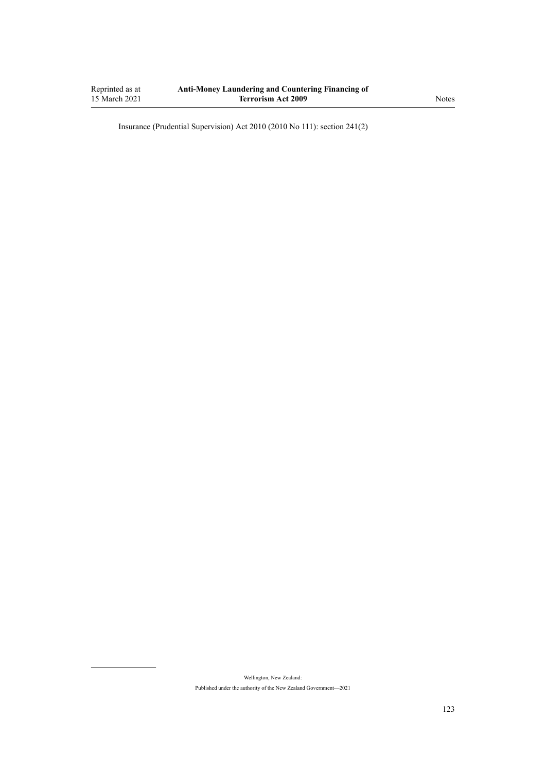Insurance (Prudential Supervision) Act 2010 (2010 No 111): section 241(2)

Wellington, New Zealand:

Published under the authority of the New Zealand Government—2021